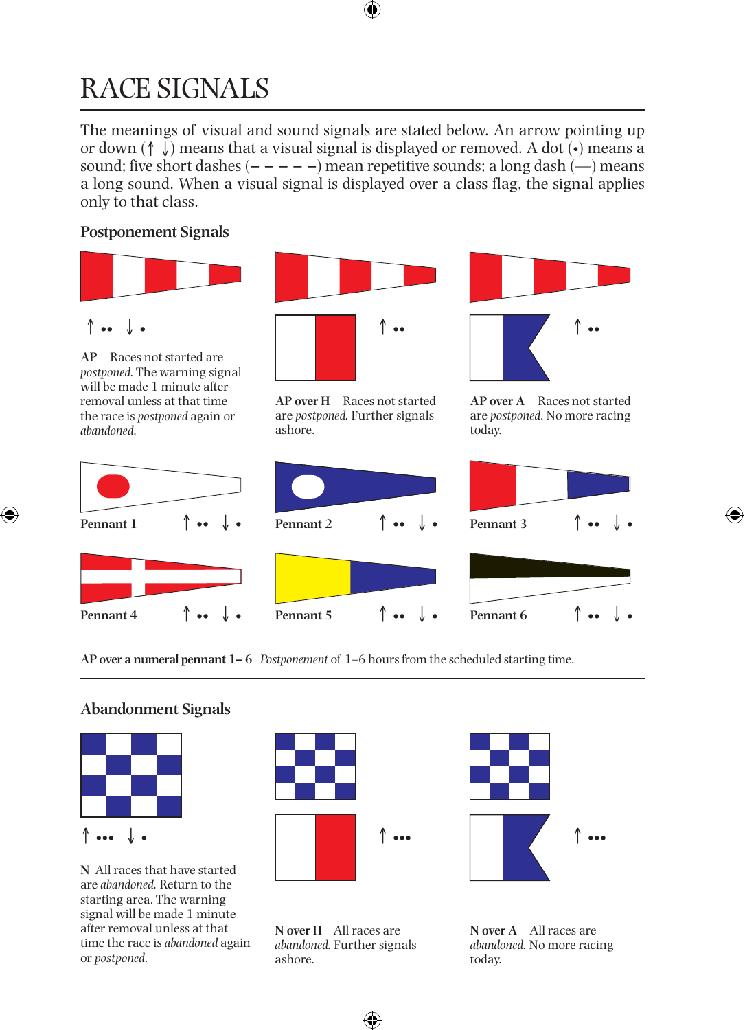# RACE SIGNALS

The meanings of visual and sound signals are stated below. An arrow pointing up or down (↑ ↓) means that a visual signal is displayed or removed. A dot (•) means a sound; five short dashes (– – – – –) mean repetitive sounds; a long dash (—) means a long sound. When a visual signal is displayed over a class flag, the signal applies only to that class.

## Postponement Signals

↑ •• ↓ •

**AP** Races not started are *postponed.* The warning signal will be made 1 minute after removal unless at that time the race is *postponed* again or *abandoned.*

↑ ••

**AP over H** Races not started are *postponed.* Further signals ashore.

↑ ••

**AP over A** Races not started are *postponed.* No more racing today.

**Pennant 1** ↑ •• ↓ •

**Pennant 2** ↑ •• ↓ •

**Pennant 3** ↑ •• ↓ •

**Pennant 4** ↑ •• ↓ •

**Pennant 5** ↑ •• ↓ •

**Pennant 6** ↑ •• ↓ •

**AP over a numeral pennant 1– 6** *Postponement* of 1–6 hours from the scheduled starting time.

## Abandonment Signals

↑ ••• ↓ •

N All races that have started are *abandoned.* Return to the starting area. The warning signal will be made 1 minute after removal unless at that time the race is *abandoned* again or *postponed.*

↑ •••

**N over H** All races are *abandoned.* Further signals ashore.

↑ •••

**N over A** All races are *abandoned.* No more racing today.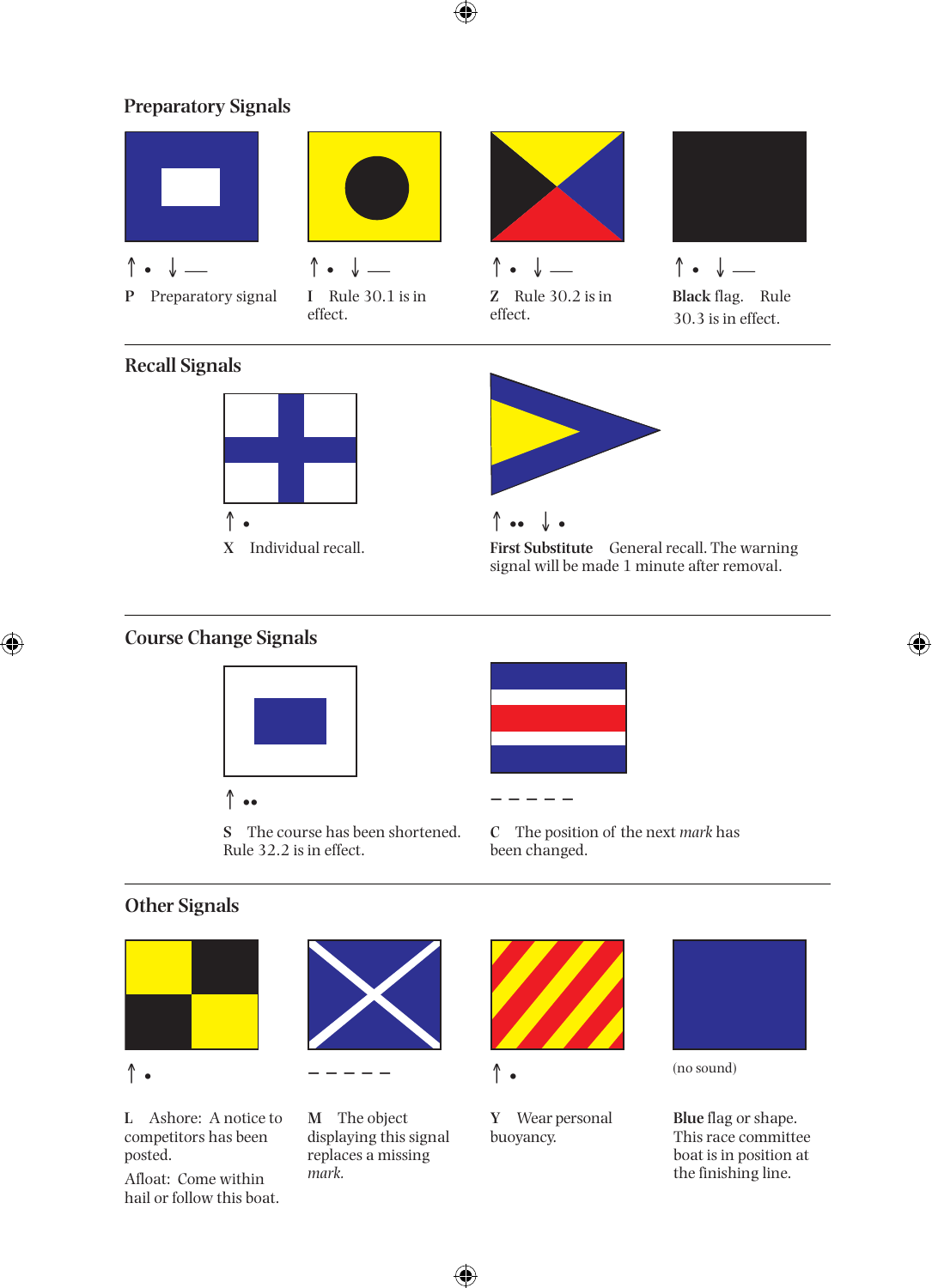## Preparatory Signals

↑ • ↓ —

**P** Preparatory signal

↑ • ↓ —

**I** Rule 30.1 is in effect.

↑ • ↓ —

**Z** Rule 30.2 is in effect.

↑ • ↓ —

**Black** flag. Rule 30.3 is in effect.

## Recall Signals

↑ •

**X** Individual recall.

↑ •• ↓ •

**First Substitute** General recall. The warning signal will be made 1 minute after removal.

## Course Change Signals

↑ ••

**S** The course has been shortened. Rule 32.2 is in effect.

– – – – –

**C** The position of the next *mark* has been changed.

## Other Signals

↑ •

**L** Ashore: A notice to competitors has been posted.

Afloat: Come within hail or follow this boat.

– – – – –

**M** The object displaying this signal replaces a missing *mark*.

↑ •

**Y** Wear personal buoyancy.

(no sound)

**Blue** flag or shape. This race committee boat is in position at the finishing line.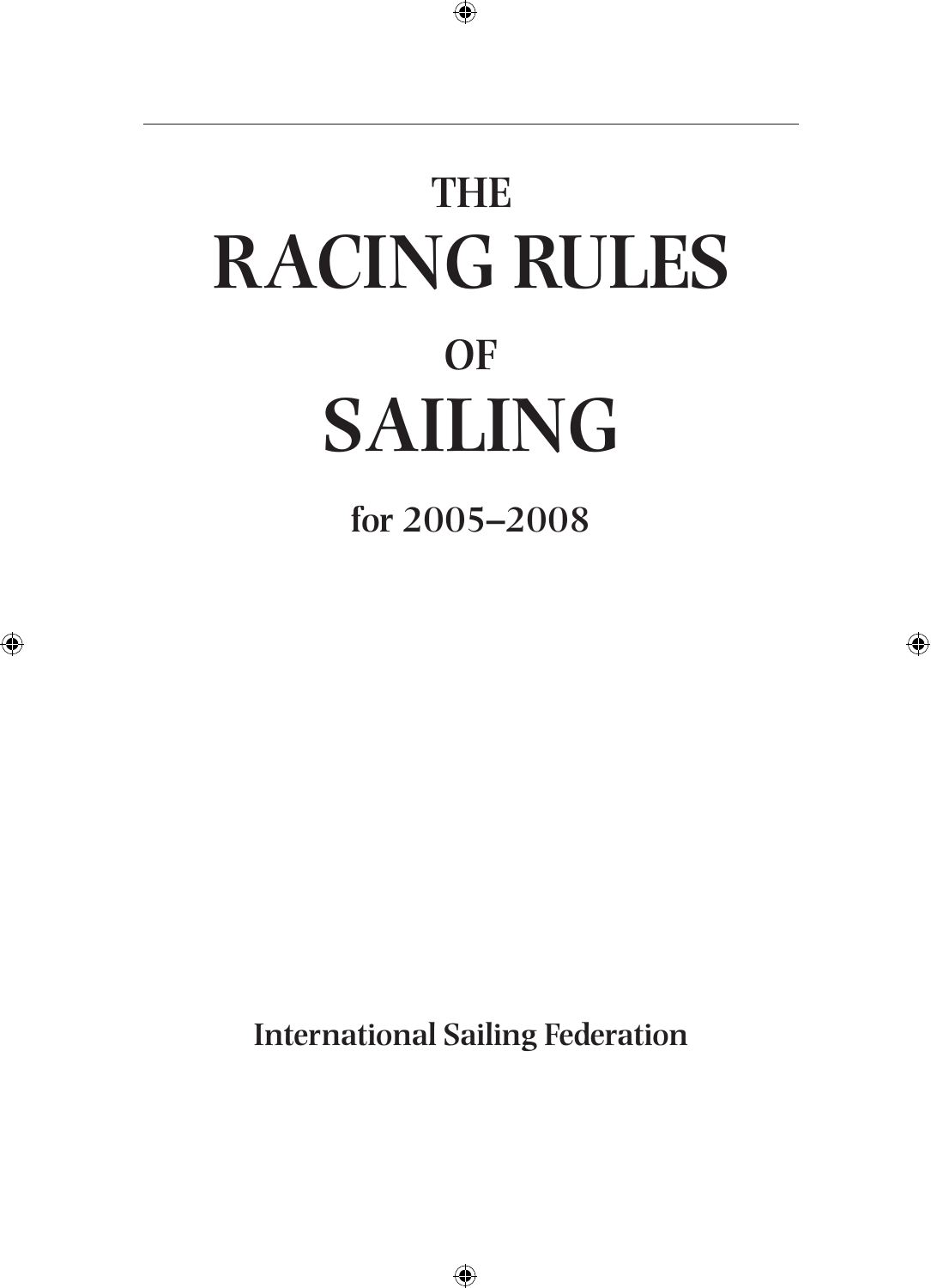# THE
# RACING RULES
# OF
# SAILING

**for 2005–2008**

**International Sailing Federation**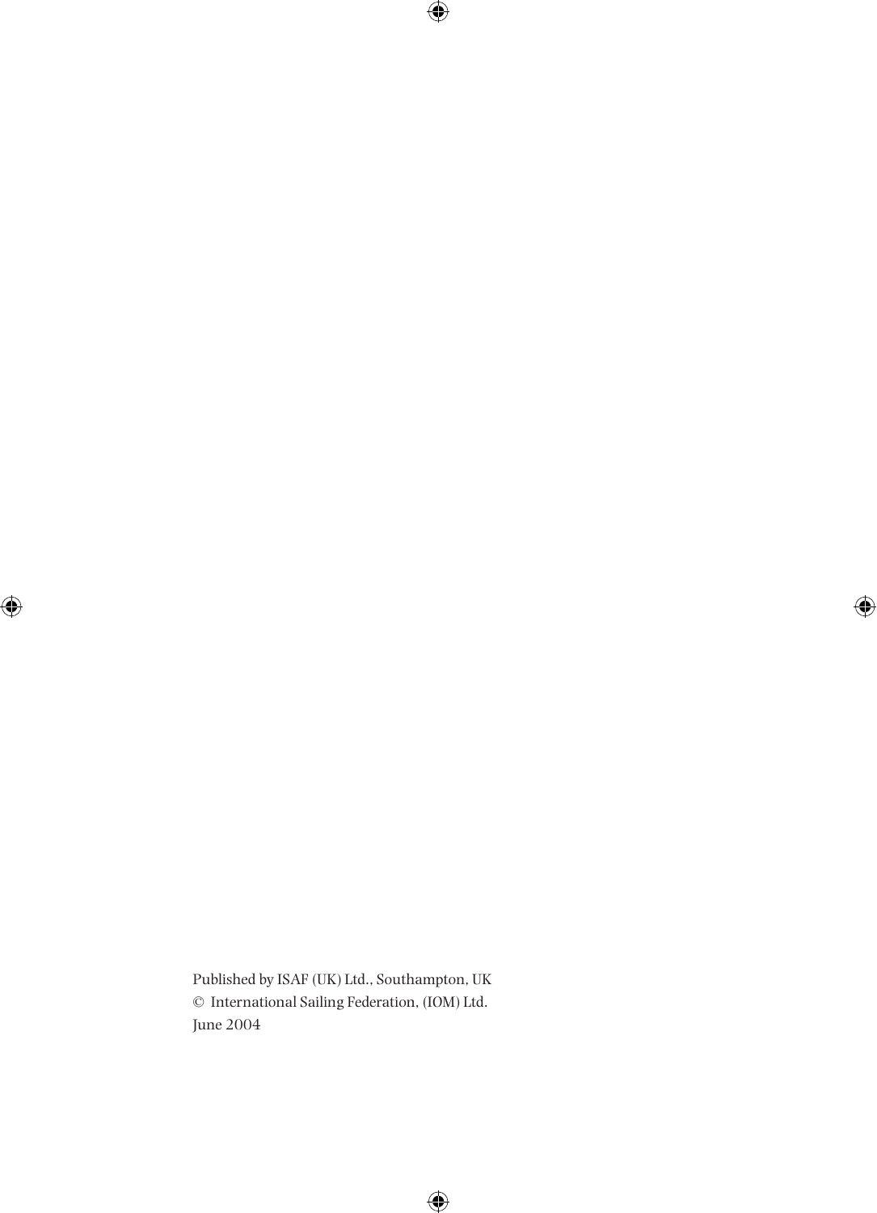Published by ISAF (UK) Ltd., Southampton, UK
© International Sailing Federation, (IOM) Ltd.
June 2004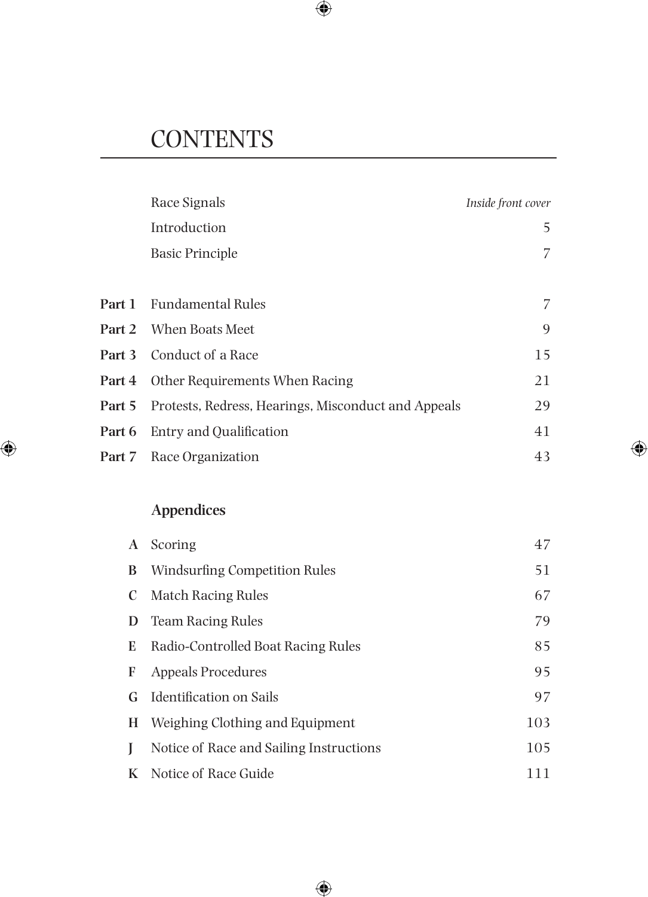# CONTENTS

| | | |
|---|---|---|
| | Race Signals | *Inside front cover* |
| | Introduction | 5 |
| | Basic Principle | 7 |
| **Part 1** | Fundamental Rules | 7 |
| **Part 2** | When Boats Meet | 9 |
| **Part 3** | Conduct of a Race | 15 |
| **Part 4** | Other Requirements When Racing | 21 |
| **Part 5** | Protests, Redress, Hearings, Misconduct and Appeals | 29 |
| **Part 6** | Entry and Qualification | 41 |
| **Part 7** | Race Organization | 43 |

## Appendices

| | | |
|---|---|---|
| **A** | Scoring | 47 |
| **B** | Windsurfing Competition Rules | 51 |
| **C** | Match Racing Rules | 67 |
| **D** | Team Racing Rules | 79 |
| **E** | Radio-Controlled Boat Racing Rules | 85 |
| **F** | Appeals Procedures | 95 |
| **G** | Identification on Sails | 97 |
| **H** | Weighing Clothing and Equipment | 103 |
| **J** | Notice of Race and Sailing Instructions | 105 |
| **K** | Notice of Race Guide | 111 |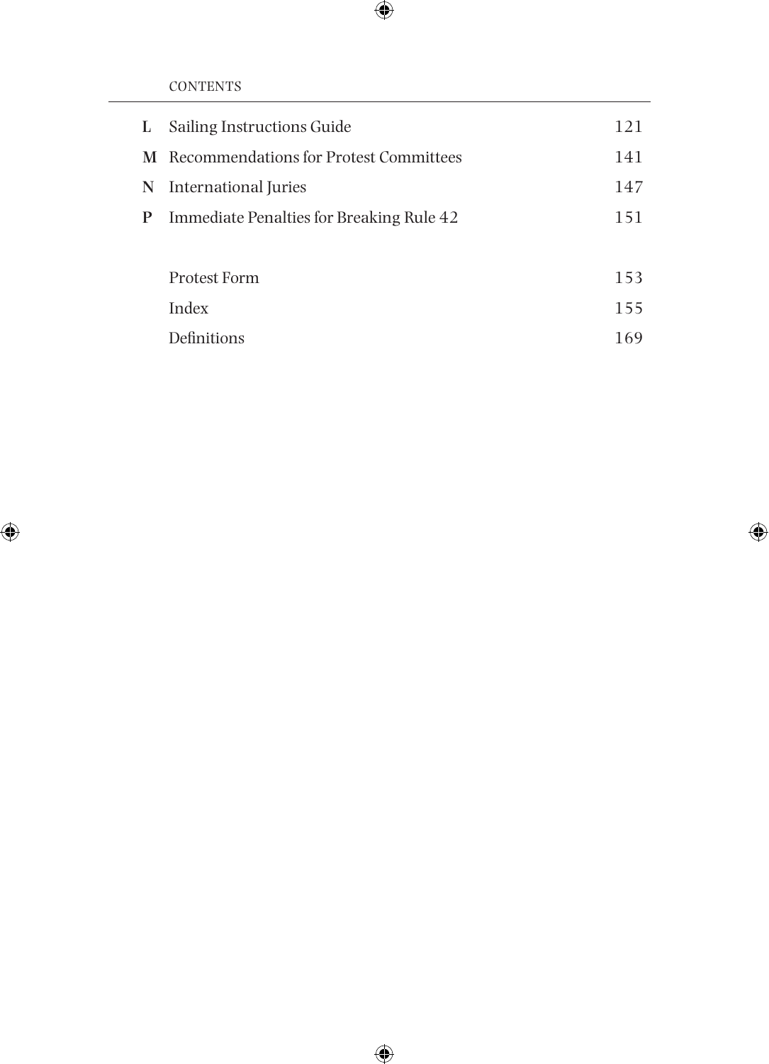| | | |
|---|---|---|
| **L** | Sailing Instructions Guide | 121 |
| **M** | Recommendations for Protest Committees | 141 |
| **N** | International Juries | 147 |
| **P** | Immediate Penalties for Breaking Rule 42 | 151 |
| | | |
| | Protest Form | 153 |
| | Index | 155 |
| | Definitions | 169 |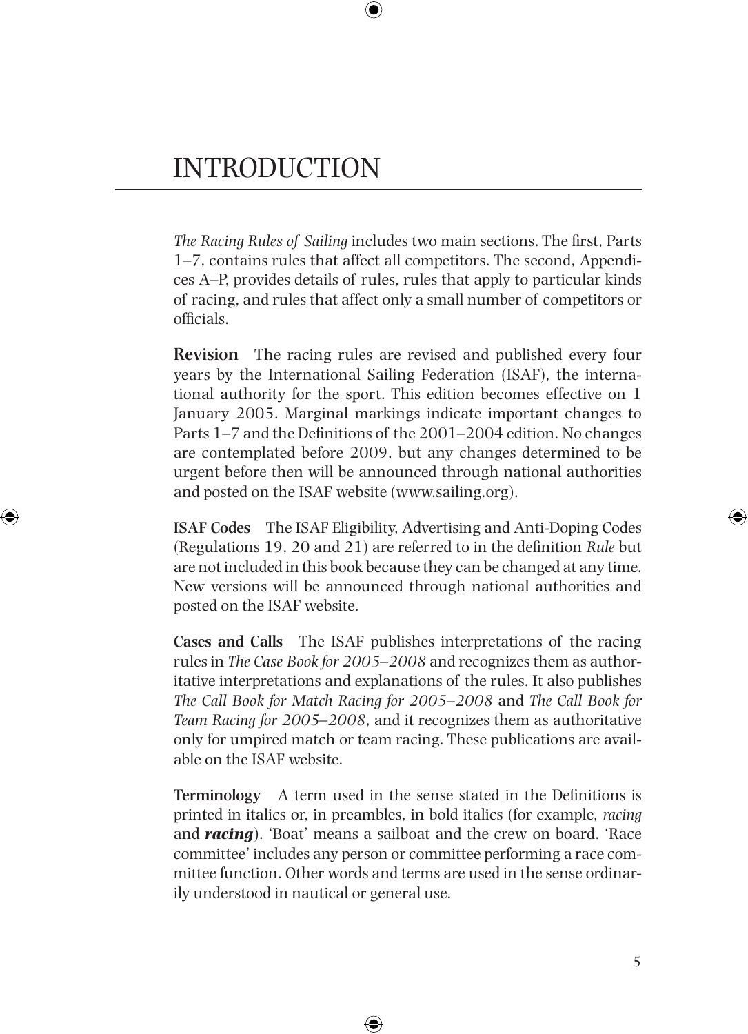# INTRODUCTION

*The Racing Rules of Sailing* includes two main sections. The first, Parts 1–7, contains rules that affect all competitors. The second, Appendices A–P, provides details of rules, rules that apply to particular kinds of racing, and rules that affect only a small number of competitors or officials.

**Revision** The racing rules are revised and published every four years by the International Sailing Federation (ISAF), the international authority for the sport. This edition becomes effective on 1 January 2005. Marginal markings indicate important changes to Parts 1–7 and the Definitions of the 2001–2004 edition. No changes are contemplated before 2009, but any changes determined to be urgent before then will be announced through national authorities and posted on the ISAF website (www.sailing.org).

**ISAF Codes** The ISAF Eligibility, Advertising and Anti-Doping Codes (Regulations 19, 20 and 21) are referred to in the definition *Rule* but are not included in this book because they can be changed at any time. New versions will be announced through national authorities and posted on the ISAF website.

**Cases and Calls** The ISAF publishes interpretations of the racing rules in *The Case Book for 2005–2008* and recognizes them as authoritative interpretations and explanations of the rules. It also publishes *The Call Book for Match Racing for 2005–2008* and *The Call Book for Team Racing for 2005–2008*, and it recognizes them as authoritative only for umpired match or team racing. These publications are available on the ISAF website.

**Terminology** A term used in the sense stated in the Definitions is printed in italics or, in preambles, in bold italics (for example, *racing* and ***racing***). 'Boat' means a sailboat and the crew on board. 'Race committee' includes any person or committee performing a race committee function. Other words and terms are used in the sense ordinarily understood in nautical or general use.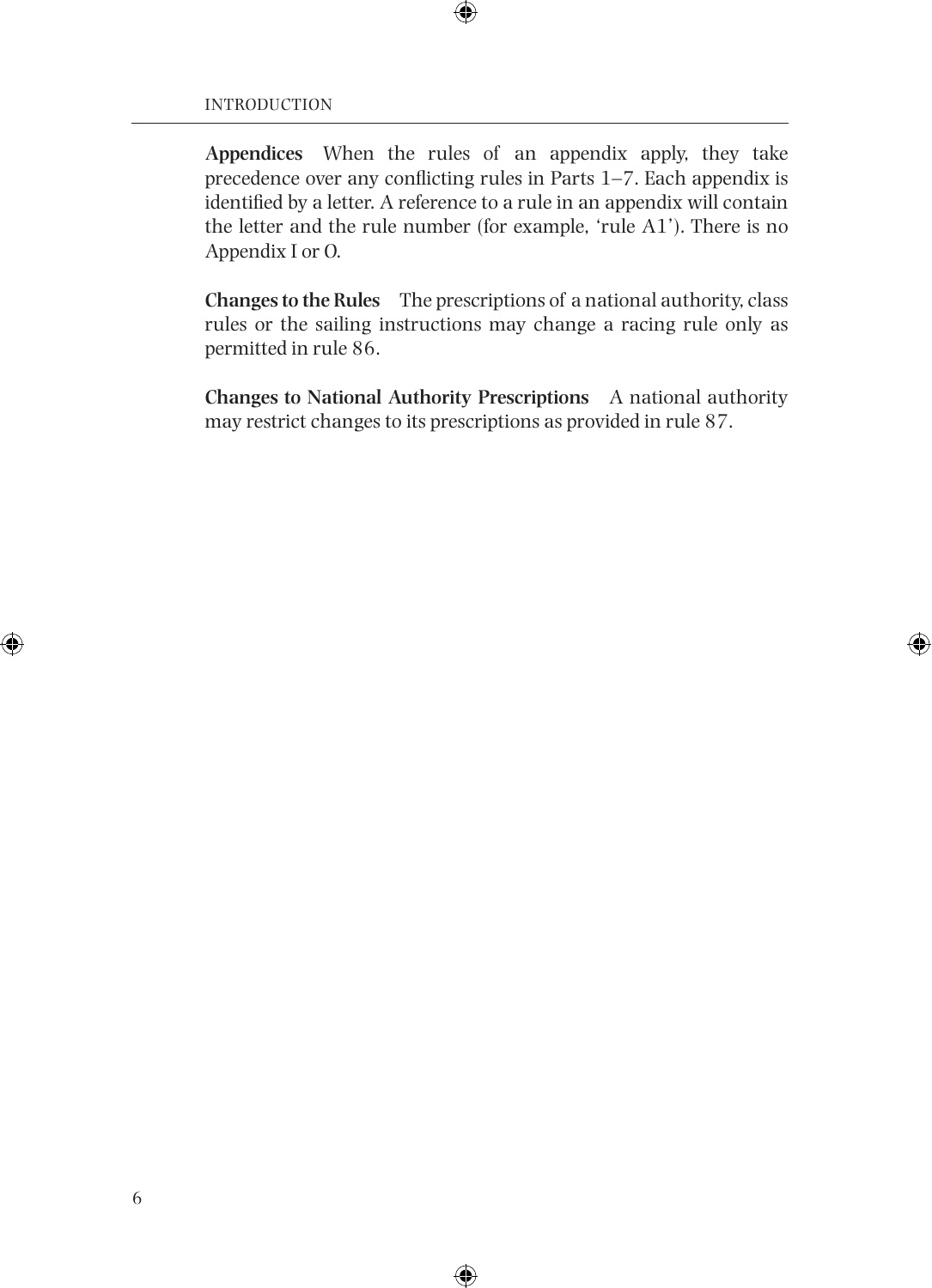**Appendices** When the rules of an appendix apply, they take precedence over any conflicting rules in Parts 1–7. Each appendix is identified by a letter. A reference to a rule in an appendix will contain the letter and the rule number (for example, 'rule A1'). There is no Appendix I or O.

**Changes to the Rules** The prescriptions of a national authority, class rules or the sailing instructions may change a racing rule only as permitted in rule 86.

**Changes to National Authority Prescriptions** A national authority may restrict changes to its prescriptions as provided in rule 87.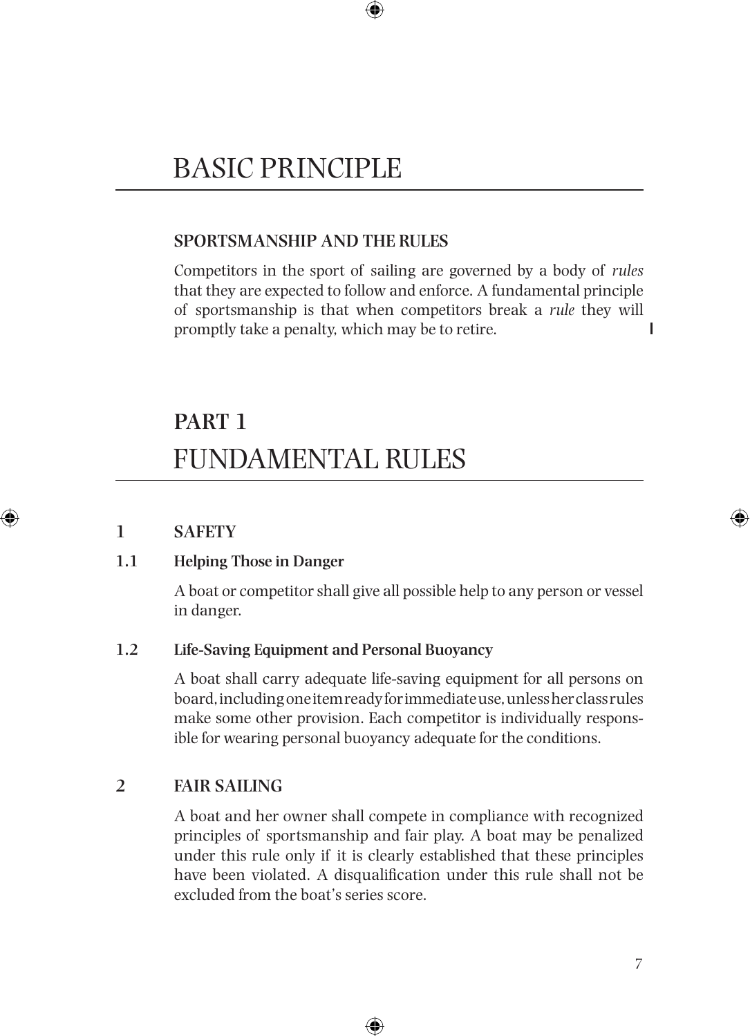# BASIC PRINCIPLE

### SPORTSMANSHIP AND THE RULES

Competitors in the sport of sailing are governed by a body of *rules* that they are expected to follow and enforce. A fundamental principle of sportsmanship is that when competitors break a *rule* they will promptly take a penalty, which may be to retire.

# PART 1
# FUNDAMENTAL RULES

## 1 SAFETY

### 1.1 Helping Those in Danger

A boat or competitor shall give all possible help to any person or vessel in danger.

### 1.2 Life-Saving Equipment and Personal Buoyancy

A boat shall carry adequate life-saving equipment for all persons on board, including one item ready for immediate use, unless her class rules make some other provision. Each competitor is individually responsible for wearing personal buoyancy adequate for the conditions.

## 2 FAIR SAILING

A boat and her owner shall compete in compliance with recognized principles of sportsmanship and fair play. A boat may be penalized under this rule only if it is clearly established that these principles have been violated. A disqualification under this rule shall not be excluded from the boat's series score.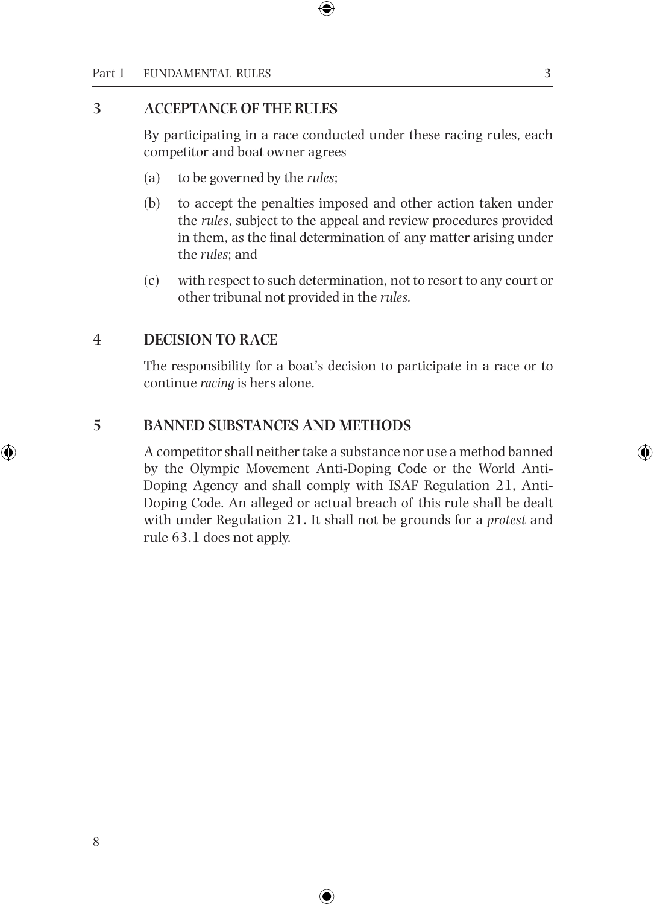## 3 ACCEPTANCE OF THE RULES

By participating in a race conducted under these racing rules, each competitor and boat owner agrees

(a) to be governed by the *rules*;

(b) to accept the penalties imposed and other action taken under the *rules*, subject to the appeal and review procedures provided in them, as the final determination of any matter arising under the *rules*; and

(c) with respect to such determination, not to resort to any court or other tribunal not provided in the *rules.*

## 4 DECISION TO RACE

The responsibility for a boat's decision to participate in a race or to continue *racing* is hers alone.

## 5 BANNED SUBSTANCES AND METHODS

A competitor shall neither take a substance nor use a method banned by the Olympic Movement Anti-Doping Code or the World Anti-Doping Agency and shall comply with ISAF Regulation 21, Anti-Doping Code. An alleged or actual breach of this rule shall be dealt with under Regulation 21. It shall not be grounds for a *protest* and rule 63.1 does not apply.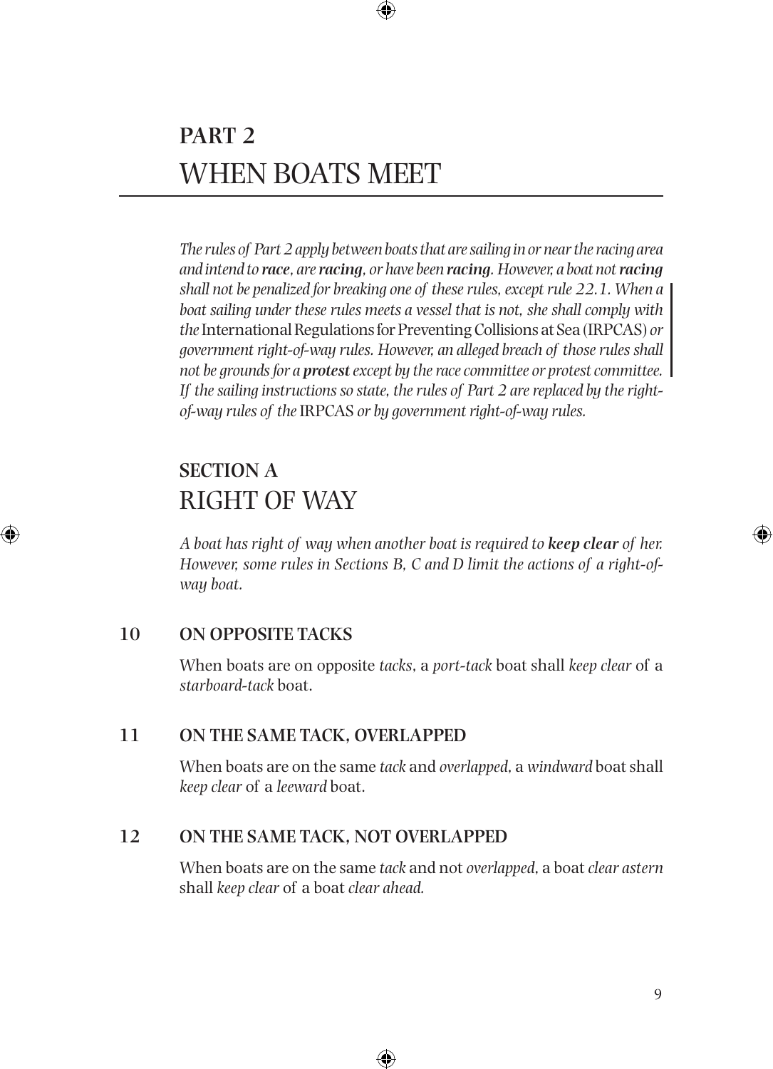# PART 2
# WHEN BOATS MEET

*The rules of Part 2 apply between boats that are sailing in or near the racing area and intend to **race**, are **racing**, or have been **racing**. However, a boat not **racing** shall not be penalized for breaking one of these rules, except rule 22.1. When a boat sailing under these rules meets a vessel that is not, she shall comply with the* International Regulations for Preventing Collisions at Sea (IRPCAS) *or government right-of-way rules. However, an alleged breach of those rules shall not be grounds for a **protest** except by the race committee or protest committee. If the sailing instructions so state, the rules of Part 2 are replaced by the right-of-way rules of the* IRPCAS *or by government right-of-way rules.*

## SECTION A
## RIGHT OF WAY

*A boat has right of way when another boat is required to **keep clear** of her. However, some rules in Sections B, C and D limit the actions of a right-of-way boat.*

### 10 ON OPPOSITE TACKS

When boats are on opposite *tacks*, a *port-tack* boat shall *keep clear* of a *starboard-tack* boat.

### 11 ON THE SAME TACK, OVERLAPPED

When boats are on the same *tack* and *overlapped*, a *windward* boat shall *keep clear* of a *leeward* boat.

### 12 ON THE SAME TACK, NOT OVERLAPPED

When boats are on the same *tack* and not *overlapped*, a boat *clear astern* shall *keep clear* of a boat *clear ahead*.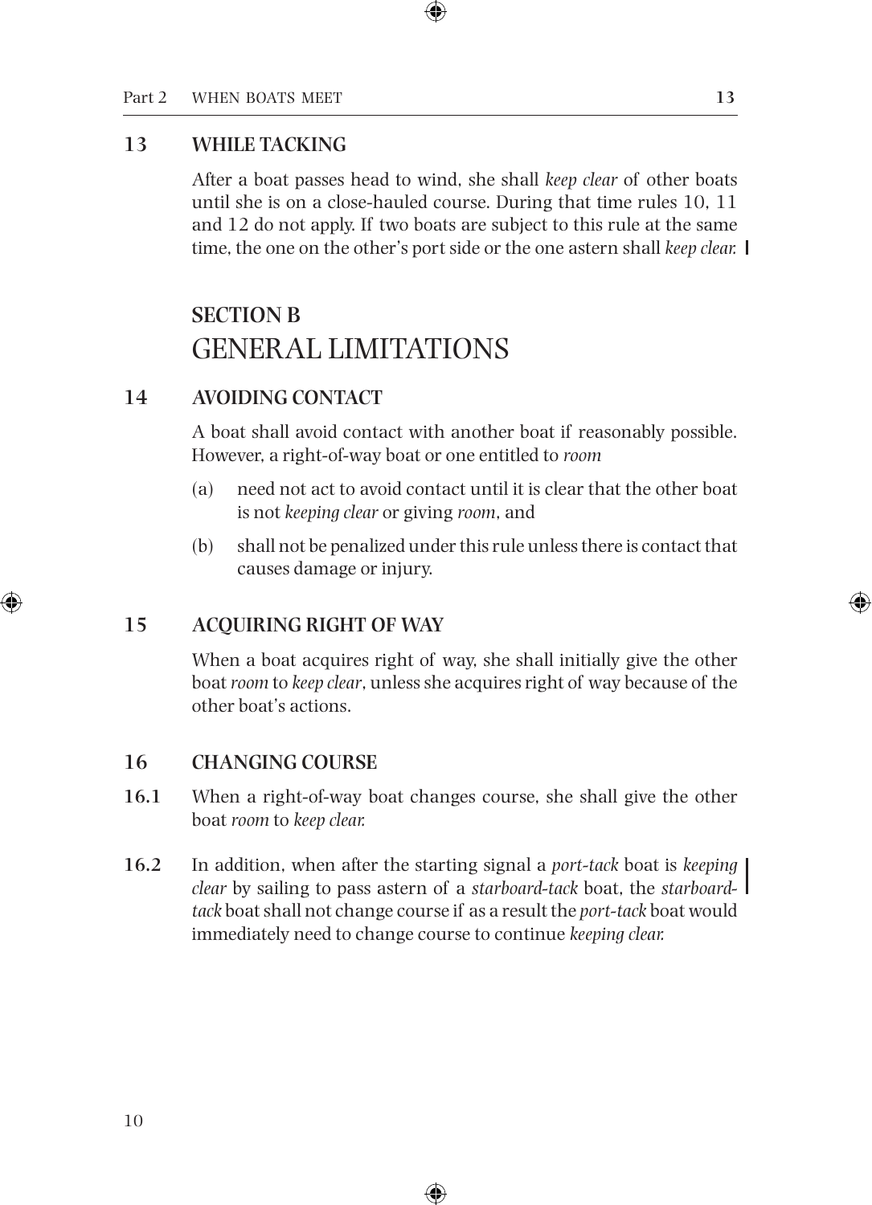## 13 WHILE TACKING

After a boat passes head to wind, she shall *keep clear* of other boats until she is on a close-hauled course. During that time rules 10, 11 and 12 do not apply. If two boats are subject to this rule at the same time, the one on the other's port side or the one astern shall *keep clear.*

# SECTION B
# GENERAL LIMITATIONS

## 14 AVOIDING CONTACT

A boat shall avoid contact with another boat if reasonably possible. However, a right-of-way boat or one entitled to *room*

(a) need not act to avoid contact until it is clear that the other boat is not *keeping clear* or giving *room*, and

(b) shall not be penalized under this rule unless there is contact that causes damage or injury.

## 15 ACQUIRING RIGHT OF WAY

When a boat acquires right of way, she shall initially give the other boat *room* to *keep clear*, unless she acquires right of way because of the other boat's actions.

## 16 CHANGING COURSE

**16.1** When a right-of-way boat changes course, she shall give the other boat *room* to *keep clear.*

**16.2** In addition, when after the starting signal a *port-tack* boat is *keeping clear* by sailing to pass astern of a *starboard-tack* boat, the *starboard-tack* boat shall not change course if as a result the *port-tack* boat would immediately need to change course to continue *keeping clear.*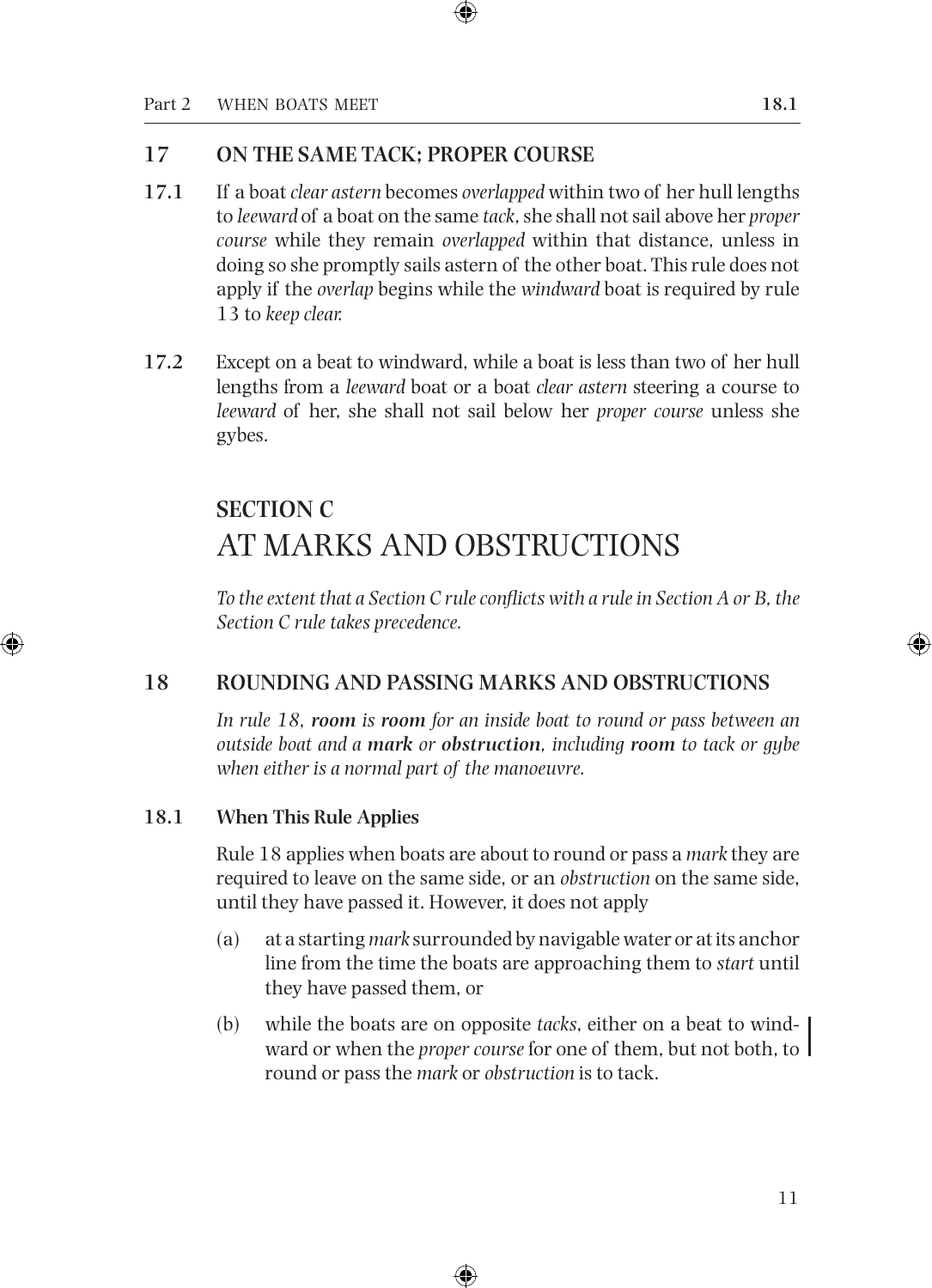## 17 ON THE SAME TACK; PROPER COURSE

**17.1** If a boat *clear astern* becomes *overlapped* within two of her hull lengths to *leeward* of a boat on the same *tack*, she shall not sail above her *proper course* while they remain *overlapped* within that distance, unless in doing so she promptly sails astern of the other boat. This rule does not apply if the *overlap* begins while the *windward* boat is required by rule 13 to *keep clear.*

**17.2** Except on a beat to windward, while a boat is less than two of her hull lengths from a *leeward* boat or a boat *clear astern* steering a course to *leeward* of her, she shall not sail below her *proper course* unless she gybes.

# SECTION C
# AT MARKS AND OBSTRUCTIONS

*To the extent that a Section C rule conflicts with a rule in Section A or B, the Section C rule takes precedence.*

## 18 ROUNDING AND PASSING MARKS AND OBSTRUCTIONS

*In rule 18,* ***room*** *is* ***room*** *for an inside boat to round or pass between an outside boat and a* ***mark*** *or* ***obstruction****, including* ***room*** *to tack or gybe when either is a normal part of the manoeuvre.*

### 18.1 When This Rule Applies

Rule 18 applies when boats are about to round or pass a *mark* they are required to leave on the same side, or an *obstruction* on the same side, until they have passed it. However, it does not apply

(a) at a starting *mark* surrounded by navigable water or at its anchor line from the time the boats are approaching them to *start* until they have passed them, or

(b) while the boats are on opposite *tacks*, either on a beat to windward or when the *proper course* for one of them, but not both, to round or pass the *mark* or *obstruction* is to tack.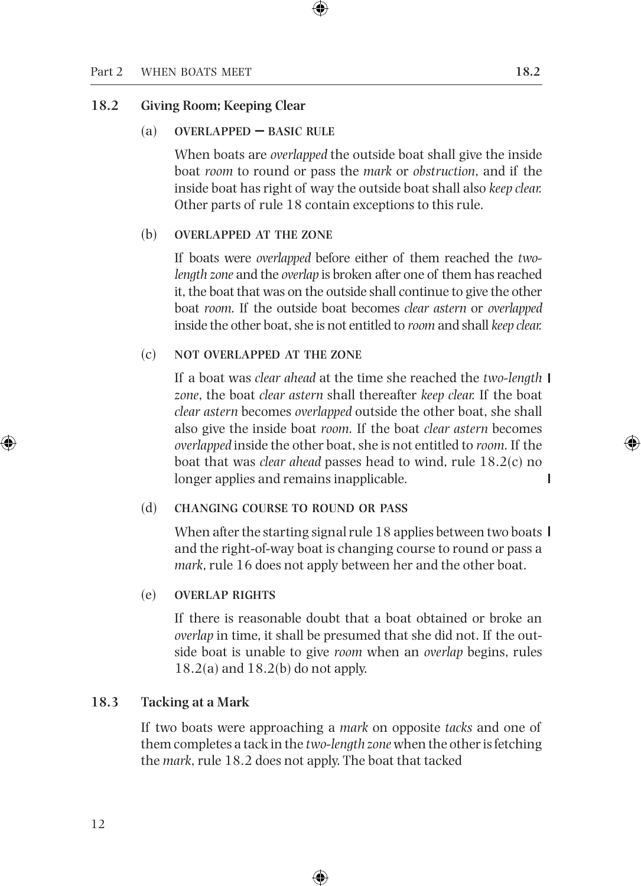### 18.2 Giving Room; Keeping Clear

(a) OVERLAPPED – BASIC RULE

When boats are *overlapped* the outside boat shall give the inside boat *room* to round or pass the *mark* or *obstruction*, and if the inside boat has right of way the outside boat shall also *keep clear.* Other parts of rule 18 contain exceptions to this rule.

(b) OVERLAPPED AT THE ZONE

If boats were *overlapped* before either of them reached the *two-length zone* and the *overlap* is broken after one of them has reached it, the boat that was on the outside shall continue to give the other boat *room.* If the outside boat becomes *clear astern* or *overlapped* inside the other boat, she is not entitled to *room* and shall *keep clear.*

(c) NOT OVERLAPPED AT THE ZONE

If a boat was *clear ahead* at the time she reached the *two-length zone*, the boat *clear astern* shall thereafter *keep clear.* If the boat *clear astern* becomes *overlapped* outside the other boat, she shall also give the inside boat *room.* If the boat *clear astern* becomes *overlapped* inside the other boat, she is not entitled to *room.* If the boat that was *clear ahead* passes head to wind, rule 18.2(c) no longer applies and remains inapplicable.

(d) CHANGING COURSE TO ROUND OR PASS

When after the starting signal rule 18 applies between two boats and the right-of-way boat is changing course to round or pass a *mark*, rule 16 does not apply between her and the other boat.

(e) OVERLAP RIGHTS

If there is reasonable doubt that a boat obtained or broke an *overlap* in time, it shall be presumed that she did not. If the outside boat is unable to give *room* when an *overlap* begins, rules 18.2(a) and 18.2(b) do not apply.

### 18.3 Tacking at a Mark

If two boats were approaching a *mark* on opposite *tacks* and one of them completes a tack in the *two-length zone* when the other is fetching the *mark*, rule 18.2 does not apply. The boat that tacked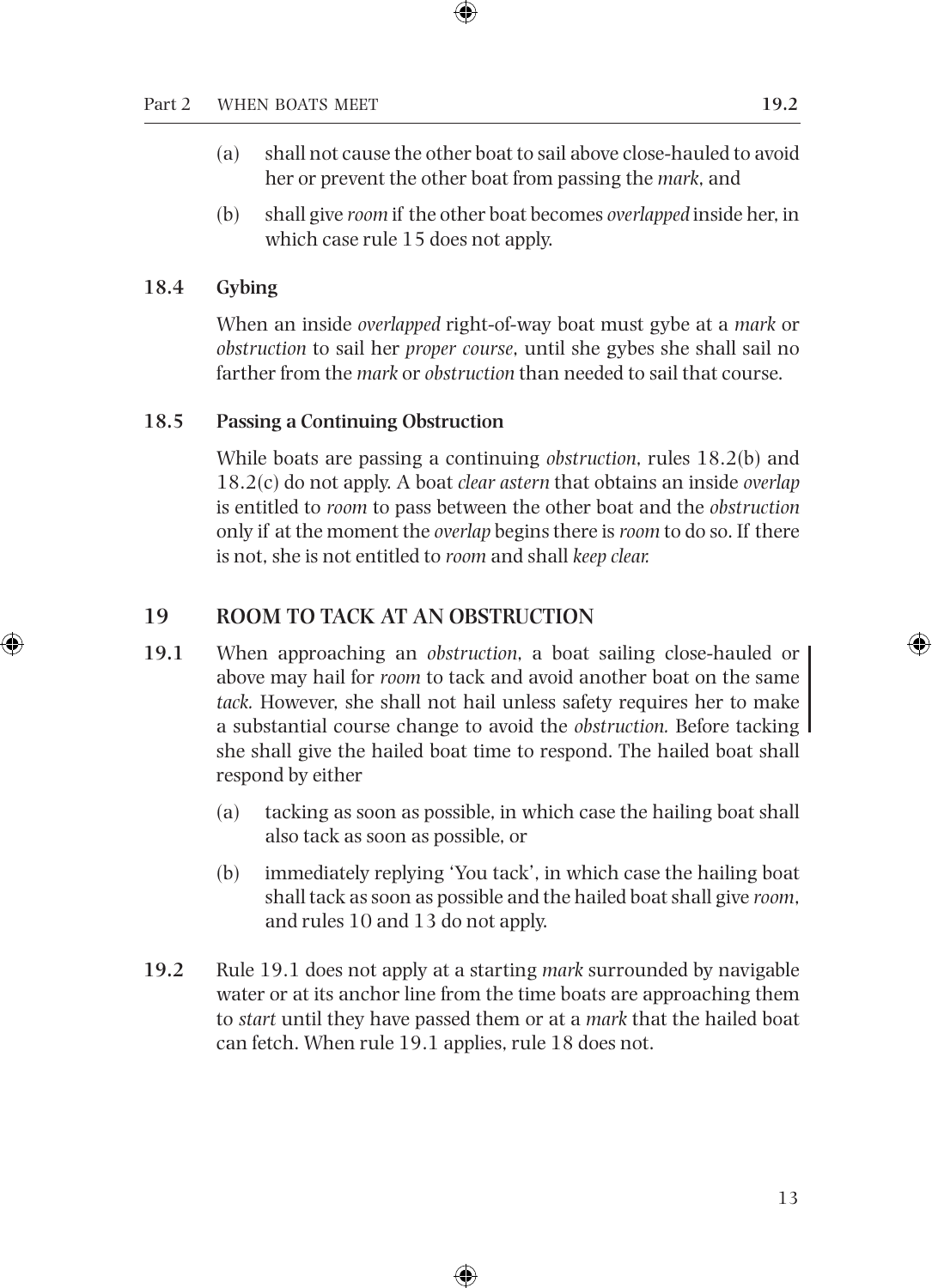(a) shall not cause the other boat to sail above close-hauled to avoid her or prevent the other boat from passing the *mark*, and

(b) shall give *room* if the other boat becomes *overlapped* inside her, in which case rule 15 does not apply.

### 18.4 Gybing

When an inside *overlapped* right-of-way boat must gybe at a *mark* or *obstruction* to sail her *proper course*, until she gybes she shall sail no farther from the *mark* or *obstruction* than needed to sail that course.

### 18.5 Passing a Continuing Obstruction

While boats are passing a continuing *obstruction*, rules 18.2(b) and 18.2(c) do not apply. A boat *clear astern* that obtains an inside *overlap* is entitled to *room* to pass between the other boat and the *obstruction* only if at the moment the *overlap* begins there is *room* to do so. If there is not, she is not entitled to *room* and shall *keep clear.*

## 19 ROOM TO TACK AT AN OBSTRUCTION

**19.1** When approaching an *obstruction*, a boat sailing close-hauled or above may hail for *room* to tack and avoid another boat on the same *tack.* However, she shall not hail unless safety requires her to make a substantial course change to avoid the *obstruction.* Before tacking she shall give the hailed boat time to respond. The hailed boat shall respond by either

(a) tacking as soon as possible, in which case the hailing boat shall also tack as soon as possible, or

(b) immediately replying 'You tack', in which case the hailing boat shall tack as soon as possible and the hailed boat shall give *room*, and rules 10 and 13 do not apply.

**19.2** Rule 19.1 does not apply at a starting *mark* surrounded by navigable water or at its anchor line from the time boats are approaching them to *start* until they have passed them or at a *mark* that the hailed boat can fetch. When rule 19.1 applies, rule 18 does not.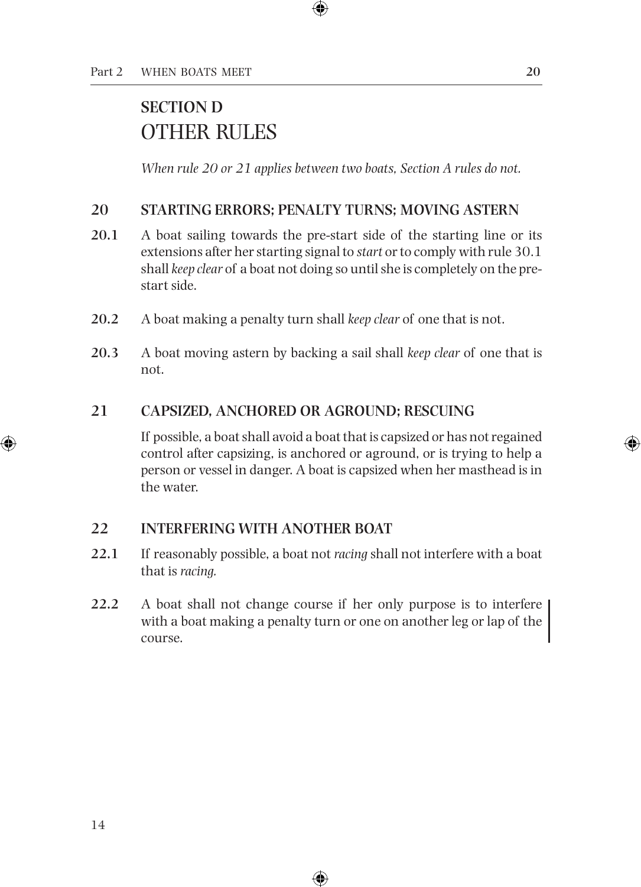## SECTION D
## OTHER RULES

*When rule 20 or 21 applies between two boats, Section A rules do not.*

### 20 STARTING ERRORS; PENALTY TURNS; MOVING ASTERN

**20.1** A boat sailing towards the pre-start side of the starting line or its extensions after her starting signal to *start* or to comply with rule 30.1 shall *keep clear* of a boat not doing so until she is completely on the pre-start side.

**20.2** A boat making a penalty turn shall *keep clear* of one that is not.

**20.3** A boat moving astern by backing a sail shall *keep clear* of one that is not.

### 21 CAPSIZED, ANCHORED OR AGROUND; RESCUING

If possible, a boat shall avoid a boat that is capsized or has not regained control after capsizing, is anchored or aground, or is trying to help a person or vessel in danger. A boat is capsized when her masthead is in the water.

### 22 INTERFERING WITH ANOTHER BOAT

**22.1** If reasonably possible, a boat not *racing* shall not interfere with a boat that is *racing*.

**22.2** A boat shall not change course if her only purpose is to interfere with a boat making a penalty turn or one on another leg or lap of the course.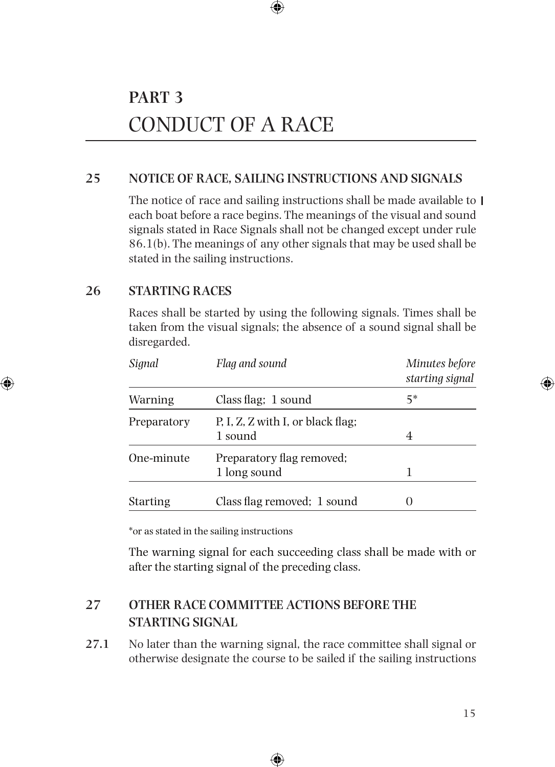# PART 3
# CONDUCT OF A RACE

## 25 NOTICE OF RACE, SAILING INSTRUCTIONS AND SIGNALS

The notice of race and sailing instructions shall be made available to each boat before a race begins. The meanings of the visual and sound signals stated in Race Signals shall not be changed except under rule 86.1(b). The meanings of any other signals that may be used shall be stated in the sailing instructions.

## 26 STARTING RACES

Races shall be started by using the following signals. Times shall be taken from the visual signals; the absence of a sound signal shall be disregarded.

| *Signal* | *Flag and sound* | *Minutes before starting signal* |
|---|---|---|
| Warning | Class flag; 1 sound | 5* |
| Preparatory | P, I, Z, Z with I, or black flag; 1 sound | 4 |
| One-minute | Preparatory flag removed; 1 long sound | 1 |
| Starting | Class flag removed; 1 sound | 0 |

*or as stated in the sailing instructions

The warning signal for each succeeding class shall be made with or after the starting signal of the preceding class.

## 27 OTHER RACE COMMITTEE ACTIONS BEFORE THE STARTING SIGNAL

**27.1** No later than the warning signal, the race committee shall signal or otherwise designate the course to be sailed if the sailing instructions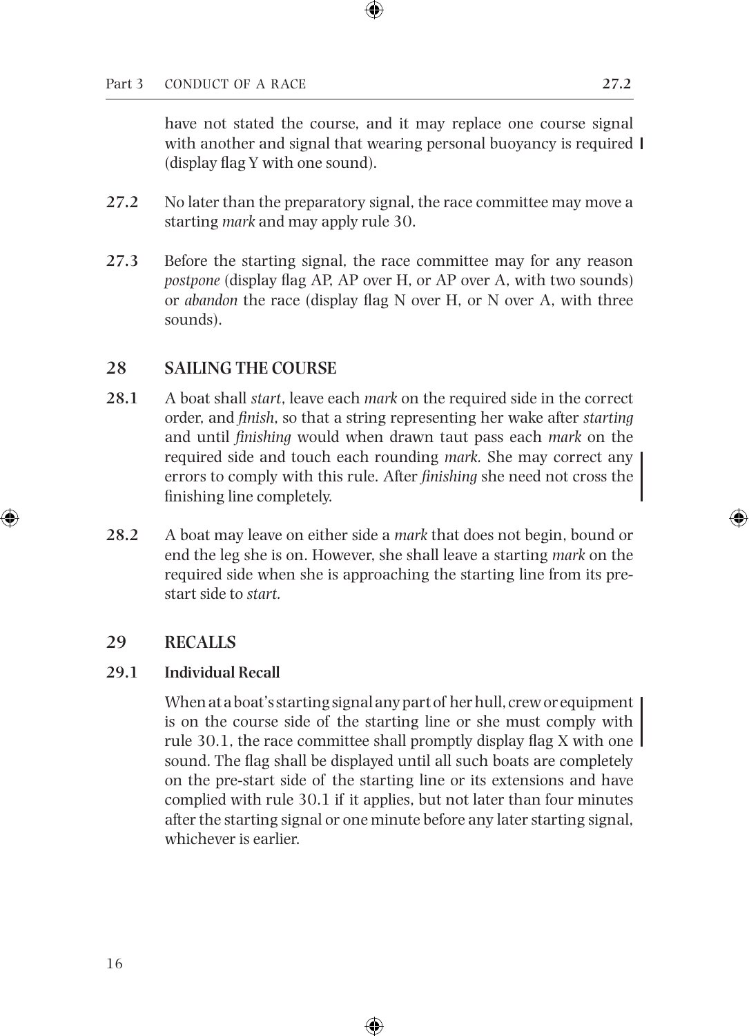have not stated the course, and it may replace one course signal with another and signal that wearing personal buoyancy is required (display flag Y with one sound).

**27.2** No later than the preparatory signal, the race committee may move a starting *mark* and may apply rule 30.

**27.3** Before the starting signal, the race committee may for any reason *postpone* (display flag AP, AP over H, or AP over A, with two sounds) or *abandon* the race (display flag N over H, or N over A, with three sounds).

## 28 SAILING THE COURSE

**28.1** A boat shall *start*, leave each *mark* on the required side in the correct order, and *finish*, so that a string representing her wake after *starting* and until *finishing* would when drawn taut pass each *mark* on the required side and touch each rounding *mark*. She may correct any errors to comply with this rule. After *finishing* she need not cross the finishing line completely.

**28.2** A boat may leave on either side a *mark* that does not begin, bound or end the leg she is on. However, she shall leave a starting *mark* on the required side when she is approaching the starting line from its pre-start side to *start*.

## 29 RECALLS

### 29.1 Individual Recall

When at a boat's starting signal any part of her hull, crew or equipment is on the course side of the starting line or she must comply with rule 30.1, the race committee shall promptly display flag X with one sound. The flag shall be displayed until all such boats are completely on the pre-start side of the starting line or its extensions and have complied with rule 30.1 if it applies, but not later than four minutes after the starting signal or one minute before any later starting signal, whichever is earlier.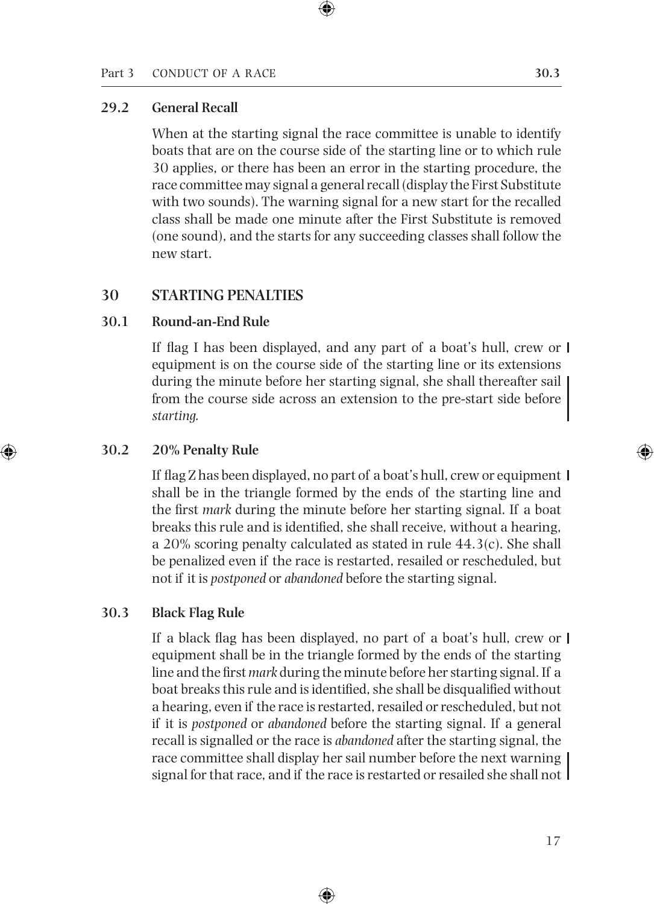### 29.2 General Recall

When at the starting signal the race committee is unable to identify boats that are on the course side of the starting line or to which rule 30 applies, or there has been an error in the starting procedure, the race committee may signal a general recall (display the First Substitute with two sounds). The warning signal for a new start for the recalled class shall be made one minute after the First Substitute is removed (one sound), and the starts for any succeeding classes shall follow the new start.

## 30 STARTING PENALTIES

### 30.1 Round-an-End Rule

If flag I has been displayed, and any part of a boat's hull, crew or equipment is on the course side of the starting line or its extensions during the minute before her starting signal, she shall thereafter sail from the course side across an extension to the pre-start side before *starting.*

### 30.2 20% Penalty Rule

If flag Z has been displayed, no part of a boat's hull, crew or equipment shall be in the triangle formed by the ends of the starting line and the first *mark* during the minute before her starting signal. If a boat breaks this rule and is identified, she shall receive, without a hearing, a 20% scoring penalty calculated as stated in rule 44.3(c). She shall be penalized even if the race is restarted, resailed or rescheduled, but not if it is *postponed* or *abandoned* before the starting signal.

### 30.3 Black Flag Rule

If a black flag has been displayed, no part of a boat's hull, crew or equipment shall be in the triangle formed by the ends of the starting line and the first *mark* during the minute before her starting signal. If a boat breaks this rule and is identified, she shall be disqualified without a hearing, even if the race is restarted, resailed or rescheduled, but not if it is *postponed* or *abandoned* before the starting signal. If a general recall is signalled or the race is *abandoned* after the starting signal, the race committee shall display her sail number before the next warning signal for that race, and if the race is restarted or resailed she shall not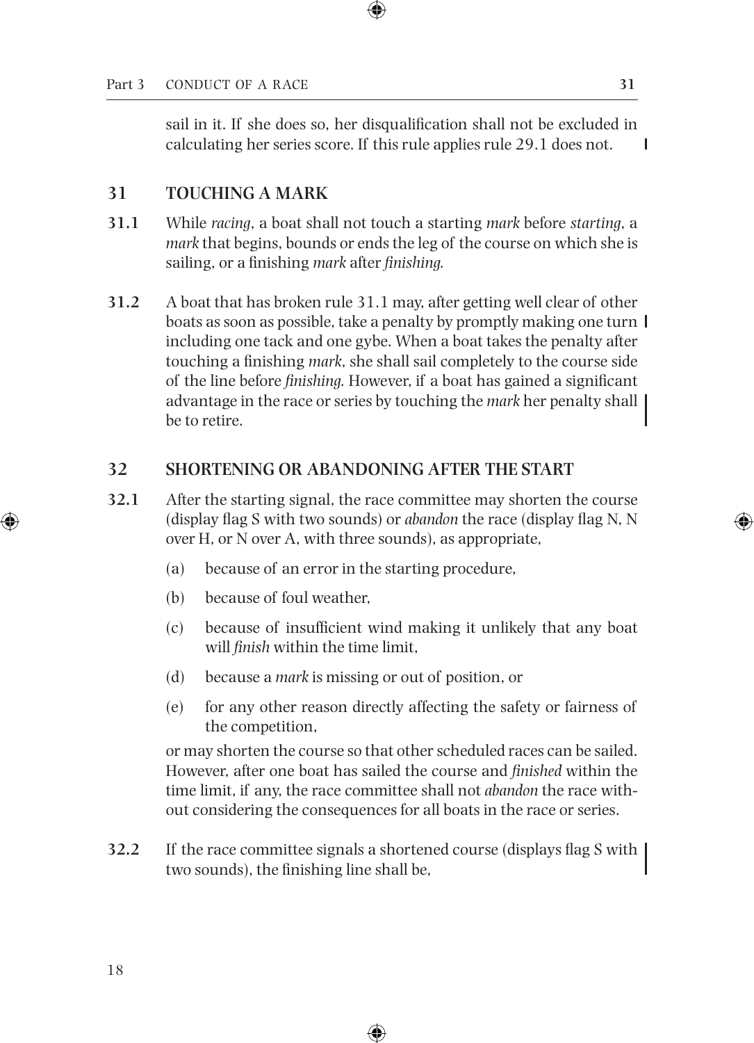sail in it. If she does so, her disqualification shall not be excluded in calculating her series score. If this rule applies rule 29.1 does not.

## 31 TOUCHING A MARK

**31.1** While *racing*, a boat shall not touch a starting *mark* before *starting*, a *mark* that begins, bounds or ends the leg of the course on which she is sailing, or a finishing *mark* after *finishing.*

**31.2** A boat that has broken rule 31.1 may, after getting well clear of other boats as soon as possible, take a penalty by promptly making one turn including one tack and one gybe. When a boat takes the penalty after touching a finishing *mark*, she shall sail completely to the course side of the line before *finishing.* However, if a boat has gained a significant advantage in the race or series by touching the *mark* her penalty shall be to retire.

## 32 SHORTENING OR ABANDONING AFTER THE START

**32.1** After the starting signal, the race committee may shorten the course (display flag S with two sounds) or *abandon* the race (display flag N, N over H, or N over A, with three sounds), as appropriate,

(a) because of an error in the starting procedure,

(b) because of foul weather,

(c) because of insufficient wind making it unlikely that any boat will *finish* within the time limit,

(d) because a *mark* is missing or out of position, or

(e) for any other reason directly affecting the safety or fairness of the competition,

or may shorten the course so that other scheduled races can be sailed. However, after one boat has sailed the course and *finished* within the time limit, if any, the race committee shall not *abandon* the race without considering the consequences for all boats in the race or series.

**32.2** If the race committee signals a shortened course (displays flag S with two sounds), the finishing line shall be,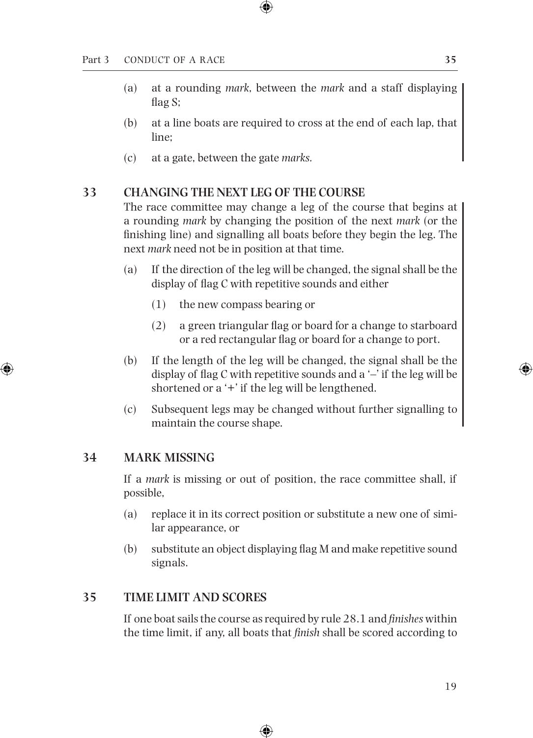(a) at a rounding *mark*, between the *mark* and a staff displaying flag S;

(b) at a line boats are required to cross at the end of each lap, that line;

(c) at a gate, between the gate *marks*.

## 33 CHANGING THE NEXT LEG OF THE COURSE

The race committee may change a leg of the course that begins at a rounding *mark* by changing the position of the next *mark* (or the finishing line) and signalling all boats before they begin the leg. The next *mark* need not be in position at that time.

(a) If the direction of the leg will be changed, the signal shall be the display of flag C with repetitive sounds and either

   (1) the new compass bearing or

   (2) a green triangular flag or board for a change to starboard or a red rectangular flag or board for a change to port.

(b) If the length of the leg will be changed, the signal shall be the display of flag C with repetitive sounds and a '–' if the leg will be shortened or a '+' if the leg will be lengthened.

(c) Subsequent legs may be changed without further signalling to maintain the course shape.

## 34 MARK MISSING

If a *mark* is missing or out of position, the race committee shall, if possible,

(a) replace it in its correct position or substitute a new one of similar appearance, or

(b) substitute an object displaying flag M and make repetitive sound signals.

## 35 TIME LIMIT AND SCORES

If one boat sails the course as required by rule 28.1 and *finishes* within the time limit, if any, all boats that *finish* shall be scored according to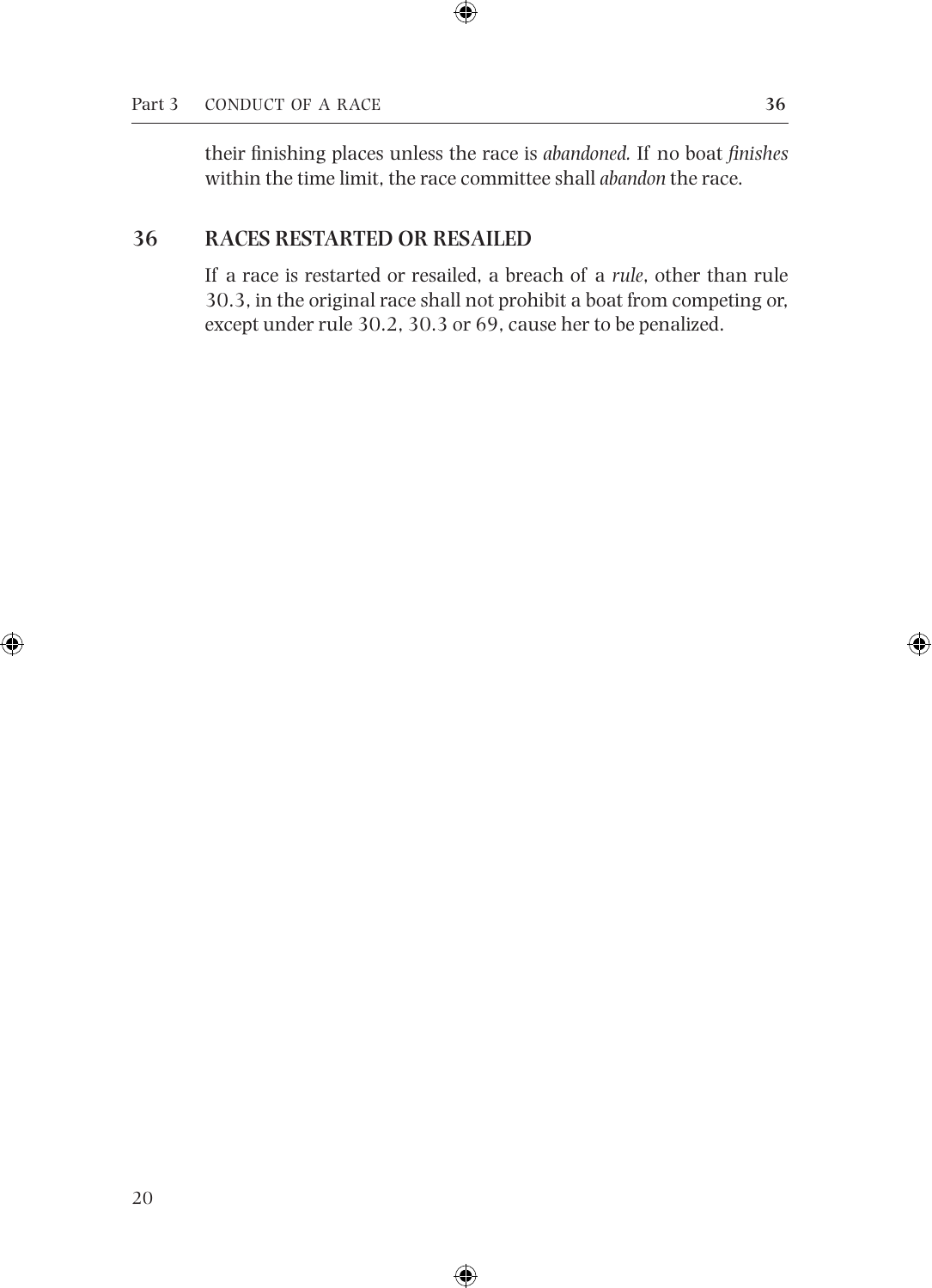their finishing places unless the race is *abandoned.* If no boat *finishes* within the time limit, the race committee shall *abandon* the race.

## 36 RACES RESTARTED OR RESAILED

If a race is restarted or resailed, a breach of a *rule*, other than rule 30.3, in the original race shall not prohibit a boat from competing or, except under rule 30.2, 30.3 or 69, cause her to be penalized.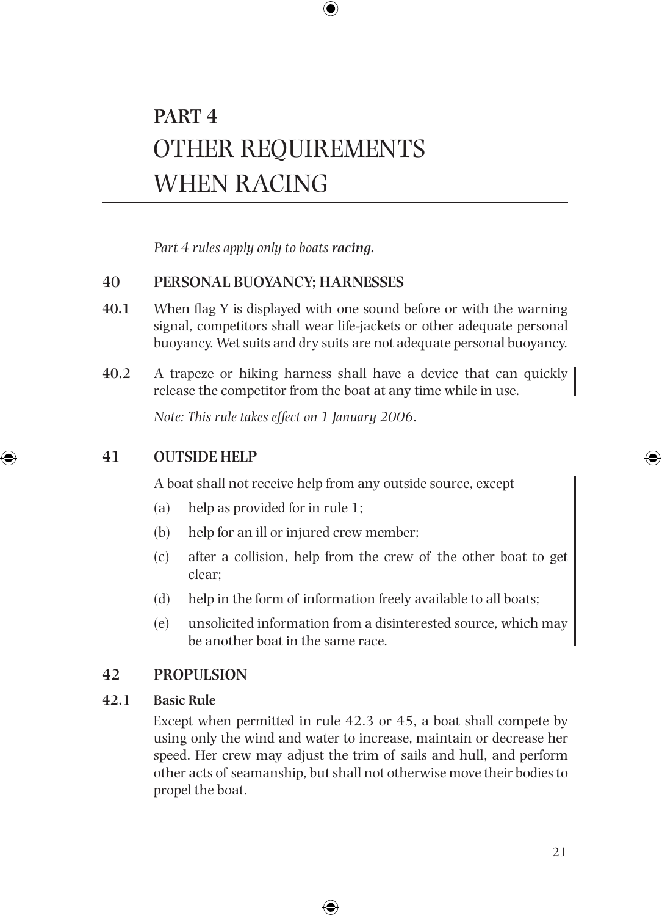# PART 4
# OTHER REQUIREMENTS WHEN RACING

*Part 4 rules apply only to boats **racing.***

## 40 PERSONAL BUOYANCY; HARNESSES

**40.1** When flag Y is displayed with one sound before or with the warning signal, competitors shall wear life-jackets or other adequate personal buoyancy. Wet suits and dry suits are not adequate personal buoyancy.

**40.2** A trapeze or hiking harness shall have a device that can quickly release the competitor from the boat at any time while in use.

*Note: This rule takes effect on 1 January 2006.*

## 41 OUTSIDE HELP

A boat shall not receive help from any outside source, except

(a) help as provided for in rule 1;

(b) help for an ill or injured crew member;

(c) after a collision, help from the crew of the other boat to get clear;

(d) help in the form of information freely available to all boats;

(e) unsolicited information from a disinterested source, which may be another boat in the same race.

## 42 PROPULSION

### 42.1 Basic Rule

Except when permitted in rule 42.3 or 45, a boat shall compete by using only the wind and water to increase, maintain or decrease her speed. Her crew may adjust the trim of sails and hull, and perform other acts of seamanship, but shall not otherwise move their bodies to propel the boat.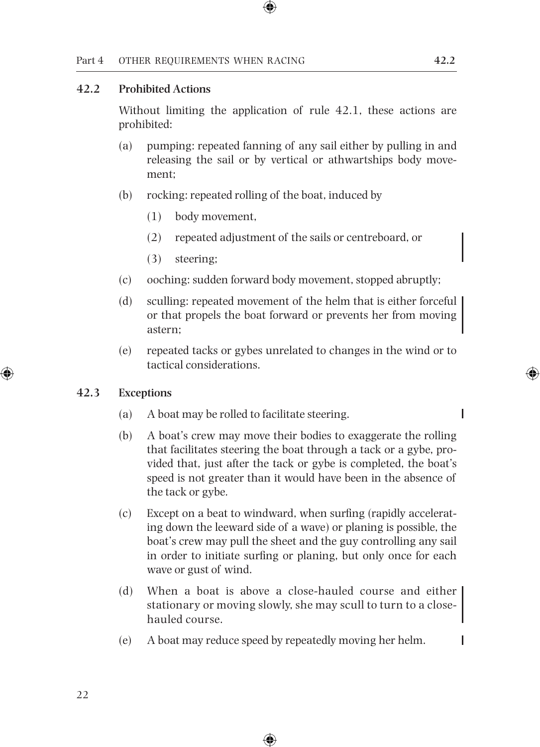## 42.2 Prohibited Actions

Without limiting the application of rule 42.1, these actions are prohibited:

(a) pumping: repeated fanning of any sail either by pulling in and releasing the sail or by vertical or athwartships body movement;

(b) rocking: repeated rolling of the boat, induced by

  (1) body movement,

  (2) repeated adjustment of the sails or centreboard, or

  (3) steering;

(c) ooching: sudden forward body movement, stopped abruptly;

(d) sculling: repeated movement of the helm that is either forceful or that propels the boat forward or prevents her from moving astern;

(e) repeated tacks or gybes unrelated to changes in the wind or to tactical considerations.

## 42.3 Exceptions

(a) A boat may be rolled to facilitate steering.

(b) A boat's crew may move their bodies to exaggerate the rolling that facilitates steering the boat through a tack or a gybe, provided that, just after the tack or gybe is completed, the boat's speed is not greater than it would have been in the absence of the tack or gybe.

(c) Except on a beat to windward, when surfing (rapidly accelerating down the leeward side of a wave) or planing is possible, the boat's crew may pull the sheet and the guy controlling any sail in order to initiate surfing or planing, but only once for each wave or gust of wind.

(d) When a boat is above a close-hauled course and either stationary or moving slowly, she may scull to turn to a close-hauled course.

(e) A boat may reduce speed by repeatedly moving her helm.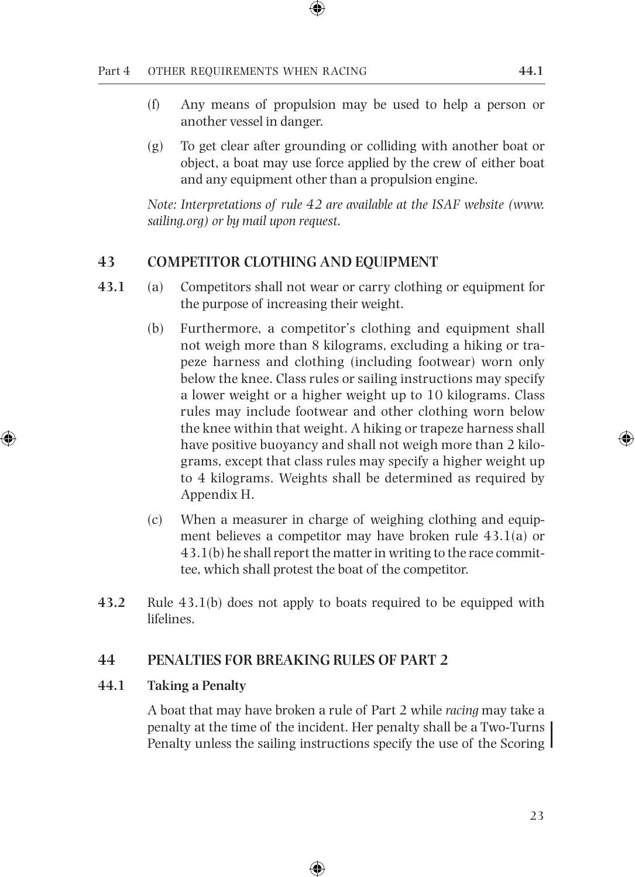(f) Any means of propulsion may be used to help a person or another vessel in danger.

(g) To get clear after grounding or colliding with another boat or object, a boat may use force applied by the crew of either boat and any equipment other than a propulsion engine.

*Note: Interpretations of rule 42 are available at the ISAF website (www.sailing.org) or by mail upon request.*

## 43 COMPETITOR CLOTHING AND EQUIPMENT

**43.1** (a) Competitors shall not wear or carry clothing or equipment for the purpose of increasing their weight.

(b) Furthermore, a competitor's clothing and equipment shall not weigh more than 8 kilograms, excluding a hiking or trapeze harness and clothing (including footwear) worn only below the knee. Class rules or sailing instructions may specify a lower weight or a higher weight up to 10 kilograms. Class rules may include footwear and other clothing worn below the knee within that weight. A hiking or trapeze harness shall have positive buoyancy and shall not weigh more than 2 kilograms, except that class rules may specify a higher weight up to 4 kilograms. Weights shall be determined as required by Appendix H.

(c) When a measurer in charge of weighing clothing and equipment believes a competitor may have broken rule 43.1(a) or 43.1(b) he shall report the matter in writing to the race committee, which shall protest the boat of the competitor.

**43.2** Rule 43.1(b) does not apply to boats required to be equipped with lifelines.

## 44 PENALTIES FOR BREAKING RULES OF PART 2

### 44.1 Taking a Penalty

A boat that may have broken a rule of Part 2 while *racing* may take a penalty at the time of the incident. Her penalty shall be a Two-Turns Penalty unless the sailing instructions specify the use of the Scoring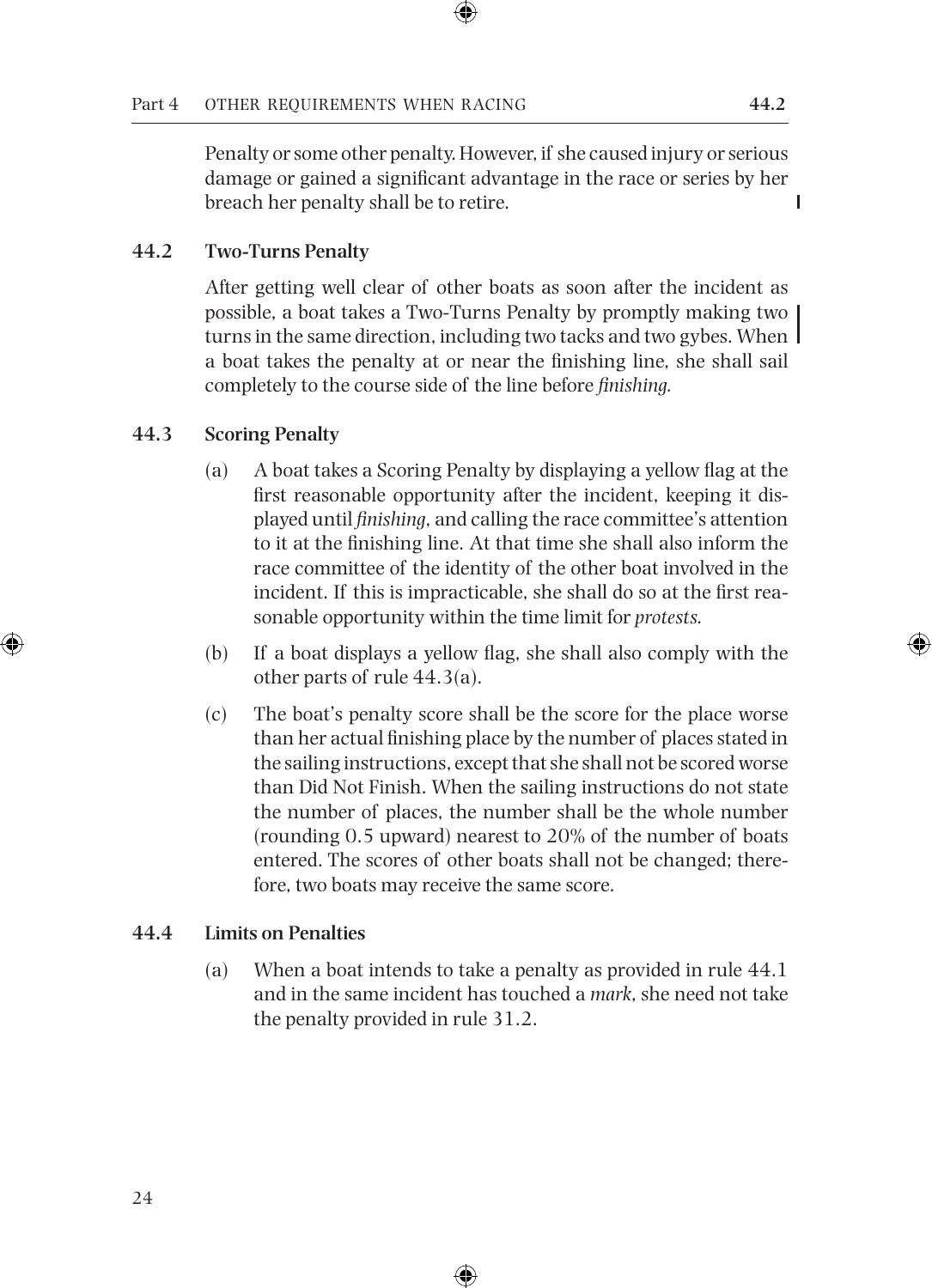Penalty or some other penalty. However, if she caused injury or serious damage or gained a significant advantage in the race or series by her breach her penalty shall be to retire.

**44.2 Two-Turns Penalty**

After getting well clear of other boats as soon after the incident as possible, a boat takes a Two-Turns Penalty by promptly making two turns in the same direction, including two tacks and two gybes. When a boat takes the penalty at or near the finishing line, she shall sail completely to the course side of the line before *finishing.*

**44.3 Scoring Penalty**

(a) A boat takes a Scoring Penalty by displaying a yellow flag at the first reasonable opportunity after the incident, keeping it displayed until *finishing*, and calling the race committee's attention to it at the finishing line. At that time she shall also inform the race committee of the identity of the other boat involved in the incident. If this is impracticable, she shall do so at the first reasonable opportunity within the time limit for *protests.*

(b) If a boat displays a yellow flag, she shall also comply with the other parts of rule 44.3(a).

(c) The boat's penalty score shall be the score for the place worse than her actual finishing place by the number of places stated in the sailing instructions, except that she shall not be scored worse than Did Not Finish. When the sailing instructions do not state the number of places, the number shall be the whole number (rounding 0.5 upward) nearest to 20% of the number of boats entered. The scores of other boats shall not be changed; therefore, two boats may receive the same score.

**44.4 Limits on Penalties**

(a) When a boat intends to take a penalty as provided in rule 44.1 and in the same incident has touched a *mark*, she need not take the penalty provided in rule 31.2.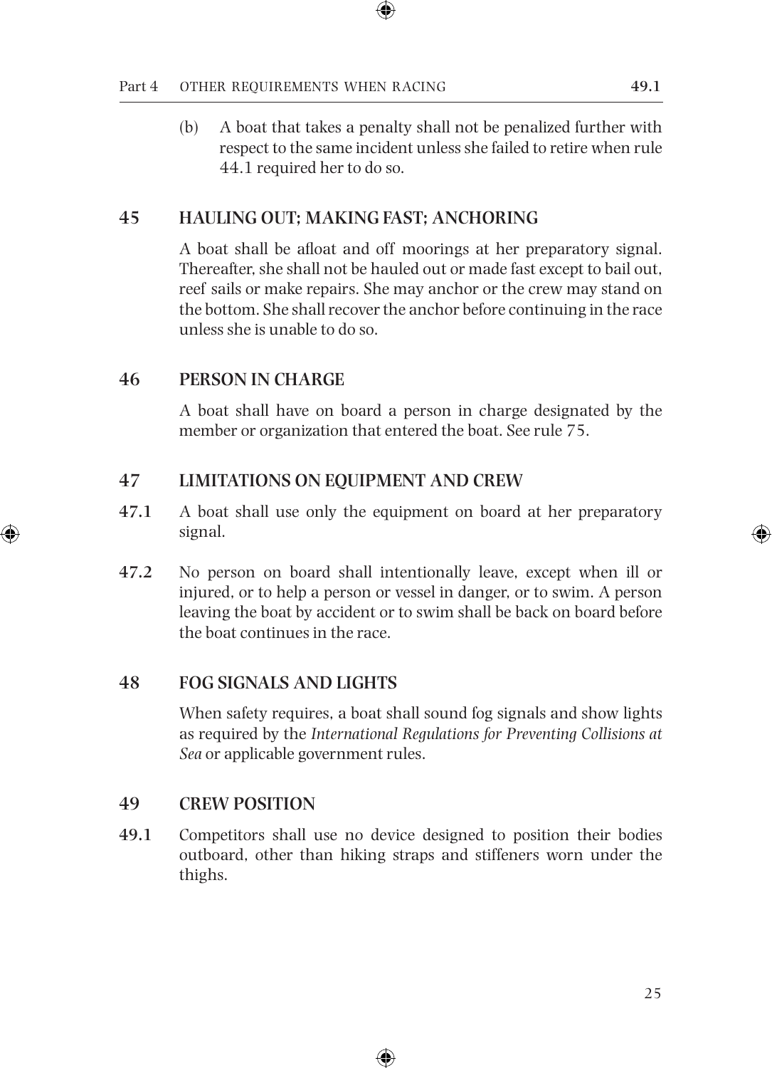(b) A boat that takes a penalty shall not be penalized further with respect to the same incident unless she failed to retire when rule 44.1 required her to do so.

## 45 HAULING OUT; MAKING FAST; ANCHORING

A boat shall be afloat and off moorings at her preparatory signal. Thereafter, she shall not be hauled out or made fast except to bail out, reef sails or make repairs. She may anchor or the crew may stand on the bottom. She shall recover the anchor before continuing in the race unless she is unable to do so.

## 46 PERSON IN CHARGE

A boat shall have on board a person in charge designated by the member or organization that entered the boat. See rule 75.

## 47 LIMITATIONS ON EQUIPMENT AND CREW

**47.1** A boat shall use only the equipment on board at her preparatory signal.

**47.2** No person on board shall intentionally leave, except when ill or injured, or to help a person or vessel in danger, or to swim. A person leaving the boat by accident or to swim shall be back on board before the boat continues in the race.

## 48 FOG SIGNALS AND LIGHTS

When safety requires, a boat shall sound fog signals and show lights as required by the *International Regulations for Preventing Collisions at Sea* or applicable government rules.

## 49 CREW POSITION

**49.1** Competitors shall use no device designed to position their bodies outboard, other than hiking straps and stiffeners worn under the thighs.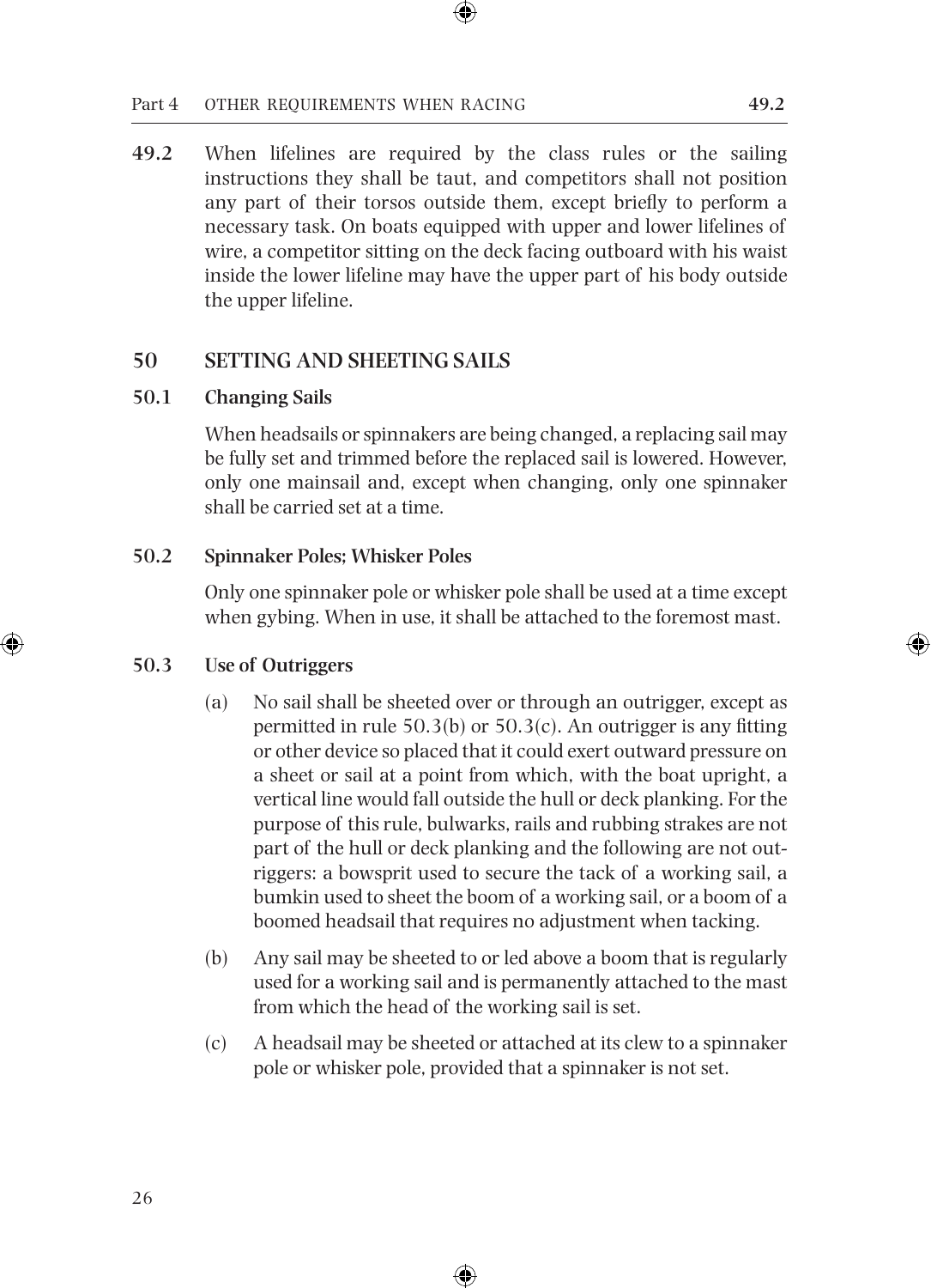**49.2** When lifelines are required by the class rules or the sailing instructions they shall be taut, and competitors shall not position any part of their torsos outside them, except briefly to perform a necessary task. On boats equipped with upper and lower lifelines of wire, a competitor sitting on the deck facing outboard with his waist inside the lower lifeline may have the upper part of his body outside the upper lifeline.

## 50 SETTING AND SHEETING SAILS

### 50.1 Changing Sails

When headsails or spinnakers are being changed, a replacing sail may be fully set and trimmed before the replaced sail is lowered. However, only one mainsail and, except when changing, only one spinnaker shall be carried set at a time.

### 50.2 Spinnaker Poles; Whisker Poles

Only one spinnaker pole or whisker pole shall be used at a time except when gybing. When in use, it shall be attached to the foremost mast.

### 50.3 Use of Outriggers

(a) No sail shall be sheeted over or through an outrigger, except as permitted in rule 50.3(b) or 50.3(c). An outrigger is any fitting or other device so placed that it could exert outward pressure on a sheet or sail at a point from which, with the boat upright, a vertical line would fall outside the hull or deck planking. For the purpose of this rule, bulwarks, rails and rubbing strakes are not part of the hull or deck planking and the following are not outriggers: a bowsprit used to secure the tack of a working sail, a bumkin used to sheet the boom of a working sail, or a boom of a boomed headsail that requires no adjustment when tacking.

(b) Any sail may be sheeted to or led above a boom that is regularly used for a working sail and is permanently attached to the mast from which the head of the working sail is set.

(c) A headsail may be sheeted or attached at its clew to a spinnaker pole or whisker pole, provided that a spinnaker is not set.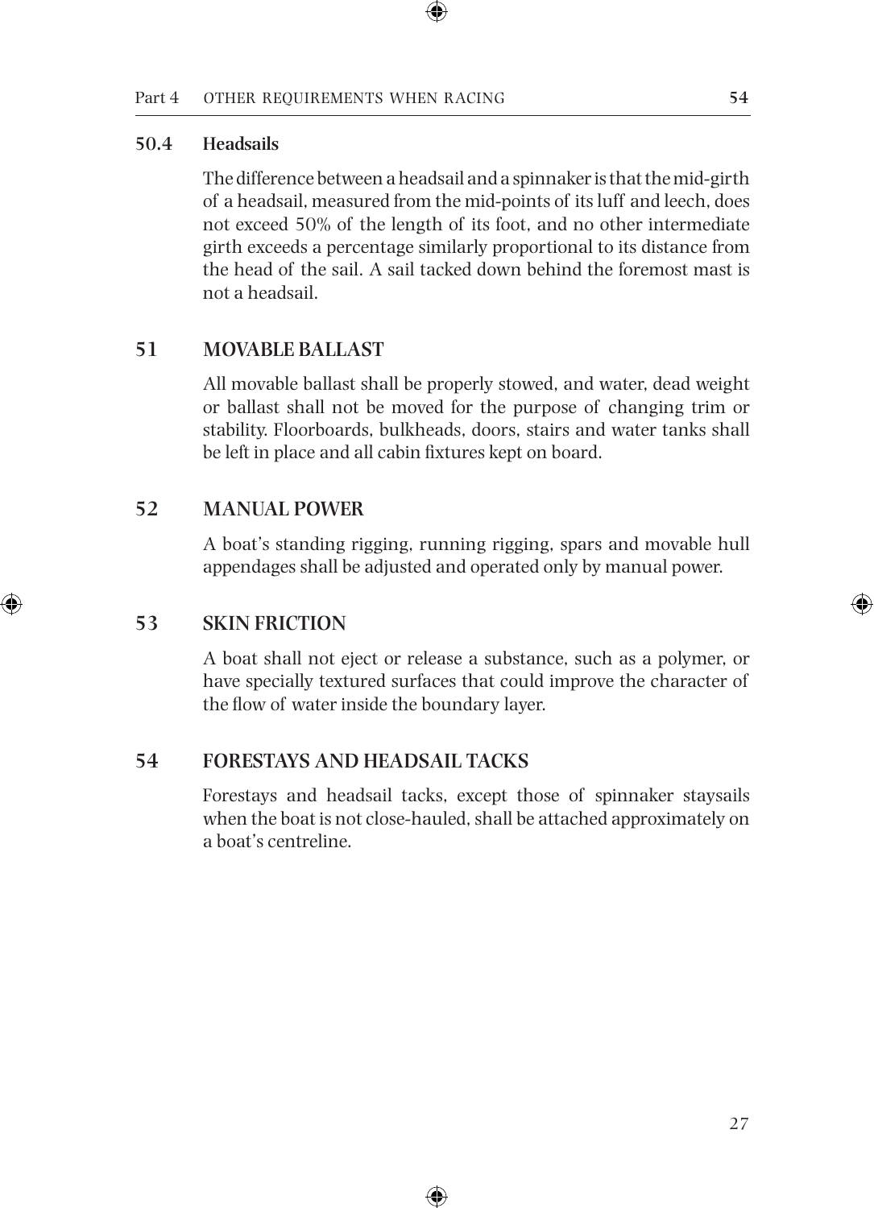### 50.4 Headsails

The difference between a headsail and a spinnaker is that the mid-girth of a headsail, measured from the mid-points of its luff and leech, does not exceed 50% of the length of its foot, and no other intermediate girth exceeds a percentage similarly proportional to its distance from the head of the sail. A sail tacked down behind the foremost mast is not a headsail.

## 51 MOVABLE BALLAST

All movable ballast shall be properly stowed, and water, dead weight or ballast shall not be moved for the purpose of changing trim or stability. Floorboards, bulkheads, doors, stairs and water tanks shall be left in place and all cabin fixtures kept on board.

## 52 MANUAL POWER

A boat's standing rigging, running rigging, spars and movable hull appendages shall be adjusted and operated only by manual power.

## 53 SKIN FRICTION

A boat shall not eject or release a substance, such as a polymer, or have specially textured surfaces that could improve the character of the flow of water inside the boundary layer.

## 54 FORESTAYS AND HEADSAIL TACKS

Forestays and headsail tacks, except those of spinnaker staysails when the boat is not close-hauled, shall be attached approximately on a boat's centreline.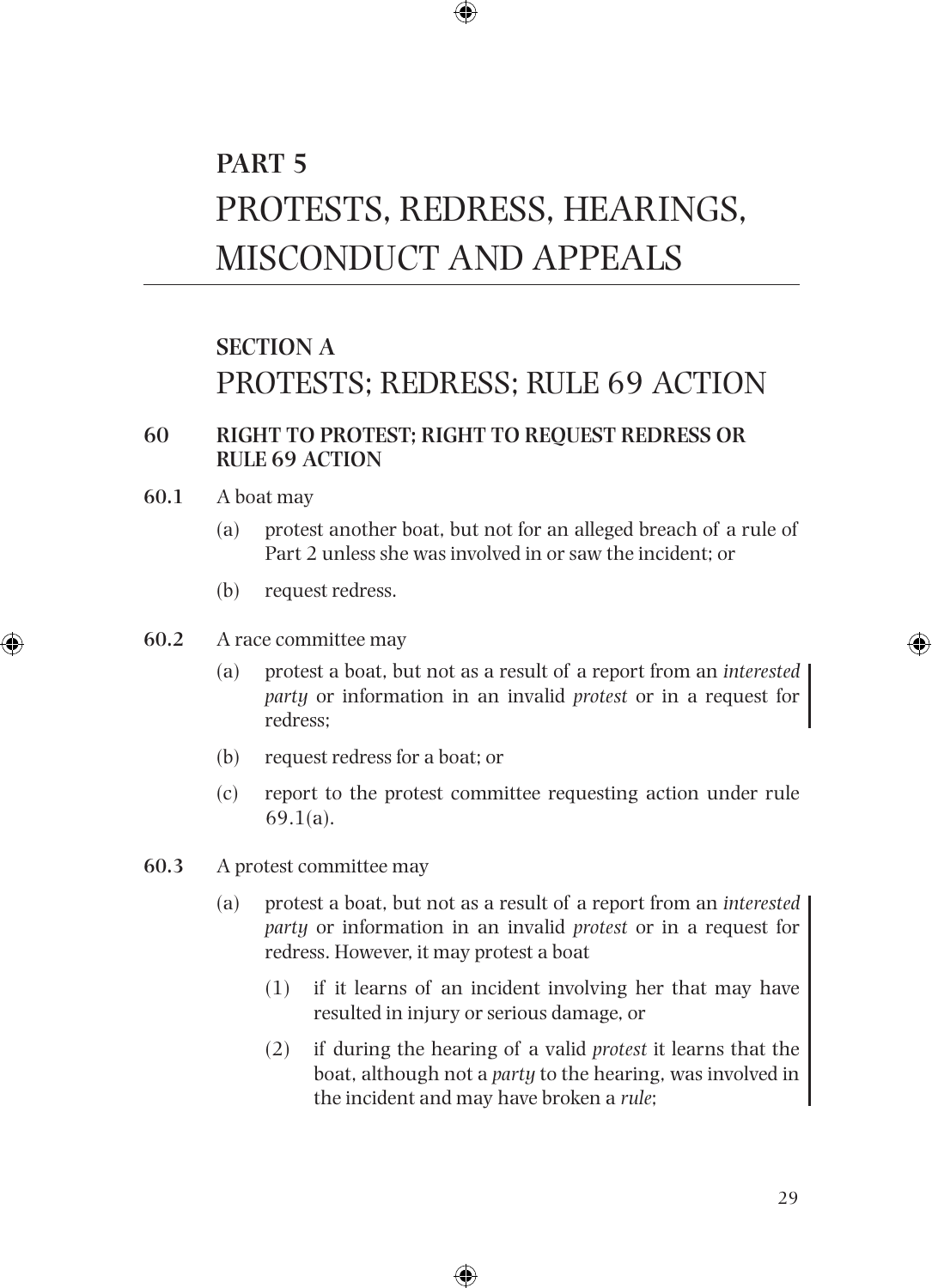# PART 5
# PROTESTS, REDRESS, HEARINGS, MISCONDUCT AND APPEALS

## SECTION A
## PROTESTS; REDRESS; RULE 69 ACTION

### 60 RIGHT TO PROTEST; RIGHT TO REQUEST REDRESS OR RULE 69 ACTION

**60.1** A boat may

(a) protest another boat, but not for an alleged breach of a rule of Part 2 unless she was involved in or saw the incident; or

(b) request redress.

**60.2** A race committee may

(a) protest a boat, but not as a result of a report from an *interested party* or information in an invalid *protest* or in a request for redress;

(b) request redress for a boat; or

(c) report to the protest committee requesting action under rule 69.1(a).

**60.3** A protest committee may

(a) protest a boat, but not as a result of a report from an *interested party* or information in an invalid *protest* or in a request for redress. However, it may protest a boat

(1) if it learns of an incident involving her that may have resulted in injury or serious damage, or

(2) if during the hearing of a valid *protest* it learns that the boat, although not a *party* to the hearing, was involved in the incident and may have broken a *rule*;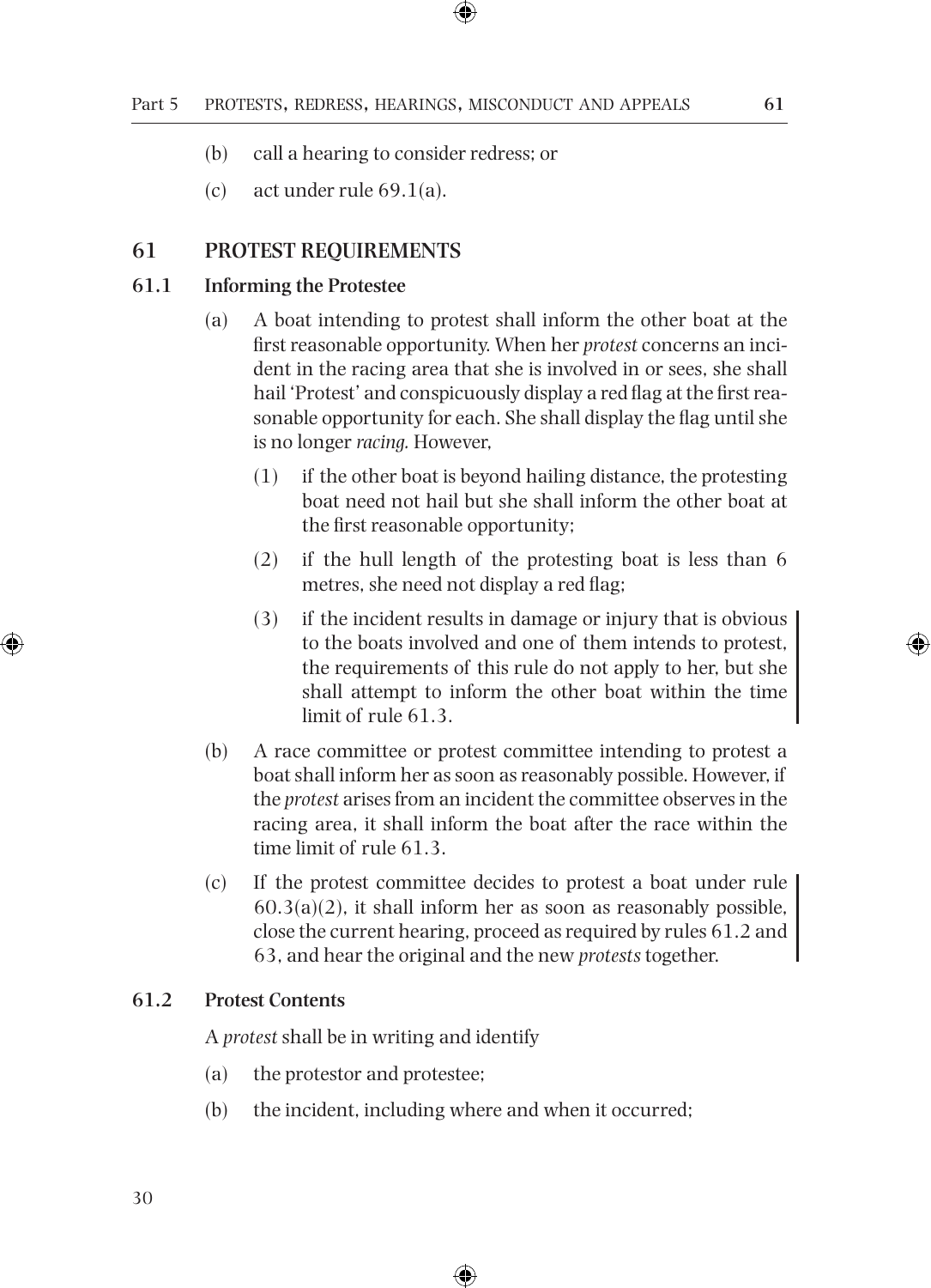(b) call a hearing to consider redress; or

(c) act under rule 69.1(a).

## 61 PROTEST REQUIREMENTS

### 61.1 Informing the Protestee

(a) A boat intending to protest shall inform the other boat at the first reasonable opportunity. When her *protest* concerns an incident in the racing area that she is involved in or sees, she shall hail 'Protest' and conspicuously display a red flag at the first reasonable opportunity for each. She shall display the flag until she is no longer *racing.* However,

  (1) if the other boat is beyond hailing distance, the protesting boat need not hail but she shall inform the other boat at the first reasonable opportunity;

  (2) if the hull length of the protesting boat is less than 6 metres, she need not display a red flag;

  (3) if the incident results in damage or injury that is obvious to the boats involved and one of them intends to protest, the requirements of this rule do not apply to her, but she shall attempt to inform the other boat within the time limit of rule 61.3.

(b) A race committee or protest committee intending to protest a boat shall inform her as soon as reasonably possible. However, if the *protest* arises from an incident the committee observes in the racing area, it shall inform the boat after the race within the time limit of rule 61.3.

(c) If the protest committee decides to protest a boat under rule 60.3(a)(2), it shall inform her as soon as reasonably possible, close the current hearing, proceed as required by rules 61.2 and 63, and hear the original and the new *protests* together.

### 61.2 Protest Contents

A *protest* shall be in writing and identify

(a) the protestor and protestee;

(b) the incident, including where and when it occurred;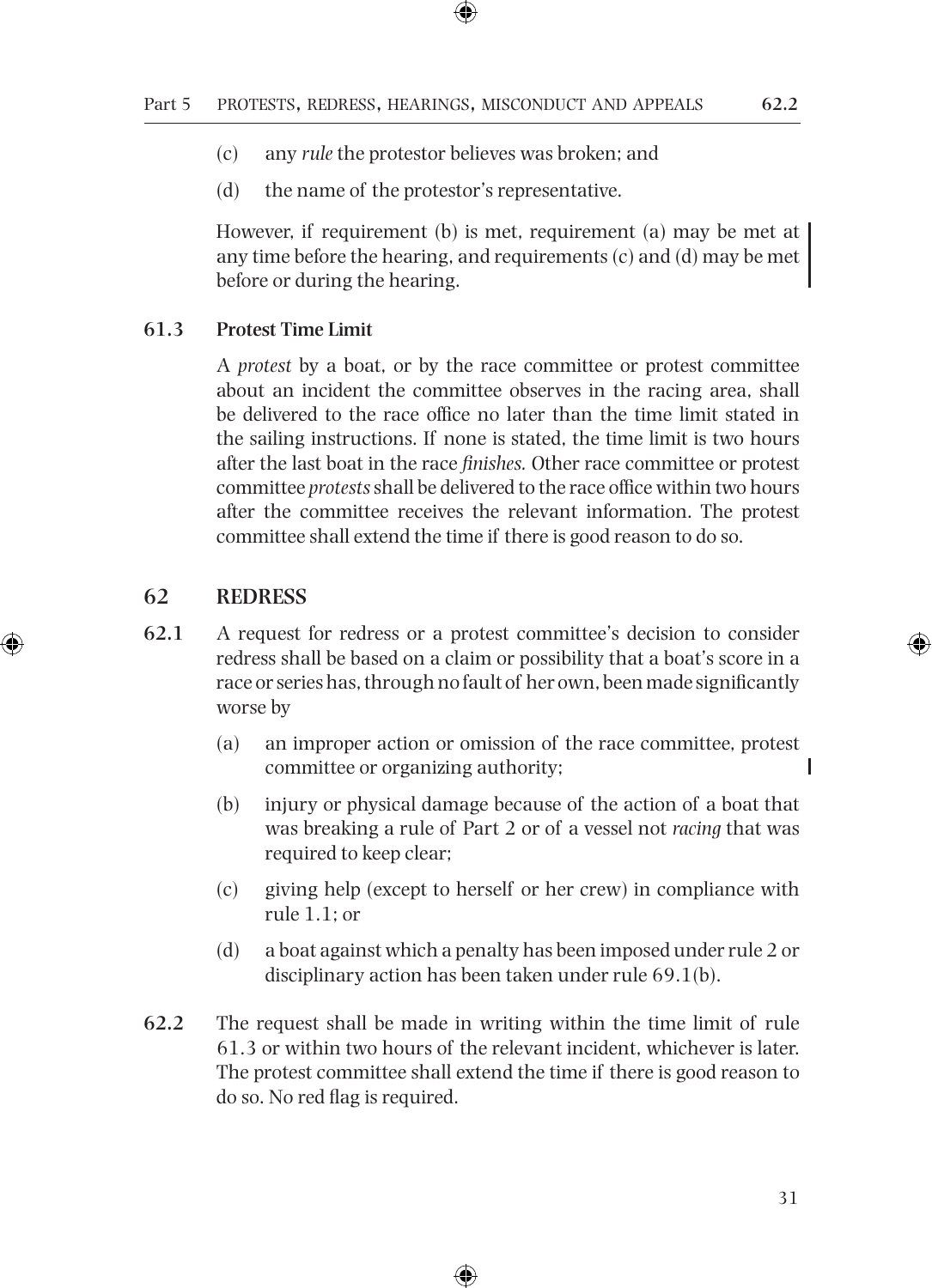(c) any *rule* the protestor believes was broken; and

(d) the name of the protestor's representative.

However, if requirement (b) is met, requirement (a) may be met at any time before the hearing, and requirements (c) and (d) may be met before or during the hearing.

**61.3 Protest Time Limit**

A *protest* by a boat, or by the race committee or protest committee about an incident the committee observes in the racing area, shall be delivered to the race office no later than the time limit stated in the sailing instructions. If none is stated, the time limit is two hours after the last boat in the race *finishes.* Other race committee or protest committee *protests* shall be delivered to the race office within two hours after the committee receives the relevant information. The protest committee shall extend the time if there is good reason to do so.

## 62 REDRESS

**62.1** A request for redress or a protest committee's decision to consider redress shall be based on a claim or possibility that a boat's score in a race or series has, through no fault of her own, been made significantly worse by

(a) an improper action or omission of the race committee, protest committee or organizing authority;

(b) injury or physical damage because of the action of a boat that was breaking a rule of Part 2 or of a vessel not *racing* that was required to keep clear;

(c) giving help (except to herself or her crew) in compliance with rule 1.1; or

(d) a boat against which a penalty has been imposed under rule 2 or disciplinary action has been taken under rule 69.1(b).

**62.2** The request shall be made in writing within the time limit of rule 61.3 or within two hours of the relevant incident, whichever is later. The protest committee shall extend the time if there is good reason to do so. No red flag is required.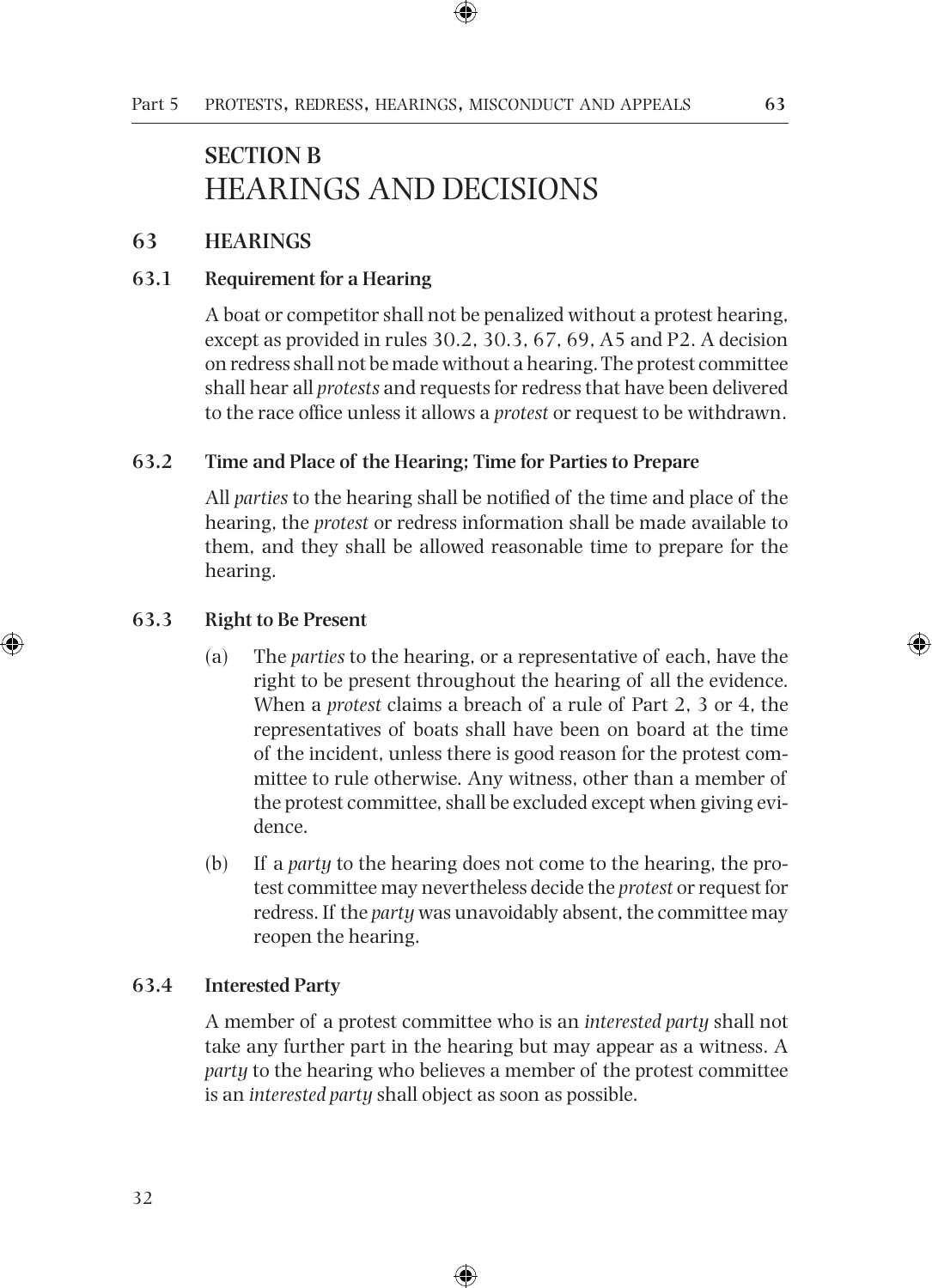## SECTION B
# HEARINGS AND DECISIONS

### 63 HEARINGS

#### 63.1 Requirement for a Hearing

A boat or competitor shall not be penalized without a protest hearing, except as provided in rules 30.2, 30.3, 67, 69, A5 and P2. A decision on redress shall not be made without a hearing. The protest committee shall hear all *protests* and requests for redress that have been delivered to the race office unless it allows a *protest* or request to be withdrawn.

#### 63.2 Time and Place of the Hearing; Time for Parties to Prepare

All *parties* to the hearing shall be notified of the time and place of the hearing, the *protest* or redress information shall be made available to them, and they shall be allowed reasonable time to prepare for the hearing.

#### 63.3 Right to Be Present

(a) The *parties* to the hearing, or a representative of each, have the right to be present throughout the hearing of all the evidence. When a *protest* claims a breach of a rule of Part 2, 3 or 4, the representatives of boats shall have been on board at the time of the incident, unless there is good reason for the protest committee to rule otherwise. Any witness, other than a member of the protest committee, shall be excluded except when giving evidence.

(b) If a *party* to the hearing does not come to the hearing, the protest committee may nevertheless decide the *protest* or request for redress. If the *party* was unavoidably absent, the committee may reopen the hearing.

#### 63.4 Interested Party

A member of a protest committee who is an *interested party* shall not take any further part in the hearing but may appear as a witness. A *party* to the hearing who believes a member of the protest committee is an *interested party* shall object as soon as possible.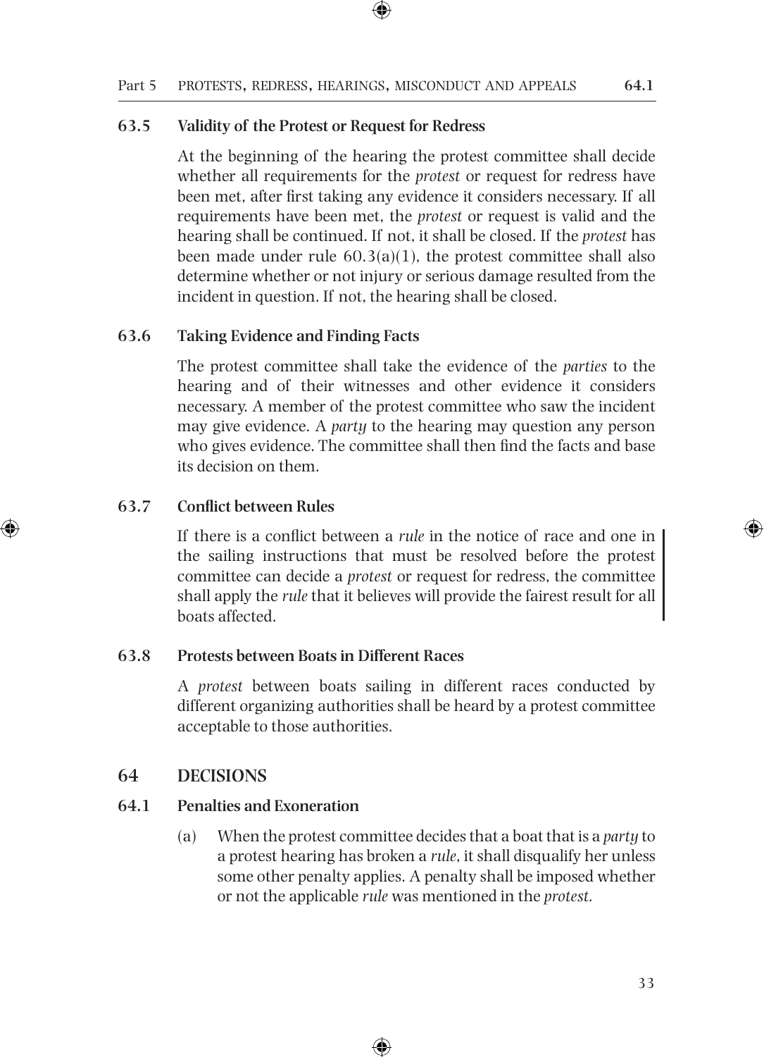### 63.5 Validity of the Protest or Request for Redress

At the beginning of the hearing the protest committee shall decide whether all requirements for the *protest* or request for redress have been met, after first taking any evidence it considers necessary. If all requirements have been met, the *protest* or request is valid and the hearing shall be continued. If not, it shall be closed. If the *protest* has been made under rule 60.3(a)(1), the protest committee shall also determine whether or not injury or serious damage resulted from the incident in question. If not, the hearing shall be closed.

### 63.6 Taking Evidence and Finding Facts

The protest committee shall take the evidence of the *parties* to the hearing and of their witnesses and other evidence it considers necessary. A member of the protest committee who saw the incident may give evidence. A *party* to the hearing may question any person who gives evidence. The committee shall then find the facts and base its decision on them.

### 63.7 Conflict between Rules

If there is a conflict between a *rule* in the notice of race and one in the sailing instructions that must be resolved before the protest committee can decide a *protest* or request for redress, the committee shall apply the *rule* that it believes will provide the fairest result for all boats affected.

### 63.8 Protests between Boats in Different Races

A *protest* between boats sailing in different races conducted by different organizing authorities shall be heard by a protest committee acceptable to those authorities.

## 64 DECISIONS

### 64.1 Penalties and Exoneration

(a) When the protest committee decides that a boat that is a *party* to a protest hearing has broken a *rule*, it shall disqualify her unless some other penalty applies. A penalty shall be imposed whether or not the applicable *rule* was mentioned in the *protest*.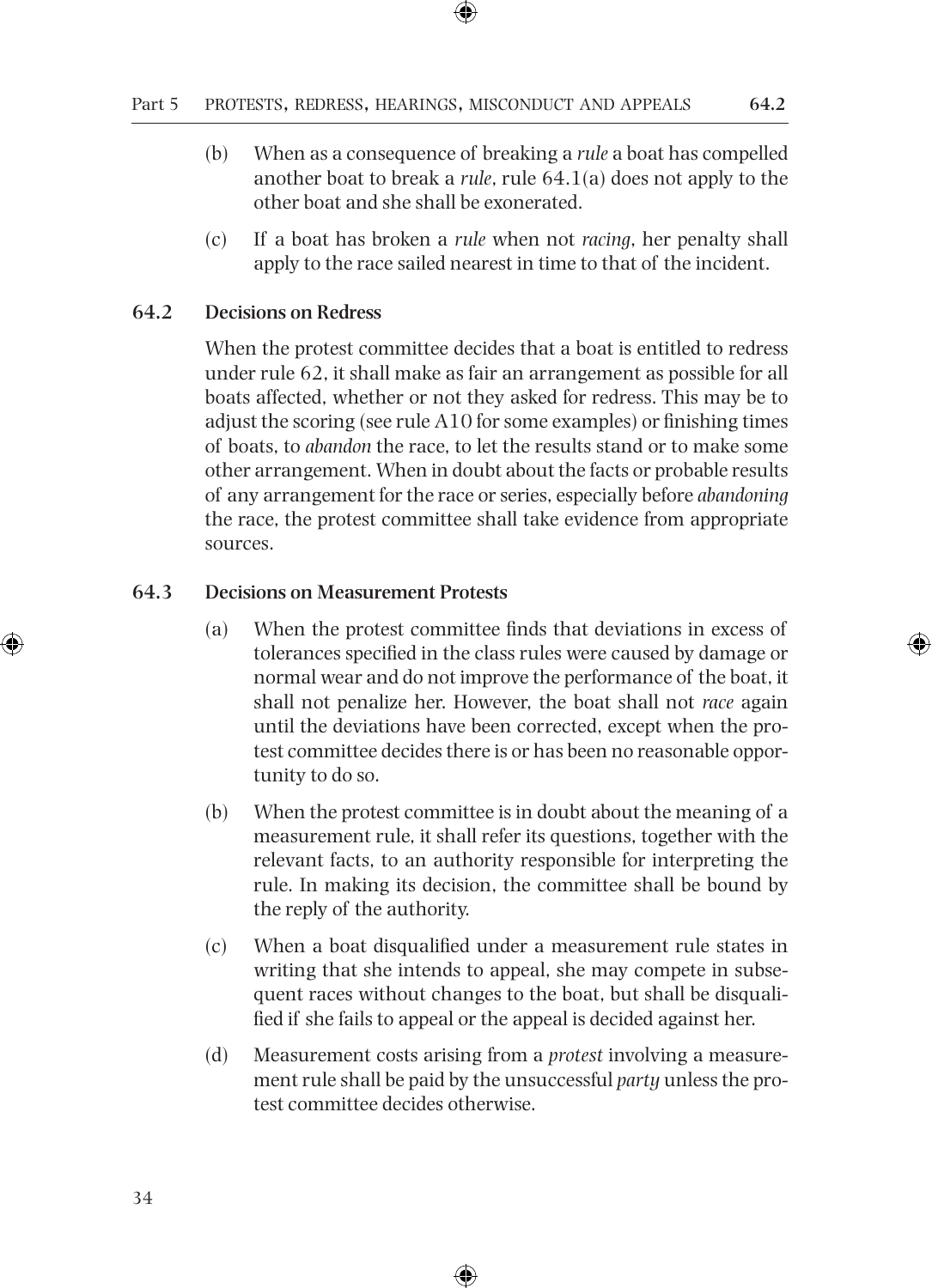(b) When as a consequence of breaking a *rule* a boat has compelled another boat to break a *rule*, rule 64.1(a) does not apply to the other boat and she shall be exonerated.

(c) If a boat has broken a *rule* when not *racing*, her penalty shall apply to the race sailed nearest in time to that of the incident.

### 64.2 Decisions on Redress

When the protest committee decides that a boat is entitled to redress under rule 62, it shall make as fair an arrangement as possible for all boats affected, whether or not they asked for redress. This may be to adjust the scoring (see rule A10 for some examples) or finishing times of boats, to *abandon* the race, to let the results stand or to make some other arrangement. When in doubt about the facts or probable results of any arrangement for the race or series, especially before *abandoning* the race, the protest committee shall take evidence from appropriate sources.

### 64.3 Decisions on Measurement Protests

(a) When the protest committee finds that deviations in excess of tolerances specified in the class rules were caused by damage or normal wear and do not improve the performance of the boat, it shall not penalize her. However, the boat shall not *race* again until the deviations have been corrected, except when the protest committee decides there is or has been no reasonable opportunity to do so.

(b) When the protest committee is in doubt about the meaning of a measurement rule, it shall refer its questions, together with the relevant facts, to an authority responsible for interpreting the rule. In making its decision, the committee shall be bound by the reply of the authority.

(c) When a boat disqualified under a measurement rule states in writing that she intends to appeal, she may compete in subsequent races without changes to the boat, but shall be disqualified if she fails to appeal or the appeal is decided against her.

(d) Measurement costs arising from a *protest* involving a measurement rule shall be paid by the unsuccessful *party* unless the protest committee decides otherwise.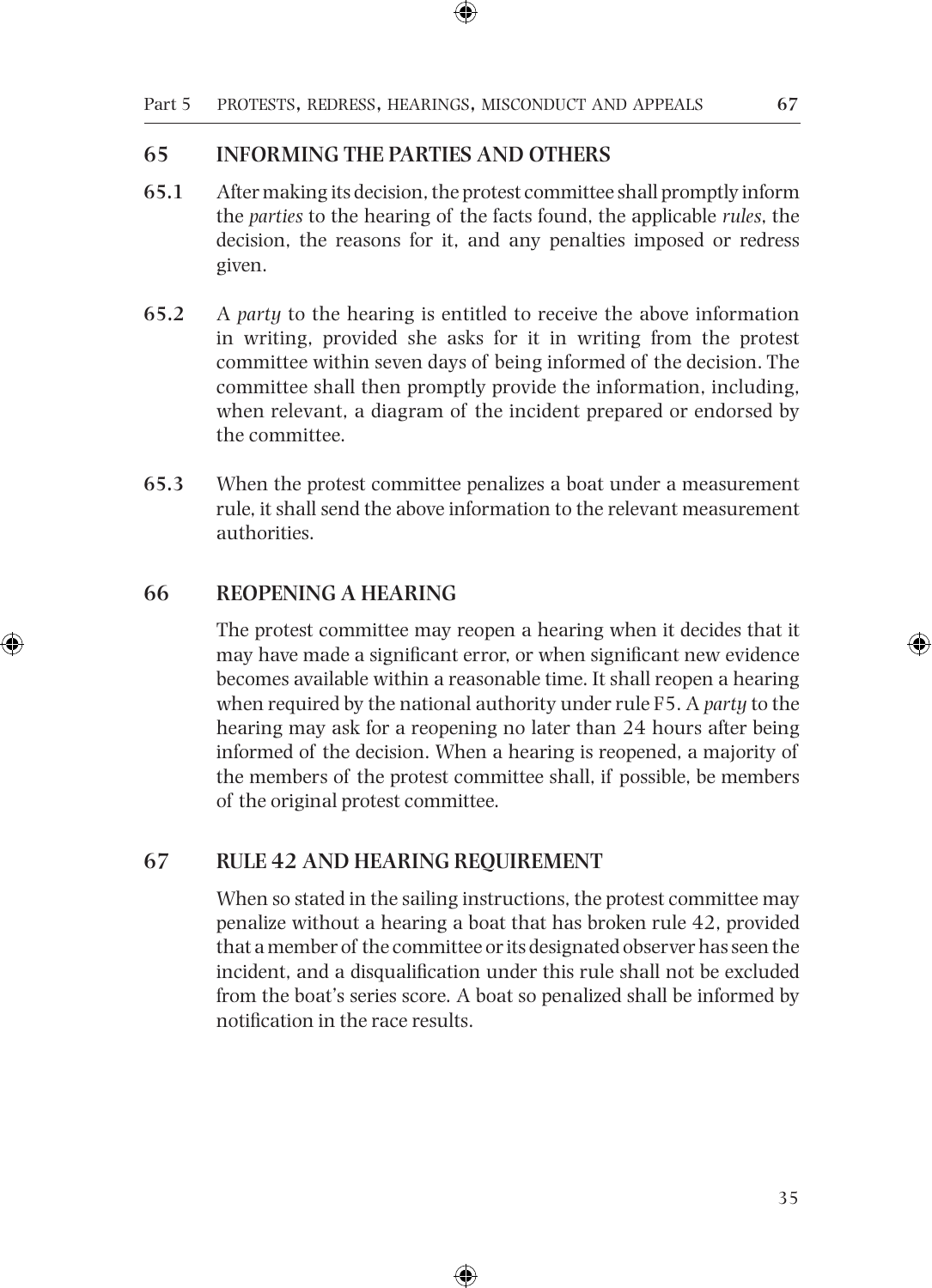## 65 INFORMING THE PARTIES AND OTHERS

**65.1** After making its decision, the protest committee shall promptly inform the *parties* to the hearing of the facts found, the applicable *rules*, the decision, the reasons for it, and any penalties imposed or redress given.

**65.2** A *party* to the hearing is entitled to receive the above information in writing, provided she asks for it in writing from the protest committee within seven days of being informed of the decision. The committee shall then promptly provide the information, including, when relevant, a diagram of the incident prepared or endorsed by the committee.

**65.3** When the protest committee penalizes a boat under a measurement rule, it shall send the above information to the relevant measurement authorities.

## 66 REOPENING A HEARING

The protest committee may reopen a hearing when it decides that it may have made a significant error, or when significant new evidence becomes available within a reasonable time. It shall reopen a hearing when required by the national authority under rule F5. A *party* to the hearing may ask for a reopening no later than 24 hours after being informed of the decision. When a hearing is reopened, a majority of the members of the protest committee shall, if possible, be members of the original protest committee.

## 67 RULE 42 AND HEARING REQUIREMENT

When so stated in the sailing instructions, the protest committee may penalize without a hearing a boat that has broken rule 42, provided that a member of the committee or its designated observer has seen the incident, and a disqualification under this rule shall not be excluded from the boat's series score. A boat so penalized shall be informed by notification in the race results.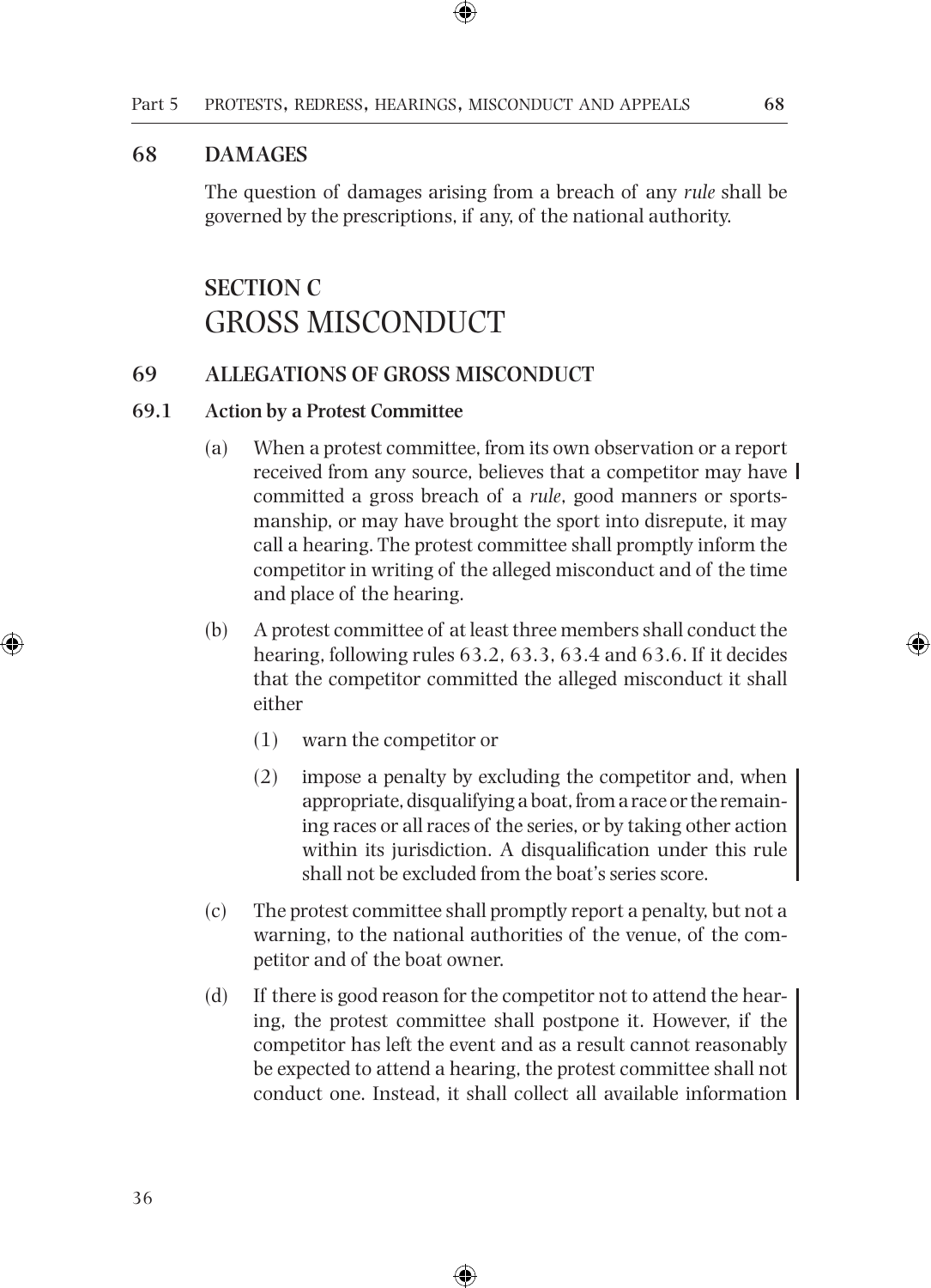## 68 DAMAGES

The question of damages arising from a breach of any *rule* shall be governed by the prescriptions, if any, of the national authority.

# SECTION C
# GROSS MISCONDUCT

## 69 ALLEGATIONS OF GROSS MISCONDUCT

### 69.1 Action by a Protest Committee

(a) When a protest committee, from its own observation or a report received from any source, believes that a competitor may have committed a gross breach of a *rule*, good manners or sportsmanship, or may have brought the sport into disrepute, it may call a hearing. The protest committee shall promptly inform the competitor in writing of the alleged misconduct and of the time and place of the hearing.

(b) A protest committee of at least three members shall conduct the hearing, following rules 63.2, 63.3, 63.4 and 63.6. If it decides that the competitor committed the alleged misconduct it shall either

  (1) warn the competitor or

  (2) impose a penalty by excluding the competitor and, when appropriate, disqualifying a boat, from a race or the remaining races or all races of the series, or by taking other action within its jurisdiction. A disqualification under this rule shall not be excluded from the boat's series score.

(c) The protest committee shall promptly report a penalty, but not a warning, to the national authorities of the venue, of the competitor and of the boat owner.

(d) If there is good reason for the competitor not to attend the hearing, the protest committee shall postpone it. However, if the competitor has left the event and as a result cannot reasonably be expected to attend a hearing, the protest committee shall not conduct one. Instead, it shall collect all available information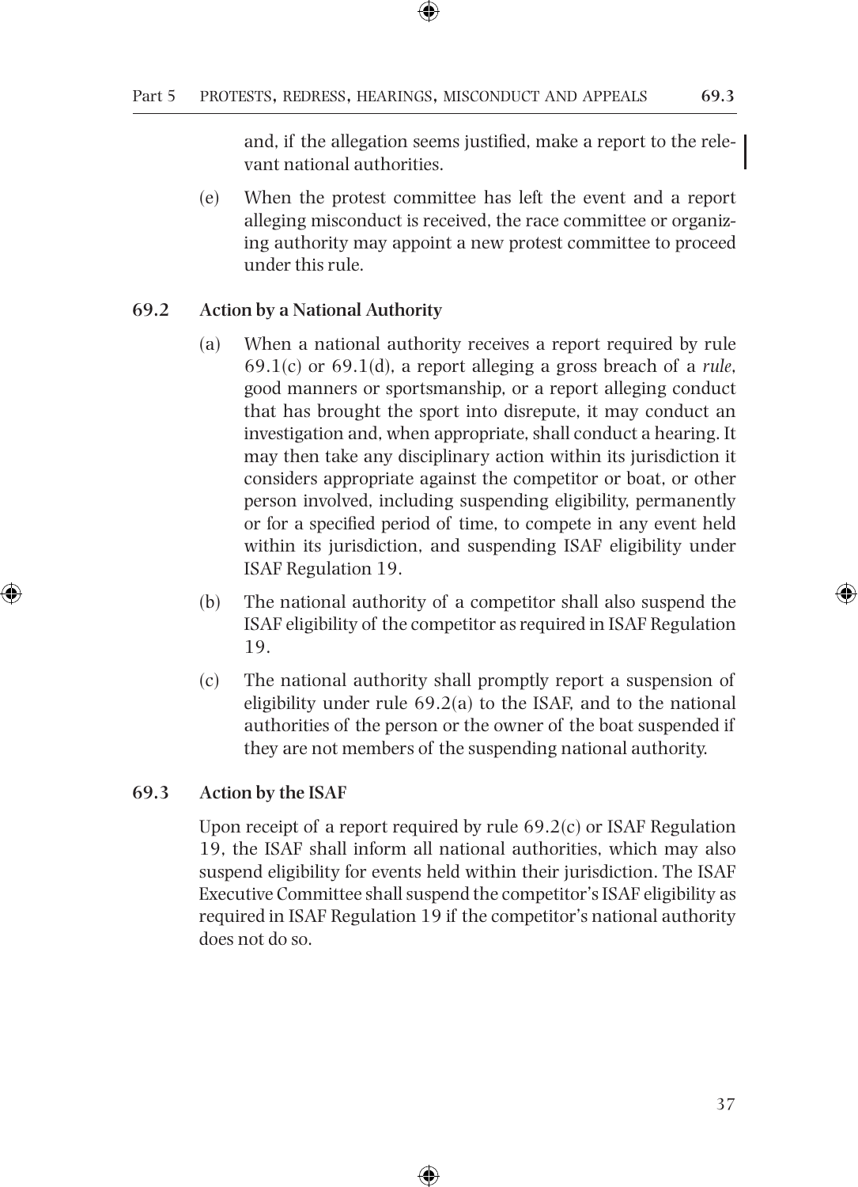and, if the allegation seems justified, make a report to the relevant national authorities.

(e) When the protest committee has left the event and a report alleging misconduct is received, the race committee or organizing authority may appoint a new protest committee to proceed under this rule.

**69.2 Action by a National Authority**

(a) When a national authority receives a report required by rule 69.1(c) or 69.1(d), a report alleging a gross breach of a *rule*, good manners or sportsmanship, or a report alleging conduct that has brought the sport into disrepute, it may conduct an investigation and, when appropriate, shall conduct a hearing. It may then take any disciplinary action within its jurisdiction it considers appropriate against the competitor or boat, or other person involved, including suspending eligibility, permanently or for a specified period of time, to compete in any event held within its jurisdiction, and suspending ISAF eligibility under ISAF Regulation 19.

(b) The national authority of a competitor shall also suspend the ISAF eligibility of the competitor as required in ISAF Regulation 19.

(c) The national authority shall promptly report a suspension of eligibility under rule 69.2(a) to the ISAF, and to the national authorities of the person or the owner of the boat suspended if they are not members of the suspending national authority.

**69.3 Action by the ISAF**

Upon receipt of a report required by rule 69.2(c) or ISAF Regulation 19, the ISAF shall inform all national authorities, which may also suspend eligibility for events held within their jurisdiction. The ISAF Executive Committee shall suspend the competitor's ISAF eligibility as required in ISAF Regulation 19 if the competitor's national authority does not do so.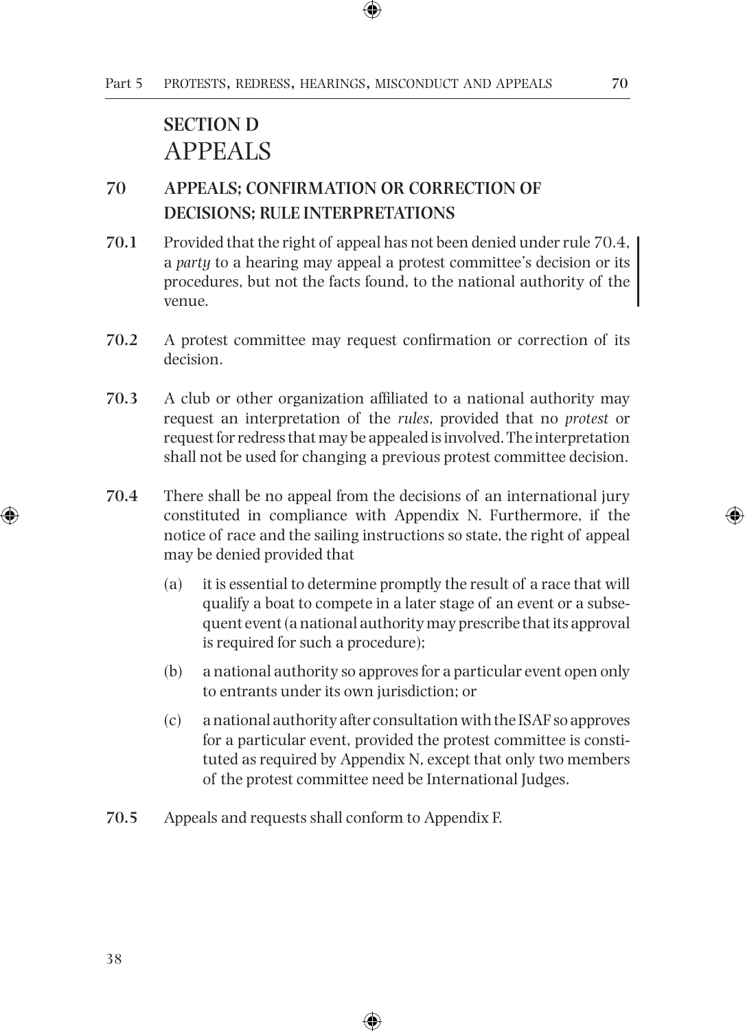## SECTION D
# APPEALS

### 70 APPEALS; CONFIRMATION OR CORRECTION OF DECISIONS; RULE INTERPRETATIONS

**70.1** Provided that the right of appeal has not been denied under rule 70.4, a *party* to a hearing may appeal a protest committee's decision or its procedures, but not the facts found, to the national authority of the venue.

**70.2** A protest committee may request confirmation or correction of its decision.

**70.3** A club or other organization affiliated to a national authority may request an interpretation of the *rules*, provided that no *protest* or request for redress that may be appealed is involved. The interpretation shall not be used for changing a previous protest committee decision.

**70.4** There shall be no appeal from the decisions of an international jury constituted in compliance with Appendix N. Furthermore, if the notice of race and the sailing instructions so state, the right of appeal may be denied provided that

(a) it is essential to determine promptly the result of a race that will qualify a boat to compete in a later stage of an event or a subsequent event (a national authority may prescribe that its approval is required for such a procedure);

(b) a national authority so approves for a particular event open only to entrants under its own jurisdiction; or

(c) a national authority after consultation with the ISAF so approves for a particular event, provided the protest committee is constituted as required by Appendix N, except that only two members of the protest committee need be International Judges.

**70.5** Appeals and requests shall conform to Appendix F.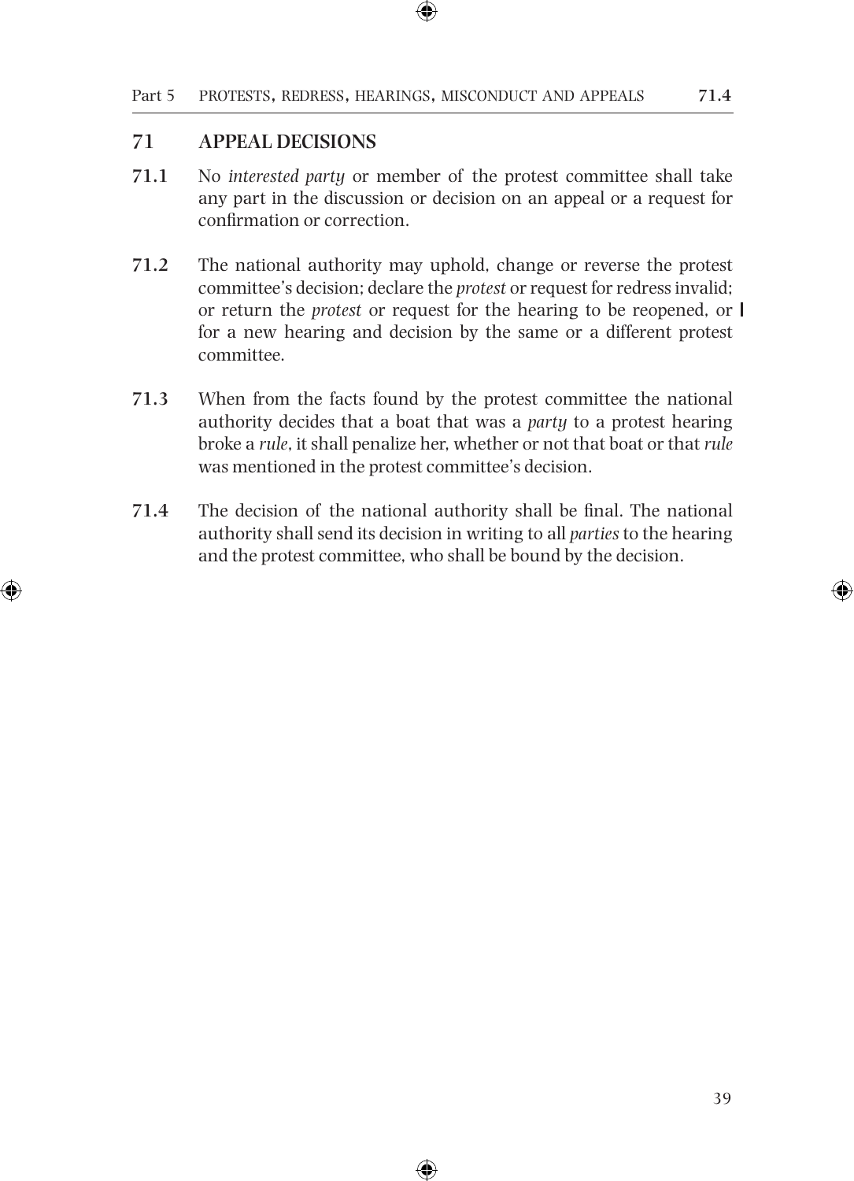## 71 APPEAL DECISIONS

**71.1** No *interested party* or member of the protest committee shall take any part in the discussion or decision on an appeal or a request for confirmation or correction.

**71.2** The national authority may uphold, change or reverse the protest committee's decision; declare the *protest* or request for redress invalid; or return the *protest* or request for the hearing to be reopened, or for a new hearing and decision by the same or a different protest committee.

**71.3** When from the facts found by the protest committee the national authority decides that a boat that was a *party* to a protest hearing broke a *rule*, it shall penalize her, whether or not that boat or that *rule* was mentioned in the protest committee's decision.

**71.4** The decision of the national authority shall be final. The national authority shall send its decision in writing to all *parties* to the hearing and the protest committee, who shall be bound by the decision.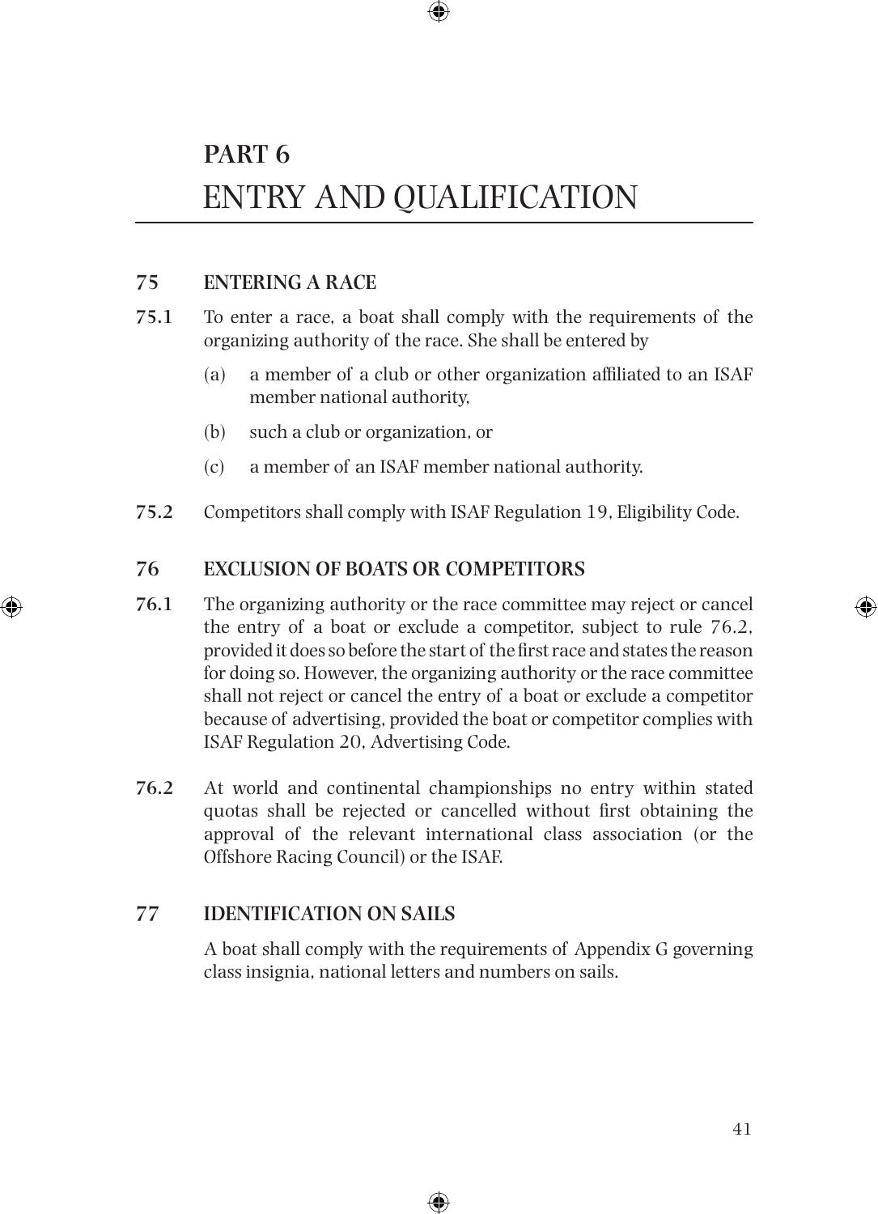# PART 6
# ENTRY AND QUALIFICATION

## 75 ENTERING A RACE

**75.1** To enter a race, a boat shall comply with the requirements of the organizing authority of the race. She shall be entered by

(a) a member of a club or other organization affiliated to an ISAF member national authority,

(b) such a club or organization, or

(c) a member of an ISAF member national authority.

**75.2** Competitors shall comply with ISAF Regulation 19, Eligibility Code.

## 76 EXCLUSION OF BOATS OR COMPETITORS

**76.1** The organizing authority or the race committee may reject or cancel the entry of a boat or exclude a competitor, subject to rule 76.2, provided it does so before the start of the first race and states the reason for doing so. However, the organizing authority or the race committee shall not reject or cancel the entry of a boat or exclude a competitor because of advertising, provided the boat or competitor complies with ISAF Regulation 20, Advertising Code.

**76.2** At world and continental championships no entry within stated quotas shall be rejected or cancelled without first obtaining the approval of the relevant international class association (or the Offshore Racing Council) or the ISAF.

## 77 IDENTIFICATION ON SAILS

A boat shall comply with the requirements of Appendix G governing class insignia, national letters and numbers on sails.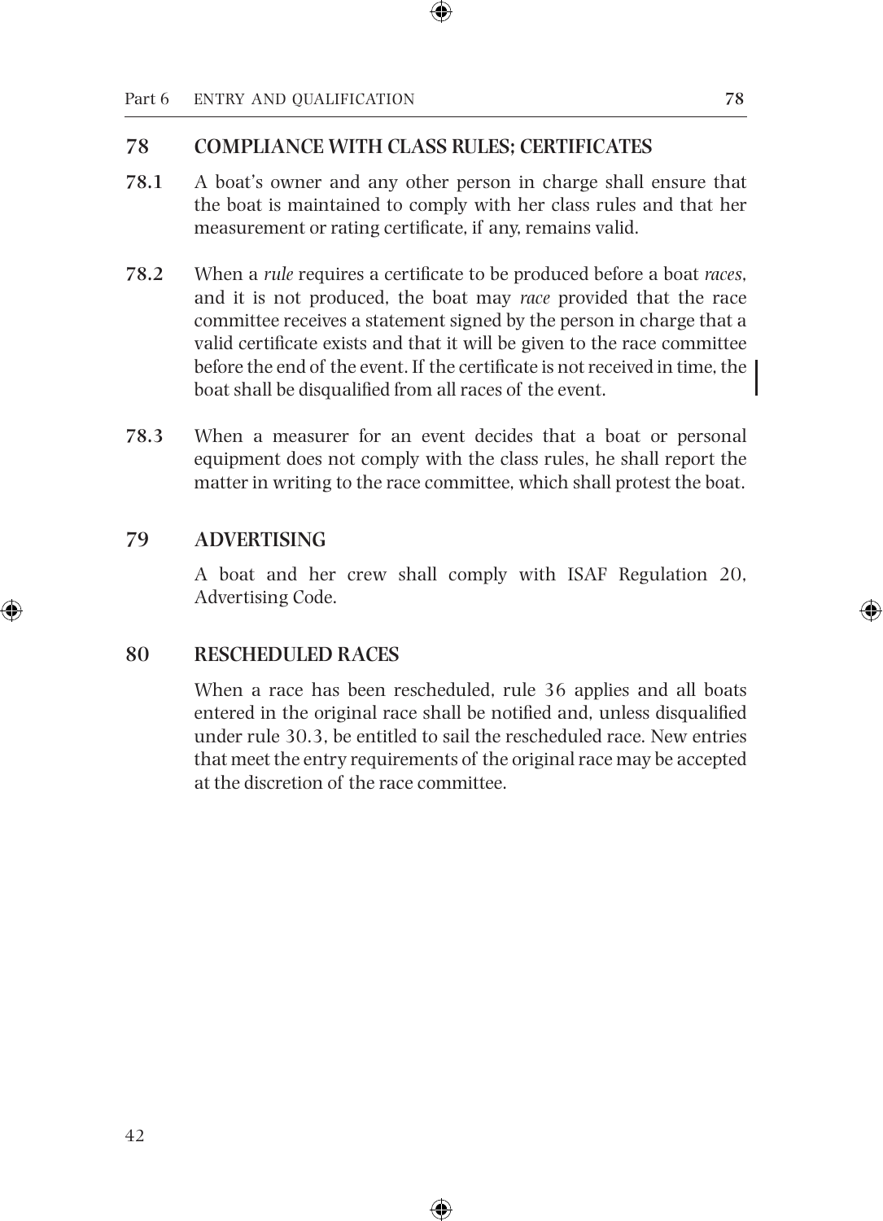## 78 COMPLIANCE WITH CLASS RULES; CERTIFICATES

**78.1** A boat's owner and any other person in charge shall ensure that the boat is maintained to comply with her class rules and that her measurement or rating certificate, if any, remains valid.

**78.2** When a *rule* requires a certificate to be produced before a boat *races*, and it is not produced, the boat may *race* provided that the race committee receives a statement signed by the person in charge that a valid certificate exists and that it will be given to the race committee before the end of the event. If the certificate is not received in time, the boat shall be disqualified from all races of the event.

**78.3** When a measurer for an event decides that a boat or personal equipment does not comply with the class rules, he shall report the matter in writing to the race committee, which shall protest the boat.

## 79 ADVERTISING

A boat and her crew shall comply with ISAF Regulation 20, Advertising Code.

## 80 RESCHEDULED RACES

When a race has been rescheduled, rule 36 applies and all boats entered in the original race shall be notified and, unless disqualified under rule 30.3, be entitled to sail the rescheduled race. New entries that meet the entry requirements of the original race may be accepted at the discretion of the race committee.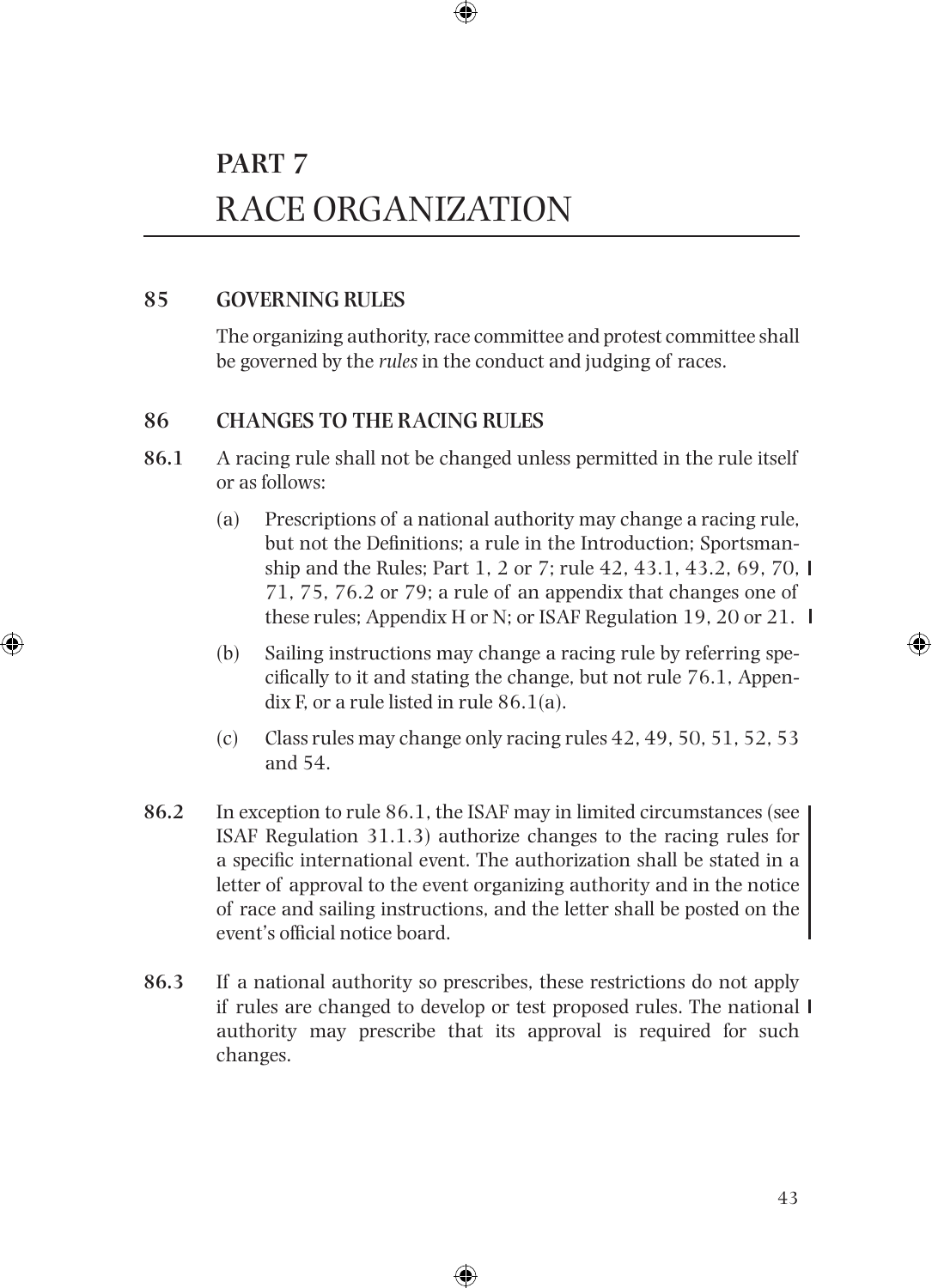# PART 7
# RACE ORGANIZATION

## 85 GOVERNING RULES

The organizing authority, race committee and protest committee shall be governed by the *rules* in the conduct and judging of races.

## 86 CHANGES TO THE RACING RULES

**86.1** A racing rule shall not be changed unless permitted in the rule itself or as follows:

(a) Prescriptions of a national authority may change a racing rule, but not the Definitions; a rule in the Introduction; Sportsmanship and the Rules; Part 1, 2 or 7; rule 42, 43.1, 43.2, 69, 70, 71, 75, 76.2 or 79; a rule of an appendix that changes one of these rules; Appendix H or N; or ISAF Regulation 19, 20 or 21.

(b) Sailing instructions may change a racing rule by referring specifically to it and stating the change, but not rule 76.1, Appendix F, or a rule listed in rule 86.1(a).

(c) Class rules may change only racing rules 42, 49, 50, 51, 52, 53 and 54.

**86.2** In exception to rule 86.1, the ISAF may in limited circumstances (see ISAF Regulation 31.1.3) authorize changes to the racing rules for a specific international event. The authorization shall be stated in a letter of approval to the event organizing authority and in the notice of race and sailing instructions, and the letter shall be posted on the event's official notice board.

**86.3** If a national authority so prescribes, these restrictions do not apply if rules are changed to develop or test proposed rules. The national authority may prescribe that its approval is required for such changes.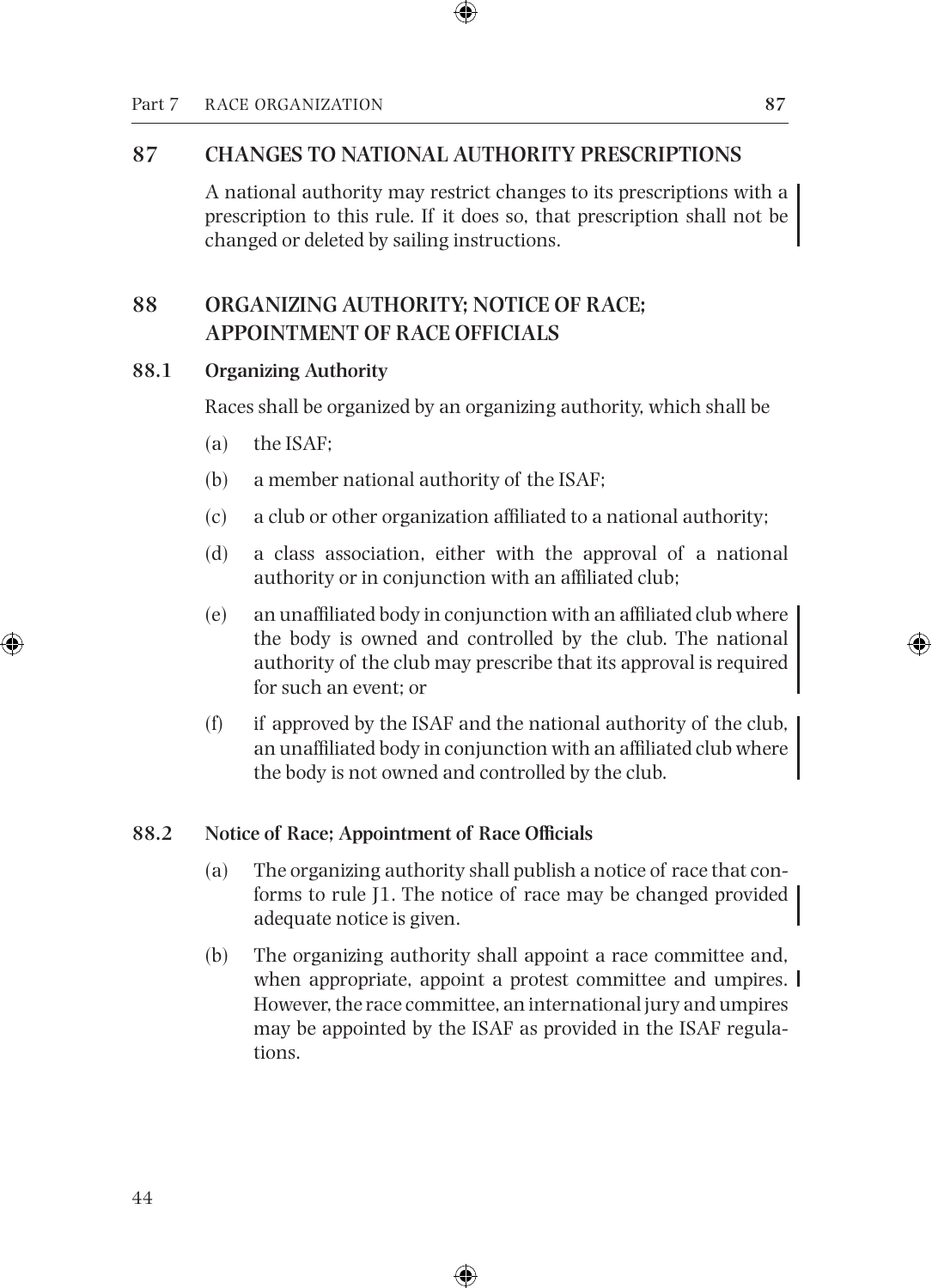## 87 CHANGES TO NATIONAL AUTHORITY PRESCRIPTIONS

A national authority may restrict changes to its prescriptions with a prescription to this rule. If it does so, that prescription shall not be changed or deleted by sailing instructions.

## 88 ORGANIZING AUTHORITY; NOTICE OF RACE; APPOINTMENT OF RACE OFFICIALS

### 88.1 Organizing Authority

Races shall be organized by an organizing authority, which shall be

(a) the ISAF;

(b) a member national authority of the ISAF;

(c) a club or other organization affiliated to a national authority;

(d) a class association, either with the approval of a national authority or in conjunction with an affiliated club;

(e) an unaffiliated body in conjunction with an affiliated club where the body is owned and controlled by the club. The national authority of the club may prescribe that its approval is required for such an event; or

(f) if approved by the ISAF and the national authority of the club, an unaffiliated body in conjunction with an affiliated club where the body is not owned and controlled by the club.

### 88.2 Notice of Race; Appointment of Race Officials

(a) The organizing authority shall publish a notice of race that conforms to rule J1. The notice of race may be changed provided adequate notice is given.

(b) The organizing authority shall appoint a race committee and, when appropriate, appoint a protest committee and umpires. However, the race committee, an international jury and umpires may be appointed by the ISAF as provided in the ISAF regulations.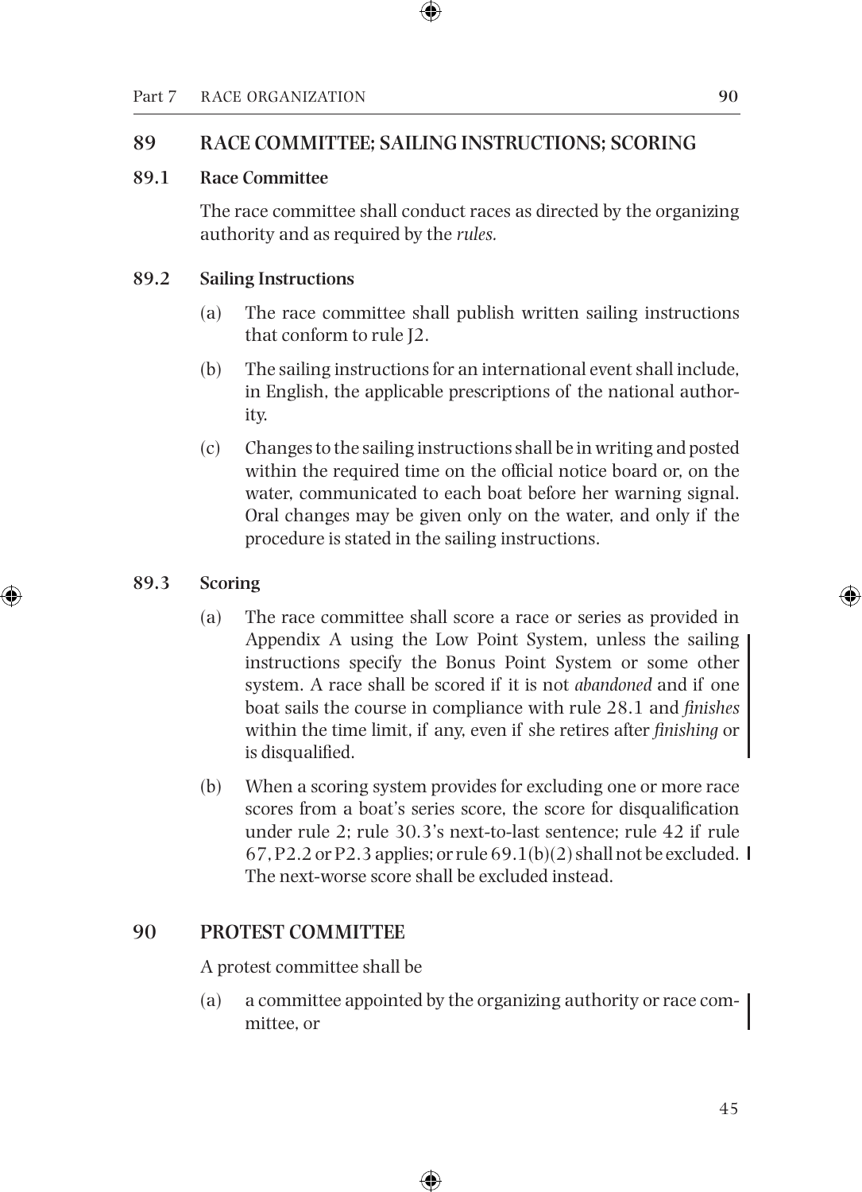## 89 RACE COMMITTEE; SAILING INSTRUCTIONS; SCORING

### 89.1 Race Committee

The race committee shall conduct races as directed by the organizing authority and as required by the *rules.*

### 89.2 Sailing Instructions

(a) The race committee shall publish written sailing instructions that conform to rule J2.

(b) The sailing instructions for an international event shall include, in English, the applicable prescriptions of the national authority.

(c) Changes to the sailing instructions shall be in writing and posted within the required time on the official notice board or, on the water, communicated to each boat before her warning signal. Oral changes may be given only on the water, and only if the procedure is stated in the sailing instructions.

### 89.3 Scoring

(a) The race committee shall score a race or series as provided in Appendix A using the Low Point System, unless the sailing instructions specify the Bonus Point System or some other system. A race shall be scored if it is not *abandoned* and if one boat sails the course in compliance with rule 28.1 and *finishes* within the time limit, if any, even if she retires after *finishing* or is disqualified.

(b) When a scoring system provides for excluding one or more race scores from a boat's series score, the score for disqualification under rule 2; rule 30.3's next-to-last sentence; rule 42 if rule 67, P2.2 or P2.3 applies; or rule 69.1(b)(2) shall not be excluded. The next-worse score shall be excluded instead.

## 90 PROTEST COMMITTEE

A protest committee shall be

(a) a committee appointed by the organizing authority or race committee, or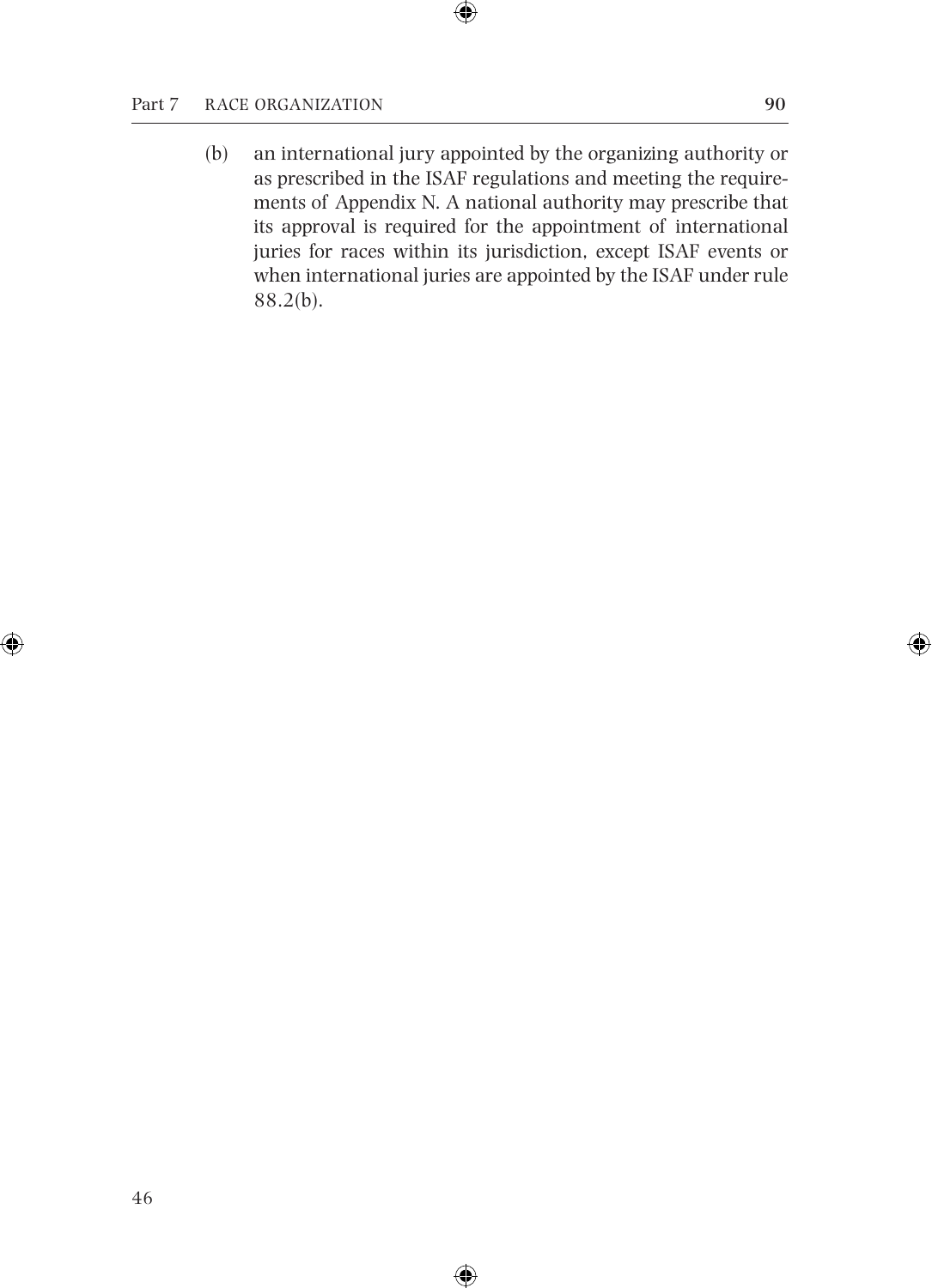(b) an international jury appointed by the organizing authority or as prescribed in the ISAF regulations and meeting the requirements of Appendix N. A national authority may prescribe that its approval is required for the appointment of international juries for races within its jurisdiction, except ISAF events or when international juries are appointed by the ISAF under rule 88.2(b).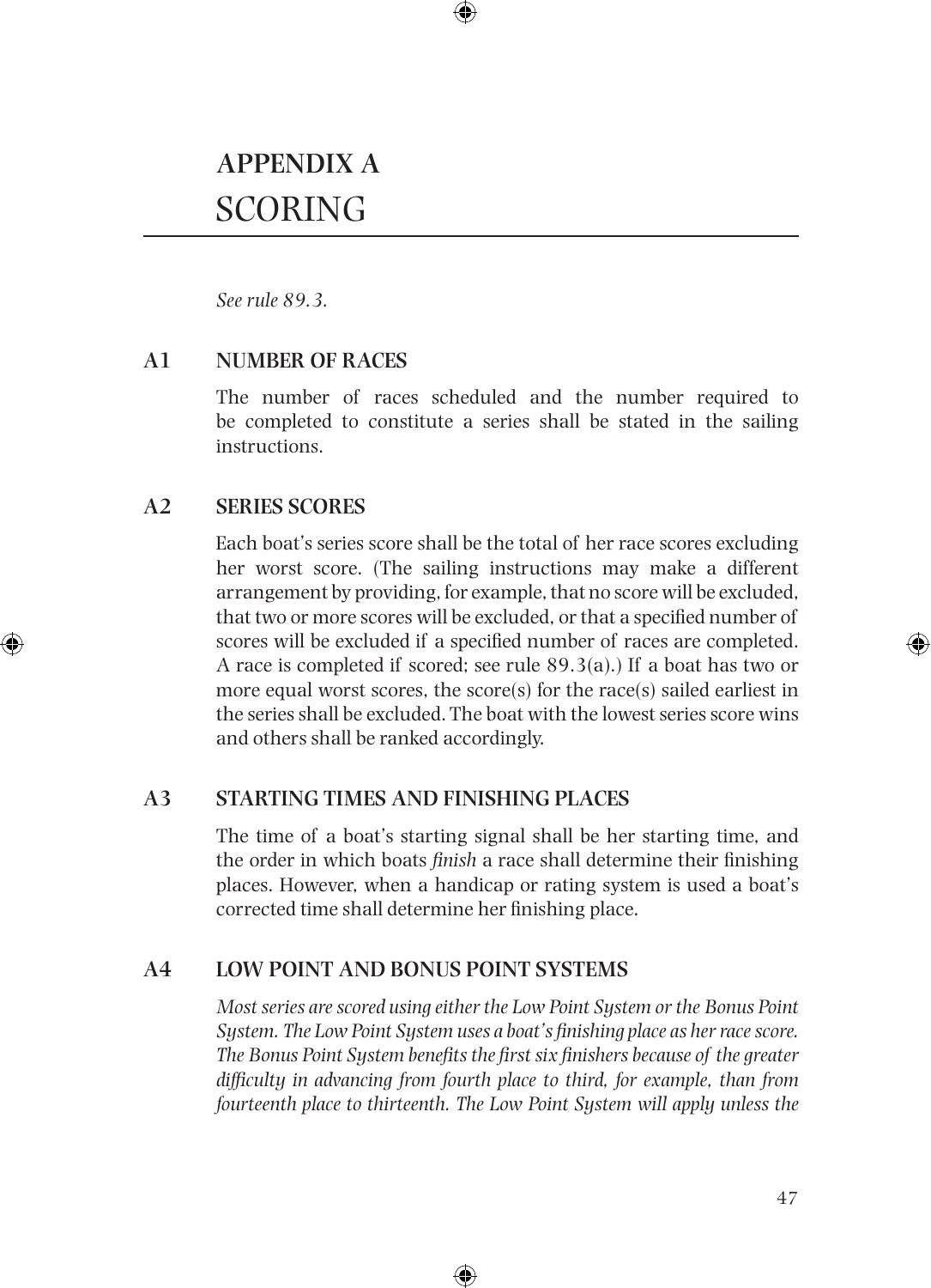# APPENDIX A
# SCORING

*See rule 89.3.*

## A1 NUMBER OF RACES

The number of races scheduled and the number required to be completed to constitute a series shall be stated in the sailing instructions.

## A2 SERIES SCORES

Each boat's series score shall be the total of her race scores excluding her worst score. (The sailing instructions may make a different arrangement by providing, for example, that no score will be excluded, that two or more scores will be excluded, or that a specified number of scores will be excluded if a specified number of races are completed. A race is completed if scored; see rule 89.3(a).) If a boat has two or more equal worst scores, the score(s) for the race(s) sailed earliest in the series shall be excluded. The boat with the lowest series score wins and others shall be ranked accordingly.

## A3 STARTING TIMES AND FINISHING PLACES

The time of a boat's starting signal shall be her starting time, and the order in which boats *finish* a race shall determine their finishing places. However, when a handicap or rating system is used a boat's corrected time shall determine her finishing place.

## A4 LOW POINT AND BONUS POINT SYSTEMS

*Most series are scored using either the Low Point System or the Bonus Point System. The Low Point System uses a boat's finishing place as her race score. The Bonus Point System benefits the first six finishers because of the greater difficulty in advancing from fourth place to third, for example, than from fourteenth place to thirteenth. The Low Point System will apply unless the*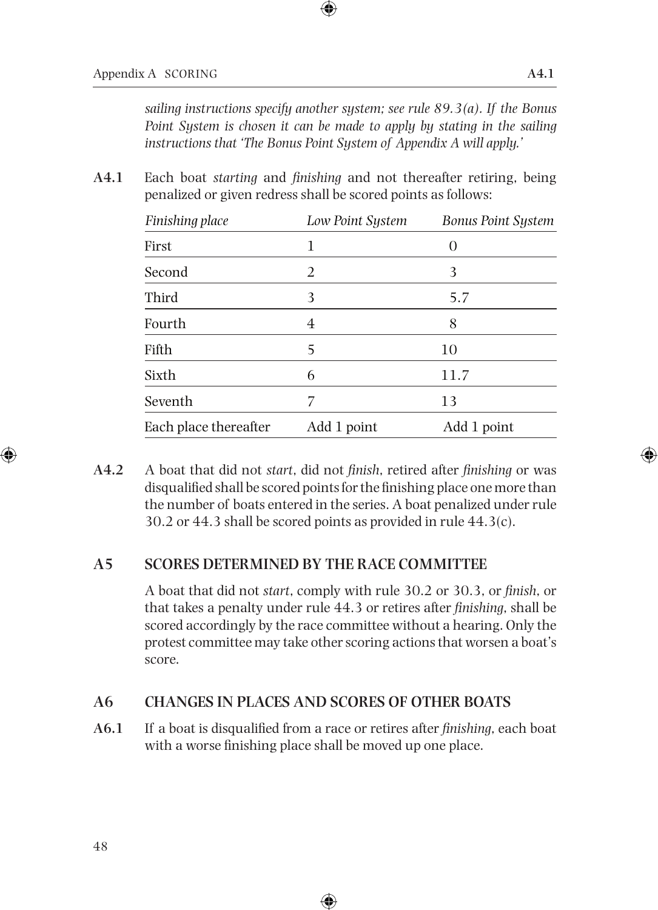*sailing instructions specify another system; see rule 89.3(a). If the Bonus Point System is chosen it can be made to apply by stating in the sailing instructions that 'The Bonus Point System of Appendix A will apply.'*

**A4.1** Each boat *starting* and *finishing* and not thereafter retiring, being penalized or given redress shall be scored points as follows:

| *Finishing place* | *Low Point System* | *Bonus Point System* |
|---|---|---|
| First | 1 | 0 |
| Second | 2 | 3 |
| Third | 3 | 5.7 |
| Fourth | 4 | 8 |
| Fifth | 5 | 10 |
| Sixth | 6 | 11.7 |
| Seventh | 7 | 13 |
| Each place thereafter | Add 1 point | Add 1 point |

**A4.2** A boat that did not *start*, did not *finish*, retired after *finishing* or was disqualified shall be scored points for the finishing place one more than the number of boats entered in the series. A boat penalized under rule 30.2 or 44.3 shall be scored points as provided in rule 44.3(c).

## A5 SCORES DETERMINED BY THE RACE COMMITTEE

A boat that did not *start*, comply with rule 30.2 or 30.3, or *finish*, or that takes a penalty under rule 44.3 or retires after *finishing*, shall be scored accordingly by the race committee without a hearing. Only the protest committee may take other scoring actions that worsen a boat's score.

## A6 CHANGES IN PLACES AND SCORES OF OTHER BOATS

**A6.1** If a boat is disqualified from a race or retires after *finishing*, each boat with a worse finishing place shall be moved up one place.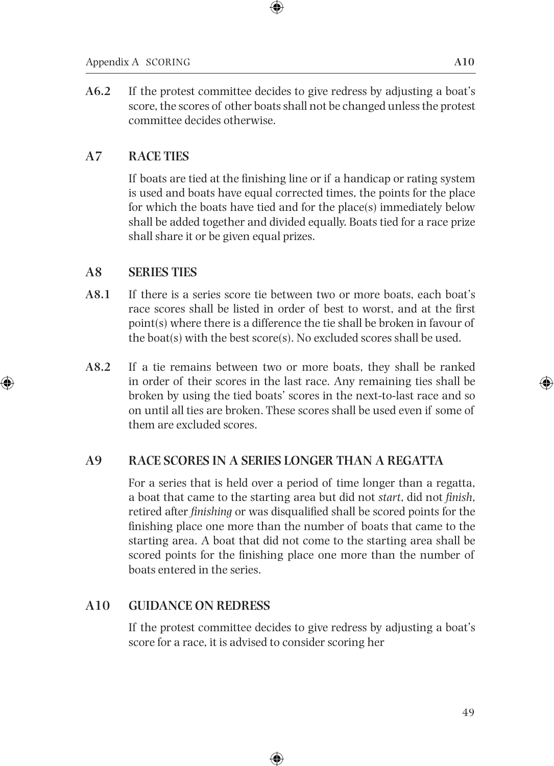**A6.2** If the protest committee decides to give redress by adjusting a boat's score, the scores of other boats shall not be changed unless the protest committee decides otherwise.

## A7 RACE TIES

If boats are tied at the finishing line or if a handicap or rating system is used and boats have equal corrected times, the points for the place for which the boats have tied and for the place(s) immediately below shall be added together and divided equally. Boats tied for a race prize shall share it or be given equal prizes.

## A8 SERIES TIES

**A8.1** If there is a series score tie between two or more boats, each boat's race scores shall be listed in order of best to worst, and at the first point(s) where there is a difference the tie shall be broken in favour of the boat(s) with the best score(s). No excluded scores shall be used.

**A8.2** If a tie remains between two or more boats, they shall be ranked in order of their scores in the last race. Any remaining ties shall be broken by using the tied boats' scores in the next-to-last race and so on until all ties are broken. These scores shall be used even if some of them are excluded scores.

## A9 RACE SCORES IN A SERIES LONGER THAN A REGATTA

For a series that is held over a period of time longer than a regatta, a boat that came to the starting area but did not *start*, did not *finish*, retired after *finishing* or was disqualified shall be scored points for the finishing place one more than the number of boats that came to the starting area. A boat that did not come to the starting area shall be scored points for the finishing place one more than the number of boats entered in the series.

## A10 GUIDANCE ON REDRESS

If the protest committee decides to give redress by adjusting a boat's score for a race, it is advised to consider scoring her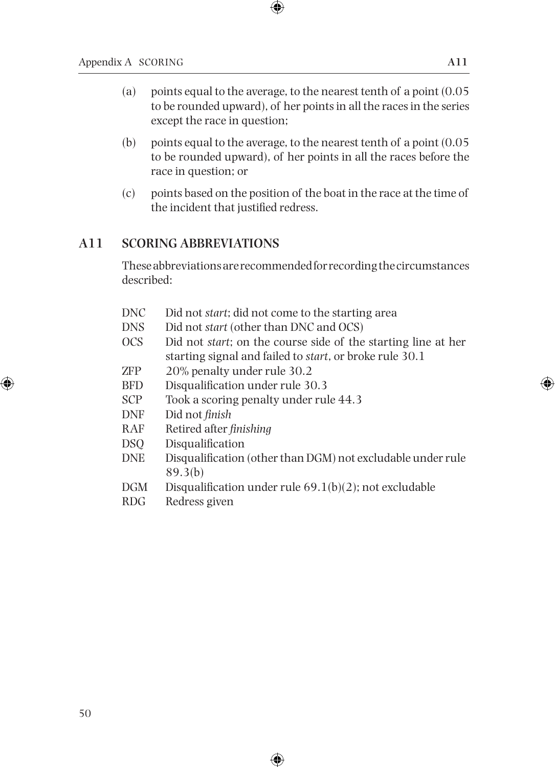(a) points equal to the average, to the nearest tenth of a point (0.05 to be rounded upward), of her points in all the races in the series except the race in question;

(b) points equal to the average, to the nearest tenth of a point (0.05 to be rounded upward), of her points in all the races before the race in question; or

(c) points based on the position of the boat in the race at the time of the incident that justified redress.

## A11 SCORING ABBREVIATIONS

These abbreviations are recommended for recording the circumstances described:

| | |
|---|---|
| DNC | Did not *start*; did not come to the starting area |
| DNS | Did not *start* (other than DNC and OCS) |
| OCS | Did not *start*; on the course side of the starting line at her starting signal and failed to *start*, or broke rule 30.1 |
| ZFP | 20% penalty under rule 30.2 |
| BFD | Disqualification under rule 30.3 |
| SCP | Took a scoring penalty under rule 44.3 |
| DNF | Did not *finish* |
| RAF | Retired after *finishing* |
| DSQ | Disqualification |
| DNE | Disqualification (other than DGM) not excludable under rule 89.3(b) |
| DGM | Disqualification under rule 69.1(b)(2); not excludable |
| RDG | Redress given |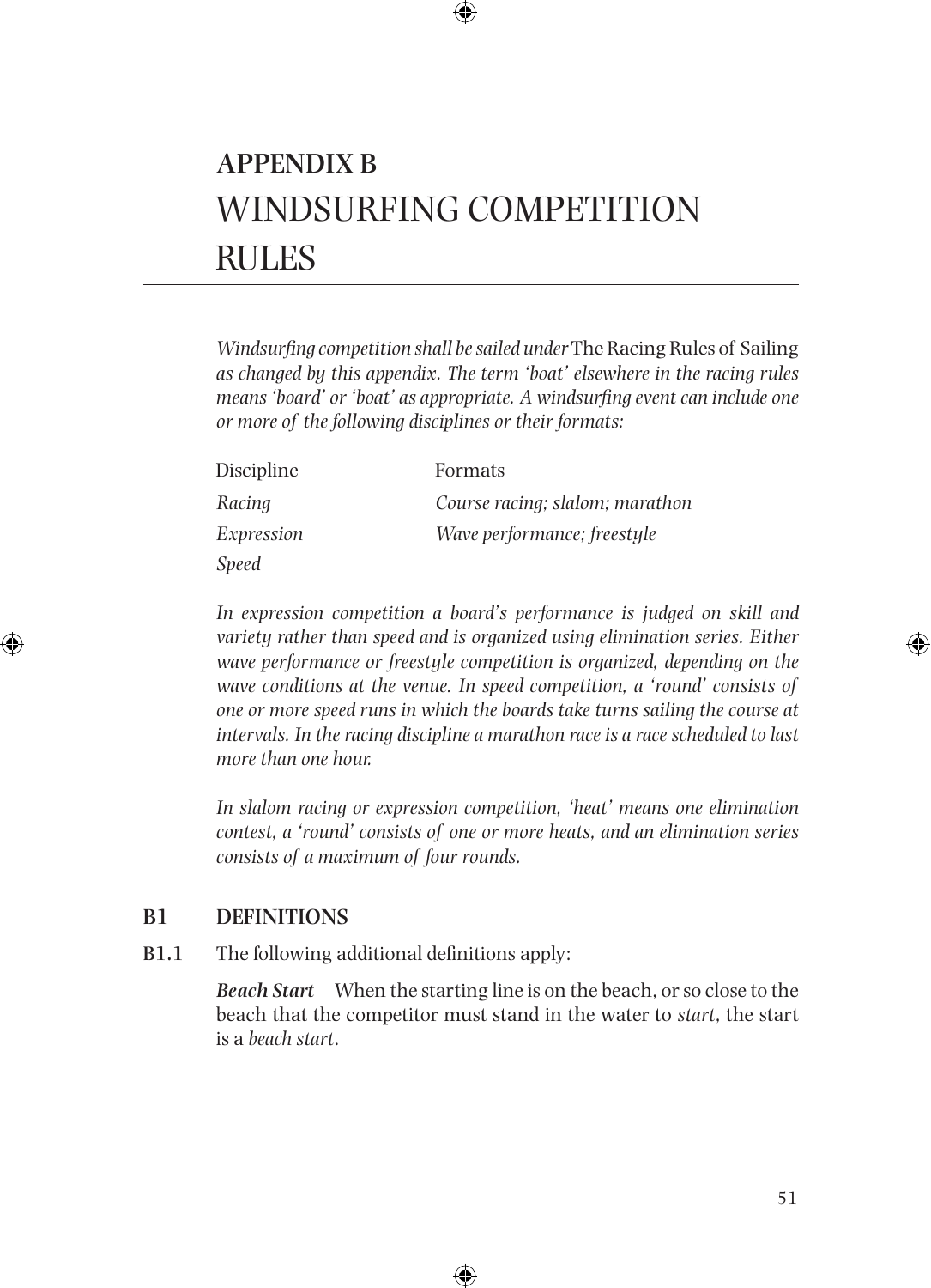# APPENDIX B
# WINDSURFING COMPETITION RULES

*Windsurfing competition shall be sailed under* The Racing Rules of Sailing *as changed by this appendix. The term 'boat' elsewhere in the racing rules means 'board' or 'boat' as appropriate. A windsurfing event can include one or more of the following disciplines or their formats:*

| Discipline | Formats |
|---|---|
| *Racing* | *Course racing; slalom; marathon* |
| *Expression* | *Wave performance; freestyle* |
| *Speed* | |

*In expression competition a board's performance is judged on skill and variety rather than speed and is organized using elimination series. Either wave performance or freestyle competition is organized, depending on the wave conditions at the venue. In speed competition, a 'round' consists of one or more speed runs in which the boards take turns sailing the course at intervals. In the racing discipline a marathon race is a race scheduled to last more than one hour.*

*In slalom racing or expression competition, 'heat' means one elimination contest, a 'round' consists of one or more heats, and an elimination series consists of a maximum of four rounds.*

## B1 DEFINITIONS

**B1.1** The following additional definitions apply:

***Beach Start*** When the starting line is on the beach, or so close to the beach that the competitor must stand in the water to *start*, the start is a *beach start*.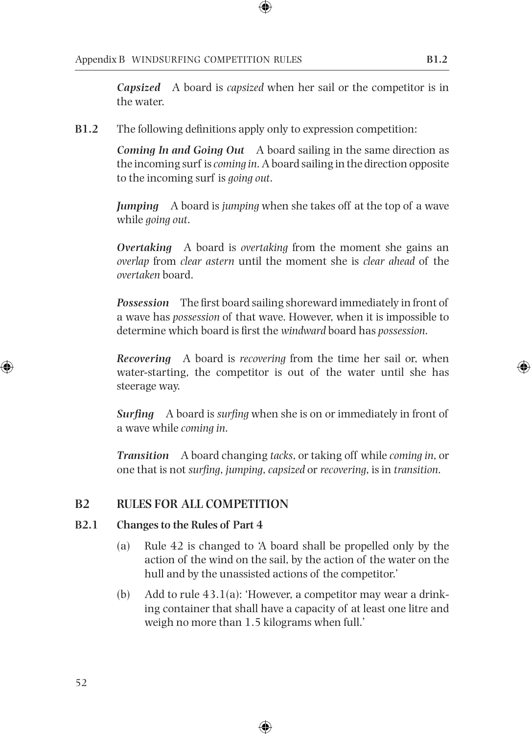***Capsized*** A board is *capsized* when her sail or the competitor is in the water.

**B1.2** The following definitions apply only to expression competition:

***Coming In and Going Out*** A board sailing in the same direction as the incoming surf is *coming in*. A board sailing in the direction opposite to the incoming surf is *going out*.

***Jumping*** A board is *jumping* when she takes off at the top of a wave while *going out*.

***Overtaking*** A board is *overtaking* from the moment she gains an *overlap* from *clear astern* until the moment she is *clear ahead* of the *overtaken* board.

***Possession*** The first board sailing shoreward immediately in front of a wave has *possession* of that wave. However, when it is impossible to determine which board is first the *windward* board has *possession*.

***Recovering*** A board is *recovering* from the time her sail or, when water-starting, the competitor is out of the water until she has steerage way.

***Surfing*** A board is *surfing* when she is on or immediately in front of a wave while *coming in*.

***Transition*** A board changing *tacks*, or taking off while *coming in*, or one that is not *surfing*, *jumping*, *capsized* or *recovering*, is in *transition*.

## B2 RULES FOR ALL COMPETITION

### B2.1 Changes to the Rules of Part 4

(a) Rule 42 is changed to 'A board shall be propelled only by the action of the wind on the sail, by the action of the water on the hull and by the unassisted actions of the competitor.'

(b) Add to rule 43.1(a): 'However, a competitor may wear a drinking container that shall have a capacity of at least one litre and weigh no more than 1.5 kilograms when full.'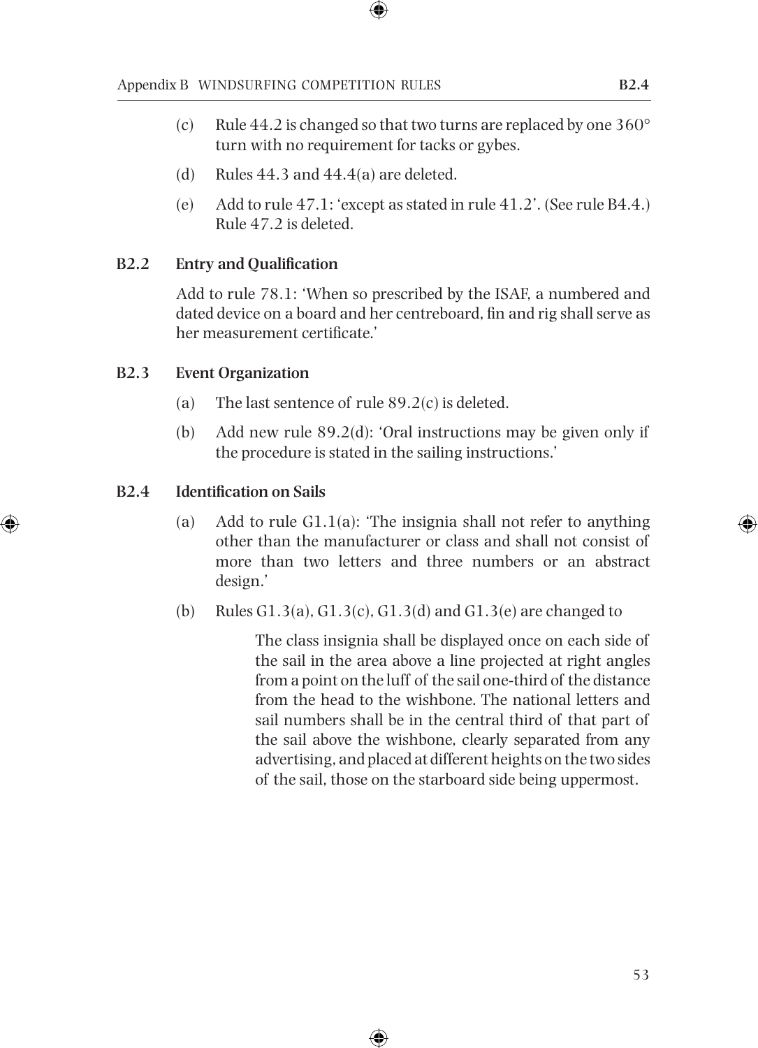(c) Rule 44.2 is changed so that two turns are replaced by one 360° turn with no requirement for tacks or gybes.

(d) Rules 44.3 and 44.4(a) are deleted.

(e) Add to rule 47.1: 'except as stated in rule 41.2'. (See rule B4.4.) Rule 47.2 is deleted.

## B2.2 Entry and Qualification

Add to rule 78.1: 'When so prescribed by the ISAF, a numbered and dated device on a board and her centreboard, fin and rig shall serve as her measurement certificate.'

## B2.3 Event Organization

(a) The last sentence of rule 89.2(c) is deleted.

(b) Add new rule 89.2(d): 'Oral instructions may be given only if the procedure is stated in the sailing instructions.'

## B2.4 Identification on Sails

(a) Add to rule G1.1(a): 'The insignia shall not refer to anything other than the manufacturer or class and shall not consist of more than two letters and three numbers or an abstract design.'

(b) Rules G1.3(a), G1.3(c), G1.3(d) and G1.3(e) are changed to

> The class insignia shall be displayed once on each side of the sail in the area above a line projected at right angles from a point on the luff of the sail one-third of the distance from the head to the wishbone. The national letters and sail numbers shall be in the central third of that part of the sail above the wishbone, clearly separated from any advertising, and placed at different heights on the two sides of the sail, those on the starboard side being uppermost.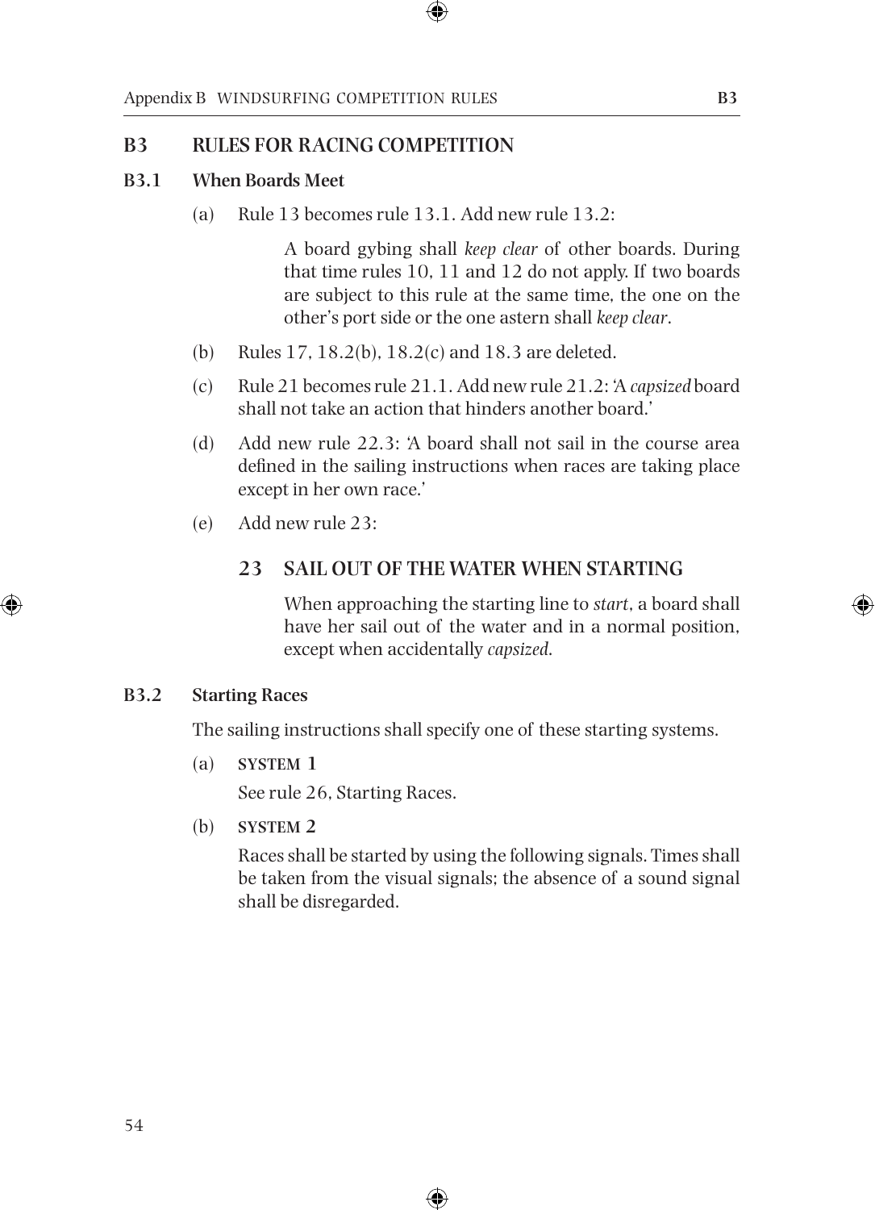## B3 RULES FOR RACING COMPETITION

### B3.1 When Boards Meet

(a) Rule 13 becomes rule 13.1. Add new rule 13.2:

> A board gybing shall *keep clear* of other boards. During that time rules 10, 11 and 12 do not apply. If two boards are subject to this rule at the same time, the one on the other's port side or the one astern shall *keep clear*.

(b) Rules 17, 18.2(b), 18.2(c) and 18.3 are deleted.

(c) Rule 21 becomes rule 21.1. Add new rule 21.2: 'A *capsized* board shall not take an action that hinders another board.'

(d) Add new rule 22.3: 'A board shall not sail in the course area defined in the sailing instructions when races are taking place except in her own race.'

(e) Add new rule 23:

#### 23 SAIL OUT OF THE WATER WHEN STARTING

> When approaching the starting line to *start*, a board shall have her sail out of the water and in a normal position, except when accidentally *capsized*.

### B3.2 Starting Races

The sailing instructions shall specify one of these starting systems.

(a) **SYSTEM 1**

See rule 26, Starting Races.

(b) **SYSTEM 2**

Races shall be started by using the following signals. Times shall be taken from the visual signals; the absence of a sound signal shall be disregarded.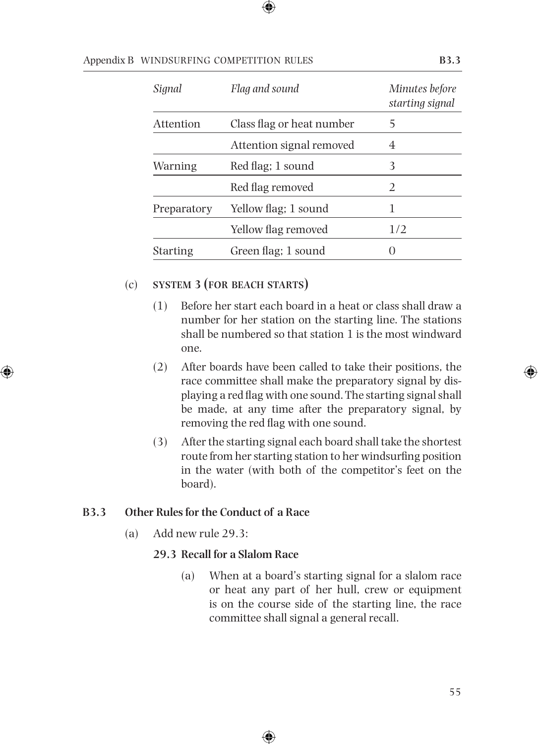| *Signal* | *Flag and sound* | *Minutes before starting signal* |
|---|---|---|
| Attention | Class flag or heat number | 5 |
| | Attention signal removed | 4 |
| Warning | Red flag; 1 sound | 3 |
| | Red flag removed | 2 |
| Preparatory | Yellow flag; 1 sound | 1 |
| | Yellow flag removed | 1/2 |
| Starting | Green flag; 1 sound | 0 |

(c) **SYSTEM 3 (FOR BEACH STARTS)**

(1) Before her start each board in a heat or class shall draw a number for her station on the starting line. The stations shall be numbered so that station 1 is the most windward one.

(2) After boards have been called to take their positions, the race committee shall make the preparatory signal by displaying a red flag with one sound. The starting signal shall be made, at any time after the preparatory signal, by removing the red flag with one sound.

(3) After the starting signal each board shall take the shortest route from her starting station to her windsurfing position in the water (with both of the competitor's feet on the board).

## B3.3 Other Rules for the Conduct of a Race

(a) Add new rule 29.3:

**29.3 Recall for a Slalom Race**

(a) When at a board's starting signal for a slalom race or heat any part of her hull, crew or equipment is on the course side of the starting line, the race committee shall signal a general recall.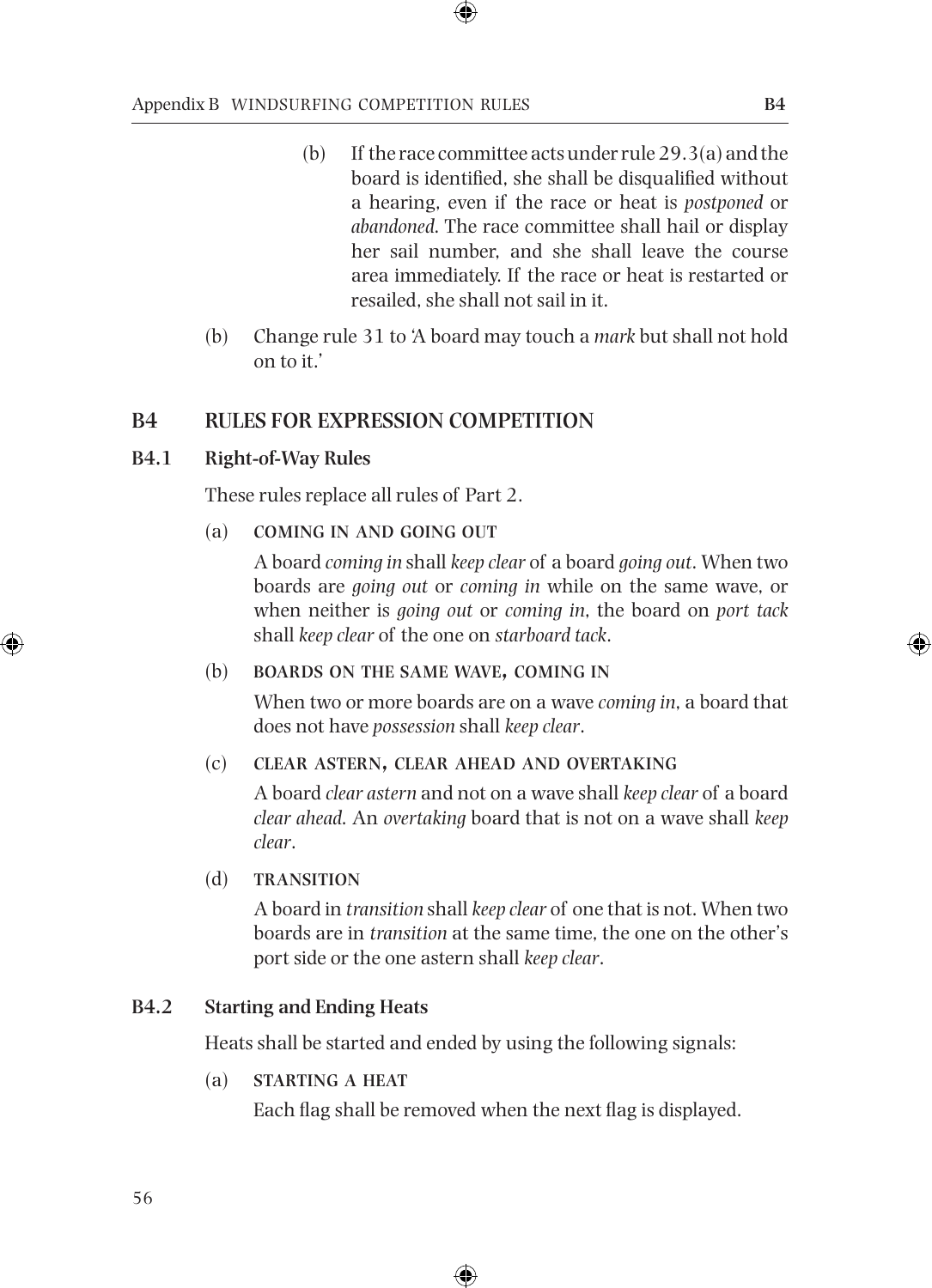(b) If the race committee acts under rule 29.3(a) and the board is identified, she shall be disqualified without a hearing, even if the race or heat is *postponed* or *abandoned*. The race committee shall hail or display her sail number, and she shall leave the course area immediately. If the race or heat is restarted or resailed, she shall not sail in it.

(b) Change rule 31 to 'A board may touch a *mark* but shall not hold on to it.'

## B4 RULES FOR EXPRESSION COMPETITION

### B4.1 Right-of-Way Rules

These rules replace all rules of Part 2.

(a) COMING IN AND GOING OUT

A board *coming in* shall *keep clear* of a board *going out*. When two boards are *going out* or *coming in* while on the same wave, or when neither is *going out* or *coming in*, the board on *port tack* shall *keep clear* of the one on *starboard tack*.

(b) BOARDS ON THE SAME WAVE, COMING IN

When two or more boards are on a wave *coming in*, a board that does not have *possession* shall *keep clear*.

(c) CLEAR ASTERN, CLEAR AHEAD AND OVERTAKING

A board *clear astern* and not on a wave shall *keep clear* of a board *clear ahead*. An *overtaking* board that is not on a wave shall *keep clear*.

(d) TRANSITION

A board in *transition* shall *keep clear* of one that is not. When two boards are in *transition* at the same time, the one on the other's port side or the one astern shall *keep clear*.

### B4.2 Starting and Ending Heats

Heats shall be started and ended by using the following signals:

(a) STARTING A HEAT

Each flag shall be removed when the next flag is displayed.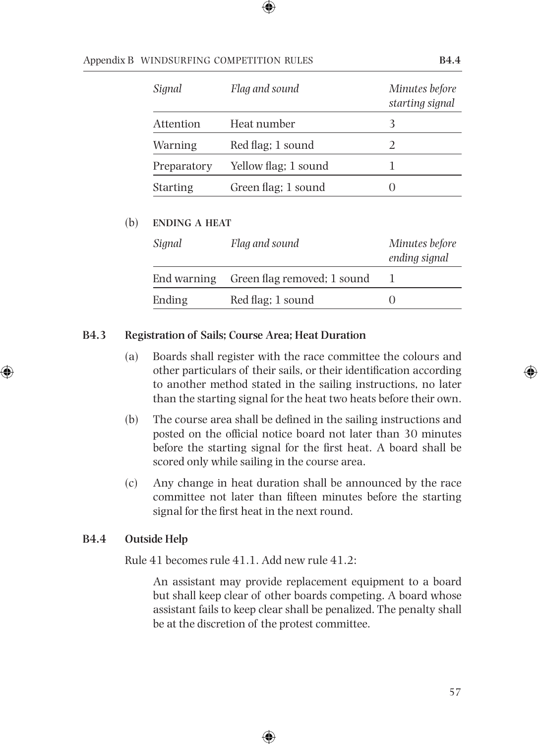| *Signal* | *Flag and sound* | *Minutes before starting signal* |
| --- | --- | --- |
| Attention | Heat number | 3 |
| Warning | Red flag; 1 sound | 2 |
| Preparatory | Yellow flag; 1 sound | 1 |
| Starting | Green flag; 1 sound | 0 |

(b) **ENDING A HEAT**

| *Signal* | *Flag and sound* | *Minutes before ending signal* |
| --- | --- | --- |
| End warning | Green flag removed; 1 sound | 1 |
| Ending | Red flag; 1 sound | 0 |

### B4.3 Registration of Sails; Course Area; Heat Duration

(a) Boards shall register with the race committee the colours and other particulars of their sails, or their identification according to another method stated in the sailing instructions, no later than the starting signal for the heat two heats before their own.

(b) The course area shall be defined in the sailing instructions and posted on the official notice board not later than 30 minutes before the starting signal for the first heat. A board shall be scored only while sailing in the course area.

(c) Any change in heat duration shall be announced by the race committee not later than fifteen minutes before the starting signal for the first heat in the next round.

### B4.4 Outside Help

Rule 41 becomes rule 41.1. Add new rule 41.2:

> An assistant may provide replacement equipment to a board but shall keep clear of other boards competing. A board whose assistant fails to keep clear shall be penalized. The penalty shall be at the discretion of the protest committee.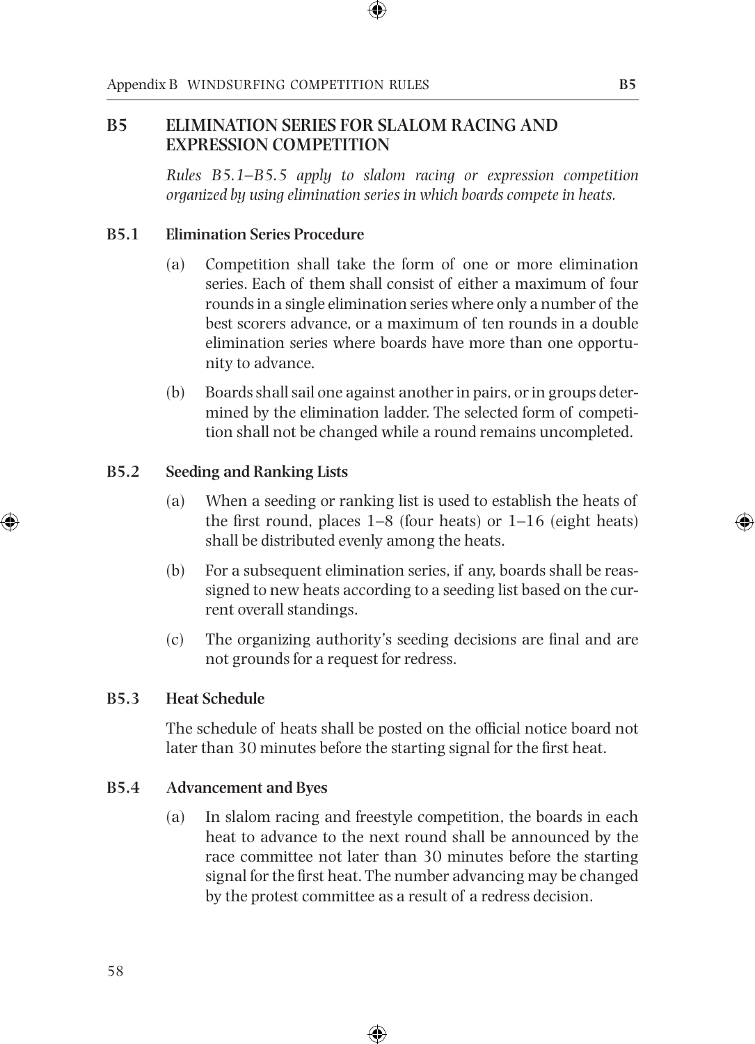## B5 ELIMINATION SERIES FOR SLALOM RACING AND EXPRESSION COMPETITION

*Rules B5.1–B5.5 apply to slalom racing or expression competition organized by using elimination series in which boards compete in heats.*

### B5.1 Elimination Series Procedure

(a) Competition shall take the form of one or more elimination series. Each of them shall consist of either a maximum of four rounds in a single elimination series where only a number of the best scorers advance, or a maximum of ten rounds in a double elimination series where boards have more than one opportunity to advance.

(b) Boards shall sail one against another in pairs, or in groups determined by the elimination ladder. The selected form of competition shall not be changed while a round remains uncompleted.

### B5.2 Seeding and Ranking Lists

(a) When a seeding or ranking list is used to establish the heats of the first round, places 1–8 (four heats) or 1–16 (eight heats) shall be distributed evenly among the heats.

(b) For a subsequent elimination series, if any, boards shall be reassigned to new heats according to a seeding list based on the current overall standings.

(c) The organizing authority's seeding decisions are final and are not grounds for a request for redress.

### B5.3 Heat Schedule

The schedule of heats shall be posted on the official notice board not later than 30 minutes before the starting signal for the first heat.

### B5.4 Advancement and Byes

(a) In slalom racing and freestyle competition, the boards in each heat to advance to the next round shall be announced by the race committee not later than 30 minutes before the starting signal for the first heat. The number advancing may be changed by the protest committee as a result of a redress decision.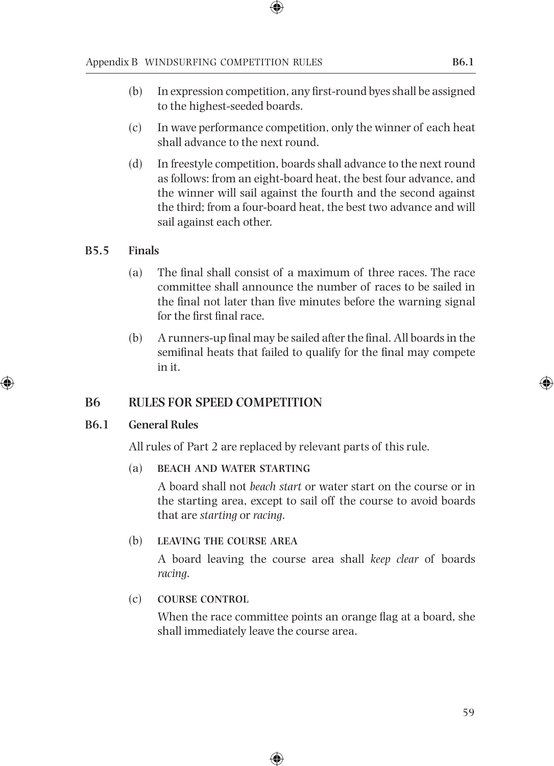(b) In expression competition, any first-round byes shall be assigned to the highest-seeded boards.

(c) In wave performance competition, only the winner of each heat shall advance to the next round.

(d) In freestyle competition, boards shall advance to the next round as follows: from an eight-board heat, the best four advance, and the winner will sail against the fourth and the second against the third; from a four-board heat, the best two advance and will sail against each other.

### B5.5 Finals

(a) The final shall consist of a maximum of three races. The race committee shall announce the number of races to be sailed in the final not later than five minutes before the warning signal for the first final race.

(b) A runners-up final may be sailed after the final. All boards in the semifinal heats that failed to qualify for the final may compete in it.

## B6 RULES FOR SPEED COMPETITION

### B6.1 General Rules

All rules of Part 2 are replaced by relevant parts of this rule.

(a) BEACH AND WATER STARTING

A board shall not *beach start* or water start on the course or in the starting area, except to sail off the course to avoid boards that are *starting* or *racing*.

(b) LEAVING THE COURSE AREA

A board leaving the course area shall *keep clear* of boards *racing*.

(c) COURSE CONTROL

When the race committee points an orange flag at a board, she shall immediately leave the course area.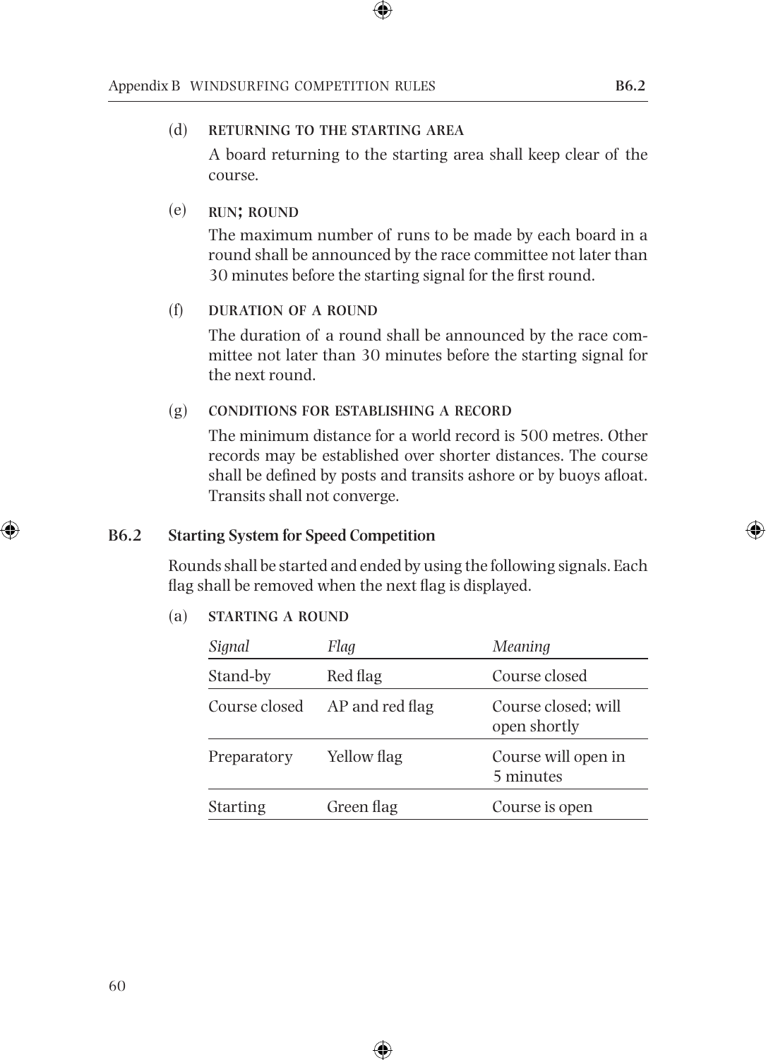(d) **RETURNING TO THE STARTING AREA**

A board returning to the starting area shall keep clear of the course.

(e) **RUN; ROUND**

The maximum number of runs to be made by each board in a round shall be announced by the race committee not later than 30 minutes before the starting signal for the first round.

(f) **DURATION OF A ROUND**

The duration of a round shall be announced by the race committee not later than 30 minutes before the starting signal for the next round.

(g) **CONDITIONS FOR ESTABLISHING A RECORD**

The minimum distance for a world record is 500 metres. Other records may be established over shorter distances. The course shall be defined by posts and transits ashore or by buoys afloat. Transits shall not converge.

## B6.2 Starting System for Speed Competition

Rounds shall be started and ended by using the following signals. Each flag shall be removed when the next flag is displayed.

(a) **STARTING A ROUND**

| *Signal* | *Flag* | *Meaning* |
|---|---|---|
| Stand-by | Red flag | Course closed |
| Course closed | AP and red flag | Course closed; will open shortly |
| Preparatory | Yellow flag | Course will open in 5 minutes |
| Starting | Green flag | Course is open |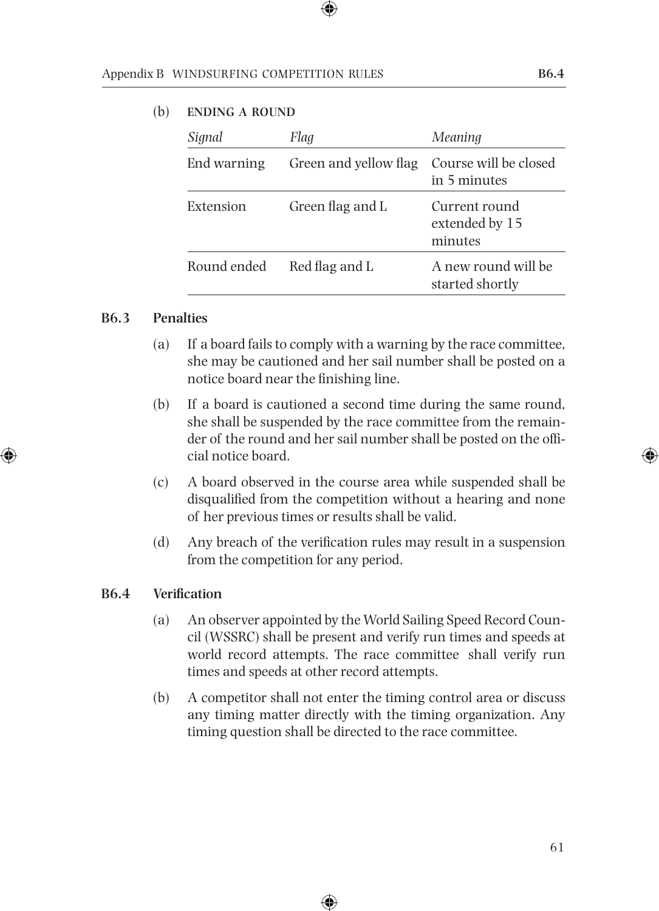(b) **ENDING A ROUND**

| *Signal* | *Flag* | *Meaning* |
|---|---|---|
| End warning | Green and yellow flag | Course will be closed in 5 minutes |
| Extension | Green flag and L | Current round extended by 15 minutes |
| Round ended | Red flag and L | A new round will be started shortly |

### B6.3 Penalties

(a) If a board fails to comply with a warning by the race committee, she may be cautioned and her sail number shall be posted on a notice board near the finishing line.

(b) If a board is cautioned a second time during the same round, she shall be suspended by the race committee from the remainder of the round and her sail number shall be posted on the official notice board.

(c) A board observed in the course area while suspended shall be disqualified from the competition without a hearing and none of her previous times or results shall be valid.

(d) Any breach of the verification rules may result in a suspension from the competition for any period.

### B6.4 Verification

(a) An observer appointed by the World Sailing Speed Record Council (WSSRC) shall be present and verify run times and speeds at world record attempts. The race committee shall verify run times and speeds at other record attempts.

(b) A competitor shall not enter the timing control area or discuss any timing matter directly with the timing organization. Any timing question shall be directed to the race committee.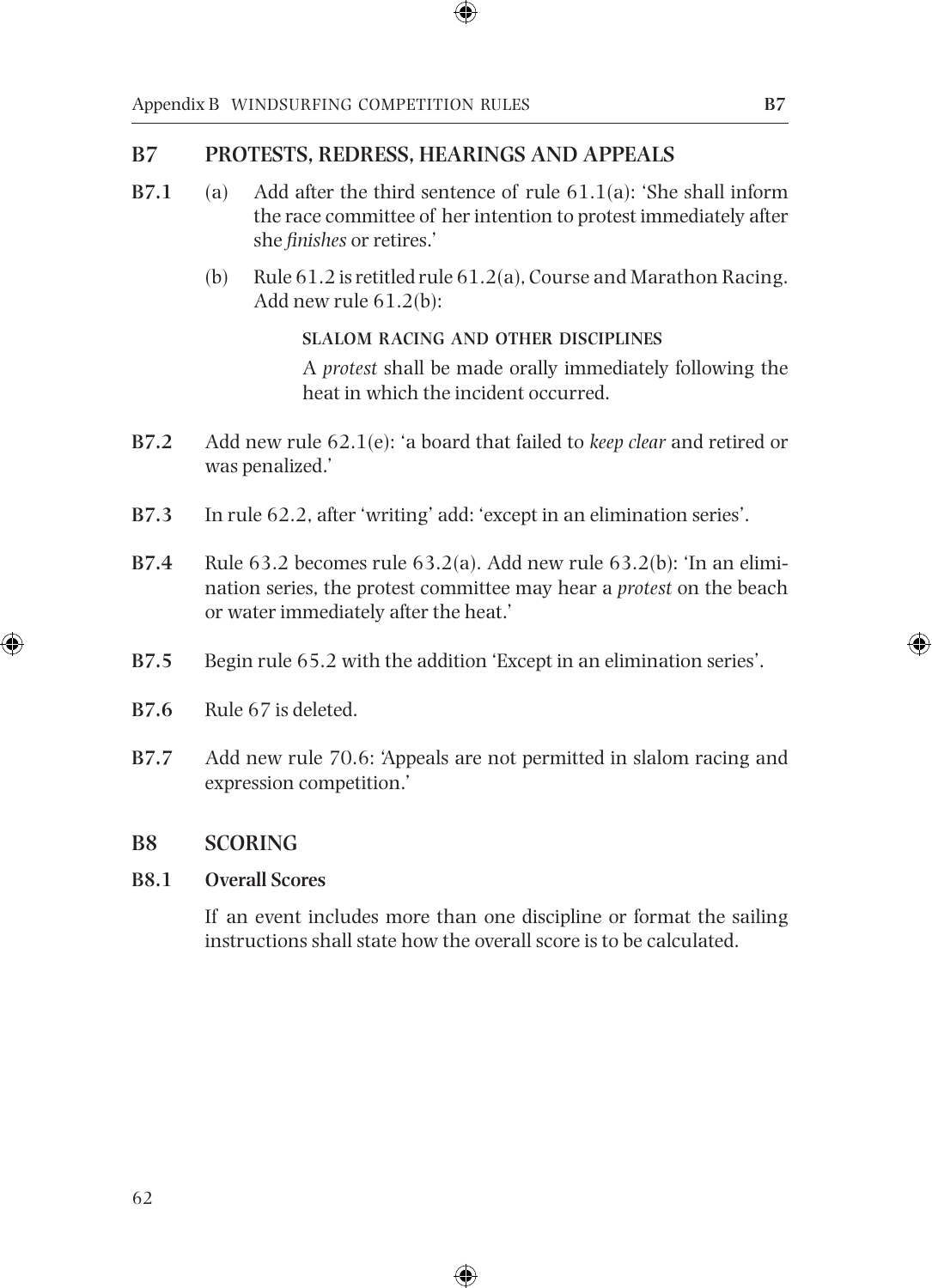## B7 PROTESTS, REDRESS, HEARINGS AND APPEALS

**B7.1** (a) Add after the third sentence of rule 61.1(a): 'She shall inform the race committee of her intention to protest immediately after she *finishes* or retires.'

(b) Rule 61.2 is retitled rule 61.2(a), Course and Marathon Racing. Add new rule 61.2(b):

SLALOM RACING AND OTHER DISCIPLINES

A *protest* shall be made orally immediately following the heat in which the incident occurred.

**B7.2** Add new rule 62.1(e): 'a board that failed to *keep clear* and retired or was penalized.'

**B7.3** In rule 62.2, after 'writing' add: 'except in an elimination series'.

**B7.4** Rule 63.2 becomes rule 63.2(a). Add new rule 63.2(b): 'In an elimination series, the protest committee may hear a *protest* on the beach or water immediately after the heat.'

**B7.5** Begin rule 65.2 with the addition 'Except in an elimination series'.

**B7.6** Rule 67 is deleted.

**B7.7** Add new rule 70.6: 'Appeals are not permitted in slalom racing and expression competition.'

## B8 SCORING

### B8.1 Overall Scores

If an event includes more than one discipline or format the sailing instructions shall state how the overall score is to be calculated.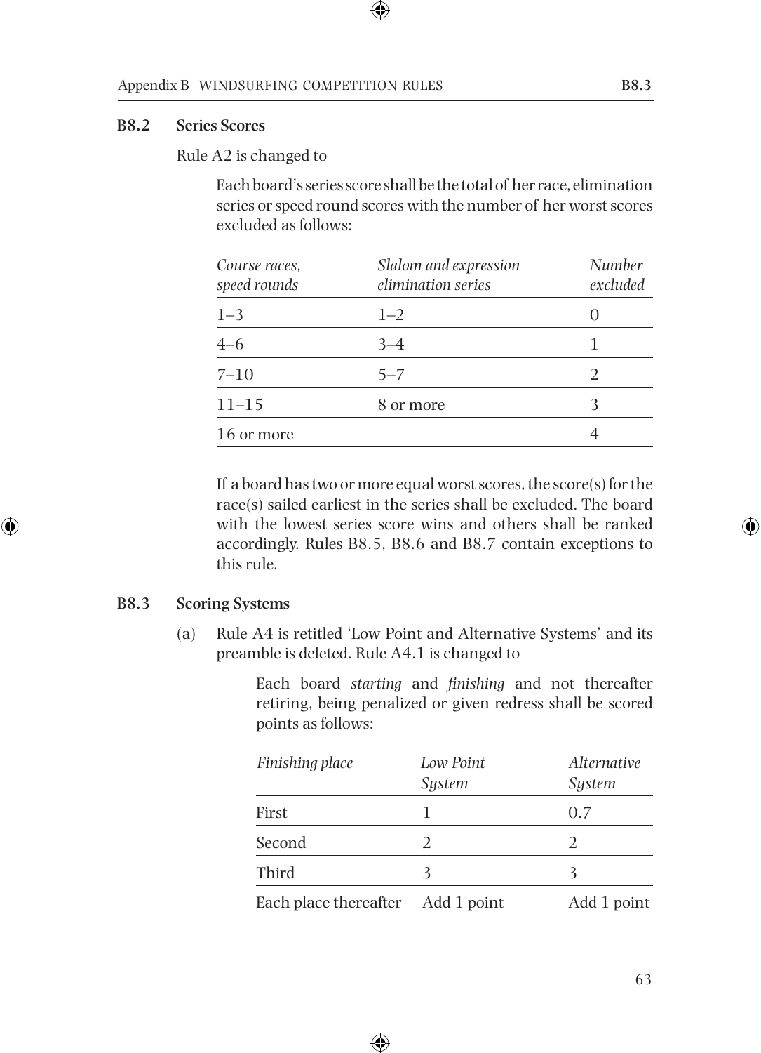### B8.2 Series Scores

Rule A2 is changed to

> Each board's series score shall be the total of her race, elimination series or speed round scores with the number of her worst scores excluded as follows:
>
> | *Course races, speed rounds* | *Slalom and expression elimination series* | *Number excluded* |
> |---|---|---|
> | 1–3 | 1–2 | 0 |
> | 4–6 | 3–4 | 1 |
> | 7–10 | 5–7 | 2 |
> | 11–15 | 8 or more | 3 |
> | 16 or more | | 4 |
>
> If a board has two or more equal worst scores, the score(s) for the race(s) sailed earliest in the series shall be excluded. The board with the lowest series score wins and others shall be ranked accordingly. Rules B8.5, B8.6 and B8.7 contain exceptions to this rule.

### B8.3 Scoring Systems

(a) Rule A4 is retitled 'Low Point and Alternative Systems' and its preamble is deleted. Rule A4.1 is changed to

> Each board *starting* and *finishing* and not thereafter retiring, being penalized or given redress shall be scored points as follows:
>
> | *Finishing place* | *Low Point System* | *Alternative System* |
> |---|---|---|
> | First | 1 | 0.7 |
> | Second | 2 | 2 |
> | Third | 3 | 3 |
> | Each place thereafter | Add 1 point | Add 1 point |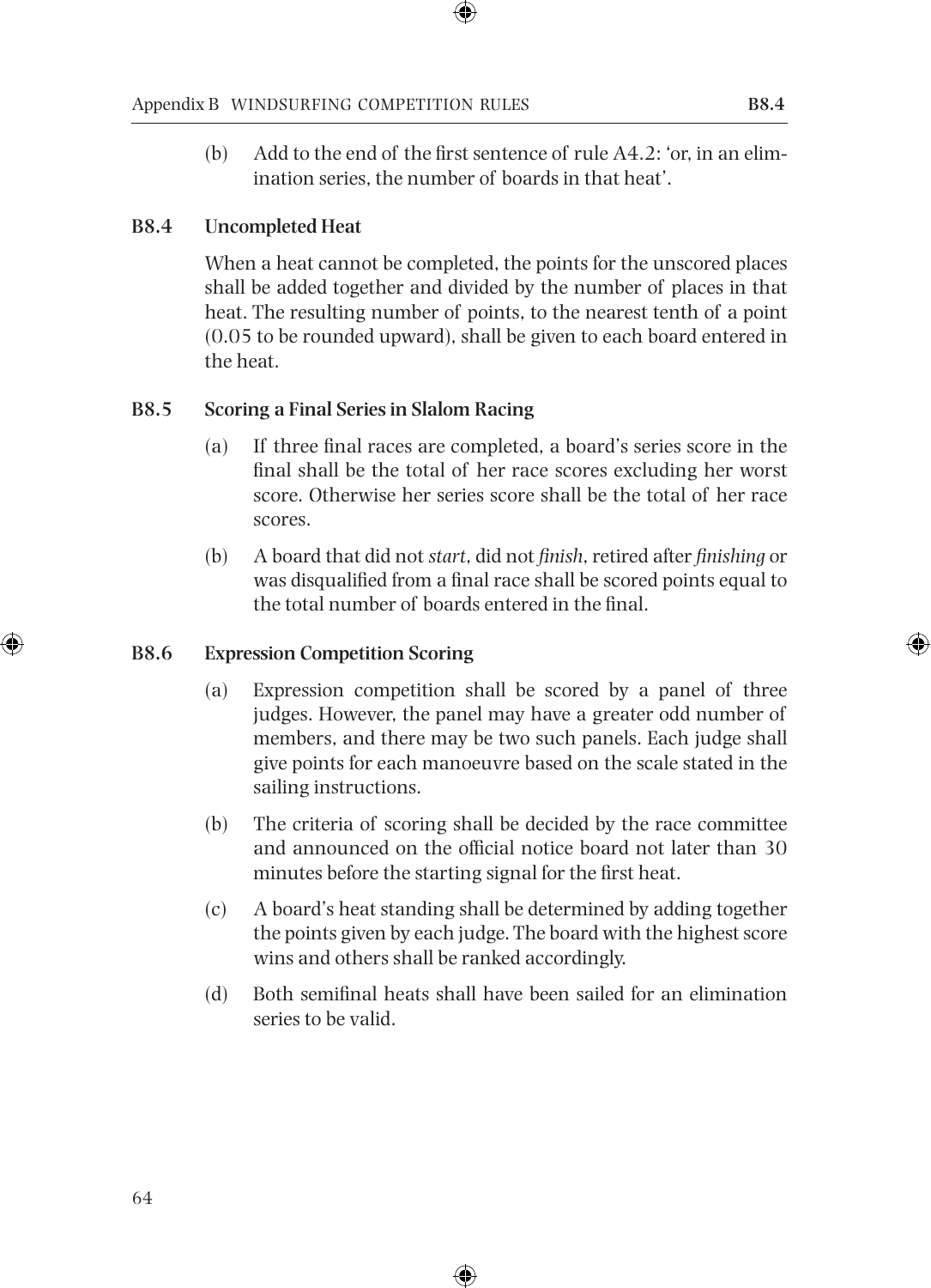(b) Add to the end of the first sentence of rule A4.2: 'or, in an elimination series, the number of boards in that heat'.

### B8.4 Uncompleted Heat

When a heat cannot be completed, the points for the unscored places shall be added together and divided by the number of places in that heat. The resulting number of points, to the nearest tenth of a point (0.05 to be rounded upward), shall be given to each board entered in the heat.

### B8.5 Scoring a Final Series in Slalom Racing

(a) If three final races are completed, a board's series score in the final shall be the total of her race scores excluding her worst score. Otherwise her series score shall be the total of her race scores.

(b) A board that did not *start*, did not *finish*, retired after *finishing* or was disqualified from a final race shall be scored points equal to the total number of boards entered in the final.

### B8.6 Expression Competition Scoring

(a) Expression competition shall be scored by a panel of three judges. However, the panel may have a greater odd number of members, and there may be two such panels. Each judge shall give points for each manoeuvre based on the scale stated in the sailing instructions.

(b) The criteria of scoring shall be decided by the race committee and announced on the official notice board not later than 30 minutes before the starting signal for the first heat.

(c) A board's heat standing shall be determined by adding together the points given by each judge. The board with the highest score wins and others shall be ranked accordingly.

(d) Both semifinal heats shall have been sailed for an elimination series to be valid.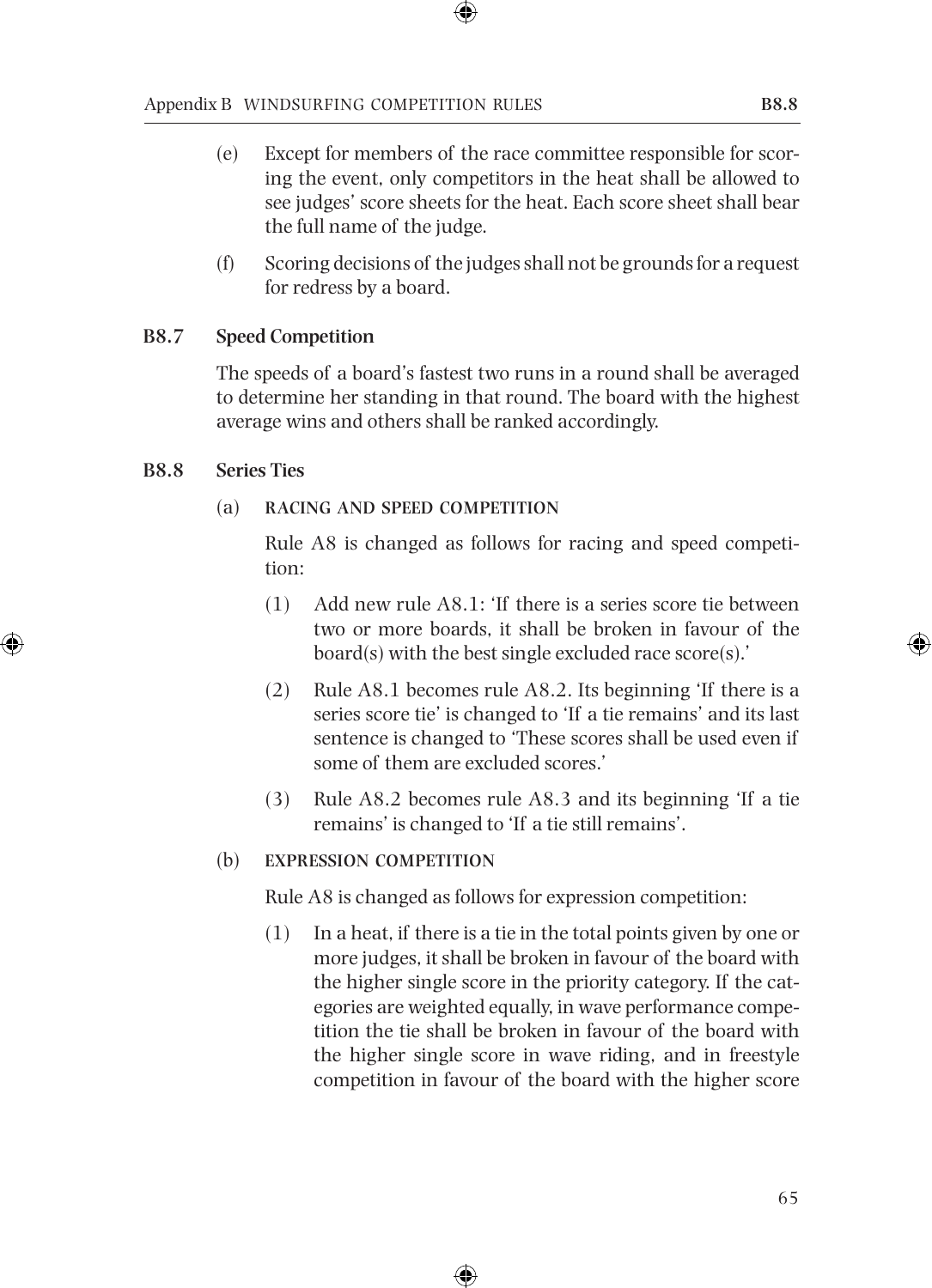(e) Except for members of the race committee responsible for scoring the event, only competitors in the heat shall be allowed to see judges' score sheets for the heat. Each score sheet shall bear the full name of the judge.

(f) Scoring decisions of the judges shall not be grounds for a request for redress by a board.

## B8.7 Speed Competition

The speeds of a board's fastest two runs in a round shall be averaged to determine her standing in that round. The board with the highest average wins and others shall be ranked accordingly.

## B8.8 Series Ties

(a) RACING AND SPEED COMPETITION

Rule A8 is changed as follows for racing and speed competition:

(1) Add new rule A8.1: 'If there is a series score tie between two or more boards, it shall be broken in favour of the board(s) with the best single excluded race score(s).'

(2) Rule A8.1 becomes rule A8.2. Its beginning 'If there is a series score tie' is changed to 'If a tie remains' and its last sentence is changed to 'These scores shall be used even if some of them are excluded scores.'

(3) Rule A8.2 becomes rule A8.3 and its beginning 'If a tie remains' is changed to 'If a tie still remains'.

(b) EXPRESSION COMPETITION

Rule A8 is changed as follows for expression competition:

(1) In a heat, if there is a tie in the total points given by one or more judges, it shall be broken in favour of the board with the higher single score in the priority category. If the categories are weighted equally, in wave performance competition the tie shall be broken in favour of the board with the higher single score in wave riding, and in freestyle competition in favour of the board with the higher score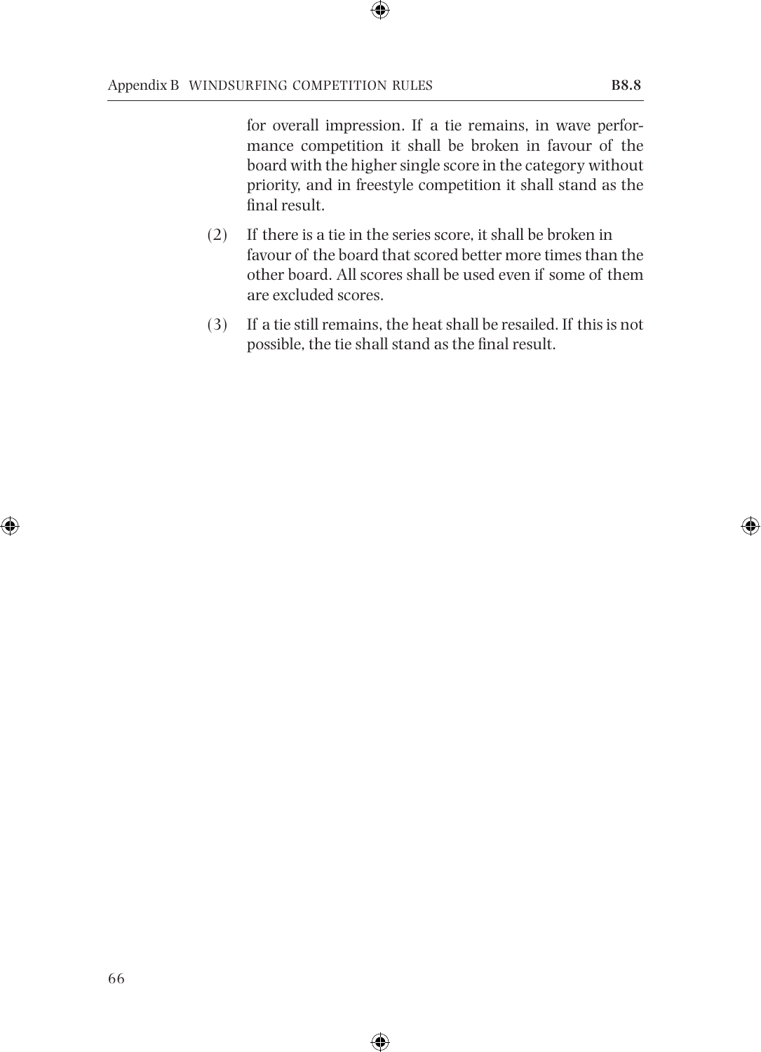for overall impression. If a tie remains, in wave performance competition it shall be broken in favour of the board with the higher single score in the category without priority, and in freestyle competition it shall stand as the final result.

(2) If there is a tie in the series score, it shall be broken in favour of the board that scored better more times than the other board. All scores shall be used even if some of them are excluded scores.

(3) If a tie still remains, the heat shall be resailed. If this is not possible, the tie shall stand as the final result.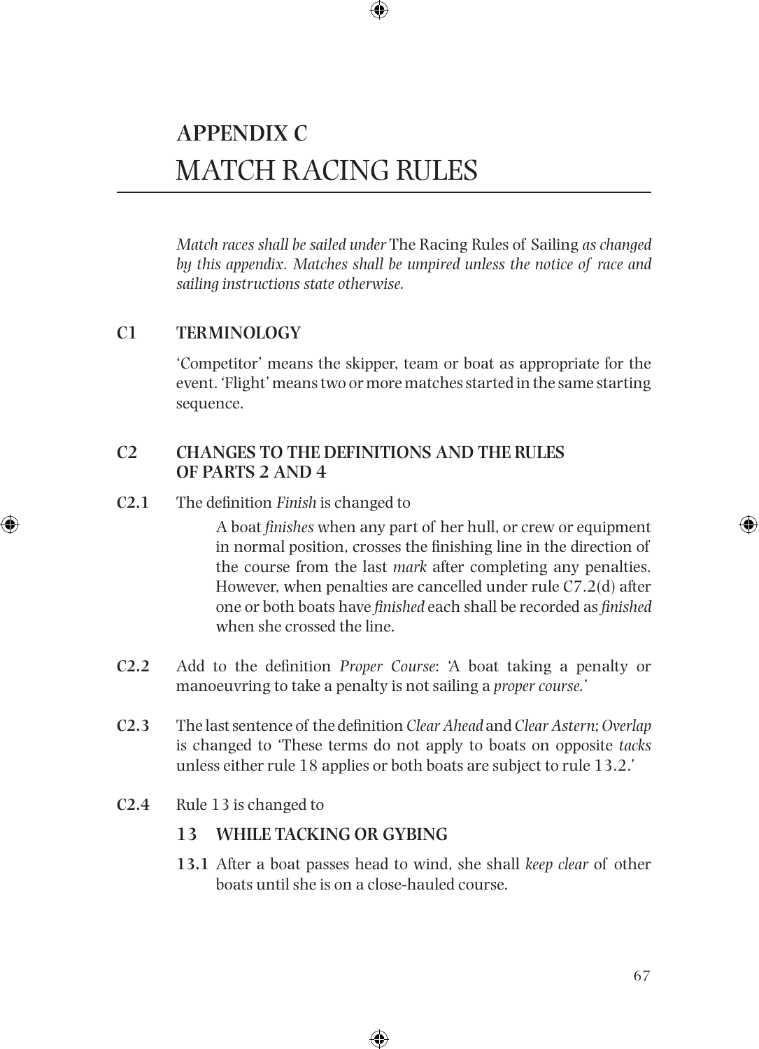# APPENDIX C
# MATCH RACING RULES

*Match races shall be sailed under* The Racing Rules of Sailing *as changed by this appendix. Matches shall be umpired unless the notice of race and sailing instructions state otherwise.*

## C1 TERMINOLOGY

'Competitor' means the skipper, team or boat as appropriate for the event. 'Flight' means two or more matches started in the same starting sequence.

## C2 CHANGES TO THE DEFINITIONS AND THE RULES OF PARTS 2 AND 4

**C2.1** The definition *Finish* is changed to

> A boat *finishes* when any part of her hull, or crew or equipment in normal position, crosses the finishing line in the direction of the course from the last *mark* after completing any penalties. However, when penalties are cancelled under rule C7.2(d) after one or both boats have *finished* each shall be recorded as *finished* when she crossed the line.

**C2.2** Add to the definition *Proper Course*: 'A boat taking a penalty or manoeuvring to take a penalty is not sailing a *proper course.*'

**C2.3** The last sentence of the definition *Clear Ahead* and *Clear Astern*; *Overlap* is changed to 'These terms do not apply to boats on opposite *tacks* unless either rule 18 applies or both boats are subject to rule 13.2.'

**C2.4** Rule 13 is changed to

> **13 WHILE TACKING OR GYBING**
>
> **13.1** After a boat passes head to wind, she shall *keep clear* of other boats until she is on a close-hauled course.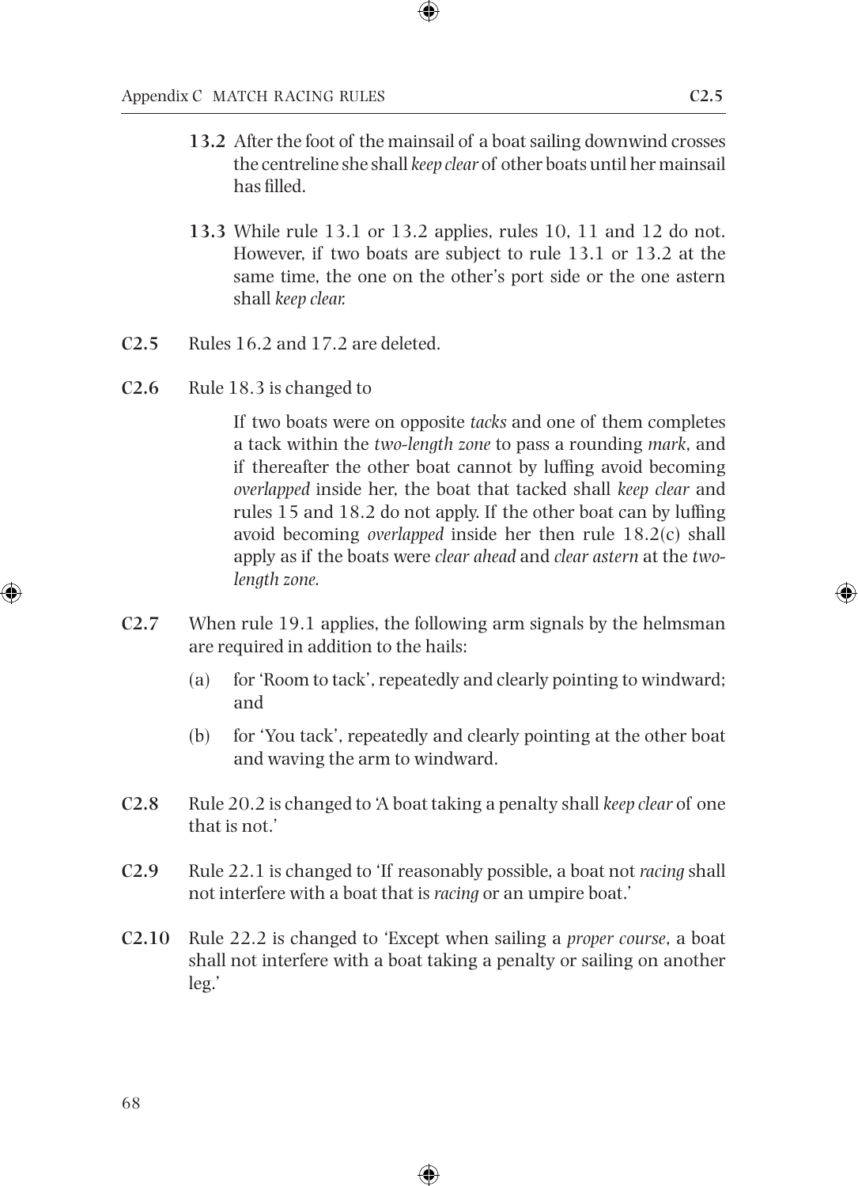**13.2** After the foot of the mainsail of a boat sailing downwind crosses the centreline she shall *keep clear* of other boats until her mainsail has filled.

**13.3** While rule 13.1 or 13.2 applies, rules 10, 11 and 12 do not. However, if two boats are subject to rule 13.1 or 13.2 at the same time, the one on the other's port side or the one astern shall *keep clear.*

**C2.5** Rules 16.2 and 17.2 are deleted.

**C2.6** Rule 18.3 is changed to

> If two boats were on opposite *tacks* and one of them completes a tack within the *two-length zone* to pass a rounding *mark*, and if thereafter the other boat cannot by luffing avoid becoming *overlapped* inside her, the boat that tacked shall *keep clear* and rules 15 and 18.2 do not apply. If the other boat can by luffing avoid becoming *overlapped* inside her then rule 18.2(c) shall apply as if the boats were *clear ahead* and *clear astern* at the *two-length zone.*

**C2.7** When rule 19.1 applies, the following arm signals by the helmsman are required in addition to the hails:

(a) for 'Room to tack', repeatedly and clearly pointing to windward; and

(b) for 'You tack', repeatedly and clearly pointing at the other boat and waving the arm to windward.

**C2.8** Rule 20.2 is changed to 'A boat taking a penalty shall *keep clear* of one that is not.'

**C2.9** Rule 22.1 is changed to 'If reasonably possible, a boat not *racing* shall not interfere with a boat that is *racing* or an umpire boat.'

**C2.10** Rule 22.2 is changed to 'Except when sailing a *proper course*, a boat shall not interfere with a boat taking a penalty or sailing on another leg.'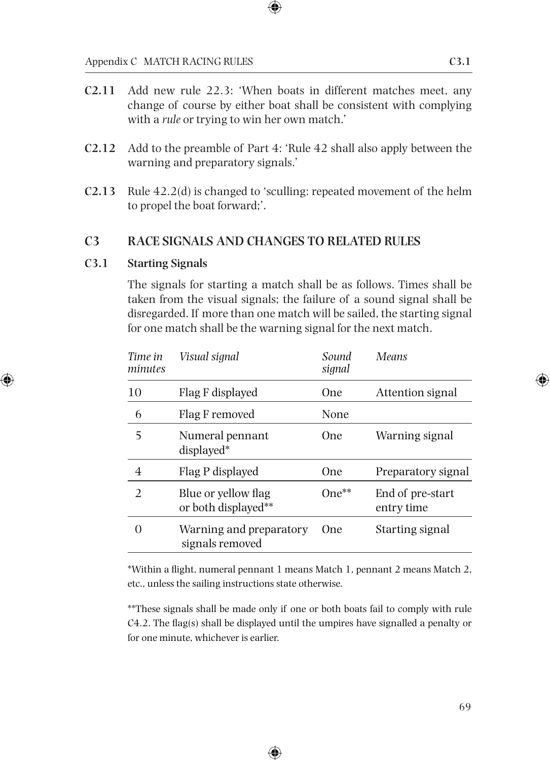**C2.11** Add new rule 22.3: 'When boats in different matches meet, any change of course by either boat shall be consistent with complying with a *rule* or trying to win her own match.'

**C2.12** Add to the preamble of Part 4: 'Rule 42 shall also apply between the warning and preparatory signals.'

**C2.13** Rule 42.2(d) is changed to 'sculling: repeated movement of the helm to propel the boat forward;'.

## C3 RACE SIGNALS AND CHANGES TO RELATED RULES

### C3.1 Starting Signals

The signals for starting a match shall be as follows. Times shall be taken from the visual signals; the failure of a sound signal shall be disregarded. If more than one match will be sailed, the starting signal for one match shall be the warning signal for the next match.

| *Time in minutes* | *Visual signal* | *Sound signal* | *Means* |
|---|---|---|---|
| 10 | Flag F displayed | One | Attention signal |
| 6 | Flag F removed | None | |
| 5 | Numeral pennant displayed* | One | Warning signal |
| 4 | Flag P displayed | One | Preparatory signal |
| 2 | Blue or yellow flag or both displayed** | One** | End of pre-start entry time |
| 0 | Warning and preparatory signals removed | One | Starting signal |

*Within a flight, numeral pennant 1 means Match 1, pennant 2 means Match 2, etc., unless the sailing instructions state otherwise.

**These signals shall be made only if one or both boats fail to comply with rule C4.2. The flag(s) shall be displayed until the umpires have signalled a penalty or for one minute, whichever is earlier.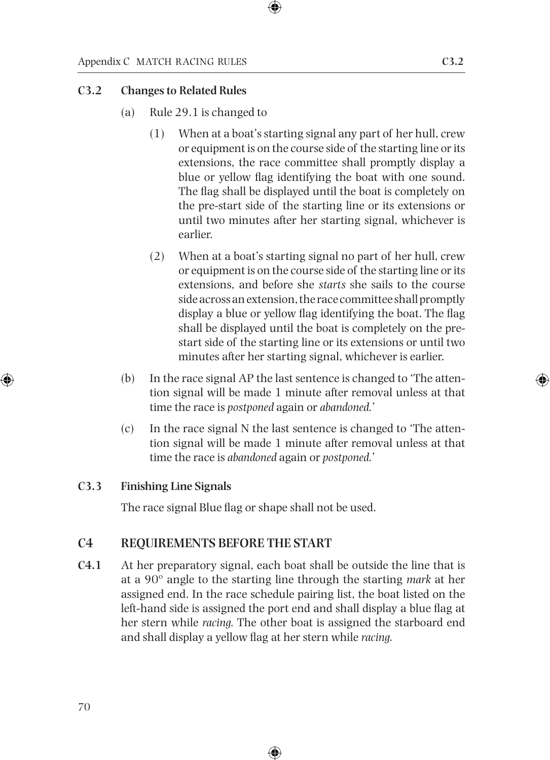### C3.2 Changes to Related Rules

(a) Rule 29.1 is changed to

(1) When at a boat's starting signal any part of her hull, crew or equipment is on the course side of the starting line or its extensions, the race committee shall promptly display a blue or yellow flag identifying the boat with one sound. The flag shall be displayed until the boat is completely on the pre-start side of the starting line or its extensions or until two minutes after her starting signal, whichever is earlier.

(2) When at a boat's starting signal no part of her hull, crew or equipment is on the course side of the starting line or its extensions, and before she *starts* she sails to the course side across an extension, the race committee shall promptly display a blue or yellow flag identifying the boat. The flag shall be displayed until the boat is completely on the pre-start side of the starting line or its extensions or until two minutes after her starting signal, whichever is earlier.

(b) In the race signal AP the last sentence is changed to 'The attention signal will be made 1 minute after removal unless at that time the race is *postponed* again or *abandoned*.'

(c) In the race signal N the last sentence is changed to 'The attention signal will be made 1 minute after removal unless at that time the race is *abandoned* again or *postponed*.'

### C3.3 Finishing Line Signals

The race signal Blue flag or shape shall not be used.

## C4 REQUIREMENTS BEFORE THE START

**C4.1** At her preparatory signal, each boat shall be outside the line that is at a 90° angle to the starting line through the starting *mark* at her assigned end. In the race schedule pairing list, the boat listed on the left-hand side is assigned the port end and shall display a blue flag at her stern while *racing*. The other boat is assigned the starboard end and shall display a yellow flag at her stern while *racing*.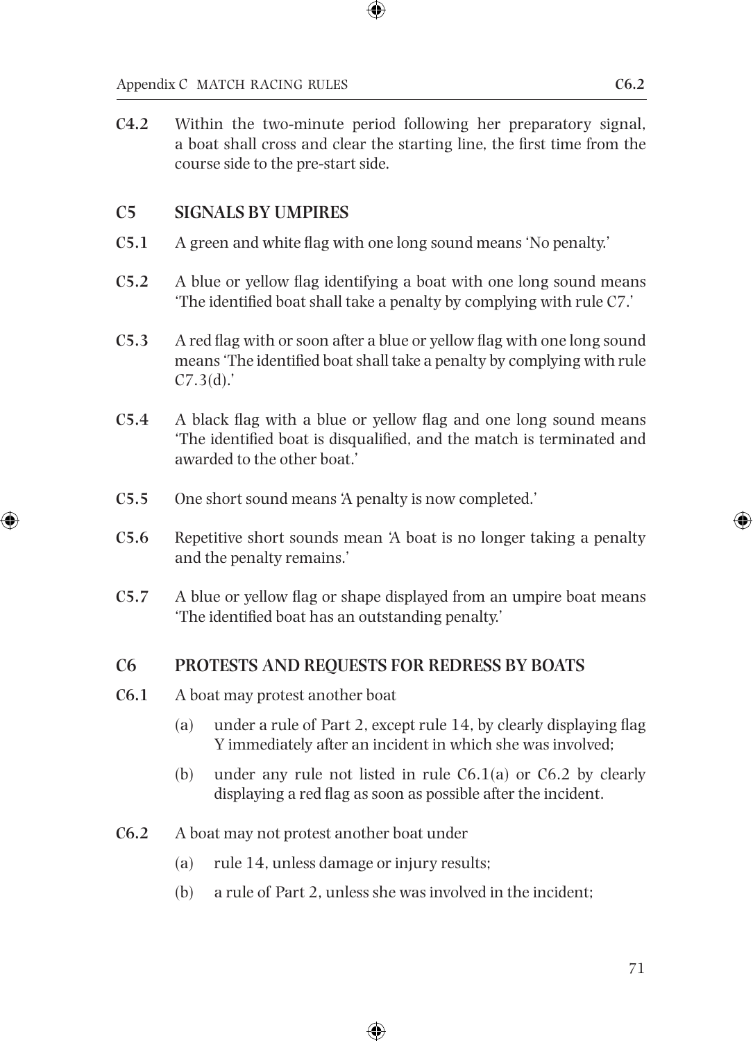**C4.2** Within the two-minute period following her preparatory signal, a boat shall cross and clear the starting line, the first time from the course side to the pre-start side.

## C5 SIGNALS BY UMPIRES

**C5.1** A green and white flag with one long sound means 'No penalty.'

**C5.2** A blue or yellow flag identifying a boat with one long sound means 'The identified boat shall take a penalty by complying with rule C7.'

**C5.3** A red flag with or soon after a blue or yellow flag with one long sound means 'The identified boat shall take a penalty by complying with rule C7.3(d).'

**C5.4** A black flag with a blue or yellow flag and one long sound means 'The identified boat is disqualified, and the match is terminated and awarded to the other boat.'

**C5.5** One short sound means 'A penalty is now completed.'

**C5.6** Repetitive short sounds mean 'A boat is no longer taking a penalty and the penalty remains.'

**C5.7** A blue or yellow flag or shape displayed from an umpire boat means 'The identified boat has an outstanding penalty.'

## C6 PROTESTS AND REQUESTS FOR REDRESS BY BOATS

**C6.1** A boat may protest another boat

(a) under a rule of Part 2, except rule 14, by clearly displaying flag Y immediately after an incident in which she was involved;

(b) under any rule not listed in rule C6.1(a) or C6.2 by clearly displaying a red flag as soon as possible after the incident.

**C6.2** A boat may not protest another boat under

(a) rule 14, unless damage or injury results;

(b) a rule of Part 2, unless she was involved in the incident;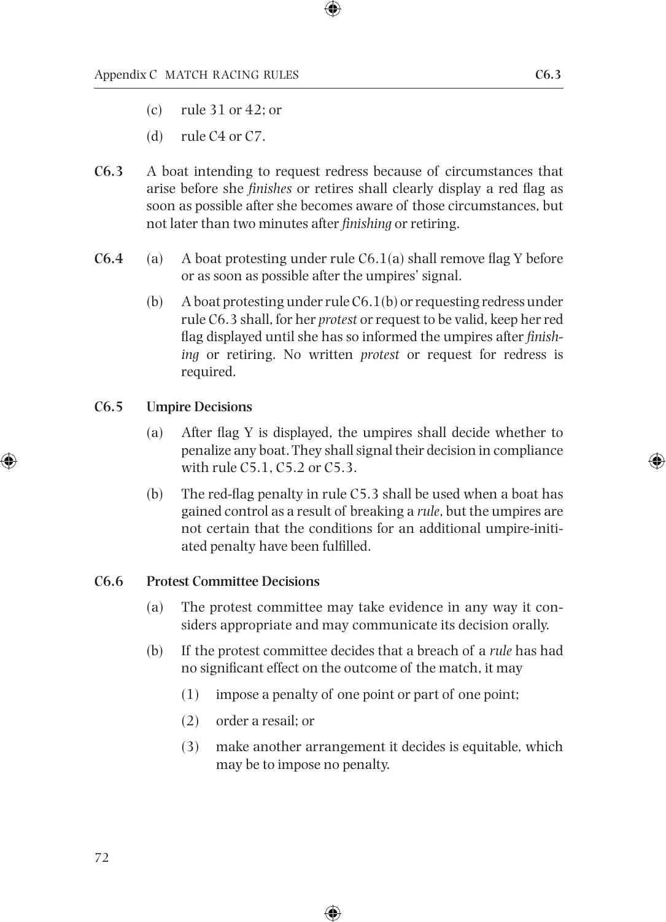(c) rule 31 or 42; or

(d) rule C4 or C7.

**C6.3** A boat intending to request redress because of circumstances that arise before she *finishes* or retires shall clearly display a red flag as soon as possible after she becomes aware of those circumstances, but not later than two minutes after *finishing* or retiring.

**C6.4** (a) A boat protesting under rule C6.1(a) shall remove flag Y before or as soon as possible after the umpires' signal.

(b) A boat protesting under rule C6.1(b) or requesting redress under rule C6.3 shall, for her *protest* or request to be valid, keep her red flag displayed until she has so informed the umpires after *finishing* or retiring. No written *protest* or request for redress is required.

**C6.5 Umpire Decisions**

(a) After flag Y is displayed, the umpires shall decide whether to penalize any boat. They shall signal their decision in compliance with rule C5.1, C5.2 or C5.3.

(b) The red-flag penalty in rule C5.3 shall be used when a boat has gained control as a result of breaking a *rule*, but the umpires are not certain that the conditions for an additional umpire-initiated penalty have been fulfilled.

**C6.6 Protest Committee Decisions**

(a) The protest committee may take evidence in any way it considers appropriate and may communicate its decision orally.

(b) If the protest committee decides that a breach of a *rule* has had no significant effect on the outcome of the match, it may

(1) impose a penalty of one point or part of one point;

(2) order a resail; or

(3) make another arrangement it decides is equitable, which may be to impose no penalty.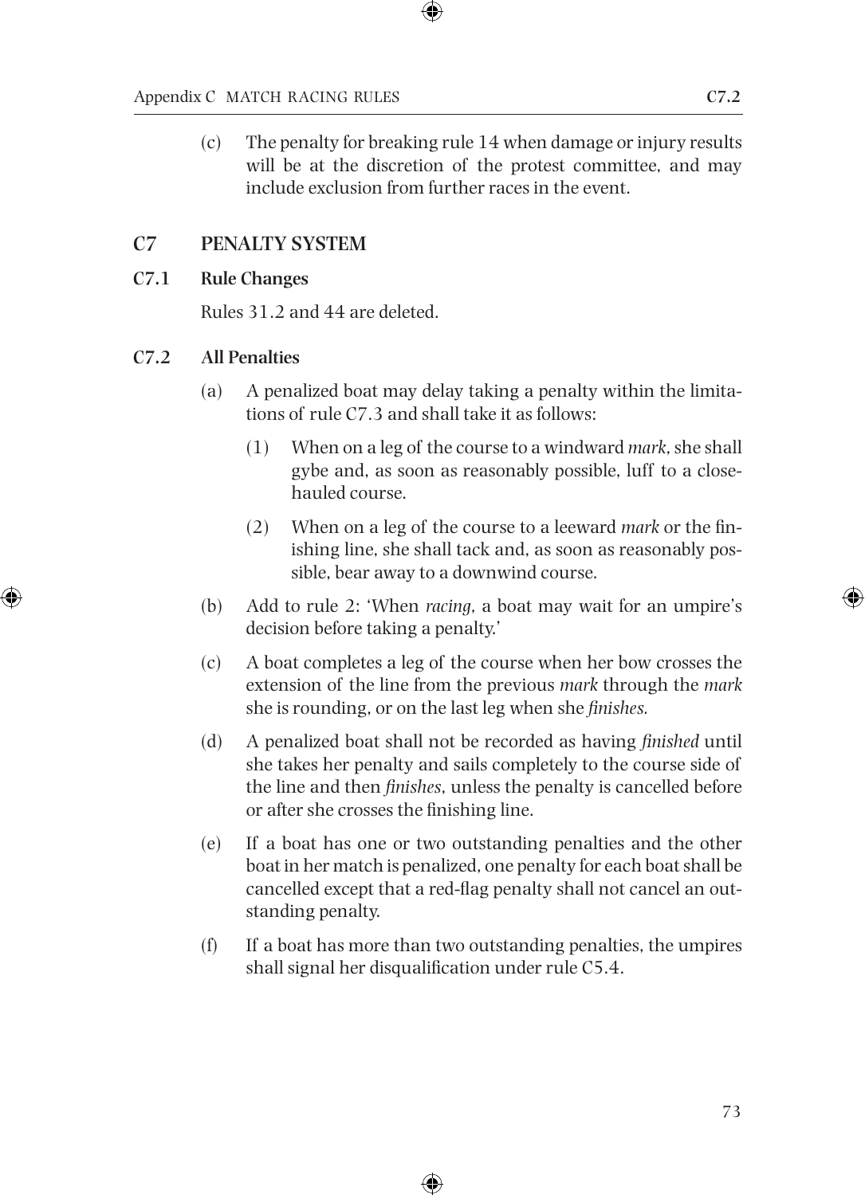(c) The penalty for breaking rule 14 when damage or injury results will be at the discretion of the protest committee, and may include exclusion from further races in the event.

## C7 PENALTY SYSTEM

### C7.1 Rule Changes

Rules 31.2 and 44 are deleted.

### C7.2 All Penalties

(a) A penalized boat may delay taking a penalty within the limitations of rule C7.3 and shall take it as follows:

  (1) When on a leg of the course to a windward *mark*, she shall gybe and, as soon as reasonably possible, luff to a close-hauled course.

  (2) When on a leg of the course to a leeward *mark* or the finishing line, she shall tack and, as soon as reasonably possible, bear away to a downwind course.

(b) Add to rule 2: 'When *racing*, a boat may wait for an umpire's decision before taking a penalty.'

(c) A boat completes a leg of the course when her bow crosses the extension of the line from the previous *mark* through the *mark* she is rounding, or on the last leg when she *finishes.*

(d) A penalized boat shall not be recorded as having *finished* until she takes her penalty and sails completely to the course side of the line and then *finishes*, unless the penalty is cancelled before or after she crosses the finishing line.

(e) If a boat has one or two outstanding penalties and the other boat in her match is penalized, one penalty for each boat shall be cancelled except that a red-flag penalty shall not cancel an outstanding penalty.

(f) If a boat has more than two outstanding penalties, the umpires shall signal her disqualification under rule C5.4.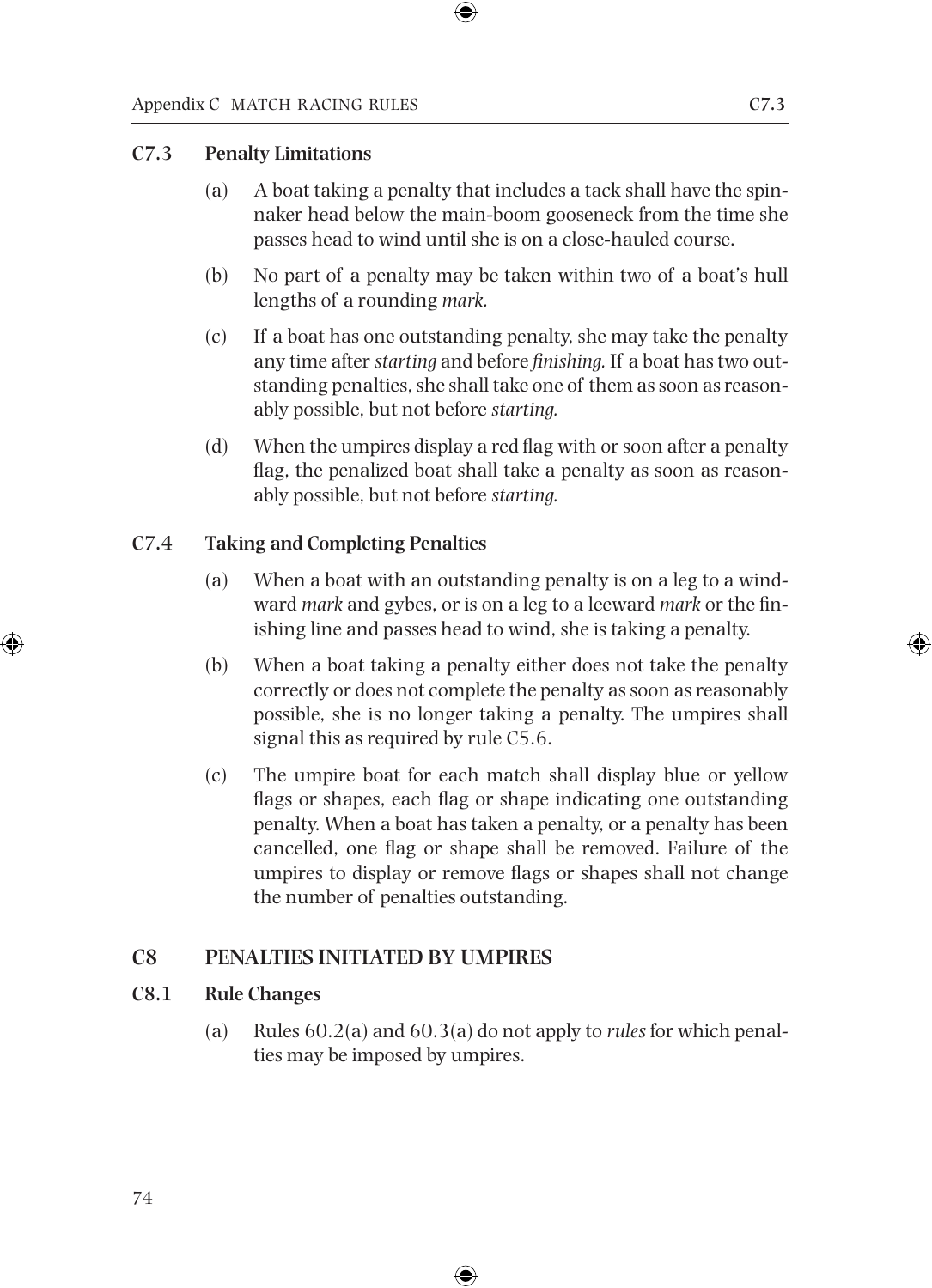### C7.3 Penalty Limitations

(a) A boat taking a penalty that includes a tack shall have the spinnaker head below the main-boom gooseneck from the time she passes head to wind until she is on a close-hauled course.

(b) No part of a penalty may be taken within two of a boat's hull lengths of a rounding *mark.*

(c) If a boat has one outstanding penalty, she may take the penalty any time after *starting* and before *finishing.* If a boat has two outstanding penalties, she shall take one of them as soon as reasonably possible, but not before *starting.*

(d) When the umpires display a red flag with or soon after a penalty flag, the penalized boat shall take a penalty as soon as reasonably possible, but not before *starting.*

### C7.4 Taking and Completing Penalties

(a) When a boat with an outstanding penalty is on a leg to a windward *mark* and gybes, or is on a leg to a leeward *mark* or the finishing line and passes head to wind, she is taking a penalty.

(b) When a boat taking a penalty either does not take the penalty correctly or does not complete the penalty as soon as reasonably possible, she is no longer taking a penalty. The umpires shall signal this as required by rule C5.6.

(c) The umpire boat for each match shall display blue or yellow flags or shapes, each flag or shape indicating one outstanding penalty. When a boat has taken a penalty, or a penalty has been cancelled, one flag or shape shall be removed. Failure of the umpires to display or remove flags or shapes shall not change the number of penalties outstanding.

## C8 PENALTIES INITIATED BY UMPIRES

### C8.1 Rule Changes

(a) Rules 60.2(a) and 60.3(a) do not apply to *rules* for which penalties may be imposed by umpires.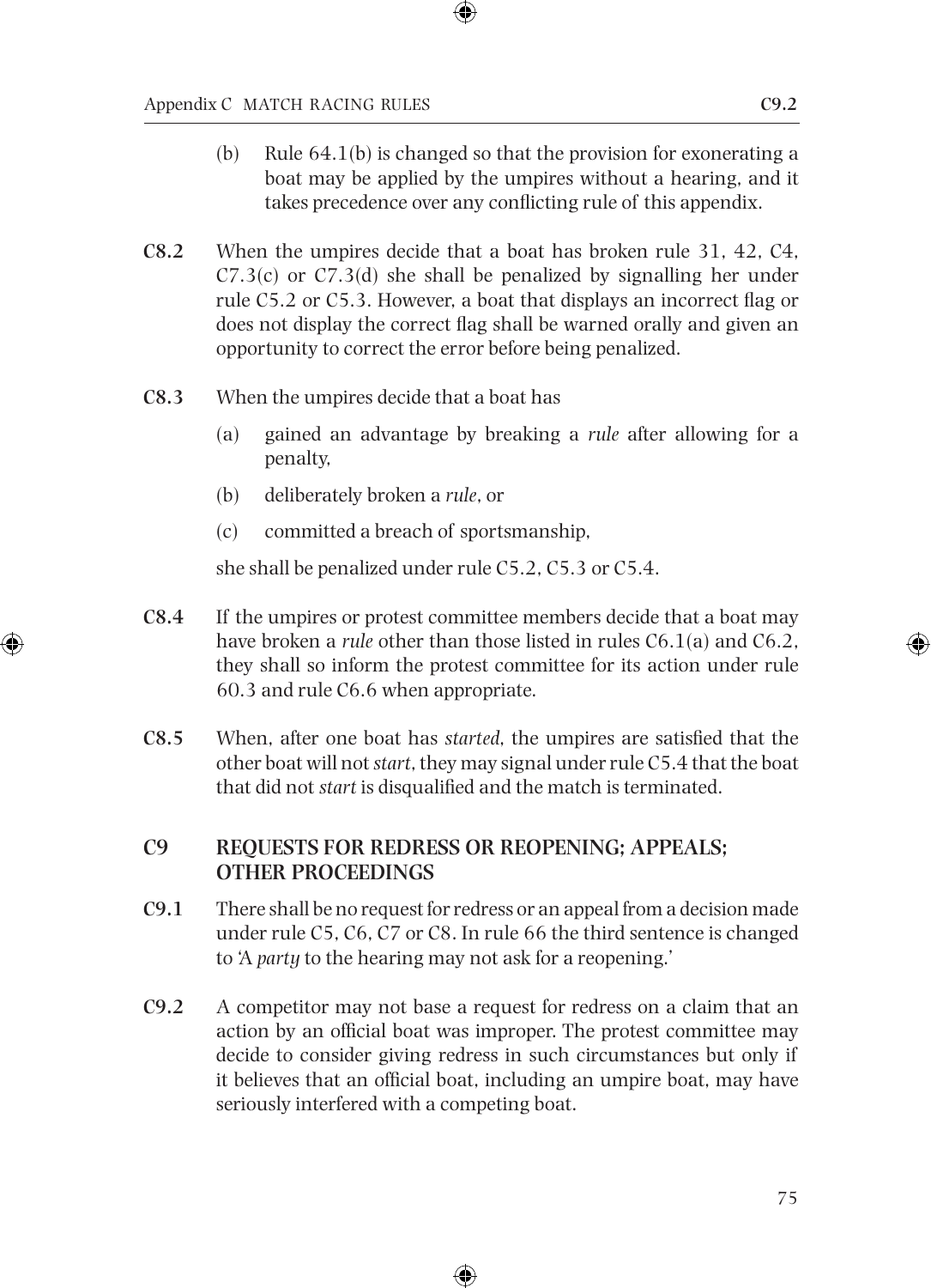(b) Rule 64.1(b) is changed so that the provision for exonerating a boat may be applied by the umpires without a hearing, and it takes precedence over any conflicting rule of this appendix.

**C8.2** When the umpires decide that a boat has broken rule 31, 42, C4, C7.3(c) or C7.3(d) she shall be penalized by signalling her under rule C5.2 or C5.3. However, a boat that displays an incorrect flag or does not display the correct flag shall be warned orally and given an opportunity to correct the error before being penalized.

**C8.3** When the umpires decide that a boat has

(a) gained an advantage by breaking a *rule* after allowing for a penalty,

(b) deliberately broken a *rule*, or

(c) committed a breach of sportsmanship,

she shall be penalized under rule C5.2, C5.3 or C5.4.

**C8.4** If the umpires or protest committee members decide that a boat may have broken a *rule* other than those listed in rules C6.1(a) and C6.2, they shall so inform the protest committee for its action under rule 60.3 and rule C6.6 when appropriate.

**C8.5** When, after one boat has *started*, the umpires are satisfied that the other boat will not *start*, they may signal under rule C5.4 that the boat that did not *start* is disqualified and the match is terminated.

## C9 REQUESTS FOR REDRESS OR REOPENING; APPEALS; OTHER PROCEEDINGS

**C9.1** There shall be no request for redress or an appeal from a decision made under rule C5, C6, C7 or C8. In rule 66 the third sentence is changed to 'A *party* to the hearing may not ask for a reopening.'

**C9.2** A competitor may not base a request for redress on a claim that an action by an official boat was improper. The protest committee may decide to consider giving redress in such circumstances but only if it believes that an official boat, including an umpire boat, may have seriously interfered with a competing boat.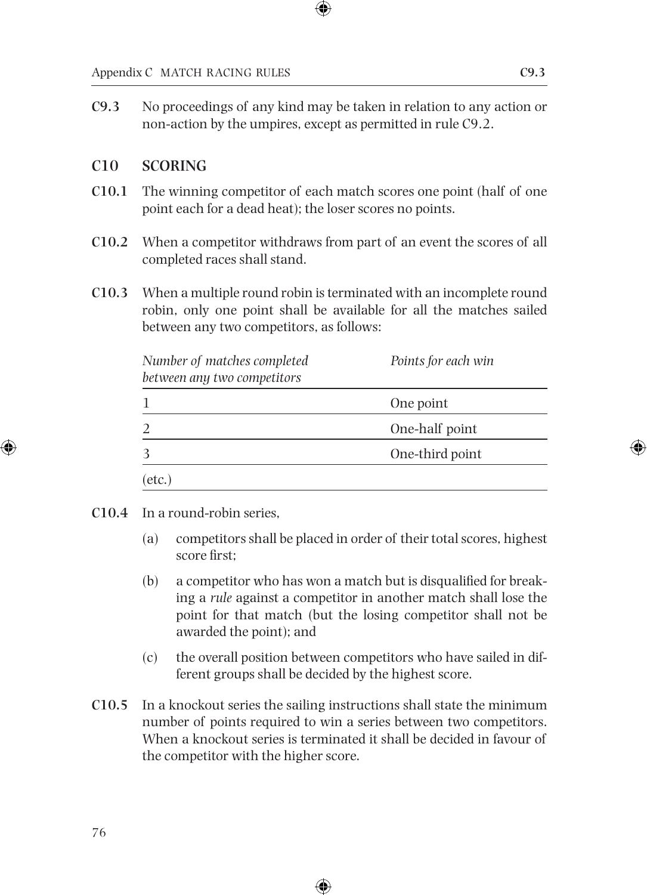**C9.3** No proceedings of any kind may be taken in relation to any action or non-action by the umpires, except as permitted in rule C9.2.

## C10 SCORING

**C10.1** The winning competitor of each match scores one point (half of one point each for a dead heat); the loser scores no points.

**C10.2** When a competitor withdraws from part of an event the scores of all completed races shall stand.

**C10.3** When a multiple round robin is terminated with an incomplete round robin, only one point shall be available for all the matches sailed between any two competitors, as follows:

| *Number of matches completed between any two competitors* | *Points for each win* |
|---|---|
| 1 | One point |
| 2 | One-half point |
| 3 | One-third point |
| (etc.) | |

**C10.4** In a round-robin series,

(a) competitors shall be placed in order of their total scores, highest score first;

(b) a competitor who has won a match but is disqualified for breaking a *rule* against a competitor in another match shall lose the point for that match (but the losing competitor shall not be awarded the point); and

(c) the overall position between competitors who have sailed in different groups shall be decided by the highest score.

**C10.5** In a knockout series the sailing instructions shall state the minimum number of points required to win a series between two competitors. When a knockout series is terminated it shall be decided in favour of the competitor with the higher score.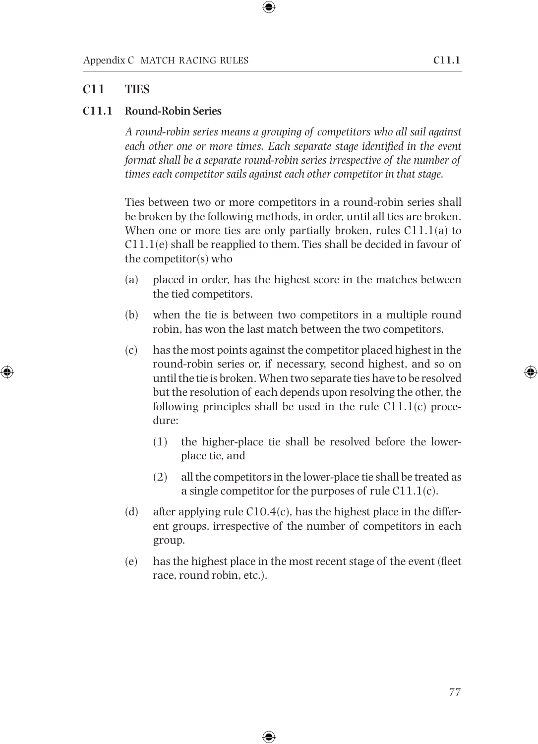## C11 TIES

### C11.1 Round-Robin Series

*A round-robin series means a grouping of competitors who all sail against each other one or more times. Each separate stage identified in the event format shall be a separate round-robin series irrespective of the number of times each competitor sails against each other competitor in that stage.*

Ties between two or more competitors in a round-robin series shall be broken by the following methods, in order, until all ties are broken. When one or more ties are only partially broken, rules C11.1(a) to C11.1(e) shall be reapplied to them. Ties shall be decided in favour of the competitor(s) who

(a) placed in order, has the highest score in the matches between the tied competitors.

(b) when the tie is between two competitors in a multiple round robin, has won the last match between the two competitors.

(c) has the most points against the competitor placed highest in the round-robin series or, if necessary, second highest, and so on until the tie is broken. When two separate ties have to be resolved but the resolution of each depends upon resolving the other, the following principles shall be used in the rule C11.1(c) procedure:

  (1) the higher-place tie shall be resolved before the lower-place tie, and

  (2) all the competitors in the lower-place tie shall be treated as a single competitor for the purposes of rule C11.1(c).

(d) after applying rule C10.4(c), has the highest place in the different groups, irrespective of the number of competitors in each group.

(e) has the highest place in the most recent stage of the event (fleet race, round robin, etc.).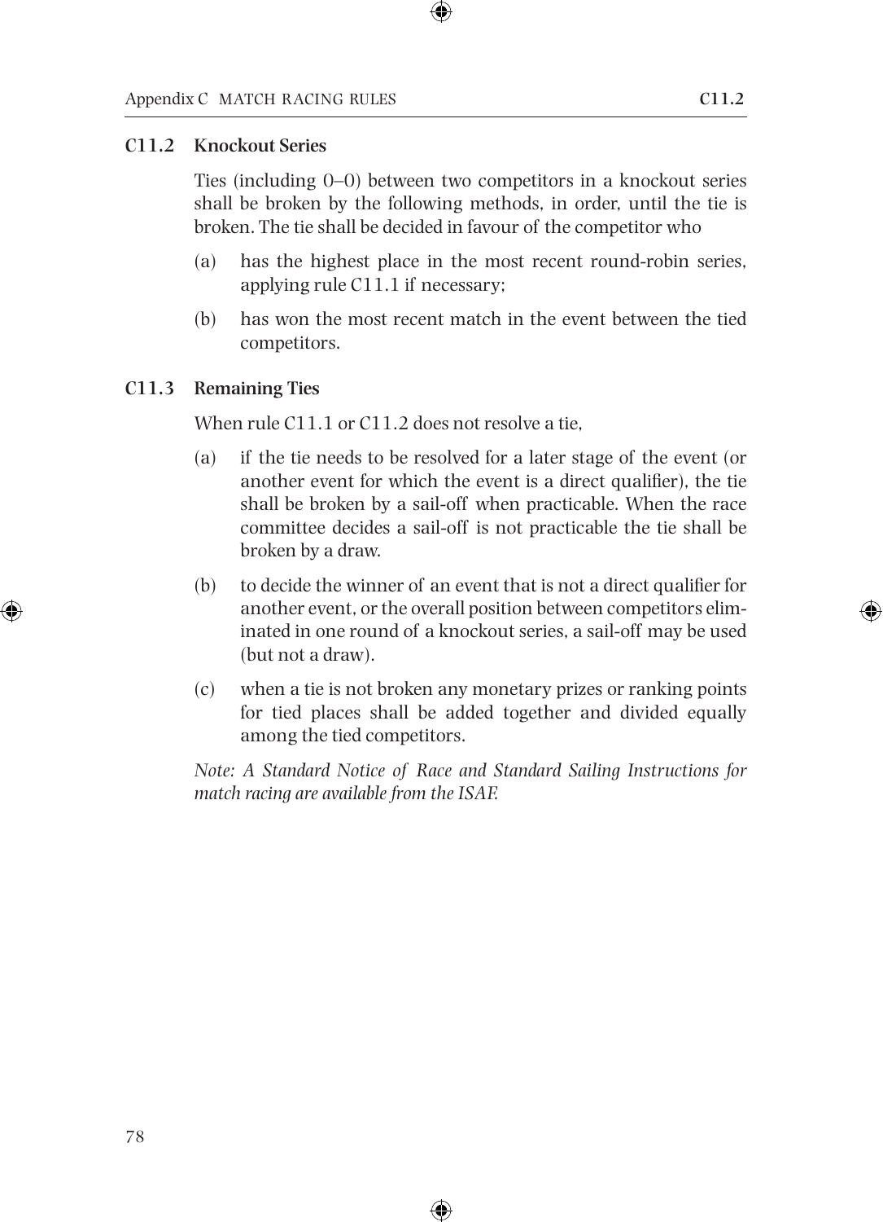### C11.2 Knockout Series

Ties (including 0–0) between two competitors in a knockout series shall be broken by the following methods, in order, until the tie is broken. The tie shall be decided in favour of the competitor who

(a) has the highest place in the most recent round-robin series, applying rule C11.1 if necessary;

(b) has won the most recent match in the event between the tied competitors.

### C11.3 Remaining Ties

When rule C11.1 or C11.2 does not resolve a tie,

(a) if the tie needs to be resolved for a later stage of the event (or another event for which the event is a direct qualifier), the tie shall be broken by a sail-off when practicable. When the race committee decides a sail-off is not practicable the tie shall be broken by a draw.

(b) to decide the winner of an event that is not a direct qualifier for another event, or the overall position between competitors eliminated in one round of a knockout series, a sail-off may be used (but not a draw).

(c) when a tie is not broken any monetary prizes or ranking points for tied places shall be added together and divided equally among the tied competitors.

*Note: A Standard Notice of Race and Standard Sailing Instructions for match racing are available from the ISAF.*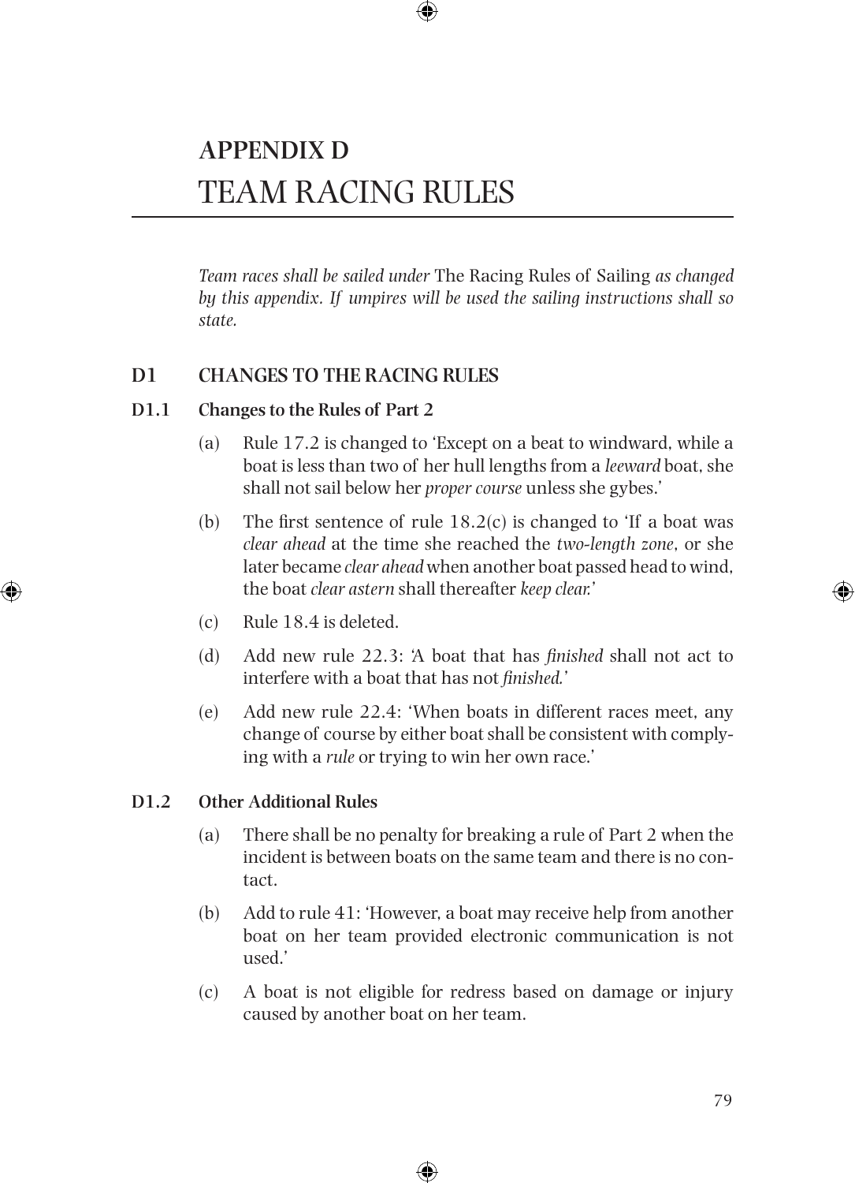# APPENDIX D
# TEAM RACING RULES

*Team races shall be sailed under* The Racing Rules of Sailing *as changed by this appendix. If umpires will be used the sailing instructions shall so state.*

## D1 CHANGES TO THE RACING RULES

### D1.1 Changes to the Rules of Part 2

(a) Rule 17.2 is changed to 'Except on a beat to windward, while a boat is less than two of her hull lengths from a *leeward* boat, she shall not sail below her *proper course* unless she gybes.'

(b) The first sentence of rule 18.2(c) is changed to 'If a boat was *clear ahead* at the time she reached the *two-length zone*, or she later became *clear ahead* when another boat passed head to wind, the boat *clear astern* shall thereafter *keep clear*.'

(c) Rule 18.4 is deleted.

(d) Add new rule 22.3: 'A boat that has *finished* shall not act to interfere with a boat that has not *finished*.'

(e) Add new rule 22.4: 'When boats in different races meet, any change of course by either boat shall be consistent with complying with a *rule* or trying to win her own race.'

### D1.2 Other Additional Rules

(a) There shall be no penalty for breaking a rule of Part 2 when the incident is between boats on the same team and there is no contact.

(b) Add to rule 41: 'However, a boat may receive help from another boat on her team provided electronic communication is not used.'

(c) A boat is not eligible for redress based on damage or injury caused by another boat on her team.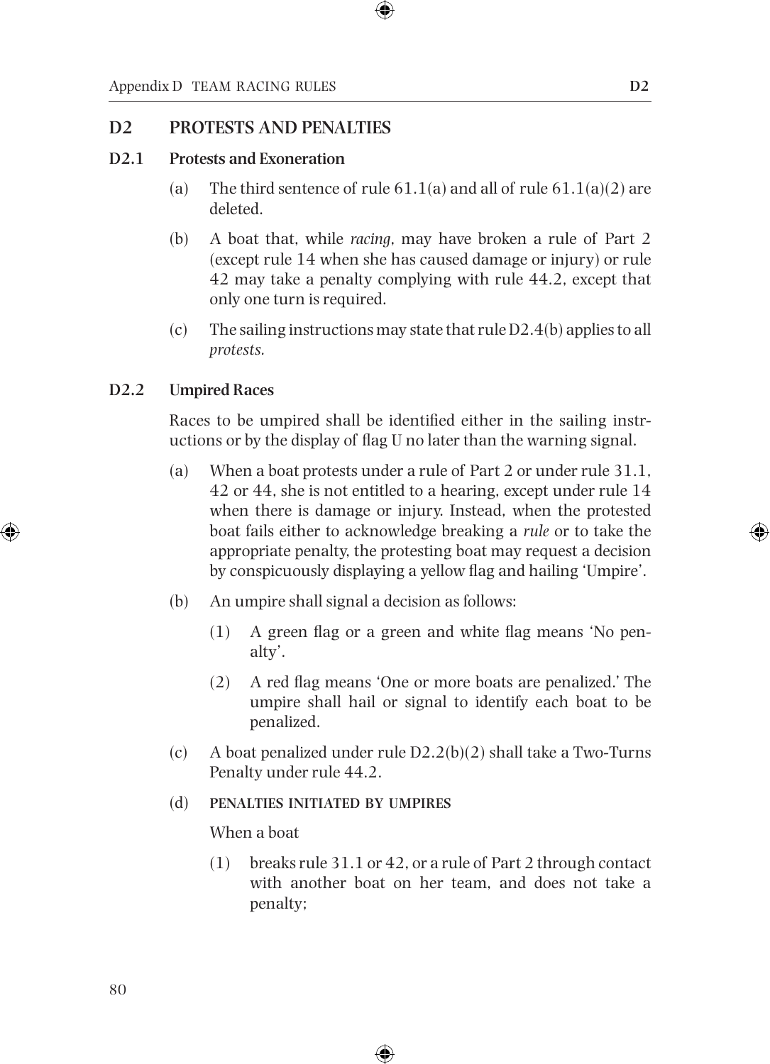## D2 PROTESTS AND PENALTIES

### D2.1 Protests and Exoneration

(a) The third sentence of rule 61.1(a) and all of rule 61.1(a)(2) are deleted.

(b) A boat that, while *racing*, may have broken a rule of Part 2 (except rule 14 when she has caused damage or injury) or rule 42 may take a penalty complying with rule 44.2, except that only one turn is required.

(c) The sailing instructions may state that rule D2.4(b) applies to all *protests*.

### D2.2 Umpired Races

Races to be umpired shall be identified either in the sailing instructions or by the display of flag U no later than the warning signal.

(a) When a boat protests under a rule of Part 2 or under rule 31.1, 42 or 44, she is not entitled to a hearing, except under rule 14 when there is damage or injury. Instead, when the protested boat fails either to acknowledge breaking a *rule* or to take the appropriate penalty, the protesting boat may request a decision by conspicuously displaying a yellow flag and hailing 'Umpire'.

(b) An umpire shall signal a decision as follows:

(1) A green flag or a green and white flag means 'No penalty'.

(2) A red flag means 'One or more boats are penalized.' The umpire shall hail or signal to identify each boat to be penalized.

(c) A boat penalized under rule D2.2(b)(2) shall take a Two-Turns Penalty under rule 44.2.

(d) PENALTIES INITIATED BY UMPIRES

When a boat

(1) breaks rule 31.1 or 42, or a rule of Part 2 through contact with another boat on her team, and does not take a penalty;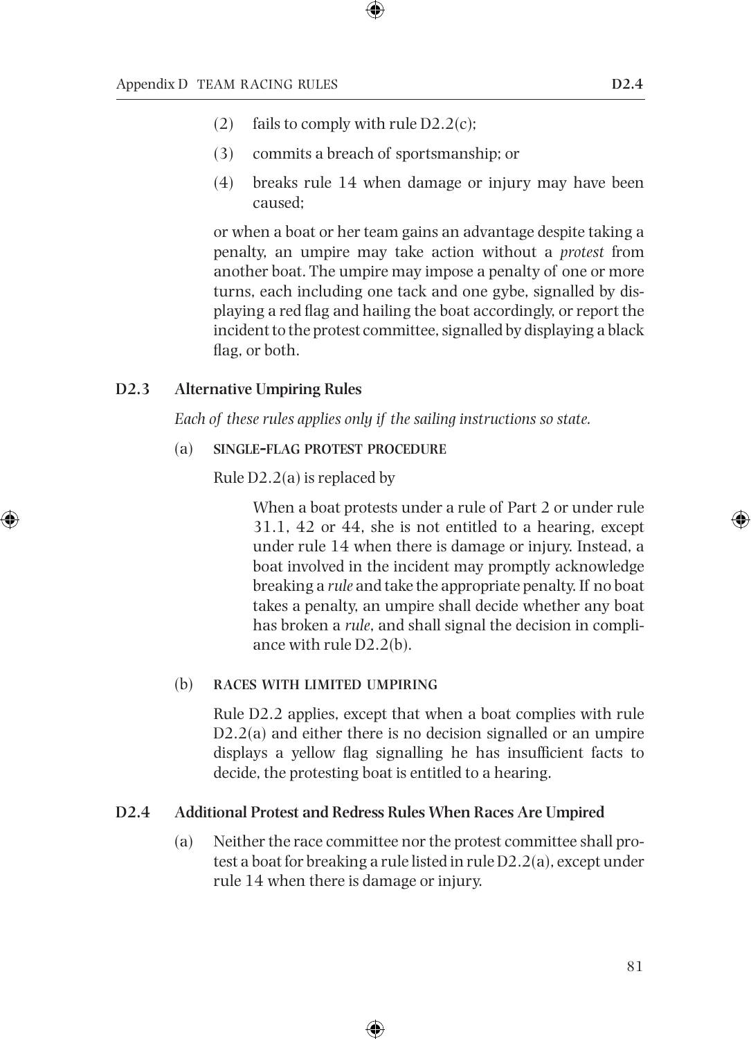(2) fails to comply with rule D2.2(c);

(3) commits a breach of sportsmanship; or

(4) breaks rule 14 when damage or injury may have been caused;

or when a boat or her team gains an advantage despite taking a penalty, an umpire may take action without a *protest* from another boat. The umpire may impose a penalty of one or more turns, each including one tack and one gybe, signalled by displaying a red flag and hailing the boat accordingly, or report the incident to the protest committee, signalled by displaying a black flag, or both.

### D2.3 Alternative Umpiring Rules

*Each of these rules applies only if the sailing instructions so state.*

(a) SINGLE-FLAG PROTEST PROCEDURE

Rule D2.2(a) is replaced by

> When a boat protests under a rule of Part 2 or under rule 31.1, 42 or 44, she is not entitled to a hearing, except under rule 14 when there is damage or injury. Instead, a boat involved in the incident may promptly acknowledge breaking a *rule* and take the appropriate penalty. If no boat takes a penalty, an umpire shall decide whether any boat has broken a *rule*, and shall signal the decision in compliance with rule D2.2(b).

(b) RACES WITH LIMITED UMPIRING

Rule D2.2 applies, except that when a boat complies with rule D2.2(a) and either there is no decision signalled or an umpire displays a yellow flag signalling he has insufficient facts to decide, the protesting boat is entitled to a hearing.

### D2.4 Additional Protest and Redress Rules When Races Are Umpired

(a) Neither the race committee nor the protest committee shall protest a boat for breaking a rule listed in rule D2.2(a), except under rule 14 when there is damage or injury.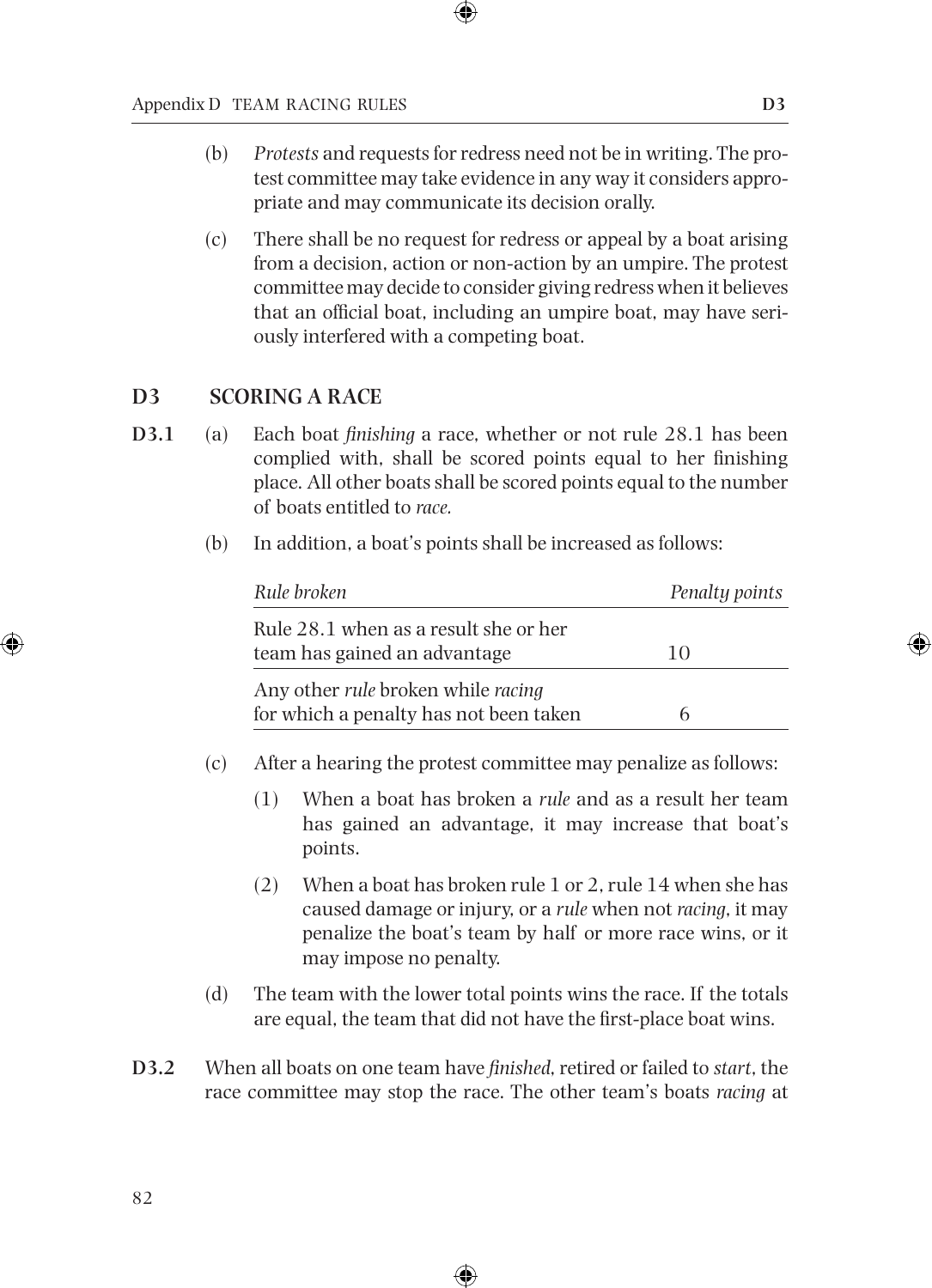(b) *Protests* and requests for redress need not be in writing. The protest committee may take evidence in any way it considers appropriate and may communicate its decision orally.

(c) There shall be no request for redress or appeal by a boat arising from a decision, action or non-action by an umpire. The protest committee may decide to consider giving redress when it believes that an official boat, including an umpire boat, may have seriously interfered with a competing boat.

## D3 SCORING A RACE

**D3.1** (a) Each boat *finishing* a race, whether or not rule 28.1 has been complied with, shall be scored points equal to her finishing place. All other boats shall be scored points equal to the number of boats entitled to *race.*

(b) In addition, a boat's points shall be increased as follows:

| *Rule broken* | *Penalty points* |
|---|---|
| Rule 28.1 when as a result she or her team has gained an advantage | 10 |
| Any other *rule* broken while *racing* for which a penalty has not been taken | 6 |

(c) After a hearing the protest committee may penalize as follows:

(1) When a boat has broken a *rule* and as a result her team has gained an advantage, it may increase that boat's points.

(2) When a boat has broken rule 1 or 2, rule 14 when she has caused damage or injury, or a *rule* when not *racing*, it may penalize the boat's team by half or more race wins, or it may impose no penalty.

(d) The team with the lower total points wins the race. If the totals are equal, the team that did not have the first-place boat wins.

**D3.2** When all boats on one team have *finished*, retired or failed to *start*, the race committee may stop the race. The other team's boats *racing* at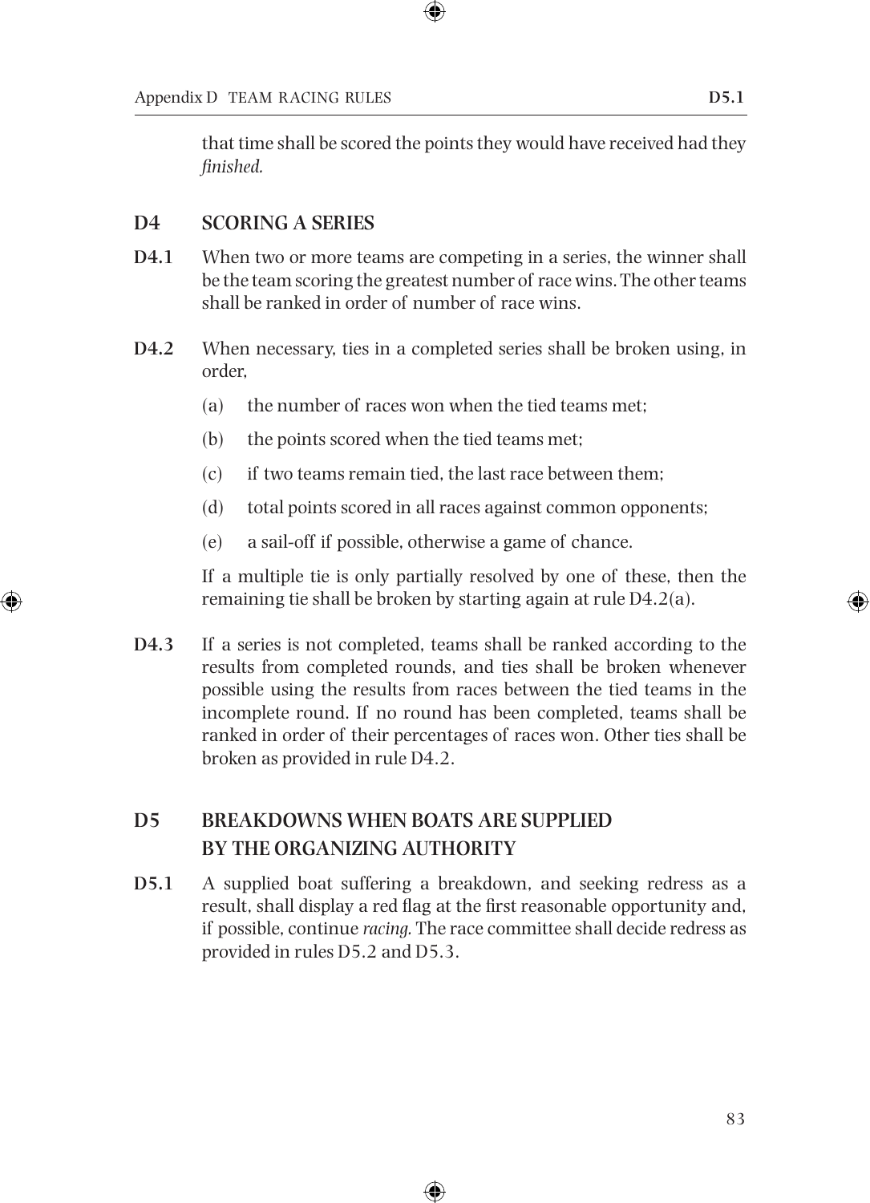that time shall be scored the points they would have received had they *finished.*

## D4 SCORING A SERIES

**D4.1** When two or more teams are competing in a series, the winner shall be the team scoring the greatest number of race wins. The other teams shall be ranked in order of number of race wins.

**D4.2** When necessary, ties in a completed series shall be broken using, in order,

(a) the number of races won when the tied teams met;

(b) the points scored when the tied teams met;

(c) if two teams remain tied, the last race between them;

(d) total points scored in all races against common opponents;

(e) a sail-off if possible, otherwise a game of chance.

If a multiple tie is only partially resolved by one of these, then the remaining tie shall be broken by starting again at rule D4.2(a).

**D4.3** If a series is not completed, teams shall be ranked according to the results from completed rounds, and ties shall be broken whenever possible using the results from races between the tied teams in the incomplete round. If no round has been completed, teams shall be ranked in order of their percentages of races won. Other ties shall be broken as provided in rule D4.2.

## D5 BREAKDOWNS WHEN BOATS ARE SUPPLIED BY THE ORGANIZING AUTHORITY

**D5.1** A supplied boat suffering a breakdown, and seeking redress as a result, shall display a red flag at the first reasonable opportunity and, if possible, continue *racing.* The race committee shall decide redress as provided in rules D5.2 and D5.3.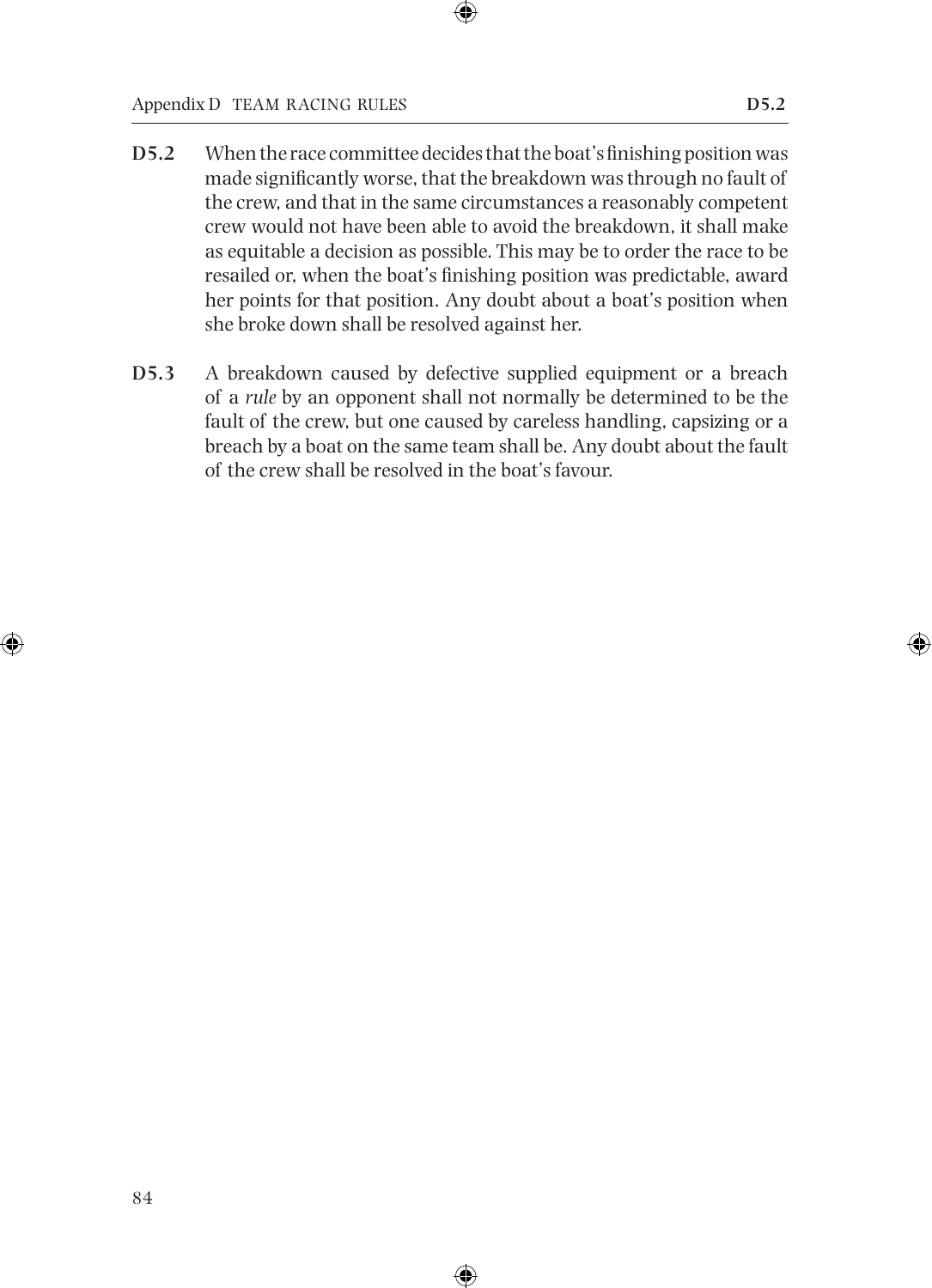**D5.2** When the race committee decides that the boat's finishing position was made significantly worse, that the breakdown was through no fault of the crew, and that in the same circumstances a reasonably competent crew would not have been able to avoid the breakdown, it shall make as equitable a decision as possible. This may be to order the race to be resailed or, when the boat's finishing position was predictable, award her points for that position. Any doubt about a boat's position when she broke down shall be resolved against her.

**D5.3** A breakdown caused by defective supplied equipment or a breach of a *rule* by an opponent shall not normally be determined to be the fault of the crew, but one caused by careless handling, capsizing or a breach by a boat on the same team shall be. Any doubt about the fault of the crew shall be resolved in the boat's favour.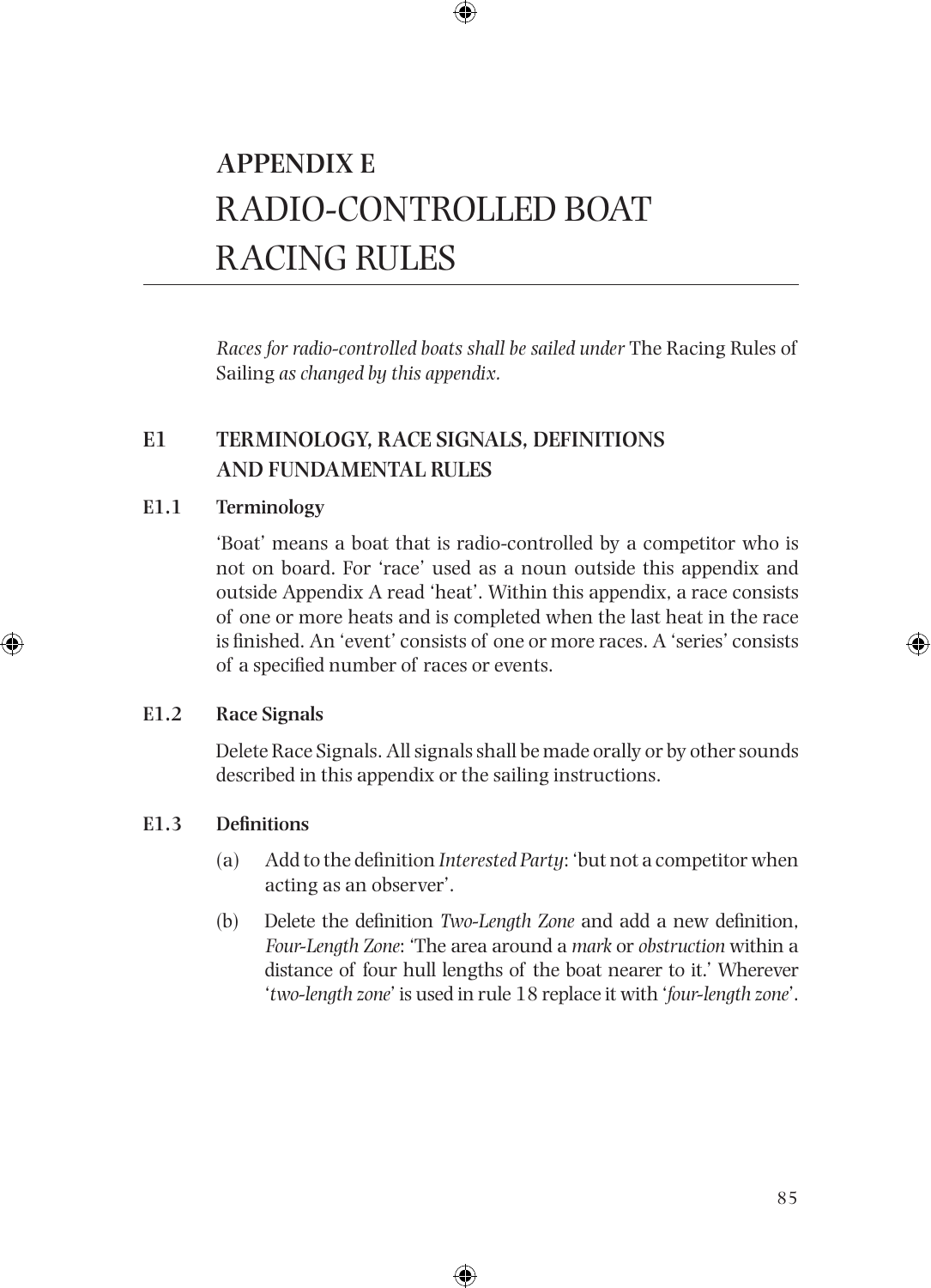# APPENDIX E
# RADIO-CONTROLLED BOAT RACING RULES

*Races for radio-controlled boats shall be sailed under* The Racing Rules of Sailing *as changed by this appendix.*

## E1 TERMINOLOGY, RACE SIGNALS, DEFINITIONS AND FUNDAMENTAL RULES

### E1.1 Terminology

'Boat' means a boat that is radio-controlled by a competitor who is not on board. For 'race' used as a noun outside this appendix and outside Appendix A read 'heat'. Within this appendix, a race consists of one or more heats and is completed when the last heat in the race is finished. An 'event' consists of one or more races. A 'series' consists of a specified number of races or events.

### E1.2 Race Signals

Delete Race Signals. All signals shall be made orally or by other sounds described in this appendix or the sailing instructions.

### E1.3 Definitions

(a) Add to the definition *Interested Party*: 'but not a competitor when acting as an observer'.

(b) Delete the definition *Two-Length Zone* and add a new definition, *Four-Length Zone*: 'The area around a *mark* or *obstruction* within a distance of four hull lengths of the boat nearer to it.' Wherever '*two-length zone*' is used in rule 18 replace it with '*four-length zone*'.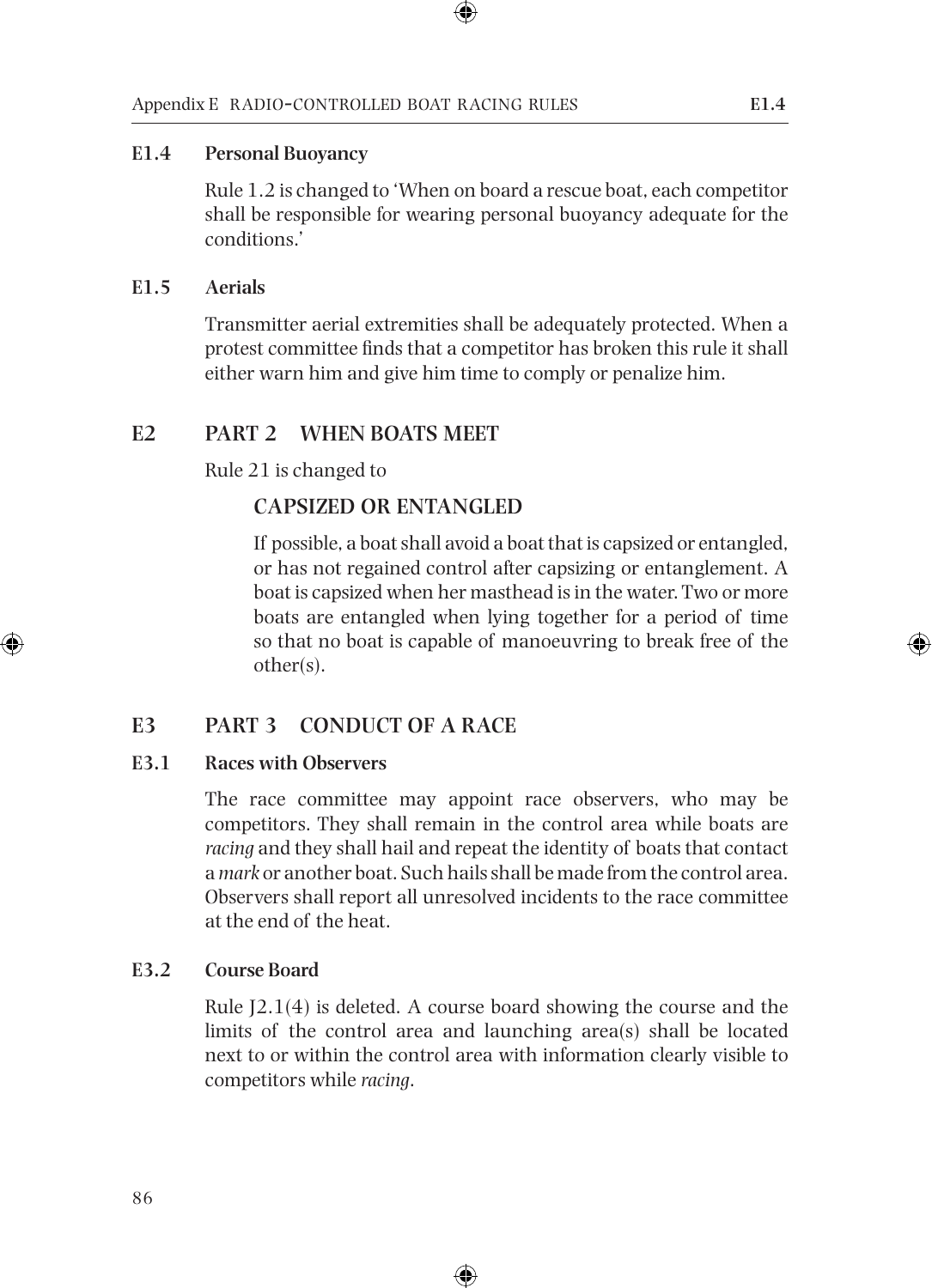### E1.4 Personal Buoyancy

Rule 1.2 is changed to 'When on board a rescue boat, each competitor shall be responsible for wearing personal buoyancy adequate for the conditions.'

### E1.5 Aerials

Transmitter aerial extremities shall be adequately protected. When a protest committee finds that a competitor has broken this rule it shall either warn him and give him time to comply or penalize him.

## E2 PART 2 WHEN BOATS MEET

Rule 21 is changed to

**CAPSIZED OR ENTANGLED**

If possible, a boat shall avoid a boat that is capsized or entangled, or has not regained control after capsizing or entanglement. A boat is capsized when her masthead is in the water. Two or more boats are entangled when lying together for a period of time so that no boat is capable of manoeuvring to break free of the other(s).

## E3 PART 3 CONDUCT OF A RACE

### E3.1 Races with Observers

The race committee may appoint race observers, who may be competitors. They shall remain in the control area while boats are *racing* and they shall hail and repeat the identity of boats that contact a *mark* or another boat. Such hails shall be made from the control area. Observers shall report all unresolved incidents to the race committee at the end of the heat.

### E3.2 Course Board

Rule J2.1(4) is deleted. A course board showing the course and the limits of the control area and launching area(s) shall be located next to or within the control area with information clearly visible to competitors while *racing*.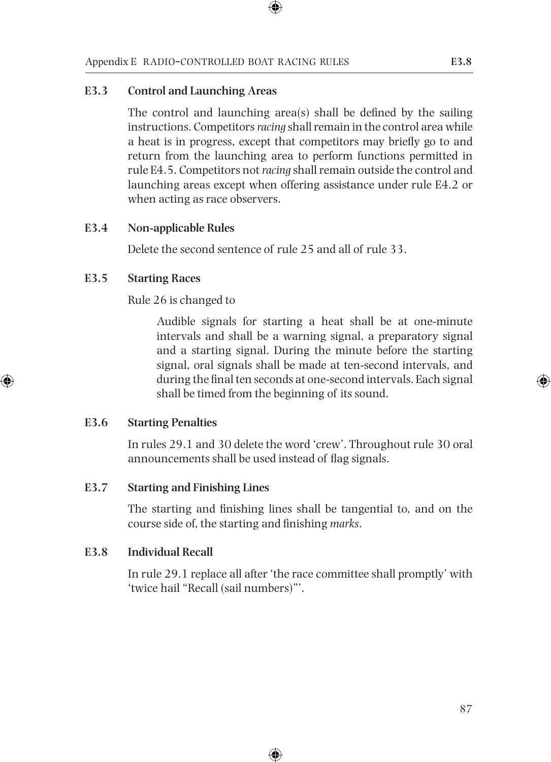### E3.3 Control and Launching Areas

The control and launching area(s) shall be defined by the sailing instructions. Competitors *racing* shall remain in the control area while a heat is in progress, except that competitors may briefly go to and return from the launching area to perform functions permitted in rule E4.5. Competitors not *racing* shall remain outside the control and launching areas except when offering assistance under rule E4.2 or when acting as race observers.

### E3.4 Non-applicable Rules

Delete the second sentence of rule 25 and all of rule 33.

### E3.5 Starting Races

Rule 26 is changed to

> Audible signals for starting a heat shall be at one-minute intervals and shall be a warning signal, a preparatory signal and a starting signal. During the minute before the starting signal, oral signals shall be made at ten-second intervals, and during the final ten seconds at one-second intervals. Each signal shall be timed from the beginning of its sound.

### E3.6 Starting Penalties

In rules 29.1 and 30 delete the word 'crew'. Throughout rule 30 oral announcements shall be used instead of flag signals.

### E3.7 Starting and Finishing Lines

The starting and finishing lines shall be tangential to, and on the course side of, the starting and finishing *marks*.

### E3.8 Individual Recall

In rule 29.1 replace all after 'the race committee shall promptly' with 'twice hail "Recall (sail numbers)"'.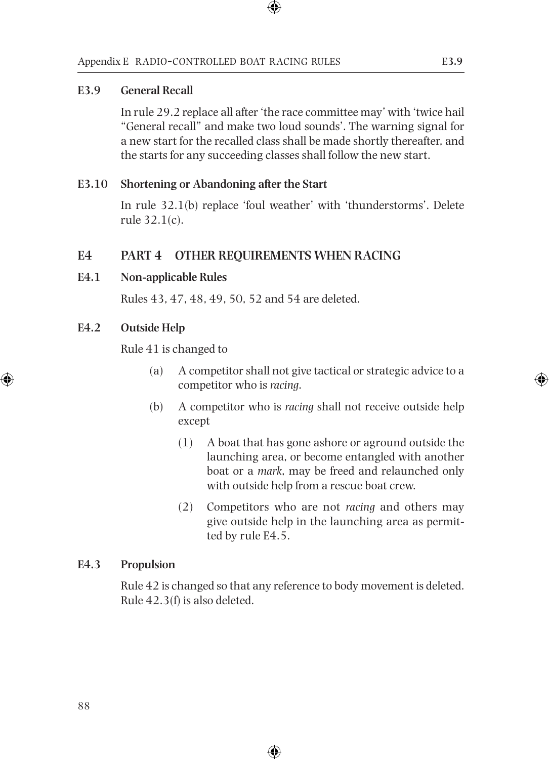### E3.9 General Recall

In rule 29.2 replace all after 'the race committee may' with 'twice hail "General recall" and make two loud sounds'. The warning signal for a new start for the recalled class shall be made shortly thereafter, and the starts for any succeeding classes shall follow the new start.

### E3.10 Shortening or Abandoning after the Start

In rule 32.1(b) replace 'foul weather' with 'thunderstorms'. Delete rule 32.1(c).

## E4 PART 4 OTHER REQUIREMENTS WHEN RACING

### E4.1 Non-applicable Rules

Rules 43, 47, 48, 49, 50, 52 and 54 are deleted.

### E4.2 Outside Help

Rule 41 is changed to

- (a) A competitor shall not give tactical or strategic advice to a competitor who is *racing*.
- (b) A competitor who is *racing* shall not receive outside help except
  - (1) A boat that has gone ashore or aground outside the launching area, or become entangled with another boat or a *mark*, may be freed and relaunched only with outside help from a rescue boat crew.
  - (2) Competitors who are not *racing* and others may give outside help in the launching area as permitted by rule E4.5.

### E4.3 Propulsion

Rule 42 is changed so that any reference to body movement is deleted. Rule 42.3(f) is also deleted.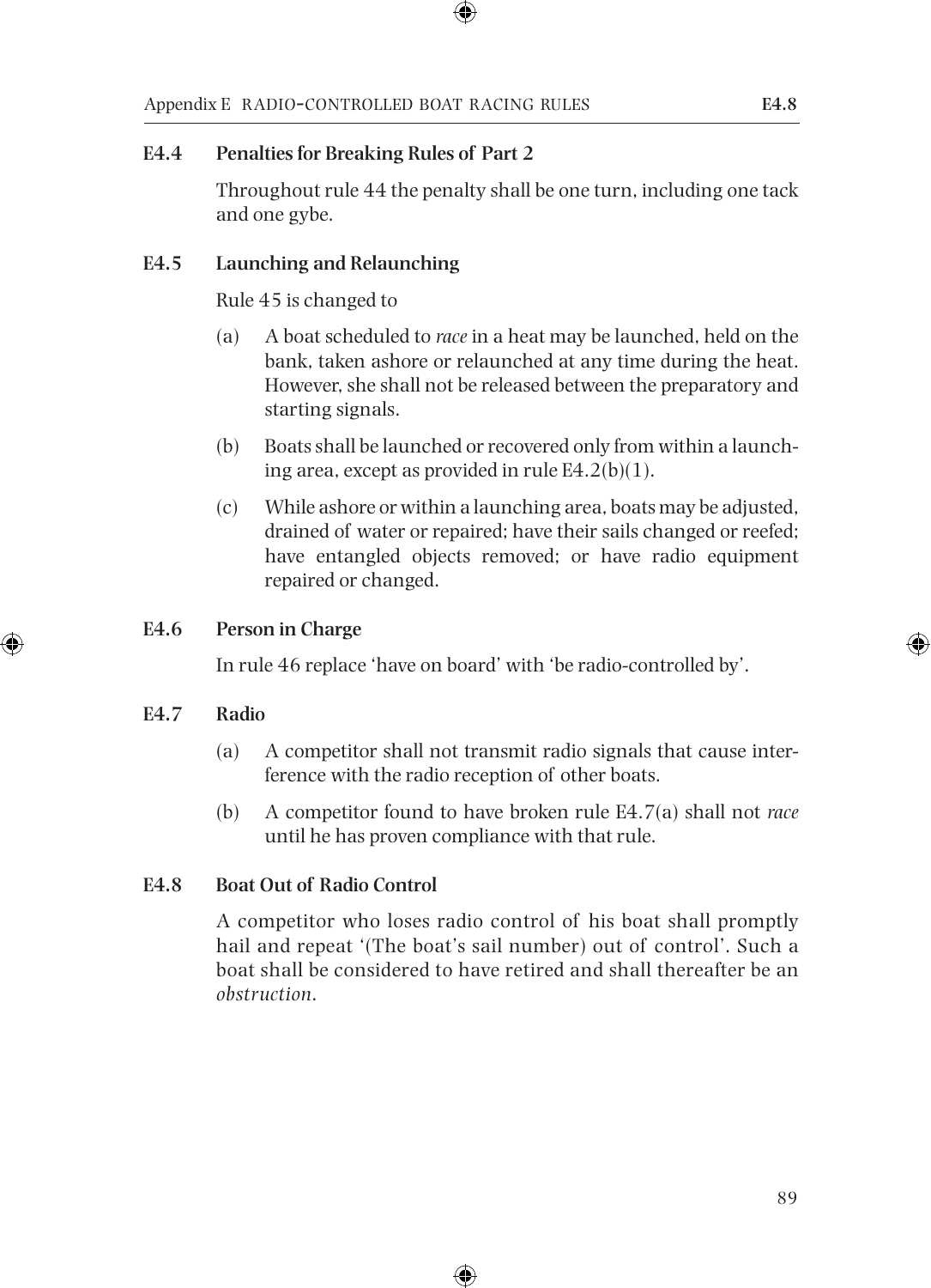### E4.4 Penalties for Breaking Rules of Part 2

Throughout rule 44 the penalty shall be one turn, including one tack and one gybe.

### E4.5 Launching and Relaunching

Rule 45 is changed to

(a) A boat scheduled to *race* in a heat may be launched, held on the bank, taken ashore or relaunched at any time during the heat. However, she shall not be released between the preparatory and starting signals.

(b) Boats shall be launched or recovered only from within a launching area, except as provided in rule E4.2(b)(1).

(c) While ashore or within a launching area, boats may be adjusted, drained of water or repaired; have their sails changed or reefed; have entangled objects removed; or have radio equipment repaired or changed.

### E4.6 Person in Charge

In rule 46 replace 'have on board' with 'be radio-controlled by'.

### E4.7 Radio

(a) A competitor shall not transmit radio signals that cause interference with the radio reception of other boats.

(b) A competitor found to have broken rule E4.7(a) shall not *race* until he has proven compliance with that rule.

### E4.8 Boat Out of Radio Control

A competitor who loses radio control of his boat shall promptly hail and repeat '(The boat's sail number) out of control'. Such a boat shall be considered to have retired and shall thereafter be an *obstruction*.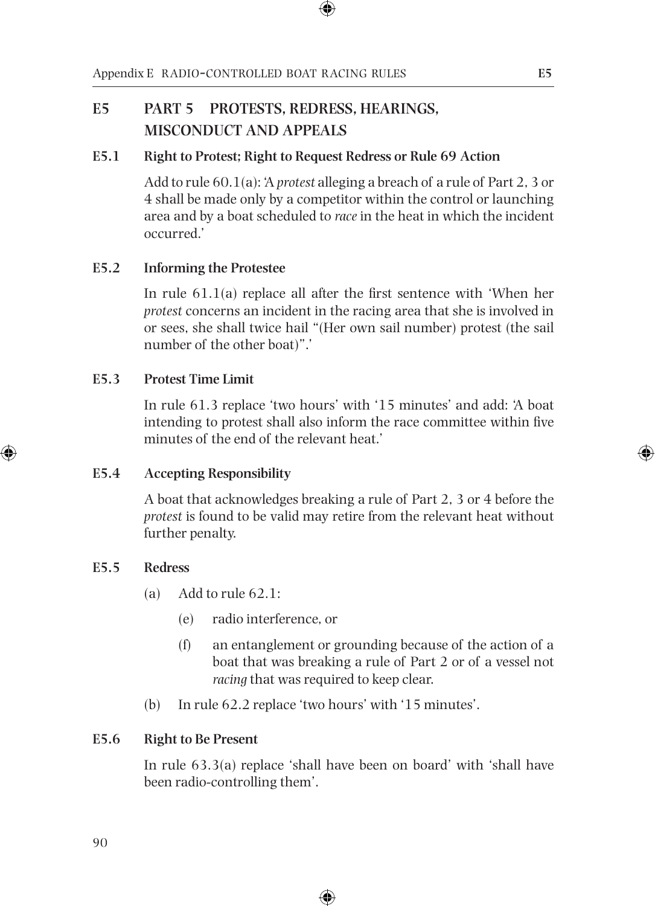## E5 PART 5 PROTESTS, REDRESS, HEARINGS, MISCONDUCT AND APPEALS

### E5.1 Right to Protest; Right to Request Redress or Rule 69 Action

Add to rule 60.1(a): 'A *protest* alleging a breach of a rule of Part 2, 3 or 4 shall be made only by a competitor within the control or launching area and by a boat scheduled to *race* in the heat in which the incident occurred.'

### E5.2 Informing the Protestee

In rule 61.1(a) replace all after the first sentence with 'When her *protest* concerns an incident in the racing area that she is involved in or sees, she shall twice hail "(Her own sail number) protest (the sail number of the other boat)".'

### E5.3 Protest Time Limit

In rule 61.3 replace 'two hours' with '15 minutes' and add: 'A boat intending to protest shall also inform the race committee within five minutes of the end of the relevant heat.'

### E5.4 Accepting Responsibility

A boat that acknowledges breaking a rule of Part 2, 3 or 4 before the *protest* is found to be valid may retire from the relevant heat without further penalty.

### E5.5 Redress

(a) Add to rule 62.1:

- (e) radio interference, or
- (f) an entanglement or grounding because of the action of a boat that was breaking a rule of Part 2 or of a vessel not *racing* that was required to keep clear.

(b) In rule 62.2 replace 'two hours' with '15 minutes'.

### E5.6 Right to Be Present

In rule 63.3(a) replace 'shall have been on board' with 'shall have been radio-controlling them'.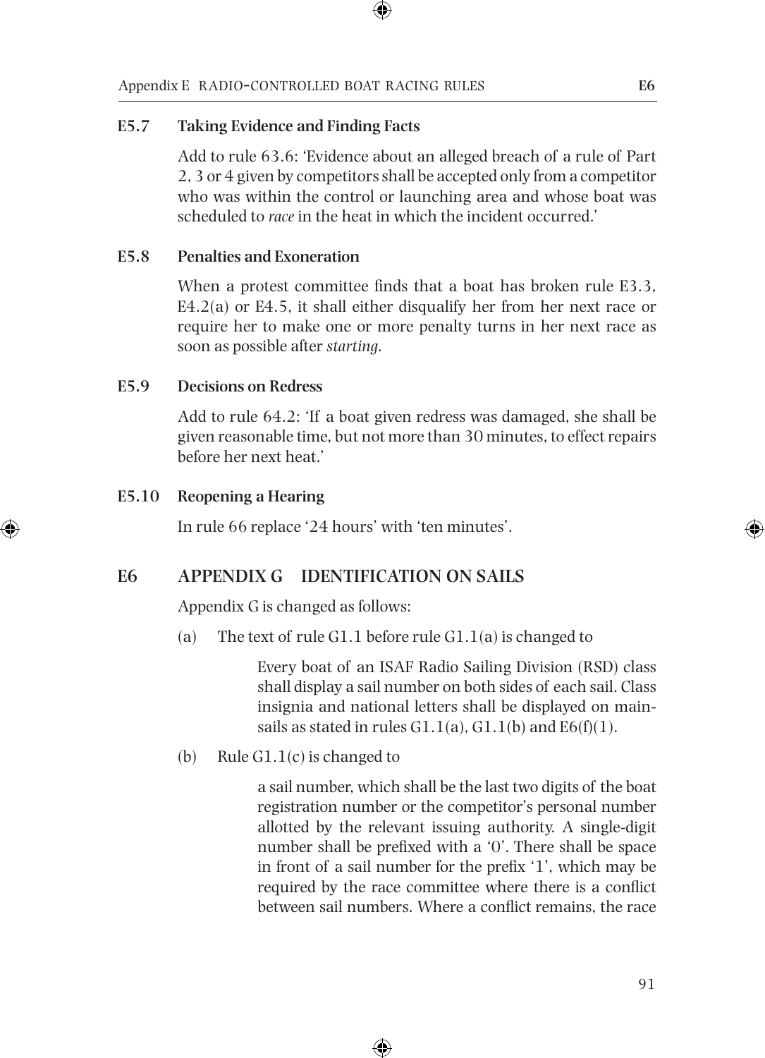### E5.7 Taking Evidence and Finding Facts

Add to rule 63.6: 'Evidence about an alleged breach of a rule of Part 2, 3 or 4 given by competitors shall be accepted only from a competitor who was within the control or launching area and whose boat was scheduled to *race* in the heat in which the incident occurred.'

### E5.8 Penalties and Exoneration

When a protest committee finds that a boat has broken rule E3.3, E4.2(a) or E4.5, it shall either disqualify her from her next race or require her to make one or more penalty turns in her next race as soon as possible after *starting*.

### E5.9 Decisions on Redress

Add to rule 64.2: 'If a boat given redress was damaged, she shall be given reasonable time, but not more than 30 minutes, to effect repairs before her next heat.'

### E5.10 Reopening a Hearing

In rule 66 replace '24 hours' with 'ten minutes'.

## E6 APPENDIX G IDENTIFICATION ON SAILS

Appendix G is changed as follows:

(a) The text of rule G1.1 before rule G1.1(a) is changed to

> Every boat of an ISAF Radio Sailing Division (RSD) class shall display a sail number on both sides of each sail. Class insignia and national letters shall be displayed on mainsails as stated in rules G1.1(a), G1.1(b) and E6(f)(1).

(b) Rule G1.1(c) is changed to

> a sail number, which shall be the last two digits of the boat registration number or the competitor's personal number allotted by the relevant issuing authority. A single-digit number shall be prefixed with a '0'. There shall be space in front of a sail number for the prefix '1', which may be required by the race committee where there is a conflict between sail numbers. Where a conflict remains, the race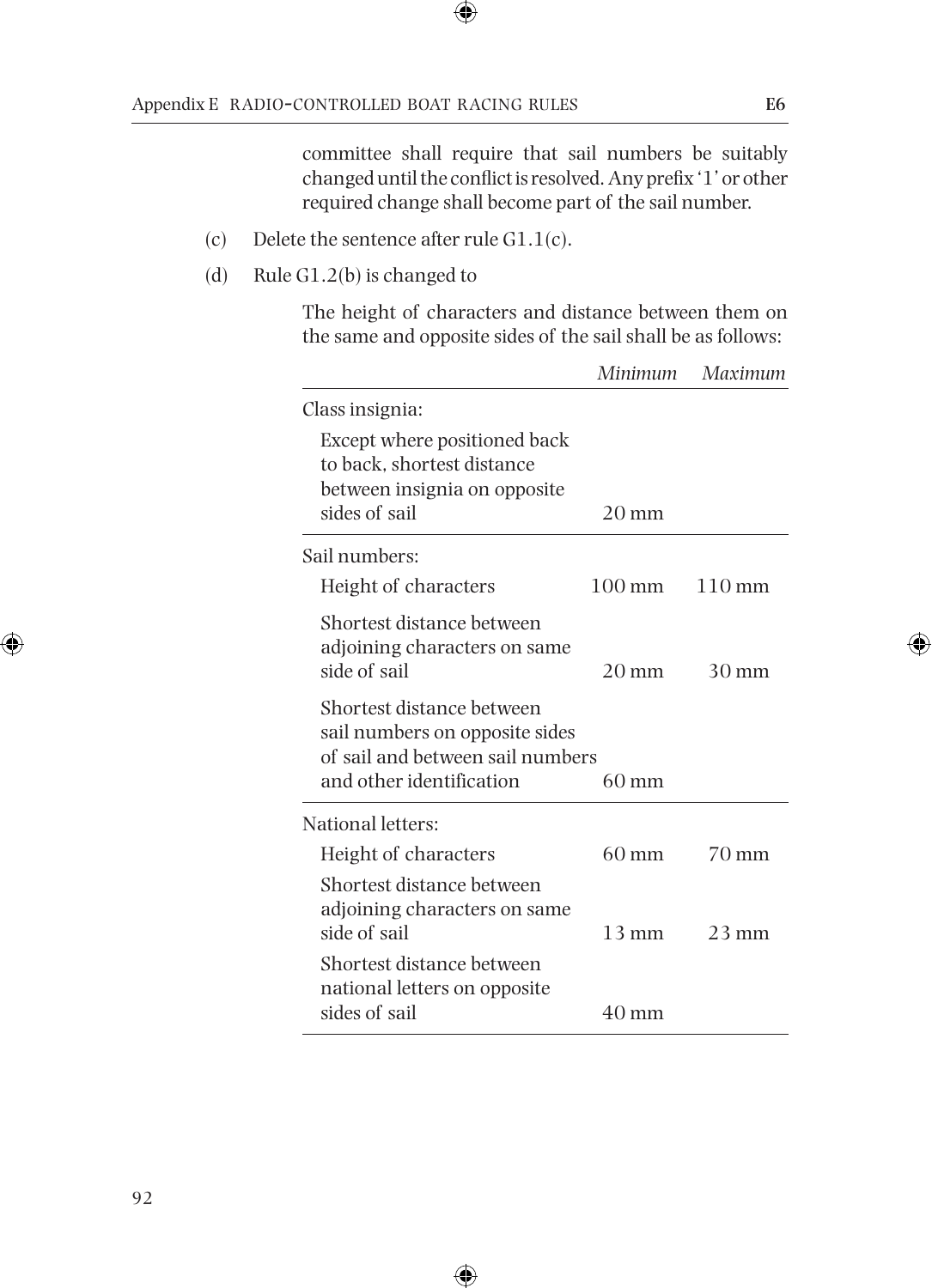committee shall require that sail numbers be suitably changed until the conflict is resolved. Any prefix '1' or other required change shall become part of the sail number.

(c) Delete the sentence after rule G1.1(c).

(d) Rule G1.2(b) is changed to

The height of characters and distance between them on the same and opposite sides of the sail shall be as follows:

| | *Minimum* | *Maximum* |
|---|---|---|
| Class insignia: | | |
| Except where positioned back to back, shortest distance between insignia on opposite sides of sail | 20 mm | |
| Sail numbers: | | |
| Height of characters | 100 mm | 110 mm |
| Shortest distance between adjoining characters on same side of sail | 20 mm | 30 mm |
| Shortest distance between sail numbers on opposite sides of sail and between sail numbers and other identification | 60 mm | |
| National letters: | | |
| Height of characters | 60 mm | 70 mm |
| Shortest distance between adjoining characters on same side of sail | 13 mm | 23 mm |
| Shortest distance between national letters on opposite sides of sail | 40 mm | |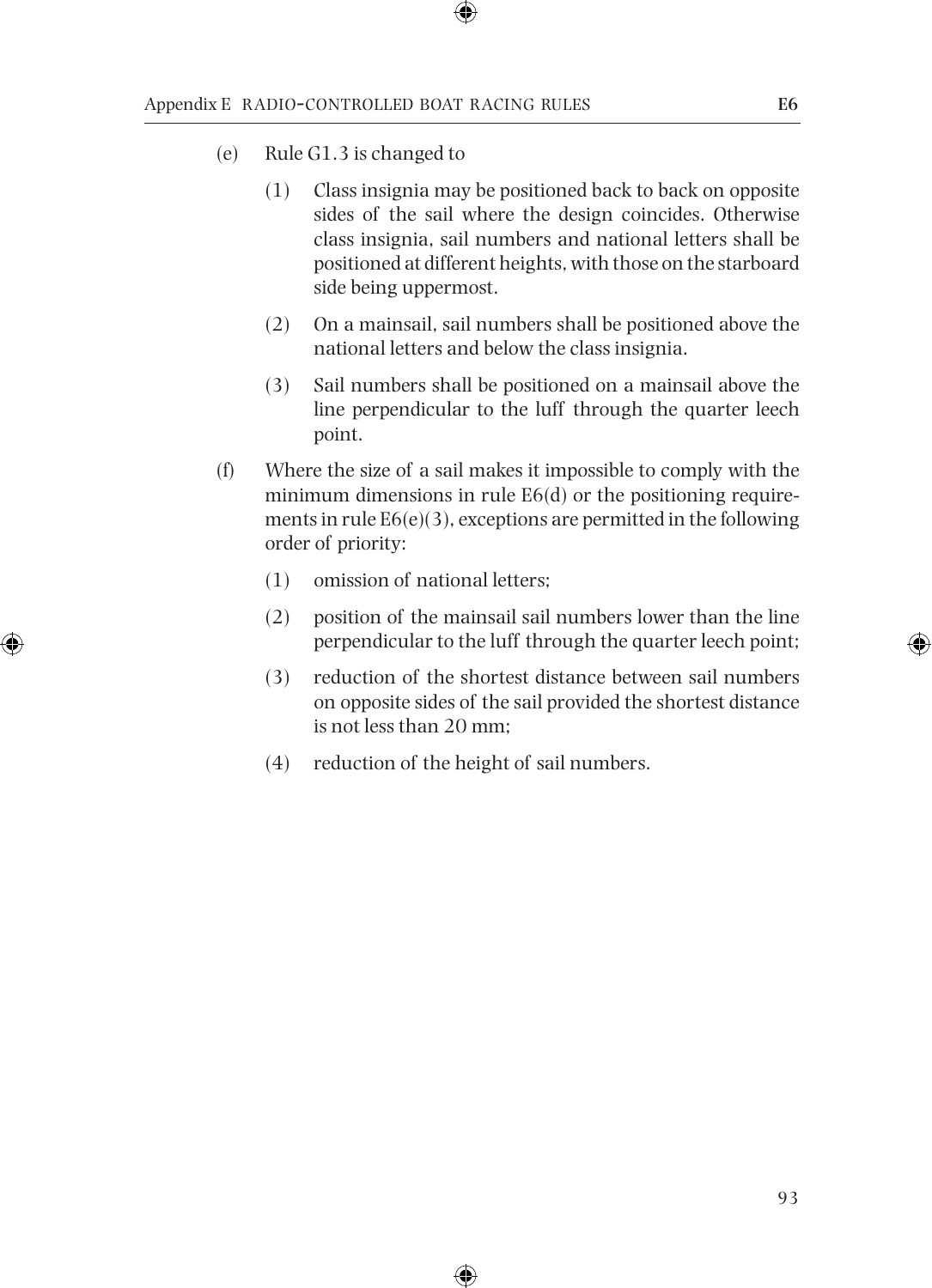(e) Rule G1.3 is changed to

 (1) Class insignia may be positioned back to back on opposite sides of the sail where the design coincides. Otherwise class insignia, sail numbers and national letters shall be positioned at different heights, with those on the starboard side being uppermost.

 (2) On a mainsail, sail numbers shall be positioned above the national letters and below the class insignia.

 (3) Sail numbers shall be positioned on a mainsail above the line perpendicular to the luff through the quarter leech point.

(f) Where the size of a sail makes it impossible to comply with the minimum dimensions in rule E6(d) or the positioning requirements in rule E6(e)(3), exceptions are permitted in the following order of priority:

 (1) omission of national letters;

 (2) position of the mainsail sail numbers lower than the line perpendicular to the luff through the quarter leech point;

 (3) reduction of the shortest distance between sail numbers on opposite sides of the sail provided the shortest distance is not less than 20 mm;

 (4) reduction of the height of sail numbers.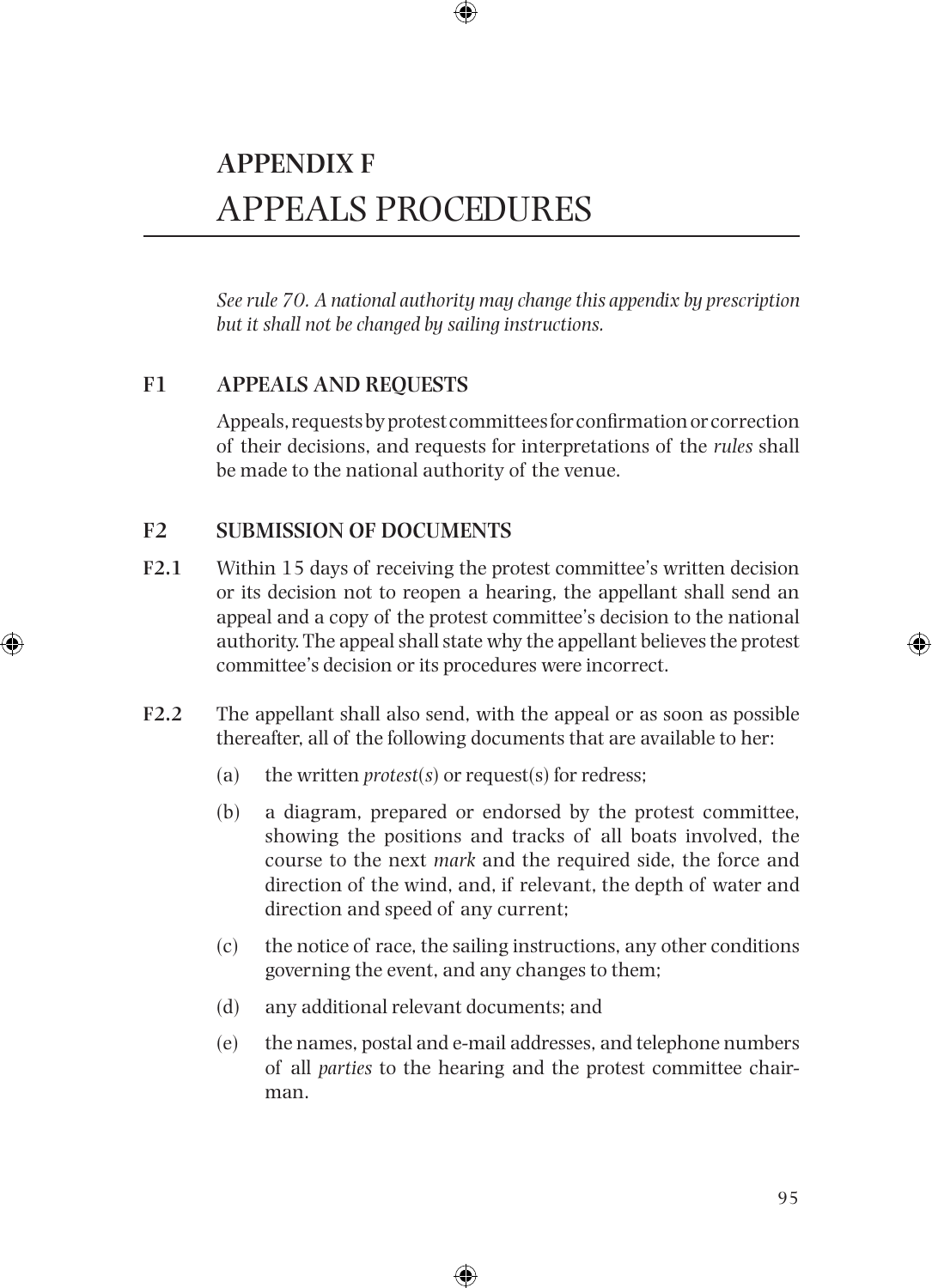# APPENDIX F
# APPEALS PROCEDURES

*See rule 70. A national authority may change this appendix by prescription but it shall not be changed by sailing instructions.*

## F1 APPEALS AND REQUESTS

Appeals, requests by protest committees for confirmation or correction of their decisions, and requests for interpretations of the *rules* shall be made to the national authority of the venue.

## F2 SUBMISSION OF DOCUMENTS

**F2.1** Within 15 days of receiving the protest committee's written decision or its decision not to reopen a hearing, the appellant shall send an appeal and a copy of the protest committee's decision to the national authority. The appeal shall state why the appellant believes the protest committee's decision or its procedures were incorrect.

**F2.2** The appellant shall also send, with the appeal or as soon as possible thereafter, all of the following documents that are available to her:

(a) the written *protest(s)* or request(s) for redress;

(b) a diagram, prepared or endorsed by the protest committee, showing the positions and tracks of all boats involved, the course to the next *mark* and the required side, the force and direction of the wind, and, if relevant, the depth of water and direction and speed of any current;

(c) the notice of race, the sailing instructions, any other conditions governing the event, and any changes to them;

(d) any additional relevant documents; and

(e) the names, postal and e-mail addresses, and telephone numbers of all *parties* to the hearing and the protest committee chairman.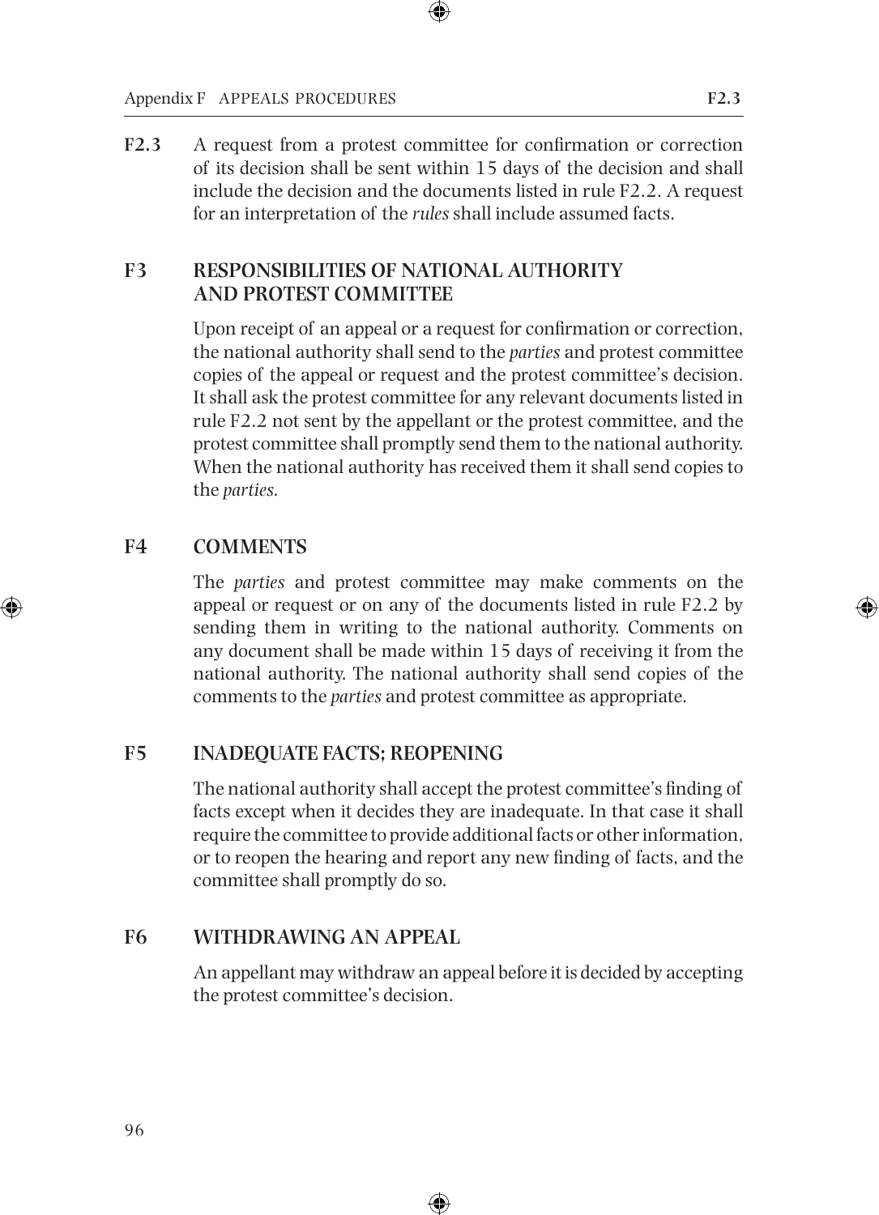**F2.3** A request from a protest committee for confirmation or correction of its decision shall be sent within 15 days of the decision and shall include the decision and the documents listed in rule F2.2. A request for an interpretation of the *rules* shall include assumed facts.

## F3 RESPONSIBILITIES OF NATIONAL AUTHORITY AND PROTEST COMMITTEE

Upon receipt of an appeal or a request for confirmation or correction, the national authority shall send to the *parties* and protest committee copies of the appeal or request and the protest committee's decision. It shall ask the protest committee for any relevant documents listed in rule F2.2 not sent by the appellant or the protest committee, and the protest committee shall promptly send them to the national authority. When the national authority has received them it shall send copies to the *parties.*

## F4 COMMENTS

The *parties* and protest committee may make comments on the appeal or request or on any of the documents listed in rule F2.2 by sending them in writing to the national authority. Comments on any document shall be made within 15 days of receiving it from the national authority. The national authority shall send copies of the comments to the *parties* and protest committee as appropriate.

## F5 INADEQUATE FACTS; REOPENING

The national authority shall accept the protest committee's finding of facts except when it decides they are inadequate. In that case it shall require the committee to provide additional facts or other information, or to reopen the hearing and report any new finding of facts, and the committee shall promptly do so.

## F6 WITHDRAWING AN APPEAL

An appellant may withdraw an appeal before it is decided by accepting the protest committee's decision.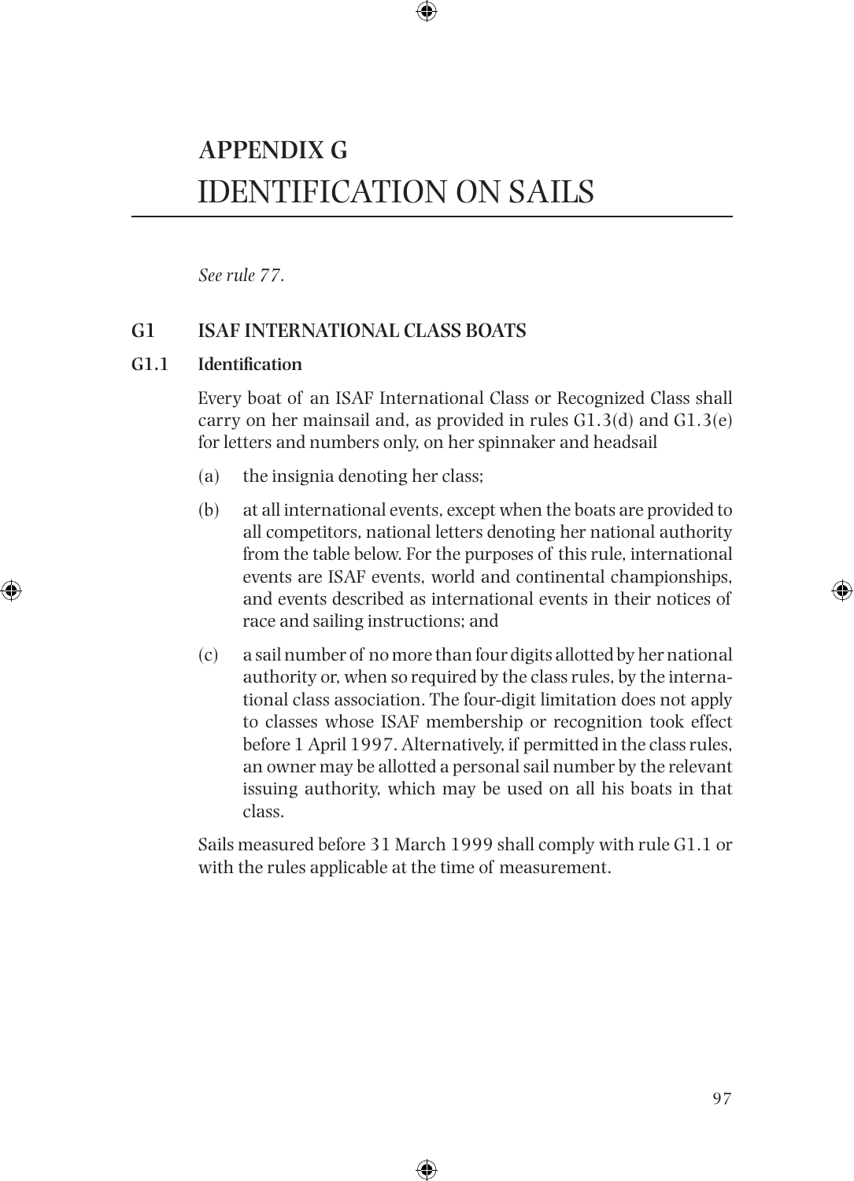# APPENDIX G
# IDENTIFICATION ON SAILS

*See rule 77.*

## G1 ISAF INTERNATIONAL CLASS BOATS

### G1.1 Identification

Every boat of an ISAF International Class or Recognized Class shall carry on her mainsail and, as provided in rules G1.3(d) and G1.3(e) for letters and numbers only, on her spinnaker and headsail

(a) the insignia denoting her class;

(b) at all international events, except when the boats are provided to all competitors, national letters denoting her national authority from the table below. For the purposes of this rule, international events are ISAF events, world and continental championships, and events described as international events in their notices of race and sailing instructions; and

(c) a sail number of no more than four digits allotted by her national authority or, when so required by the class rules, by the international class association. The four-digit limitation does not apply to classes whose ISAF membership or recognition took effect before 1 April 1997. Alternatively, if permitted in the class rules, an owner may be allotted a personal sail number by the relevant issuing authority, which may be used on all his boats in that class.

Sails measured before 31 March 1999 shall comply with rule G1.1 or with the rules applicable at the time of measurement.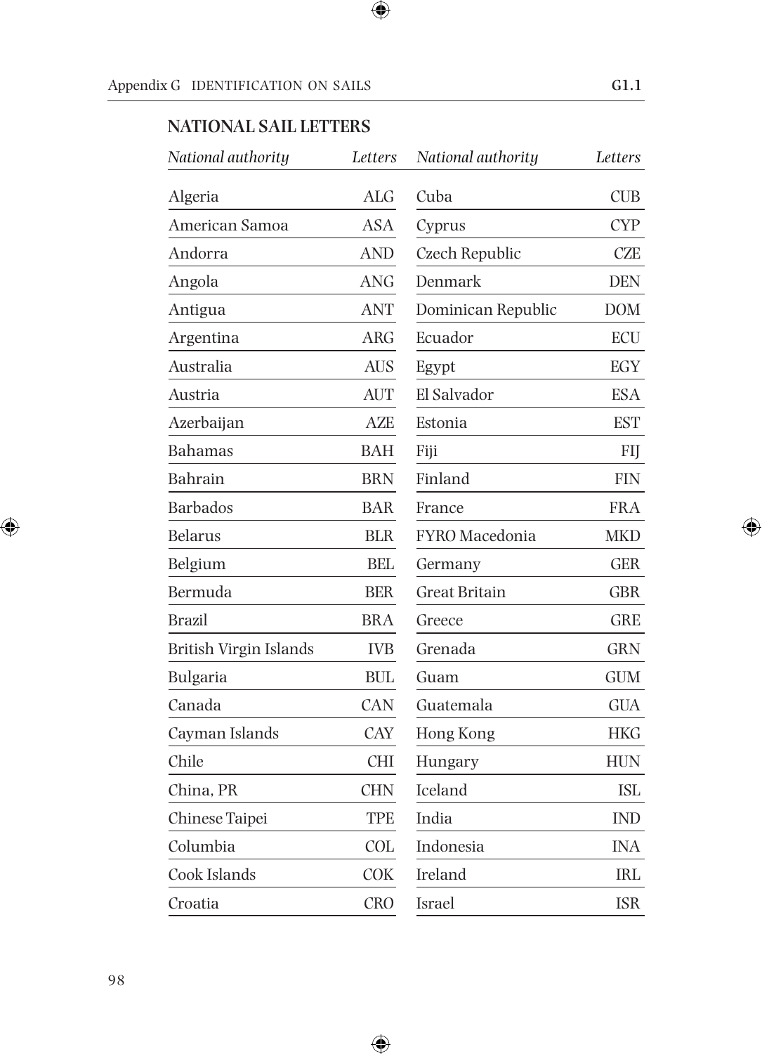## NATIONAL SAIL LETTERS

| *National authority* | *Letters* |
|---|---|
| Algeria | ALG |
| American Samoa | ASA |
| Andorra | AND |
| Angola | ANG |
| Antigua | ANT |
| Argentina | ARG |
| Australia | AUS |
| Austria | AUT |
| Azerbaijan | AZE |
| Bahamas | BAH |
| Bahrain | BRN |
| Barbados | BAR |
| Belarus | BLR |
| Belgium | BEL |
| Bermuda | BER |
| Brazil | BRA |
| British Virgin Islands | IVB |
| Bulgaria | BUL |
| Canada | CAN |
| Cayman Islands | CAY |
| Chile | CHI |
| China, PR | CHN |
| Chinese Taipei | TPE |
| Columbia | COL |
| Cook Islands | COK |
| Croatia | CRO |
| Cuba | CUB |
| Cyprus | CYP |
| Czech Republic | CZE |
| Denmark | DEN |
| Dominican Republic | DOM |
| Ecuador | ECU |
| Egypt | EGY |
| El Salvador | ESA |
| Estonia | EST |
| Fiji | FIJ |
| Finland | FIN |
| France | FRA |
| FYRO Macedonia | MKD |
| Germany | GER |
| Great Britain | GBR |
| Greece | GRE |
| Grenada | GRN |
| Guam | GUM |
| Guatemala | GUA |
| Hong Kong | HKG |
| Hungary | HUN |
| Iceland | ISL |
| India | IND |
| Indonesia | INA |
| Ireland | IRL |
| Israel | ISR |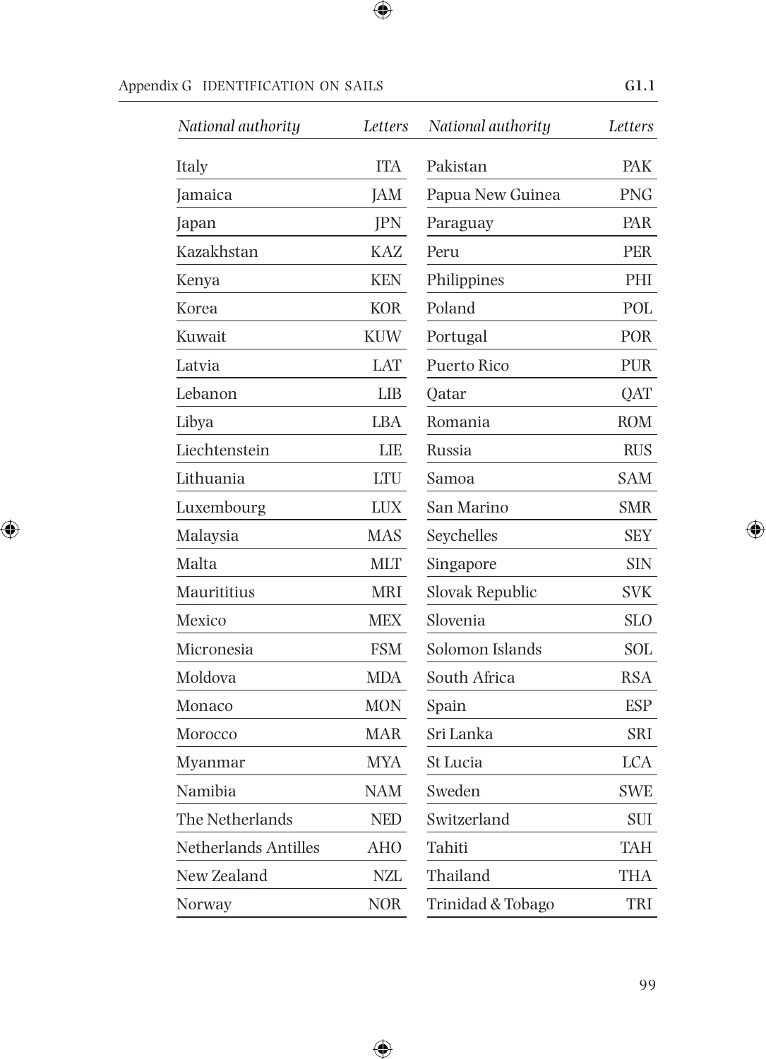| *National authority* | *Letters* | *National authority* | *Letters* |
|---|---|---|---|
| Italy | ITA | Pakistan | PAK |
| Jamaica | JAM | Papua New Guinea | PNG |
| Japan | JPN | Paraguay | PAR |
| Kazakhstan | KAZ | Peru | PER |
| Kenya | KEN | Philippines | PHI |
| Korea | KOR | Poland | POL |
| Kuwait | KUW | Portugal | POR |
| Latvia | LAT | Puerto Rico | PUR |
| Lebanon | LIB | Qatar | QAT |
| Libya | LBA | Romania | ROM |
| Liechtenstein | LIE | Russia | RUS |
| Lithuania | LTU | Samoa | SAM |
| Luxembourg | LUX | San Marino | SMR |
| Malaysia | MAS | Seychelles | SEY |
| Malta | MLT | Singapore | SIN |
| Maurititius | MRI | Slovak Republic | SVK |
| Mexico | MEX | Slovenia | SLO |
| Micronesia | FSM | Solomon Islands | SOL |
| Moldova | MDA | South Africa | RSA |
| Monaco | MON | Spain | ESP |
| Morocco | MAR | Sri Lanka | SRI |
| Myanmar | MYA | St Lucia | LCA |
| Namibia | NAM | Sweden | SWE |
| The Netherlands | NED | Switzerland | SUI |
| Netherlands Antilles | AHO | Tahiti | TAH |
| New Zealand | NZL | Thailand | THA |
| Norway | NOR | Trinidad & Tobago | TRI |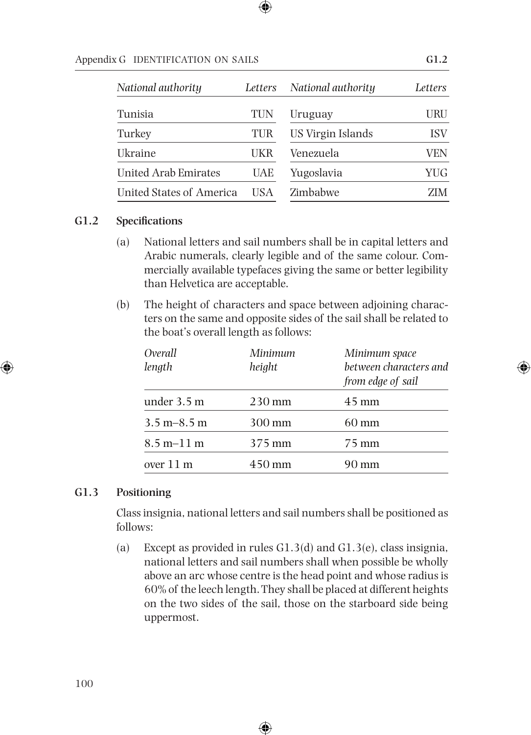| National authority | Letters | National authority | Letters |
|---|---|---|---|
| Tunisia | TUN | Uruguay | URU |
| Turkey | TUR | US Virgin Islands | ISV |
| Ukraine | UKR | Venezuela | VEN |
| United Arab Emirates | UAE | Yugoslavia | YUG |
| United States of America | USA | Zimbabwe | ZIM |

### G1.2 Specifications

(a) National letters and sail numbers shall be in capital letters and Arabic numerals, clearly legible and of the same colour. Commercially available typefaces giving the same or better legibility than Helvetica are acceptable.

(b) The height of characters and space between adjoining characters on the same and opposite sides of the sail shall be related to the boat's overall length as follows:

| *Overall length* | *Minimum height* | *Minimum space between characters and from edge of sail* |
|---|---|---|
| under 3.5 m | 230 mm | 45 mm |
| 3.5 m–8.5 m | 300 mm | 60 mm |
| 8.5 m–11 m | 375 mm | 75 mm |
| over 11 m | 450 mm | 90 mm |

### G1.3 Positioning

Class insignia, national letters and sail numbers shall be positioned as follows:

(a) Except as provided in rules G1.3(d) and G1.3(e), class insignia, national letters and sail numbers shall when possible be wholly above an arc whose centre is the head point and whose radius is 60% of the leech length. They shall be placed at different heights on the two sides of the sail, those on the starboard side being uppermost.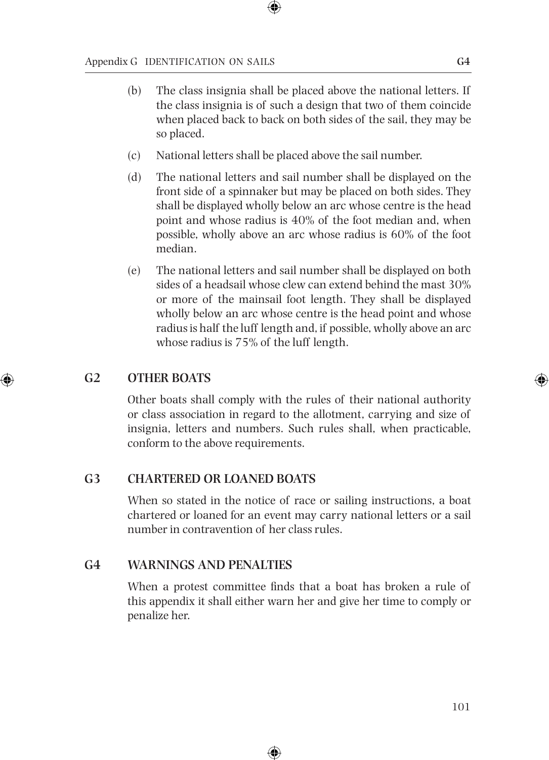(b) The class insignia shall be placed above the national letters. If the class insignia is of such a design that two of them coincide when placed back to back on both sides of the sail, they may be so placed.

(c) National letters shall be placed above the sail number.

(d) The national letters and sail number shall be displayed on the front side of a spinnaker but may be placed on both sides. They shall be displayed wholly below an arc whose centre is the head point and whose radius is 40% of the foot median and, when possible, wholly above an arc whose radius is 60% of the foot median.

(e) The national letters and sail number shall be displayed on both sides of a headsail whose clew can extend behind the mast 30% or more of the mainsail foot length. They shall be displayed wholly below an arc whose centre is the head point and whose radius is half the luff length and, if possible, wholly above an arc whose radius is 75% of the luff length.

## G2 OTHER BOATS

Other boats shall comply with the rules of their national authority or class association in regard to the allotment, carrying and size of insignia, letters and numbers. Such rules shall, when practicable, conform to the above requirements.

## G3 CHARTERED OR LOANED BOATS

When so stated in the notice of race or sailing instructions, a boat chartered or loaned for an event may carry national letters or a sail number in contravention of her class rules.

## G4 WARNINGS AND PENALTIES

When a protest committee finds that a boat has broken a rule of this appendix it shall either warn her and give her time to comply or penalize her.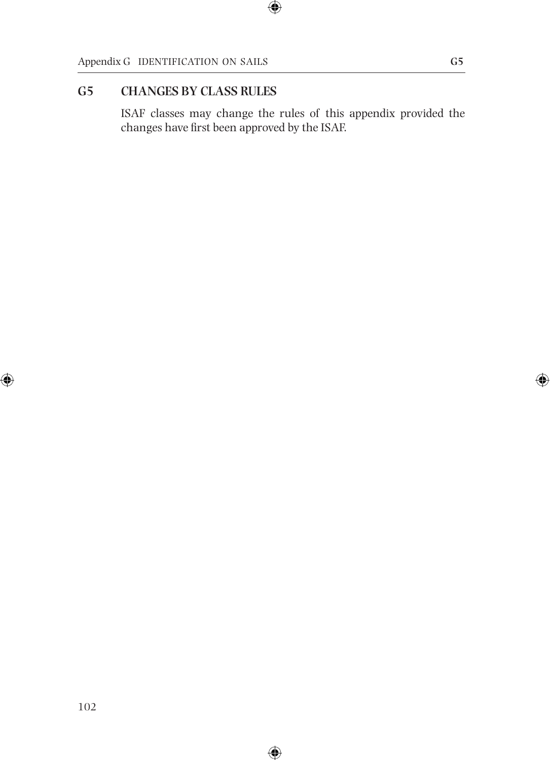## G5 CHANGES BY CLASS RULES

ISAF classes may change the rules of this appendix provided the changes have first been approved by the ISAF.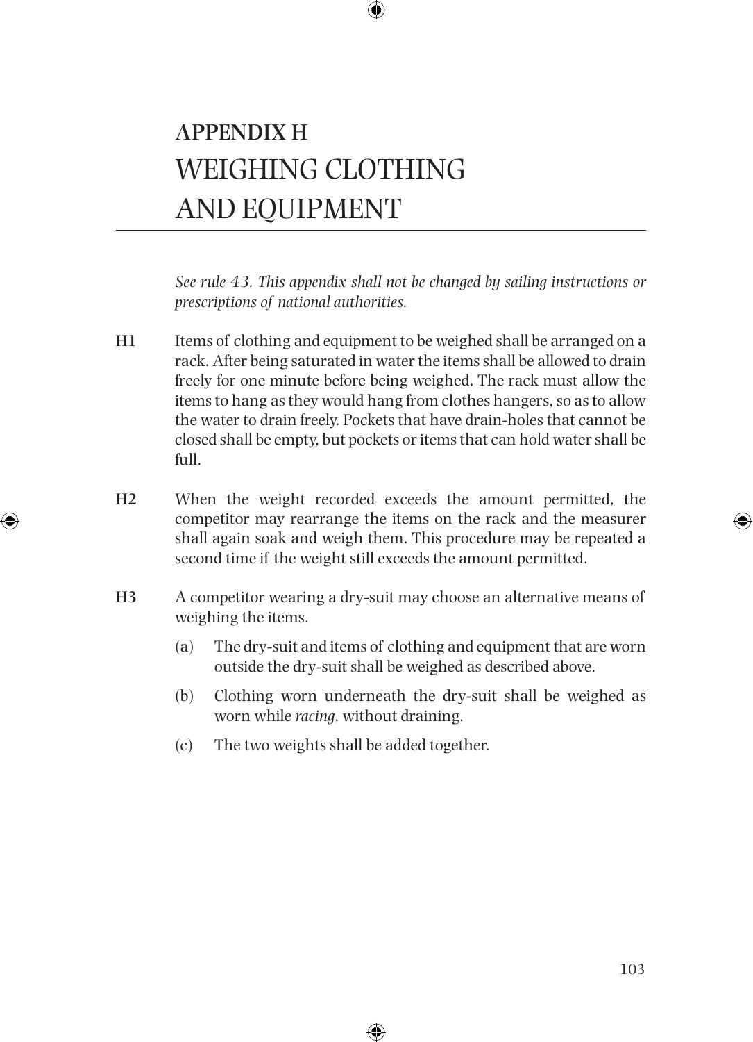# APPENDIX H
# WEIGHING CLOTHING AND EQUIPMENT

*See rule 43. This appendix shall not be changed by sailing instructions or prescriptions of national authorities.*

**H1** Items of clothing and equipment to be weighed shall be arranged on a rack. After being saturated in water the items shall be allowed to drain freely for one minute before being weighed. The rack must allow the items to hang as they would hang from clothes hangers, so as to allow the water to drain freely. Pockets that have drain-holes that cannot be closed shall be empty, but pockets or items that can hold water shall be full.

**H2** When the weight recorded exceeds the amount permitted, the competitor may rearrange the items on the rack and the measurer shall again soak and weigh them. This procedure may be repeated a second time if the weight still exceeds the amount permitted.

**H3** A competitor wearing a dry-suit may choose an alternative means of weighing the items.

(a) The dry-suit and items of clothing and equipment that are worn outside the dry-suit shall be weighed as described above.

(b) Clothing worn underneath the dry-suit shall be weighed as worn while *racing*, without draining.

(c) The two weights shall be added together.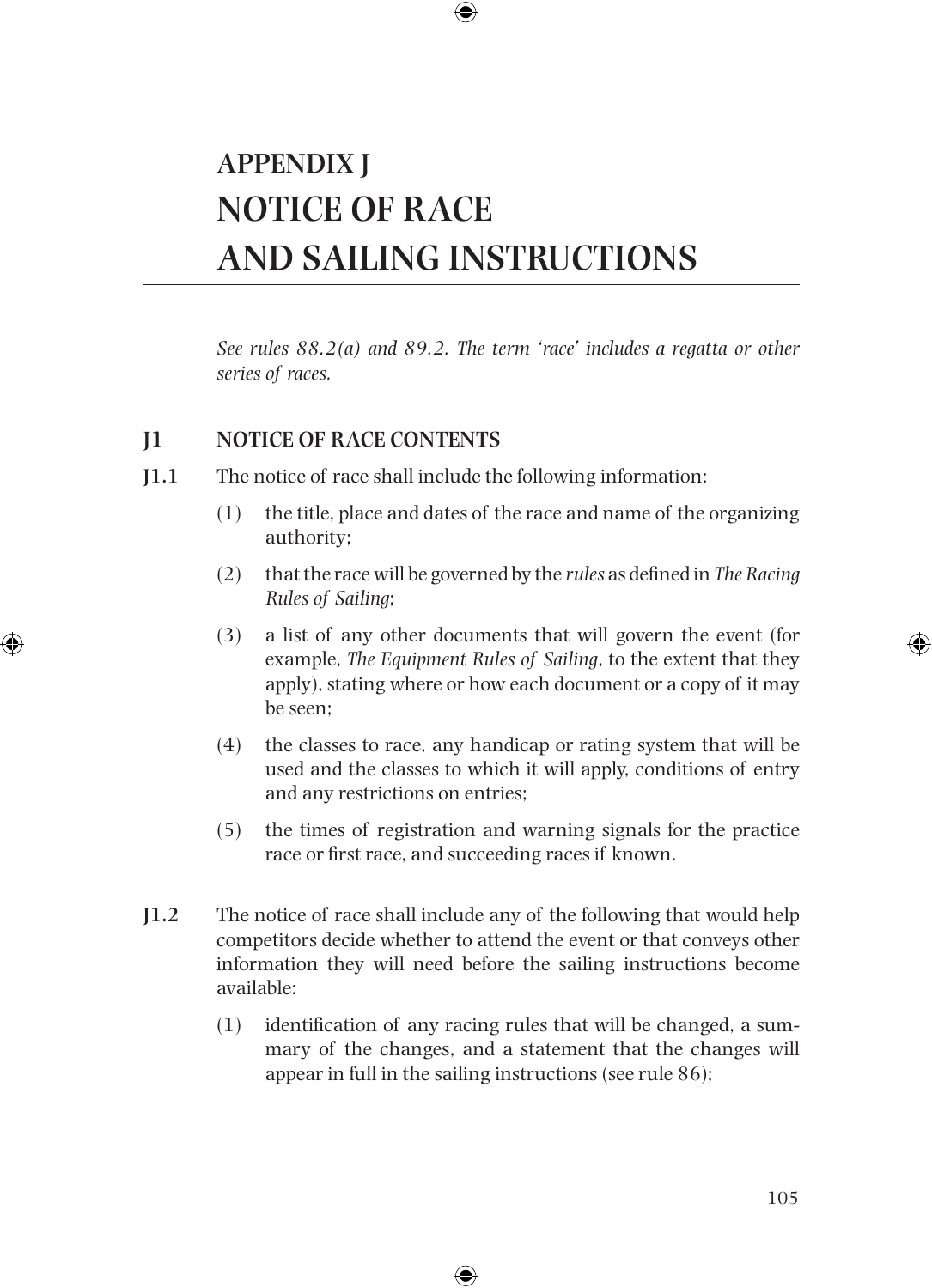# APPENDIX J
# NOTICE OF RACE AND SAILING INSTRUCTIONS

*See rules 88.2(a) and 89.2. The term 'race' includes a regatta or other series of races.*

## J1 NOTICE OF RACE CONTENTS

**J1.1** The notice of race shall include the following information:

(1) the title, place and dates of the race and name of the organizing authority;

(2) that the race will be governed by the *rules* as defined in *The Racing Rules of Sailing*;

(3) a list of any other documents that will govern the event (for example, *The Equipment Rules of Sailing*, to the extent that they apply), stating where or how each document or a copy of it may be seen;

(4) the classes to race, any handicap or rating system that will be used and the classes to which it will apply, conditions of entry and any restrictions on entries;

(5) the times of registration and warning signals for the practice race or first race, and succeeding races if known.

**J1.2** The notice of race shall include any of the following that would help competitors decide whether to attend the event or that conveys other information they will need before the sailing instructions become available:

(1) identification of any racing rules that will be changed, a summary of the changes, and a statement that the changes will appear in full in the sailing instructions (see rule 86);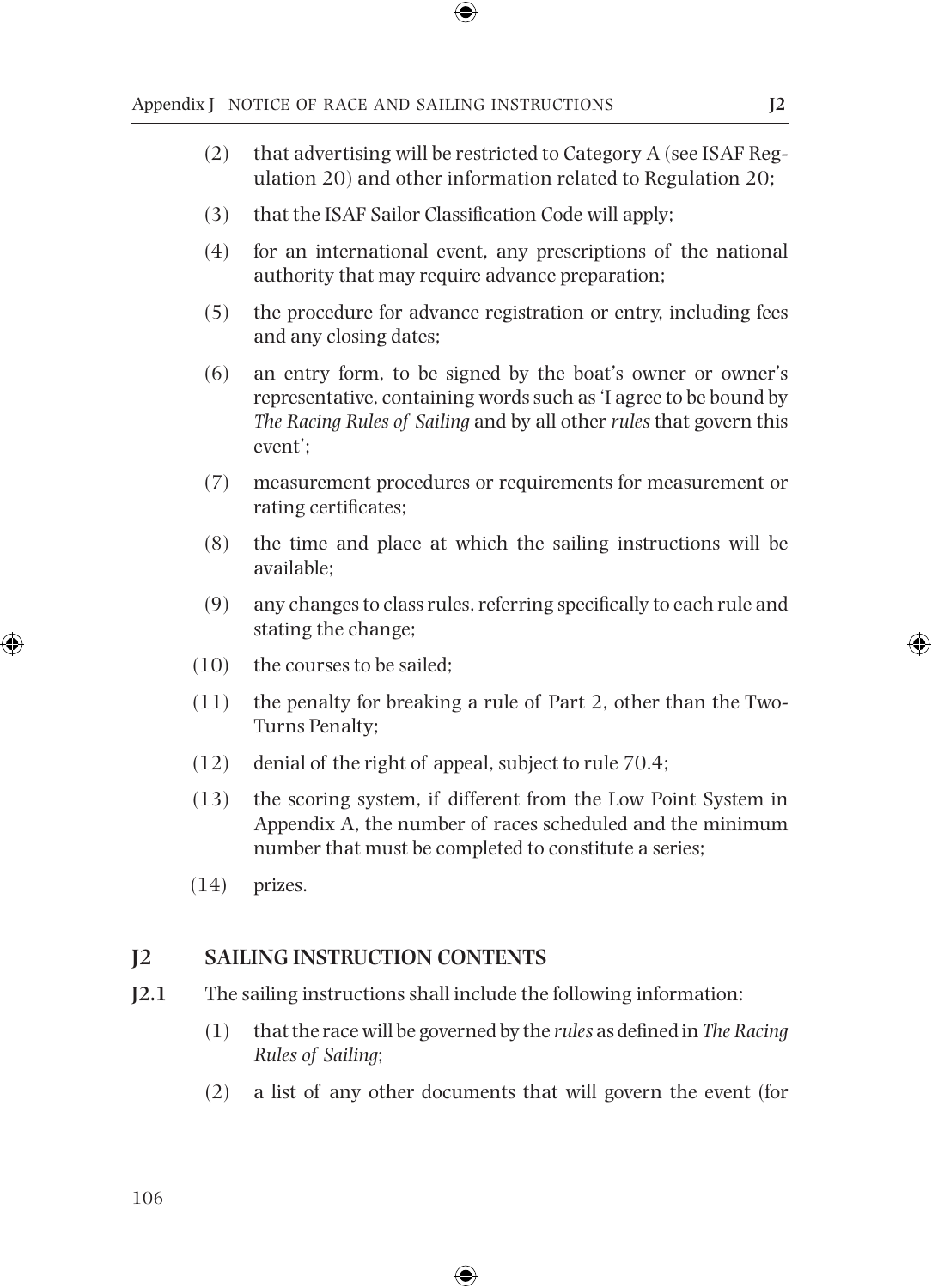(2) that advertising will be restricted to Category A (see ISAF Regulation 20) and other information related to Regulation 20;

(3) that the ISAF Sailor Classification Code will apply;

(4) for an international event, any prescriptions of the national authority that may require advance preparation;

(5) the procedure for advance registration or entry, including fees and any closing dates;

(6) an entry form, to be signed by the boat's owner or owner's representative, containing words such as 'I agree to be bound by *The Racing Rules of Sailing* and by all other *rules* that govern this event';

(7) measurement procedures or requirements for measurement or rating certificates;

(8) the time and place at which the sailing instructions will be available;

(9) any changes to class rules, referring specifically to each rule and stating the change;

(10) the courses to be sailed;

(11) the penalty for breaking a rule of Part 2, other than the Two-Turns Penalty;

(12) denial of the right of appeal, subject to rule 70.4;

(13) the scoring system, if different from the Low Point System in Appendix A, the number of races scheduled and the minimum number that must be completed to constitute a series;

(14) prizes.

## J2 SAILING INSTRUCTION CONTENTS

**J2.1** The sailing instructions shall include the following information:

(1) that the race will be governed by the *rules* as defined in *The Racing Rules of Sailing*;

(2) a list of any other documents that will govern the event (for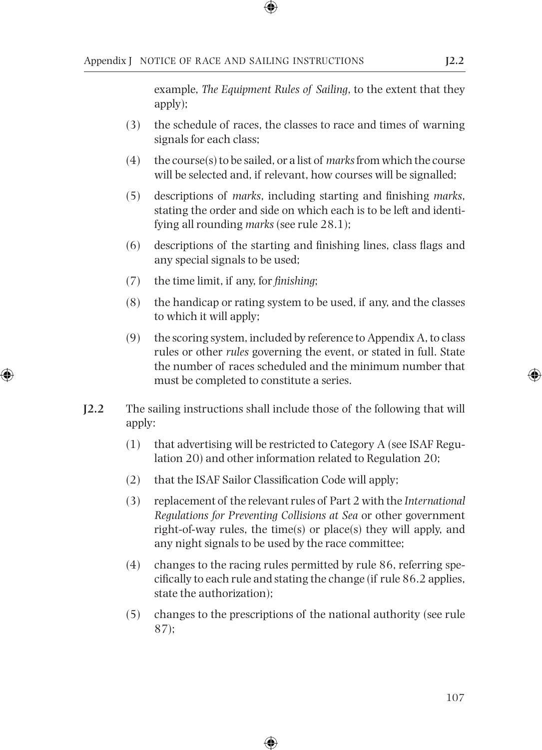example, *The Equipment Rules of Sailing*, to the extent that they apply);

(3) the schedule of races, the classes to race and times of warning signals for each class;

(4) the course(s) to be sailed, or a list of *marks* from which the course will be selected and, if relevant, how courses will be signalled;

(5) descriptions of *marks*, including starting and finishing *marks*, stating the order and side on which each is to be left and identifying all rounding *marks* (see rule 28.1);

(6) descriptions of the starting and finishing lines, class flags and any special signals to be used;

(7) the time limit, if any, for *finishing*;

(8) the handicap or rating system to be used, if any, and the classes to which it will apply;

(9) the scoring system, included by reference to Appendix A, to class rules or other *rules* governing the event, or stated in full. State the number of races scheduled and the minimum number that must be completed to constitute a series.

**J2.2** The sailing instructions shall include those of the following that will apply:

(1) that advertising will be restricted to Category A (see ISAF Regulation 20) and other information related to Regulation 20;

(2) that the ISAF Sailor Classification Code will apply;

(3) replacement of the relevant rules of Part 2 with the *International Regulations for Preventing Collisions at Sea* or other government right-of-way rules, the time(s) or place(s) they will apply, and any night signals to be used by the race committee;

(4) changes to the racing rules permitted by rule 86, referring specifically to each rule and stating the change (if rule 86.2 applies, state the authorization);

(5) changes to the prescriptions of the national authority (see rule 87);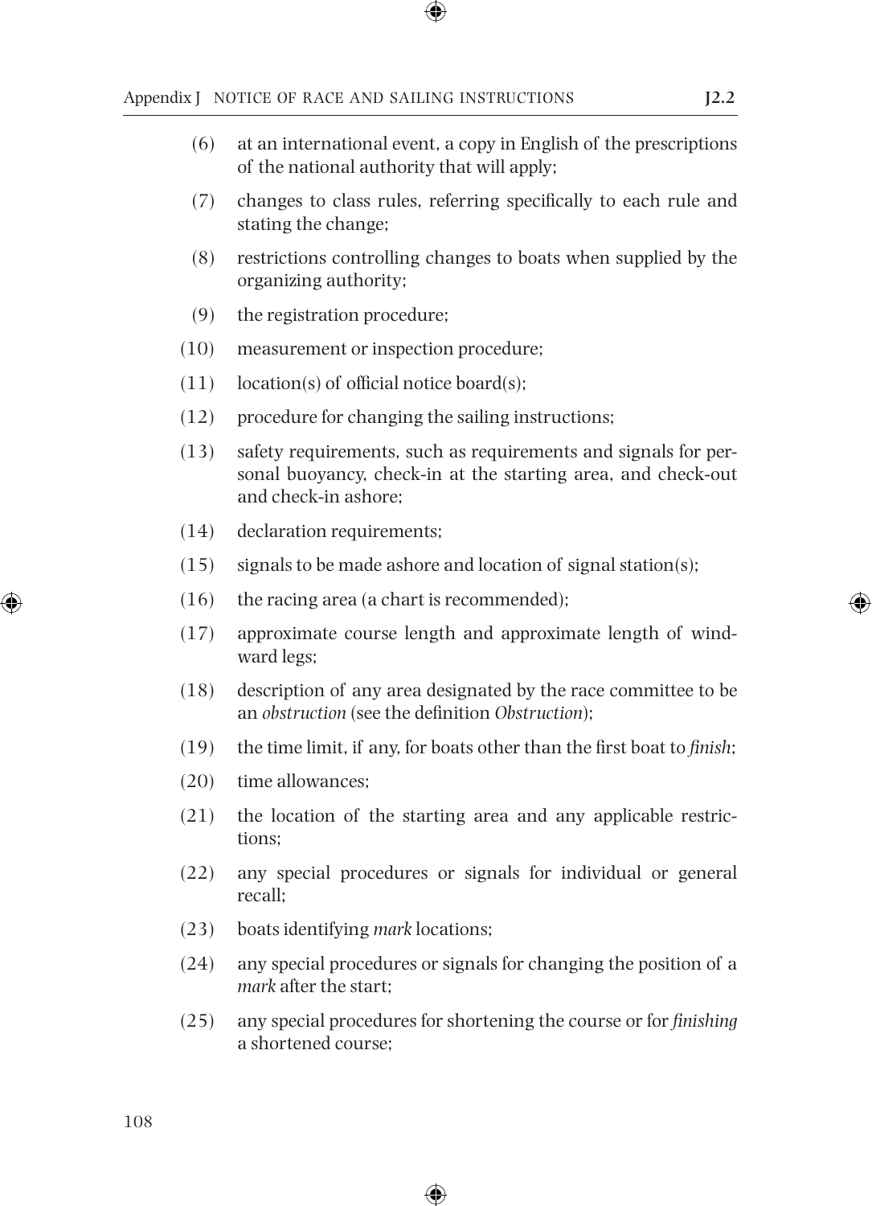(6) at an international event, a copy in English of the prescriptions of the national authority that will apply;

(7) changes to class rules, referring specifically to each rule and stating the change;

(8) restrictions controlling changes to boats when supplied by the organizing authority;

(9) the registration procedure;

(10) measurement or inspection procedure;

(11) location(s) of official notice board(s);

(12) procedure for changing the sailing instructions;

(13) safety requirements, such as requirements and signals for personal buoyancy, check-in at the starting area, and check-out and check-in ashore;

(14) declaration requirements;

(15) signals to be made ashore and location of signal station(s);

(16) the racing area (a chart is recommended);

(17) approximate course length and approximate length of windward legs;

(18) description of any area designated by the race committee to be an *obstruction* (see the definition *Obstruction*);

(19) the time limit, if any, for boats other than the first boat to *finish*;

(20) time allowances;

(21) the location of the starting area and any applicable restrictions;

(22) any special procedures or signals for individual or general recall;

(23) boats identifying *mark* locations;

(24) any special procedures or signals for changing the position of a *mark* after the start;

(25) any special procedures for shortening the course or for *finishing* a shortened course;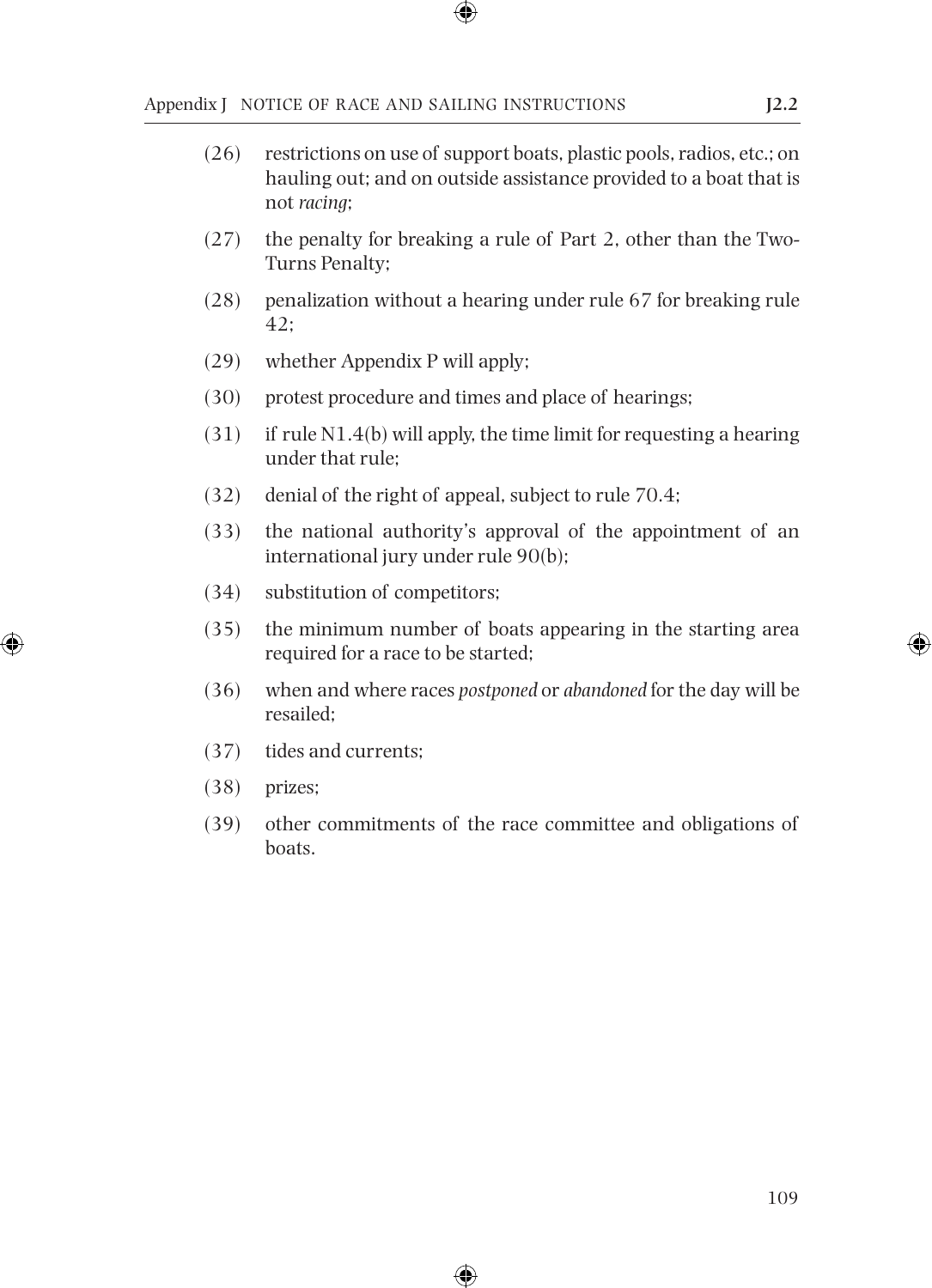(26) restrictions on use of support boats, plastic pools, radios, etc.; on hauling out; and on outside assistance provided to a boat that is not *racing*;

(27) the penalty for breaking a rule of Part 2, other than the Two-Turns Penalty;

(28) penalization without a hearing under rule 67 for breaking rule 42;

(29) whether Appendix P will apply;

(30) protest procedure and times and place of hearings;

(31) if rule N1.4(b) will apply, the time limit for requesting a hearing under that rule;

(32) denial of the right of appeal, subject to rule 70.4;

(33) the national authority's approval of the appointment of an international jury under rule 90(b);

(34) substitution of competitors;

(35) the minimum number of boats appearing in the starting area required for a race to be started;

(36) when and where races *postponed* or *abandoned* for the day will be resailed;

(37) tides and currents;

(38) prizes;

(39) other commitments of the race committee and obligations of boats.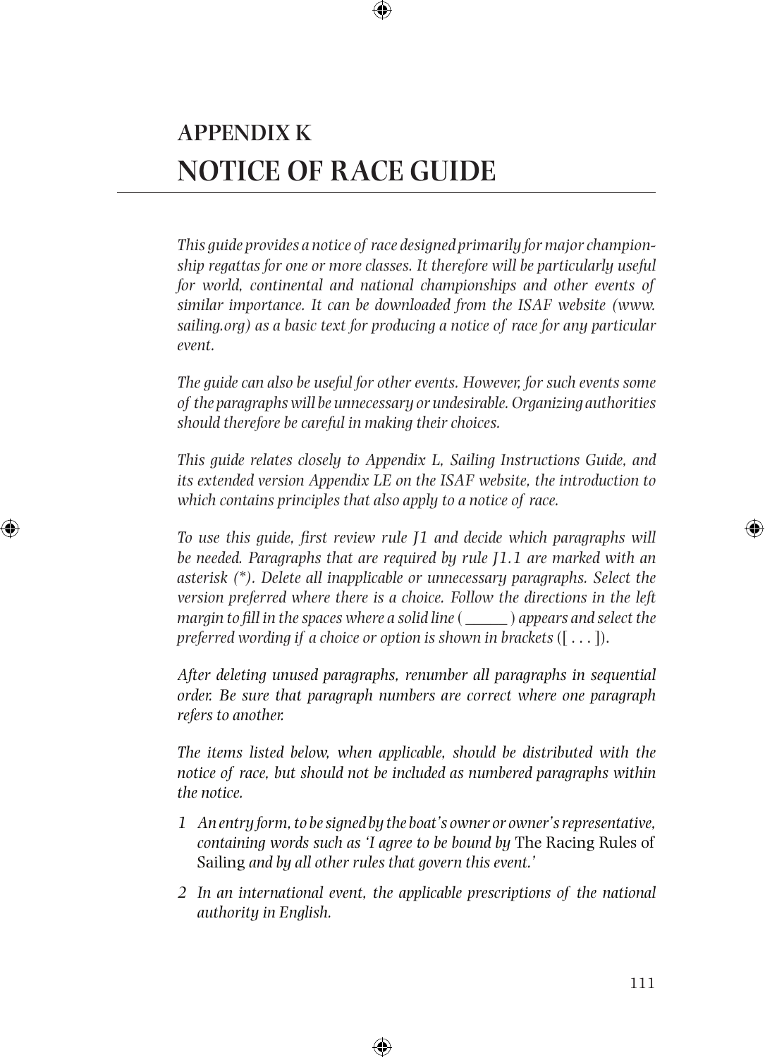# APPENDIX K
# NOTICE OF RACE GUIDE

*This guide provides a notice of race designed primarily for major championship regattas for one or more classes. It therefore will be particularly useful for world, continental and national championships and other events of similar importance. It can be downloaded from the ISAF website (www.sailing.org) as a basic text for producing a notice of race for any particular event.*

*The guide can also be useful for other events. However, for such events some of the paragraphs will be unnecessary or undesirable. Organizing authorities should therefore be careful in making their choices.*

*This guide relates closely to Appendix L, Sailing Instructions Guide, and its extended version Appendix LE on the ISAF website, the introduction to which contains principles that also apply to a notice of race.*

*To use this guide, first review rule J1 and decide which paragraphs will be needed. Paragraphs that are required by rule J1.1 are marked with an asterisk (*). Delete all inapplicable or unnecessary paragraphs. Select the version preferred where there is a choice. Follow the directions in the left margin to fill in the spaces where a solid line ( ______ ) appears and select the preferred wording if a choice or option is shown in brackets ([ . . . ]).*

*After deleting unused paragraphs, renumber all paragraphs in sequential order. Be sure that paragraph numbers are correct where one paragraph refers to another.*

*The items listed below, when applicable, should be distributed with the notice of race, but should not be included as numbered paragraphs within the notice.*

1. *An entry form, to be signed by the boat's owner or owner's representative, containing words such as 'I agree to be bound by* The Racing Rules of Sailing *and by all other rules that govern this event.'*
2. *In an international event, the applicable prescriptions of the national authority in English.*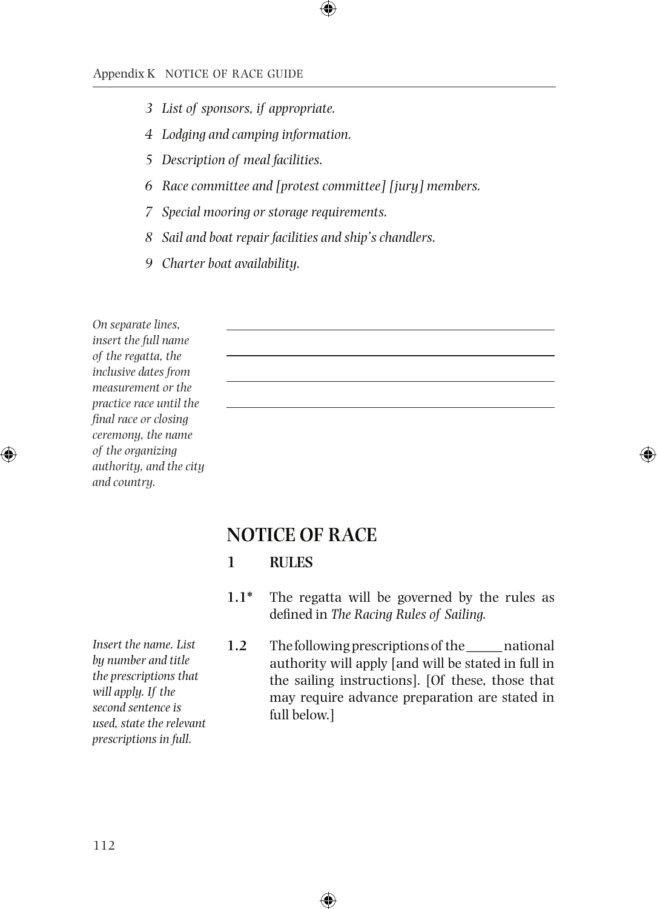*3 List of sponsors, if appropriate.*

*4 Lodging and camping information.*

*5 Description of meal facilities.*

*6 Race committee and [protest committee] [jury] members.*

*7 Special mooring or storage requirements.*

*8 Sail and boat repair facilities and ship's chandlers.*

*9 Charter boat availability.*

*On separate lines, insert the full name of the regatta, the inclusive dates from measurement or the practice race until the final race or closing ceremony, the name of the organizing authority, and the city and country.*

______________________________

______________________________

______________________________

______________________________

# NOTICE OF RACE

## 1 RULES

**1.1*** The regatta will be governed by the rules as defined in *The Racing Rules of Sailing.*

*Insert the name. List by number and title the prescriptions that will apply. If the second sentence is used, state the relevant prescriptions in full.*

**1.2** The following prescriptions of the _____ national authority will apply [and will be stated in full in the sailing instructions]. [Of these, those that may require advance preparation are stated in full below.]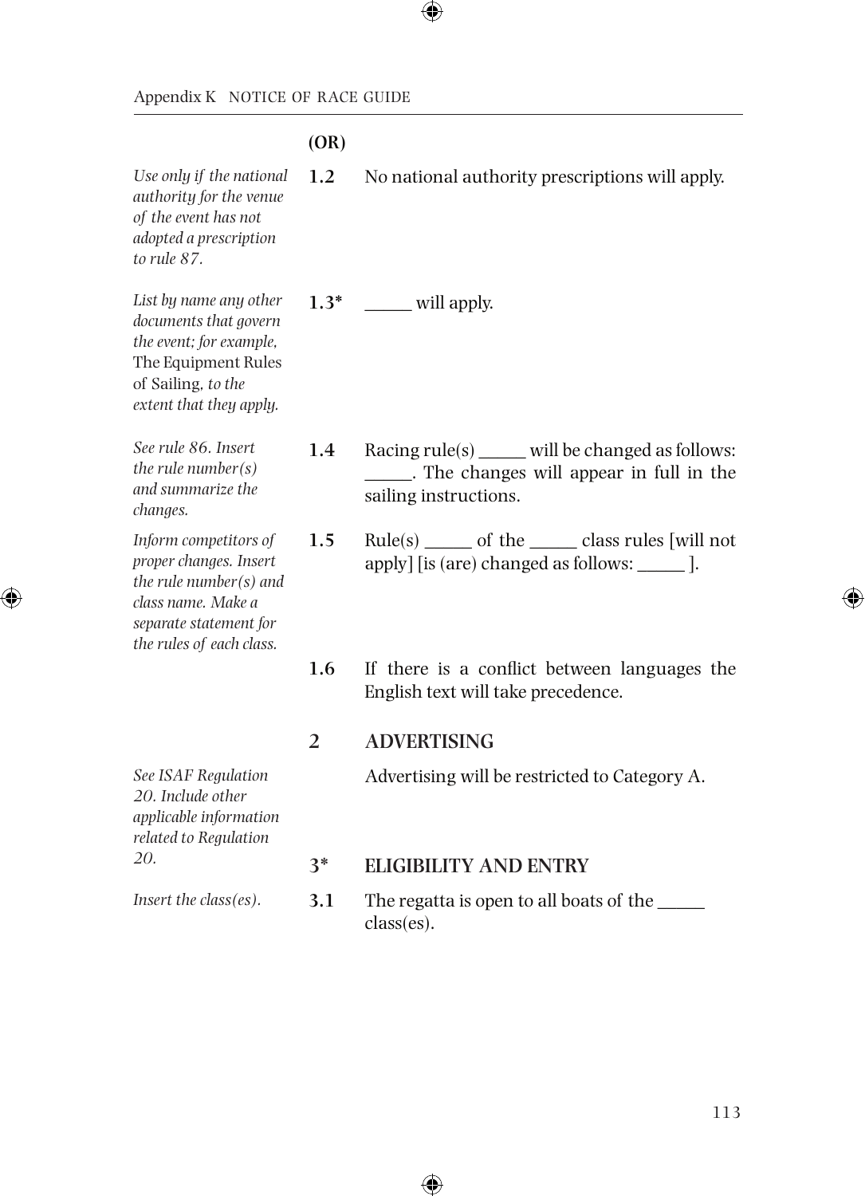**(OR)**

*Use only if the national authority for the venue of the event has not adopted a prescription to rule 87.*

**1.2** No national authority prescriptions will apply.

*List by name any other documents that govern the event; for example,* The Equipment Rules of Sailing*, to the extent that they apply.*

**1.3*** _____ will apply.

*See rule 86. Insert the rule number(s) and summarize the changes.*

**1.4** Racing rule(s) _____ will be changed as follows: _____. The changes will appear in full in the sailing instructions.

*Inform competitors of proper changes. Insert the rule number(s) and class name. Make a separate statement for the rules of each class.*

**1.5** Rule(s) _____ of the _____ class rules [will not apply] [is (are) changed as follows: _____ ].

**1.6** If there is a conflict between languages the English text will take precedence.

## 2 ADVERTISING

*See ISAF Regulation 20. Include other applicable information related to Regulation 20.*

Advertising will be restricted to Category A.

## 3* ELIGIBILITY AND ENTRY

*Insert the class(es).*

**3.1** The regatta is open to all boats of the _____ class(es).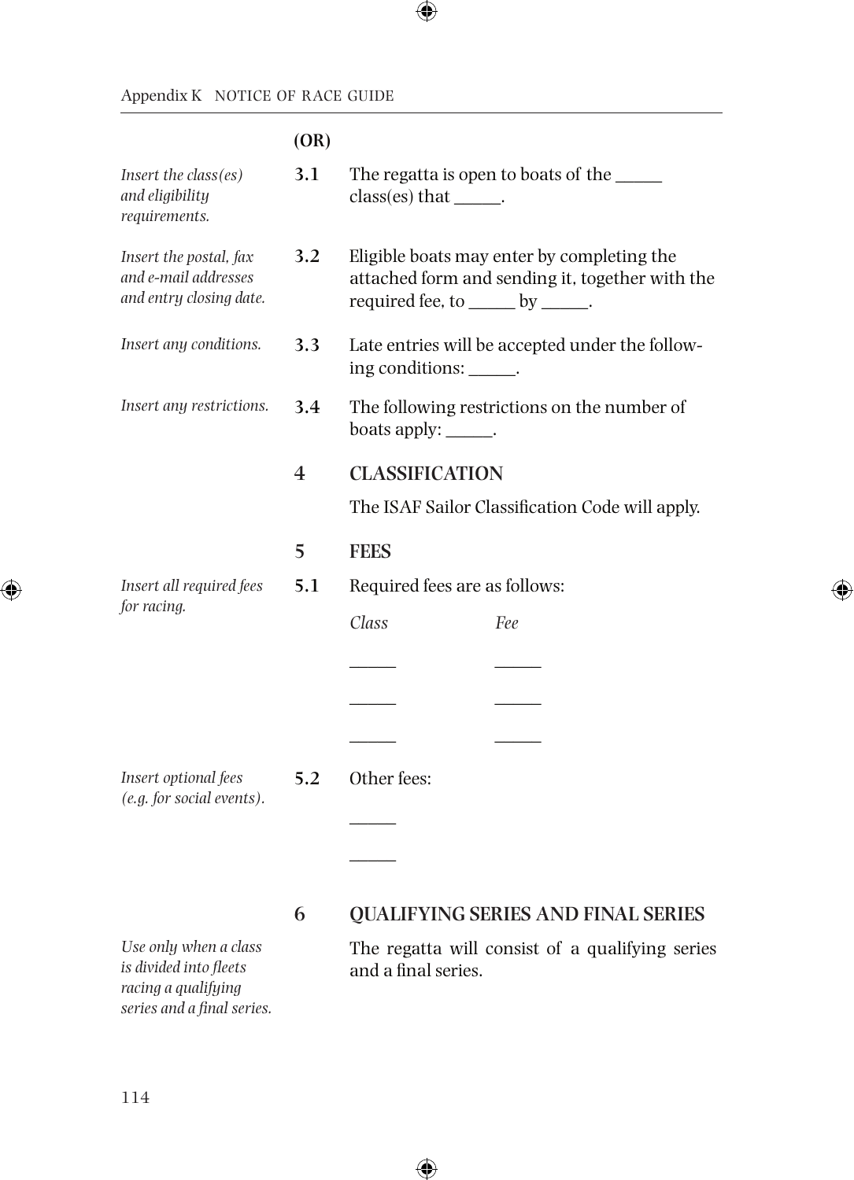**(OR)**

*Insert the class(es) and eligibility requirements.*

**3.1** The regatta is open to boats of the _____ class(es) that _____.

*Insert the postal, fax and e-mail addresses and entry closing date.*

**3.2** Eligible boats may enter by completing the attached form and sending it, together with the required fee, to _____ by _____.

*Insert any conditions.*

**3.3** Late entries will be accepted under the following conditions: _____.

*Insert any restrictions.*

**3.4** The following restrictions on the number of boats apply: _____.

## 4 CLASSIFICATION

The ISAF Sailor Classification Code will apply.

## 5 FEES

*Insert all required fees for racing.*

**5.1** Required fees are as follows:

| *Class* | *Fee* |
|---|---|
| _____ | _____ |
| _____ | _____ |
| _____ | _____ |

*Insert optional fees (e.g. for social events).*

**5.2** Other fees:

_____

_____

## 6 QUALIFYING SERIES AND FINAL SERIES

*Use only when a class is divided into fleets racing a qualifying series and a final series.*

The regatta will consist of a qualifying series and a final series.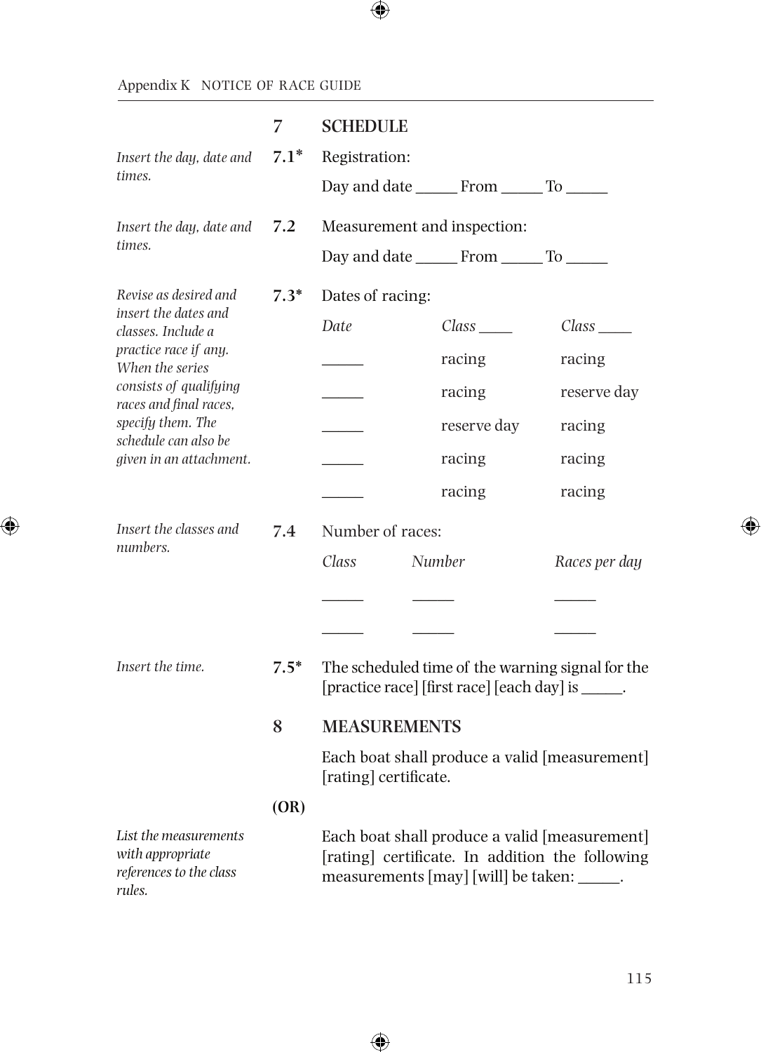## 7 SCHEDULE

*Insert the day, date and times.*

**7.1*** Registration:

Day and date _____ From _____ To _____

*Insert the day, date and times.*

**7.2** Measurement and inspection:

Day and date _____ From _____ To _____

*Revise as desired and insert the dates and classes. Include a practice race if any. When the series consists of qualifying races and final races, specify them. The schedule can also be given in an attachment.*

**7.3*** Dates of racing:

| *Date* | *Class ____* | *Class ____* |
|---|---|---|
| _____ | racing | racing |
| _____ | racing | reserve day |
| _____ | reserve day | racing |
| _____ | racing | racing |
| _____ | racing | racing |

*Insert the classes and numbers.*

**7.4** Number of races:

| *Class* | *Number* | *Races per day* |
|---|---|---|
| _____ | _____ | _____ |
| _____ | _____ | _____ |

*Insert the time.*

**7.5*** The scheduled time of the warning signal for the [practice race] [first race] [each day] is _____.

## 8 MEASUREMENTS

Each boat shall produce a valid [measurement] [rating] certificate.

**(OR)**

*List the measurements with appropriate references to the class rules.*

Each boat shall produce a valid [measurement] [rating] certificate. In addition the following measurements [may] [will] be taken: _____.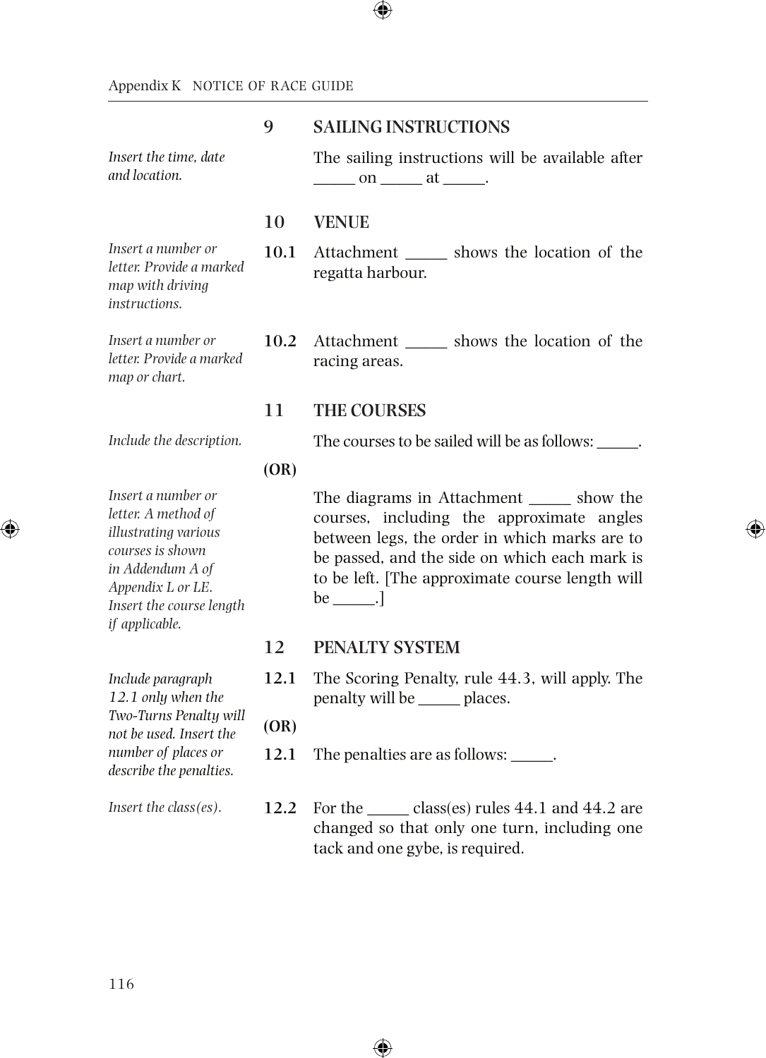## 9 SAILING INSTRUCTIONS

*Insert the time, date and location.*

The sailing instructions will be available after _____ on _____ at _____.

## 10 VENUE

*Insert a number or letter. Provide a marked map with driving instructions.*

**10.1** Attachment _____ shows the location of the regatta harbour.

*Insert a number or letter. Provide a marked map or chart.*

**10.2** Attachment _____ shows the location of the racing areas.

## 11 THE COURSES

*Include the description.*

The courses to be sailed will be as follows: _____.

**(OR)**

*Insert a number or letter. A method of illustrating various courses is shown in Addendum A of Appendix L or LE. Insert the course length if applicable.*

The diagrams in Attachment _____ show the courses, including the approximate angles between legs, the order in which marks are to be passed, and the side on which each mark is to be left. [The approximate course length will be _____.]

## 12 PENALTY SYSTEM

*Include paragraph 12.1 only when the Two-Turns Penalty will not be used. Insert the number of places or describe the penalties.*

**12.1** The Scoring Penalty, rule 44.3, will apply. The penalty will be _____ places.

**(OR)**

**12.1** The penalties are as follows: _____.

*Insert the class(es).*

**12.2** For the _____ class(es) rules 44.1 and 44.2 are changed so that only one turn, including one tack and one gybe, is required.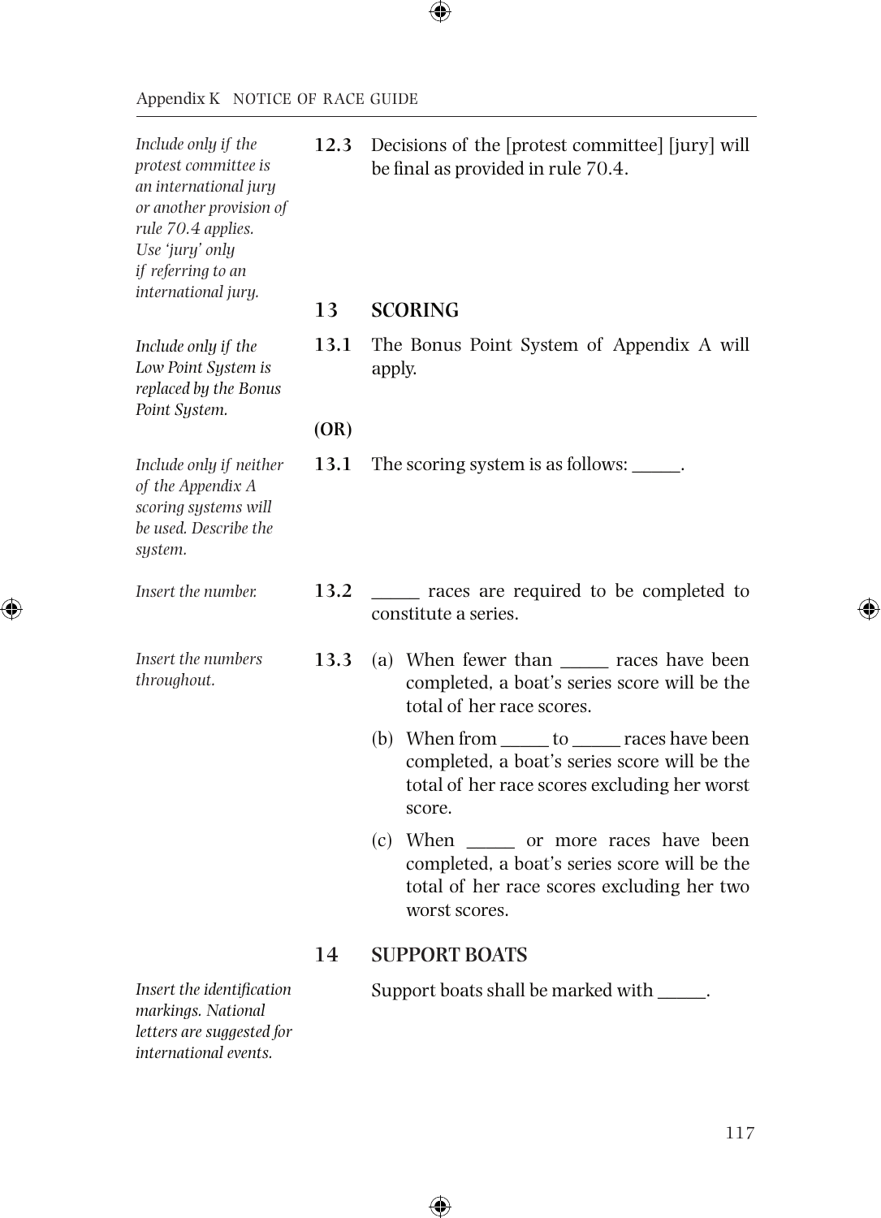*Include only if the protest committee is an international jury or another provision of rule 70.4 applies. Use 'jury' only if referring to an international jury.*

**12.3** Decisions of the [protest committee] [jury] will be final as provided in rule 70.4.

## 13 SCORING

*Include only if the Low Point System is replaced by the Bonus Point System.*

**13.1** The Bonus Point System of Appendix A will apply.

**(OR)**

*Include only if neither of the Appendix A scoring systems will be used. Describe the system.*

**13.1** The scoring system is as follows: _____.

*Insert the number.*

**13.2** _____ races are required to be completed to constitute a series.

*Insert the numbers throughout.*

**13.3** (a) When fewer than _____ races have been completed, a boat's series score will be the total of her race scores.

(b) When from _____ to _____ races have been completed, a boat's series score will be the total of her race scores excluding her worst score.

(c) When _____ or more races have been completed, a boat's series score will be the total of her race scores excluding her two worst scores.

## 14 SUPPORT BOATS

*Insert the identification markings. National letters are suggested for international events.*

Support boats shall be marked with _____.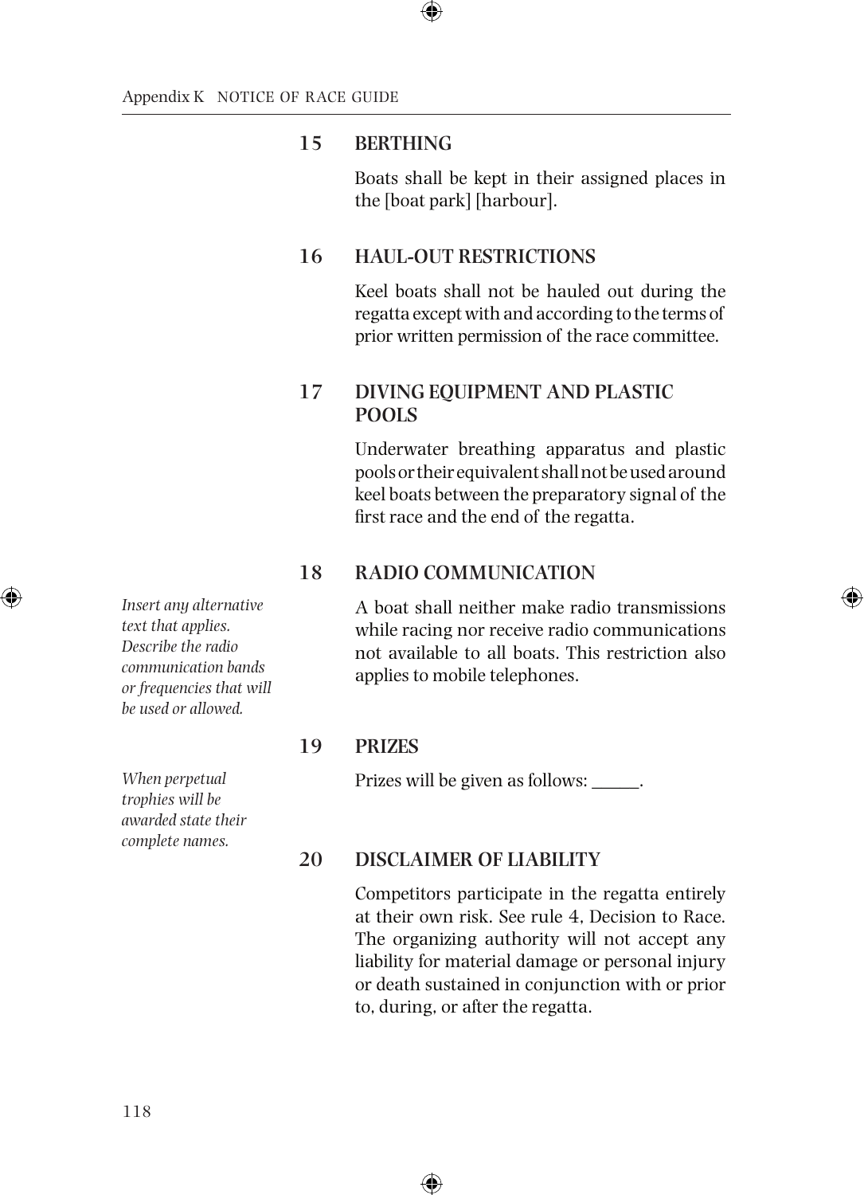## 15 BERTHING

Boats shall be kept in their assigned places in the [boat park] [harbour].

## 16 HAUL-OUT RESTRICTIONS

Keel boats shall not be hauled out during the regatta except with and according to the terms of prior written permission of the race committee.

## 17 DIVING EQUIPMENT AND PLASTIC POOLS

Underwater breathing apparatus and plastic pools or their equivalent shall not be used around keel boats between the preparatory signal of the first race and the end of the regatta.

## 18 RADIO COMMUNICATION

*Insert any alternative text that applies. Describe the radio communication bands or frequencies that will be used or allowed.*

A boat shall neither make radio transmissions while racing nor receive radio communications not available to all boats. This restriction also applies to mobile telephones.

## 19 PRIZES

*When perpetual trophies will be awarded state their complete names.*

Prizes will be given as follows: ______.

## 20 DISCLAIMER OF LIABILITY

Competitors participate in the regatta entirely at their own risk. See rule 4, Decision to Race. The organizing authority will not accept any liability for material damage or personal injury or death sustained in conjunction with or prior to, during, or after the regatta.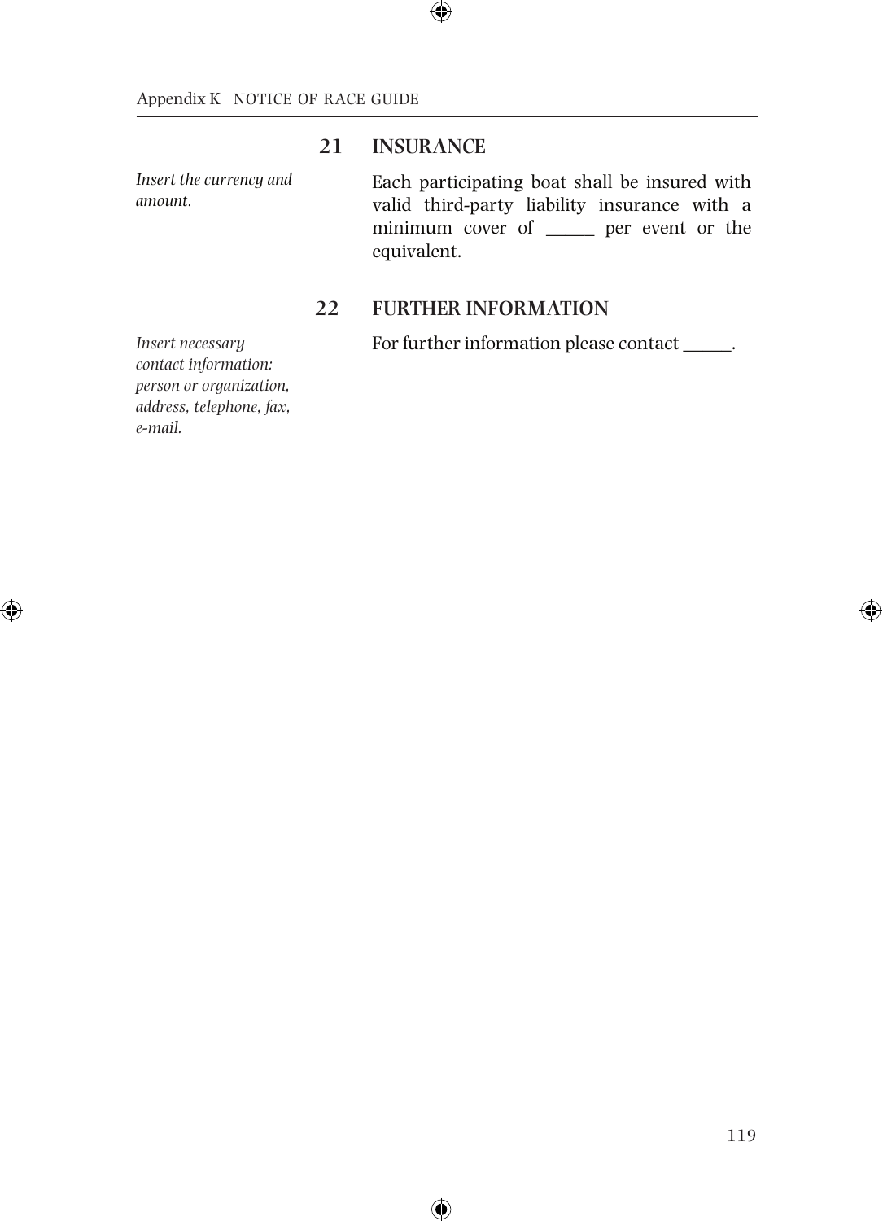## 21 INSURANCE

*Insert the currency and amount.*

Each participating boat shall be insured with valid third-party liability insurance with a minimum cover of _____ per event or the equivalent.

## 22 FURTHER INFORMATION

*Insert necessary contact information: person or organization, address, telephone, fax, e-mail.*

For further information please contact _____.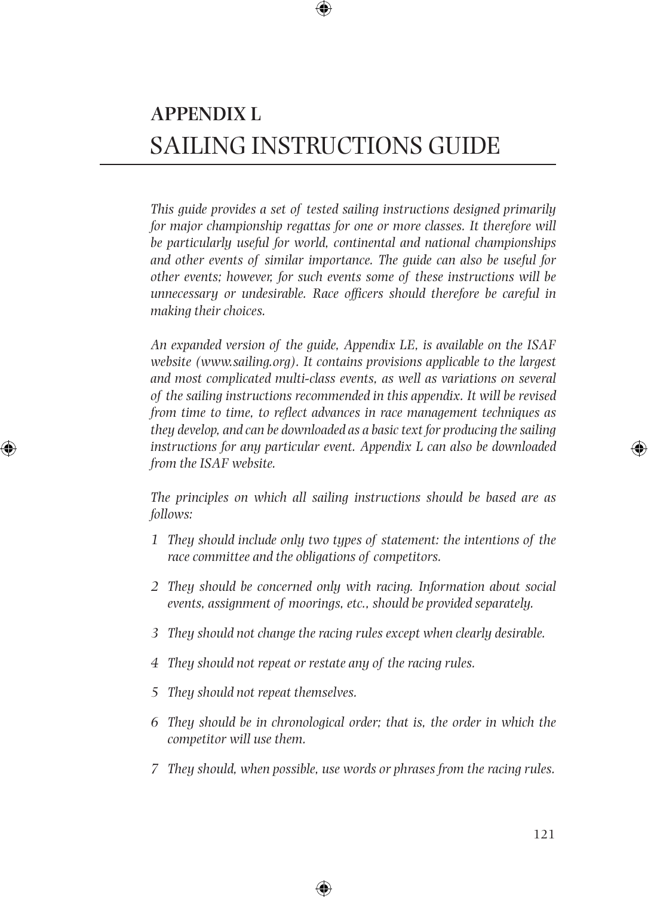# APPENDIX L
# SAILING INSTRUCTIONS GUIDE

*This guide provides a set of tested sailing instructions designed primarily for major championship regattas for one or more classes. It therefore will be particularly useful for world, continental and national championships and other events of similar importance. The guide can also be useful for other events; however, for such events some of these instructions will be unnecessary or undesirable. Race officers should therefore be careful in making their choices.*

*An expanded version of the guide, Appendix LE, is available on the ISAF website (www.sailing.org). It contains provisions applicable to the largest and most complicated multi-class events, as well as variations on several of the sailing instructions recommended in this appendix. It will be revised from time to time, to reflect advances in race management techniques as they develop, and can be downloaded as a basic text for producing the sailing instructions for any particular event. Appendix L can also be downloaded from the ISAF website.*

*The principles on which all sailing instructions should be based are as follows:*

1. *They should include only two types of statement: the intentions of the race committee and the obligations of competitors.*
2. *They should be concerned only with racing. Information about social events, assignment of moorings, etc., should be provided separately.*
3. *They should not change the racing rules except when clearly desirable.*
4. *They should not repeat or restate any of the racing rules.*
5. *They should not repeat themselves.*
6. *They should be in chronological order; that is, the order in which the competitor will use them.*
7. *They should, when possible, use words or phrases from the racing rules.*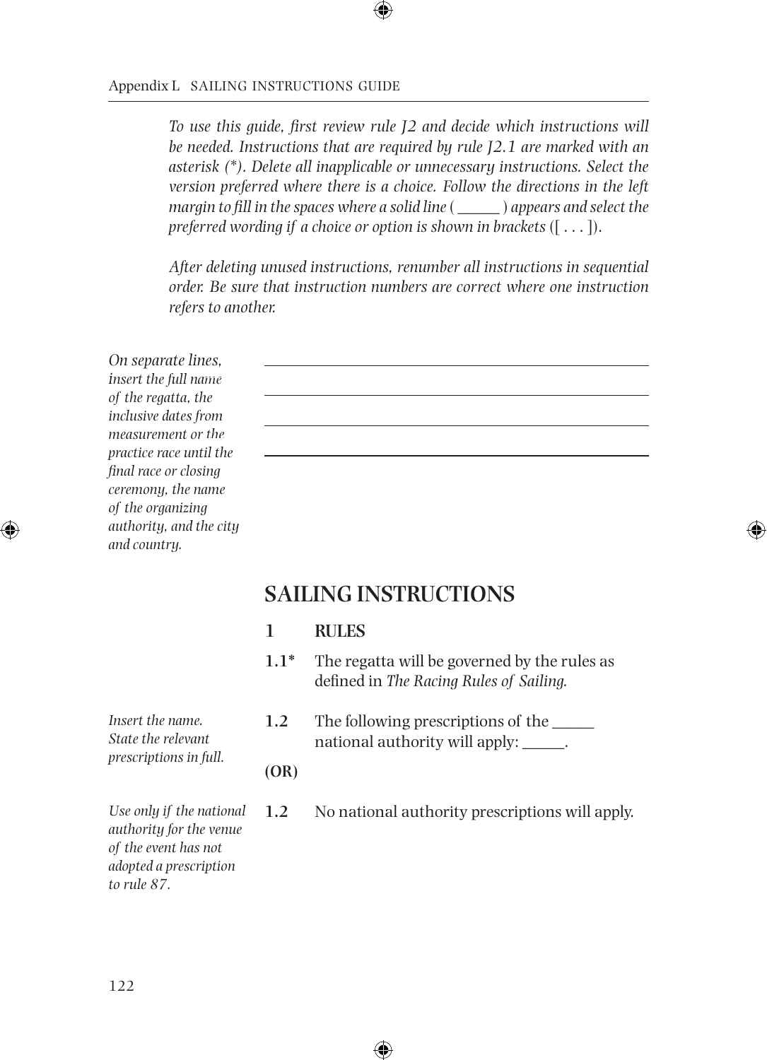*To use this guide, first review rule J2 and decide which instructions will be needed. Instructions that are required by rule J2.1 are marked with an asterisk (*). Delete all inapplicable or unnecessary instructions. Select the version preferred where there is a choice. Follow the directions in the left margin to fill in the spaces where a solid line ( ______ ) appears and select the preferred wording if a choice or option is shown in brackets* ([ . . . ]).

*After deleting unused instructions, renumber all instructions in sequential order. Be sure that instruction numbers are correct where one instruction refers to another.*

*On separate lines, insert the full name of the regatta, the inclusive dates from measurement or the practice race until the final race or closing ceremony, the name of the organizing authority, and the city and country.*

______________________________

______________________________

______________________________

______________________________

# SAILING INSTRUCTIONS

## 1 RULES

**1.1*** The regatta will be governed by the rules as defined in *The Racing Rules of Sailing.*

*Insert the name. State the relevant prescriptions in full.*

**1.2** The following prescriptions of the ______ national authority will apply: ______.

**(OR)**

*Use only if the national authority for the venue of the event has not adopted a prescription to rule 87.*

**1.2** No national authority prescriptions will apply.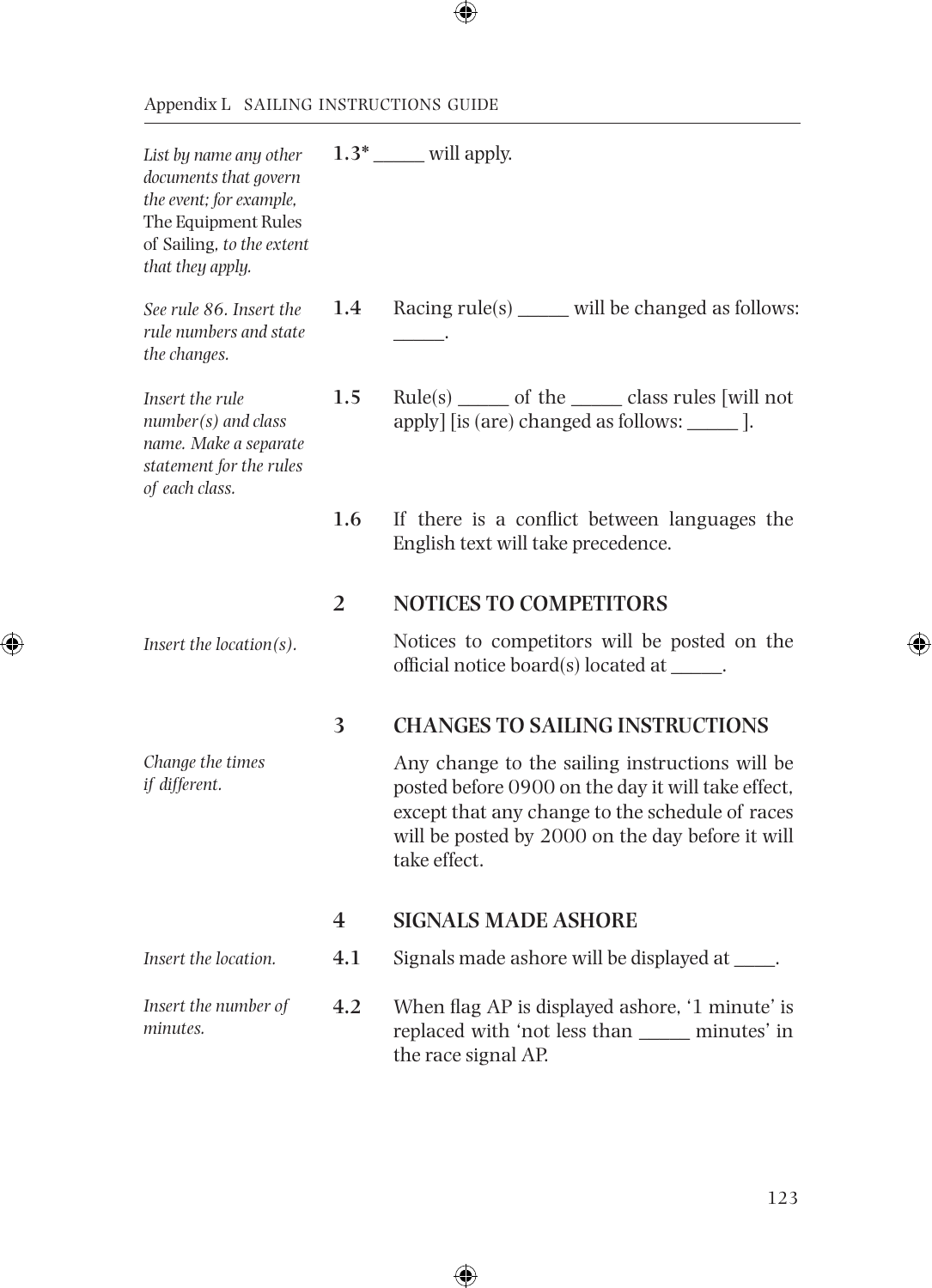*List by name any other documents that govern the event; for example,* The Equipment Rules of Sailing, *to the extent that they apply.*

**1.3*** _____ will apply.

*See rule 86. Insert the rule numbers and state the changes.*

**1.4** Racing rule(s) _____ will be changed as follows: _____.

*Insert the rule number(s) and class name. Make a separate statement for the rules of each class.*

**1.5** Rule(s) _____ of the _____ class rules [will not apply] [is (are) changed as follows: _____ ].

**1.6** If there is a conflict between languages the English text will take precedence.

## 2 NOTICES TO COMPETITORS

*Insert the location(s).*

Notices to competitors will be posted on the official notice board(s) located at _____.

## 3 CHANGES TO SAILING INSTRUCTIONS

*Change the times if different.*

Any change to the sailing instructions will be posted before 0900 on the day it will take effect, except that any change to the schedule of races will be posted by 2000 on the day before it will take effect.

## 4 SIGNALS MADE ASHORE

*Insert the location.*

**4.1** Signals made ashore will be displayed at ____.

*Insert the number of minutes.*

**4.2** When flag AP is displayed ashore, '1 minute' is replaced with 'not less than _____ minutes' in the race signal AP.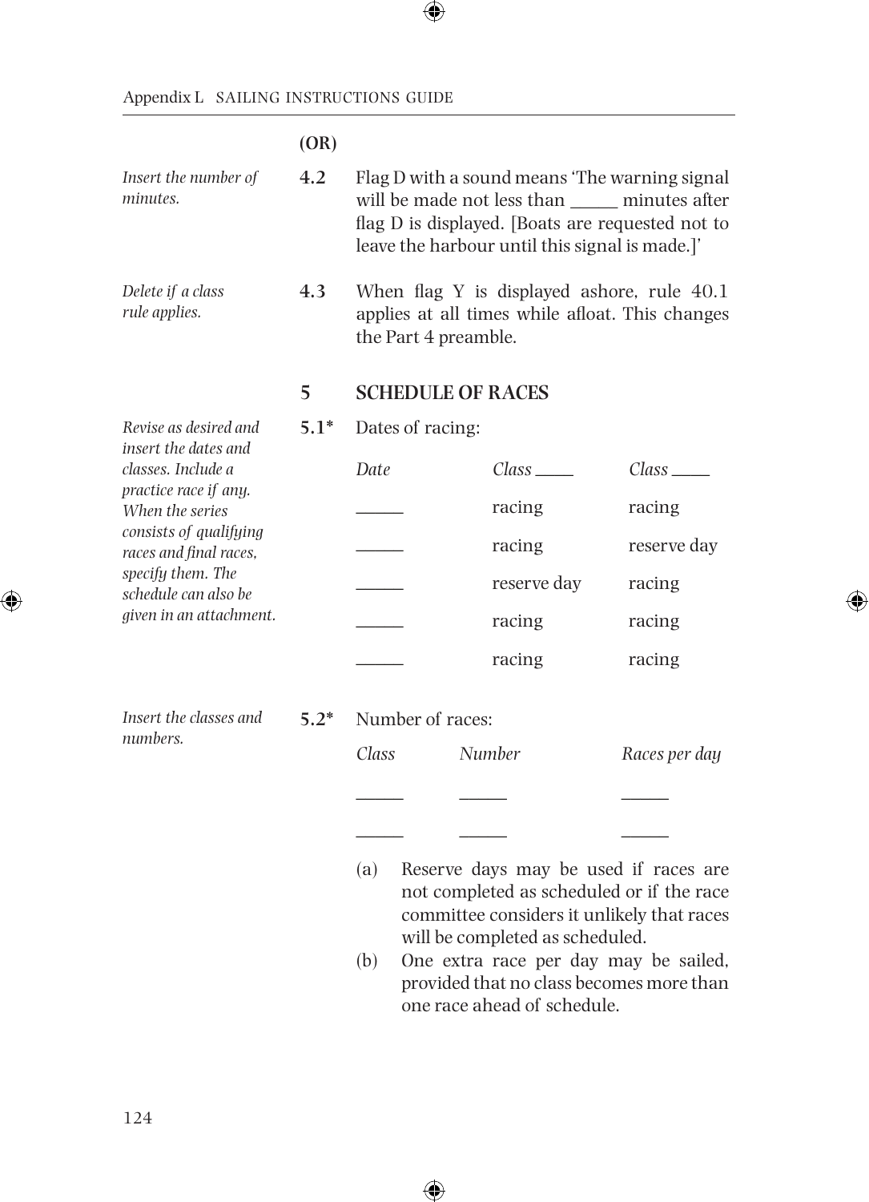**(OR)**

*Insert the number of minutes.*

**4.2** Flag D with a sound means 'The warning signal will be made not less than _____ minutes after flag D is displayed. [Boats are requested not to leave the harbour until this signal is made.]'

*Delete if a class rule applies.*

**4.3** When flag Y is displayed ashore, rule 40.1 applies at all times while afloat. This changes the Part 4 preamble.

## 5 SCHEDULE OF RACES

*Revise as desired and insert the dates and classes. Include a practice race if any. When the series consists of qualifying races and final races, specify them. The schedule can also be given in an attachment.*

**5.1*** Dates of racing:

| *Date* | *Class* ____ | *Class* ____ |
|---|---|---|
| _____ | racing | racing |
| _____ | racing | reserve day |
| _____ | reserve day | racing |
| _____ | racing | racing |
| _____ | racing | racing |

*Insert the classes and numbers.*

**5.2*** Number of races:

| *Class* | *Number* | *Races per day* |
|---|---|---|
| _____ | _____ | _____ |
| _____ | _____ | _____ |

(a) Reserve days may be used if races are not completed as scheduled or if the race committee considers it unlikely that races will be completed as scheduled.

(b) One extra race per day may be sailed, provided that no class becomes more than one race ahead of schedule.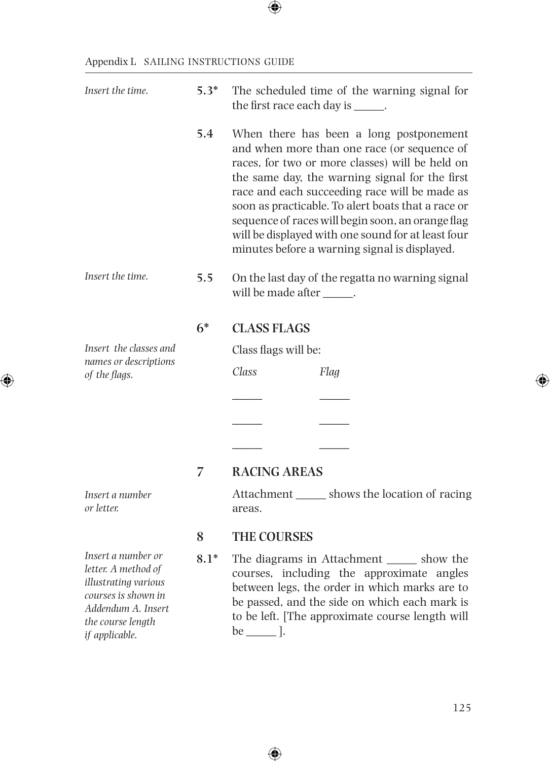*Insert the time.*

**5.3*** The scheduled time of the warning signal for the first race each day is ______.

**5.4** When there has been a long postponement and when more than one race (or sequence of races, for two or more classes) will be held on the same day, the warning signal for the first race and each succeeding race will be made as soon as practicable. To alert boats that a race or sequence of races will begin soon, an orange flag will be displayed with one sound for at least four minutes before a warning signal is displayed.

*Insert the time.*

**5.5** On the last day of the regatta no warning signal will be made after ______.

## 6* CLASS FLAGS

*Insert the classes and names or descriptions of the flags.*

Class flags will be:

| *Class* | *Flag* |
|---|---|
| ______ | ______ |
| ______ | ______ |
| ______ | ______ |

## 7 RACING AREAS

*Insert a number or letter.*

Attachment ______ shows the location of racing areas.

## 8 THE COURSES

*Insert a number or letter. A method of illustrating various courses is shown in Addendum A. Insert the course length if applicable.*

**8.1*** The diagrams in Attachment ______ show the courses, including the approximate angles between legs, the order in which marks are to be passed, and the side on which each mark is to be left. [The approximate course length will be ______ ].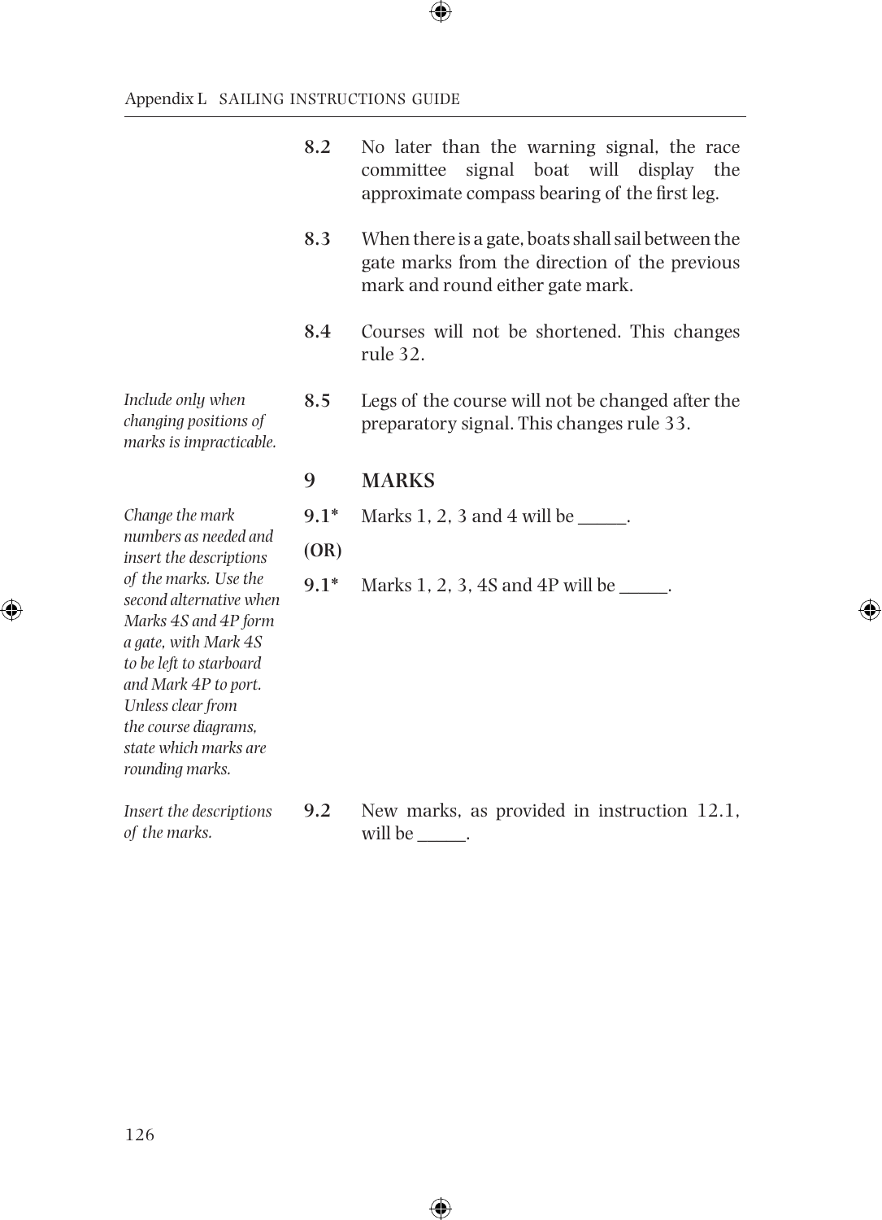**8.2** No later than the warning signal, the race committee signal boat will display the approximate compass bearing of the first leg.

**8.3** When there is a gate, boats shall sail between the gate marks from the direction of the previous mark and round either gate mark.

**8.4** Courses will not be shortened. This changes rule 32.

*Include only when changing positions of marks is impracticable.*

**8.5** Legs of the course will not be changed after the preparatory signal. This changes rule 33.

## 9 MARKS

*Change the mark numbers as needed and insert the descriptions of the marks. Use the second alternative when Marks 4S and 4P form a gate, with Mark 4S to be left to starboard and Mark 4P to port. Unless clear from the course diagrams, state which marks are rounding marks.*

**9.1*** Marks 1, 2, 3 and 4 will be _____.

**(OR)**

**9.1*** Marks 1, 2, 3, 4S and 4P will be _____.

*Insert the descriptions of the marks.*

**9.2** New marks, as provided in instruction 12.1, will be _____.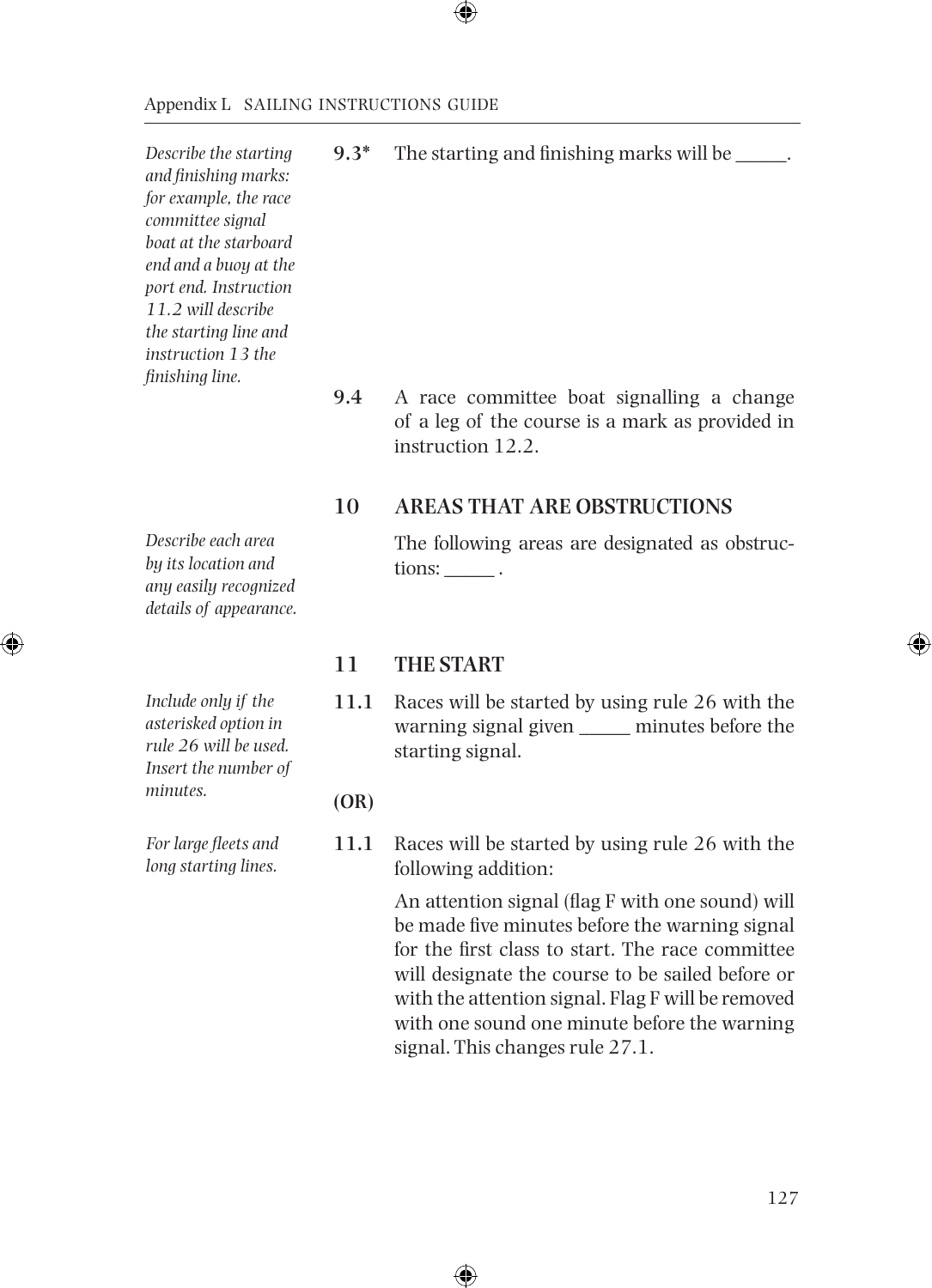*Describe the starting and finishing marks: for example, the race committee signal boat at the starboard end and a buoy at the port end. Instruction 11.2 will describe the starting line and instruction 13 the finishing line.*

**9.3*** The starting and finishing marks will be _____.

**9.4** A race committee boat signalling a change of a leg of the course is a mark as provided in instruction 12.2.

## 10 AREAS THAT ARE OBSTRUCTIONS

*Describe each area by its location and any easily recognized details of appearance.*

The following areas are designated as obstructions: _____ .

## 11 THE START

*Include only if the asterisked option in rule 26 will be used. Insert the number of minutes.*

**11.1** Races will be started by using rule 26 with the warning signal given _____ minutes before the starting signal.

**(OR)**

*For large fleets and long starting lines.*

**11.1** Races will be started by using rule 26 with the following addition:

An attention signal (flag F with one sound) will be made five minutes before the warning signal for the first class to start. The race committee will designate the course to be sailed before or with the attention signal. Flag F will be removed with one sound one minute before the warning signal. This changes rule 27.1.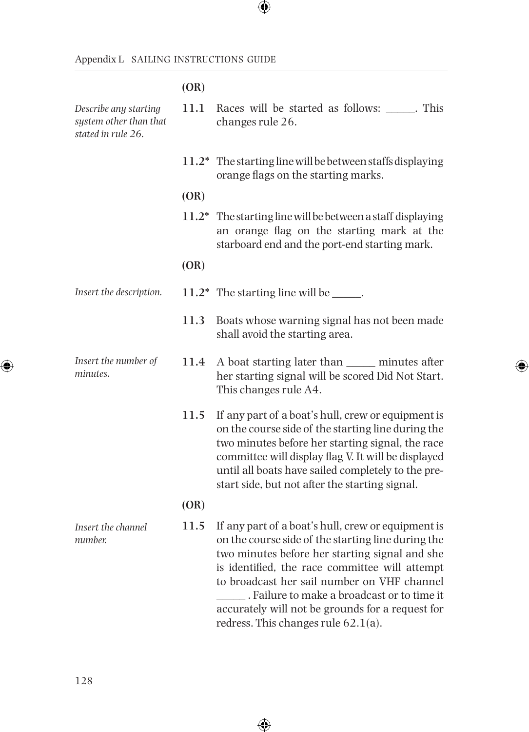**(OR)**

*Describe any starting system other than that stated in rule 26.*

**11.1** Races will be started as follows: _____. This changes rule 26.

**11.2*** The starting line will be between staffs displaying orange flags on the starting marks.

**(OR)**

**11.2*** The starting line will be between a staff displaying an orange flag on the starting mark at the starboard end and the port-end starting mark.

**(OR)**

*Insert the description.*

**11.2*** The starting line will be _____.

**11.3** Boats whose warning signal has not been made shall avoid the starting area.

*Insert the number of minutes.*

**11.4** A boat starting later than _____ minutes after her starting signal will be scored Did Not Start. This changes rule A4.

**11.5** If any part of a boat's hull, crew or equipment is on the course side of the starting line during the two minutes before her starting signal, the race committee will display flag V. It will be displayed until all boats have sailed completely to the pre-start side, but not after the starting signal.

**(OR)**

*Insert the channel number.*

**11.5** If any part of a boat's hull, crew or equipment is on the course side of the starting line during the two minutes before her starting signal and she is identified, the race committee will attempt to broadcast her sail number on VHF channel _____ . Failure to make a broadcast or to time it accurately will not be grounds for a request for redress. This changes rule 62.1(a).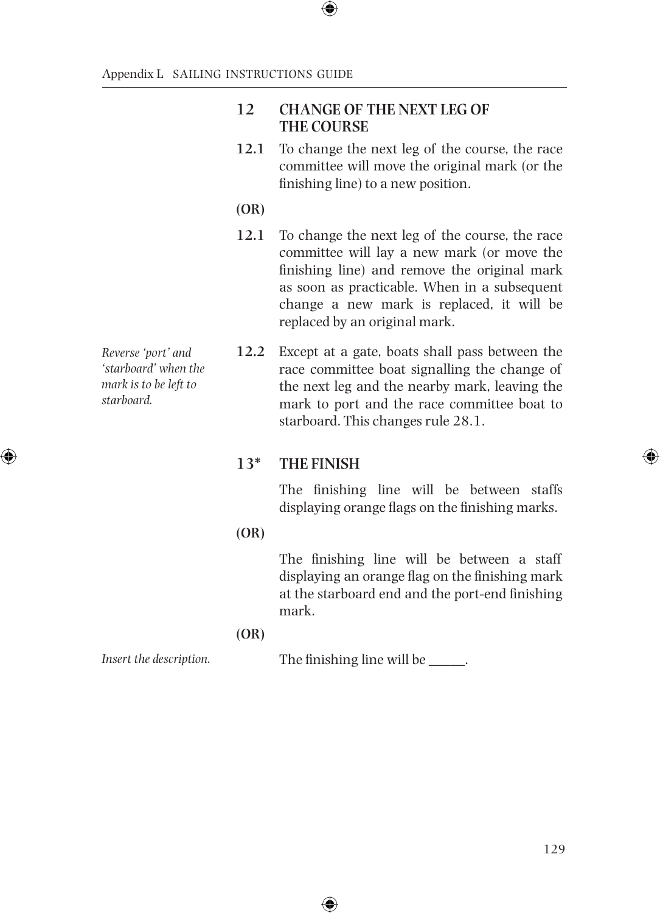## 12 CHANGE OF THE NEXT LEG OF THE COURSE

**12.1** To change the next leg of the course, the race committee will move the original mark (or the finishing line) to a new position.

**(OR)**

**12.1** To change the next leg of the course, the race committee will lay a new mark (or move the finishing line) and remove the original mark as soon as practicable. When in a subsequent change a new mark is replaced, it will be replaced by an original mark.

*Reverse 'port' and 'starboard' when the mark is to be left to starboard.*

**12.2** Except at a gate, boats shall pass between the race committee boat signalling the change of the next leg and the nearby mark, leaving the mark to port and the race committee boat to starboard. This changes rule 28.1.

## 13* THE FINISH

The finishing line will be between staffs displaying orange flags on the finishing marks.

**(OR)**

The finishing line will be between a staff displaying an orange flag on the finishing mark at the starboard end and the port-end finishing mark.

**(OR)**

*Insert the description.*

The finishing line will be _____.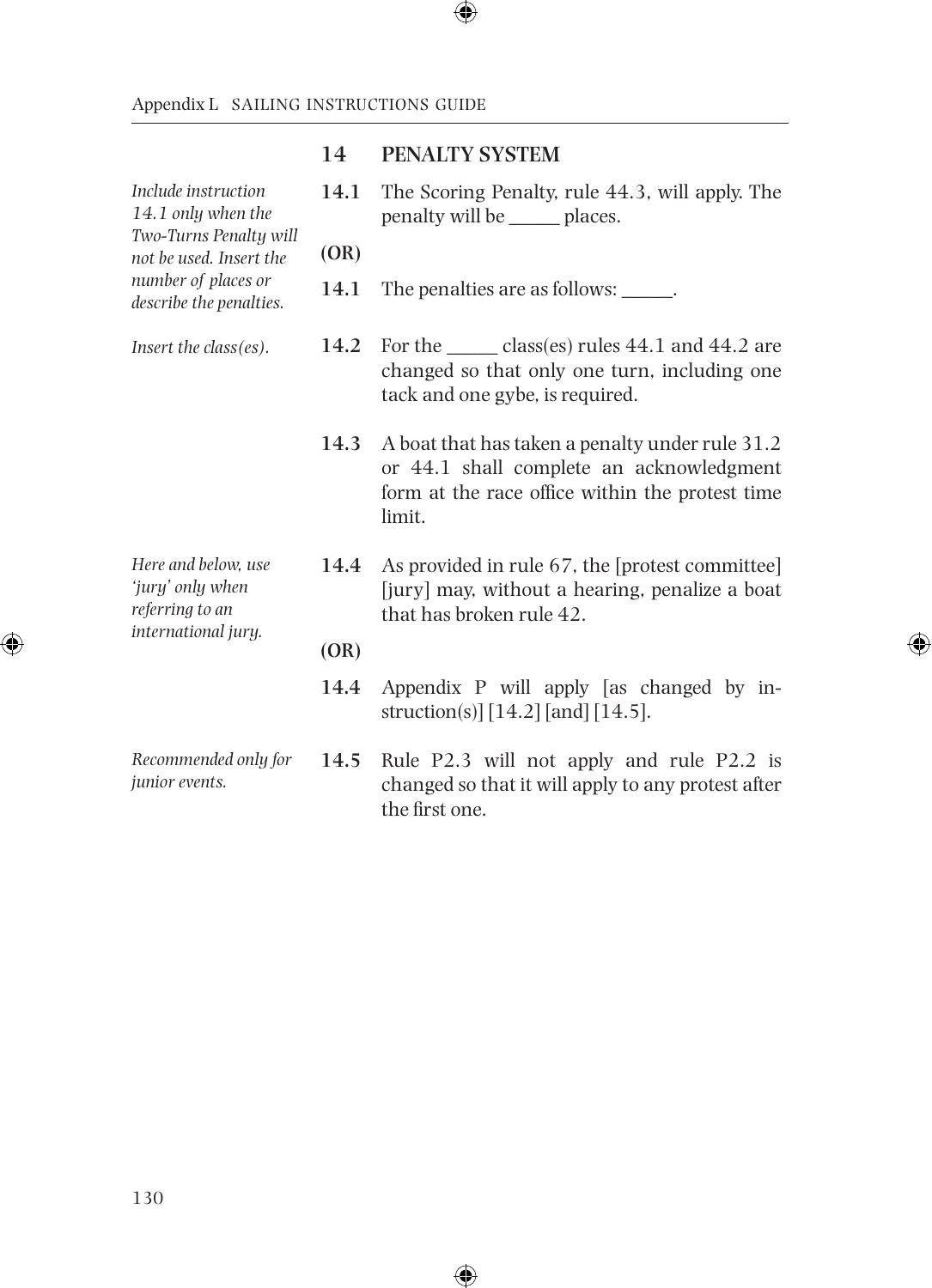## 14 PENALTY SYSTEM

*Include instruction 14.1 only when the Two-Turns Penalty will not be used. Insert the number of places or describe the penalties.*

**14.1** The Scoring Penalty, rule 44.3, will apply. The penalty will be _____ places.

**(OR)**

**14.1** The penalties are as follows: _____.

*Insert the class(es).*

**14.2** For the _____ class(es) rules 44.1 and 44.2 are changed so that only one turn, including one tack and one gybe, is required.

**14.3** A boat that has taken a penalty under rule 31.2 or 44.1 shall complete an acknowledgment form at the race office within the protest time limit.

*Here and below, use 'jury' only when referring to an international jury.*

**14.4** As provided in rule 67, the [protest committee] [jury] may, without a hearing, penalize a boat that has broken rule 42.

**(OR)**

**14.4** Appendix P will apply [as changed by instruction(s)] [14.2] [and] [14.5].

*Recommended only for junior events.*

**14.5** Rule P2.3 will not apply and rule P2.2 is changed so that it will apply to any protest after the first one.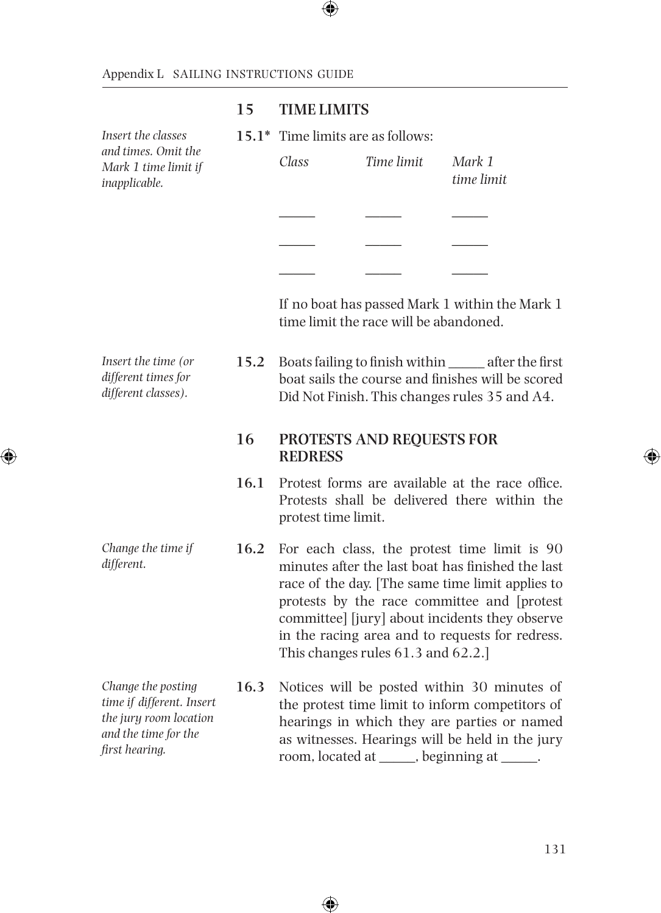## 15 TIME LIMITS

*Insert the classes and times. Omit the Mark 1 time limit if inapplicable.*

**15.1*** Time limits are as follows:

| *Class* | *Time limit* | *Mark 1 time limit* |
|---|---|---|
| _____ | _____ | _____ |
| _____ | _____ | _____ |
| _____ | _____ | _____ |

If no boat has passed Mark 1 within the Mark 1 time limit the race will be abandoned.

*Insert the time (or different times for different classes).*

**15.2** Boats failing to finish within _____ after the first boat sails the course and finishes will be scored Did Not Finish. This changes rules 35 and A4.

## 16 PROTESTS AND REQUESTS FOR REDRESS

**16.1** Protest forms are available at the race office. Protests shall be delivered there within the protest time limit.

*Change the time if different.*

**16.2** For each class, the protest time limit is 90 minutes after the last boat has finished the last race of the day. [The same time limit applies to protests by the race committee and [protest committee] [jury] about incidents they observe in the racing area and to requests for redress. This changes rules 61.3 and 62.2.]

*Change the posting time if different. Insert the jury room location and the time for the first hearing.*

**16.3** Notices will be posted within 30 minutes of the protest time limit to inform competitors of hearings in which they are parties or named as witnesses. Hearings will be held in the jury room, located at _____, beginning at _____.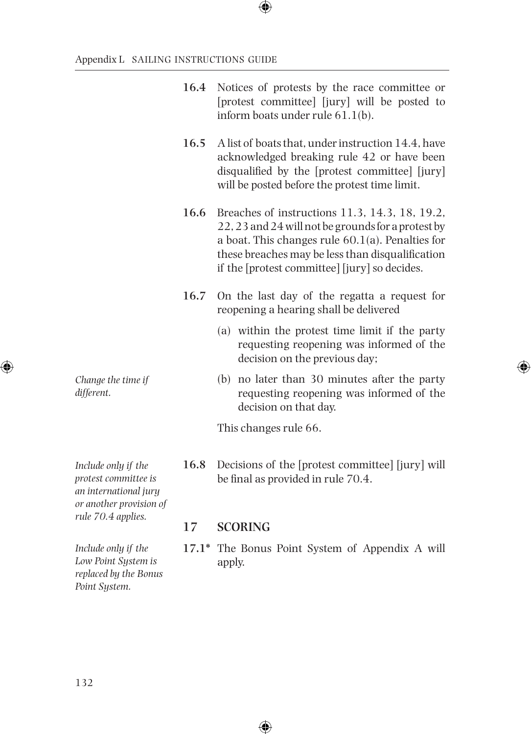**16.4** Notices of protests by the race committee or [protest committee] [jury] will be posted to inform boats under rule 61.1(b).

**16.5** A list of boats that, under instruction 14.4, have acknowledged breaking rule 42 or have been disqualified by the [protest committee] [jury] will be posted before the protest time limit.

**16.6** Breaches of instructions 11.3, 14.3, 18, 19.2, 22, 23 and 24 will not be grounds for a protest by a boat. This changes rule 60.1(a). Penalties for these breaches may be less than disqualification if the [protest committee] [jury] so decides.

**16.7** On the last day of the regatta a request for reopening a hearing shall be delivered

(a) within the protest time limit if the party requesting reopening was informed of the decision on the previous day;

*Change the time if different.*

(b) no later than 30 minutes after the party requesting reopening was informed of the decision on that day.

This changes rule 66.

*Include only if the protest committee is an international jury or another provision of rule 70.4 applies.*

**16.8** Decisions of the [protest committee] [jury] will be final as provided in rule 70.4.

## 17 SCORING

*Include only if the Low Point System is replaced by the Bonus Point System.*

**17.1*** The Bonus Point System of Appendix A will apply.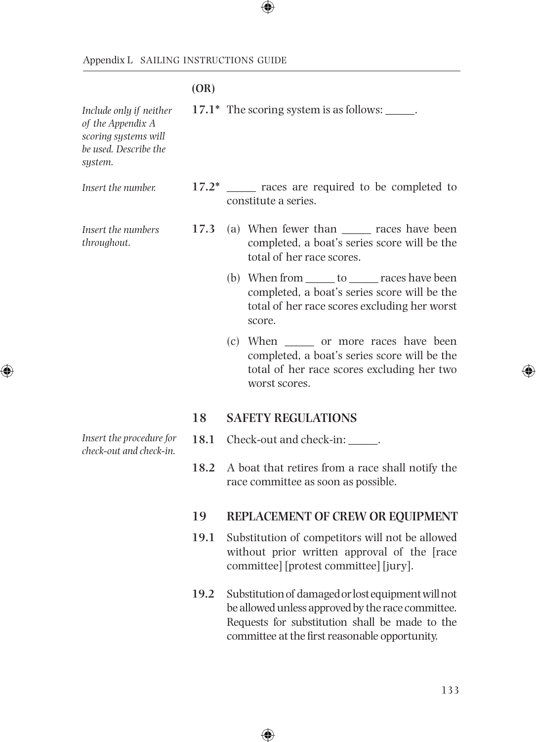**(OR)**

*Include only if neither of the Appendix A scoring systems will be used. Describe the system.*

**17.1*** The scoring system is as follows: _____.

*Insert the number.*

**17.2*** _____ races are required to be completed to constitute a series.

*Insert the numbers throughout.*

**17.3** (a) When fewer than _____ races have been completed, a boat's series score will be the total of her race scores.

(b) When from _____ to _____ races have been completed, a boat's series score will be the total of her race scores excluding her worst score.

(c) When _____ or more races have been completed, a boat's series score will be the total of her race scores excluding her two worst scores.

## 18 SAFETY REGULATIONS

*Insert the procedure for check-out and check-in.*

**18.1** Check-out and check-in: _____.

**18.2** A boat that retires from a race shall notify the race committee as soon as possible.

## 19 REPLACEMENT OF CREW OR EQUIPMENT

**19.1** Substitution of competitors will not be allowed without prior written approval of the [race committee] [protest committee] [jury].

**19.2** Substitution of damaged or lost equipment will not be allowed unless approved by the race committee. Requests for substitution shall be made to the committee at the first reasonable opportunity.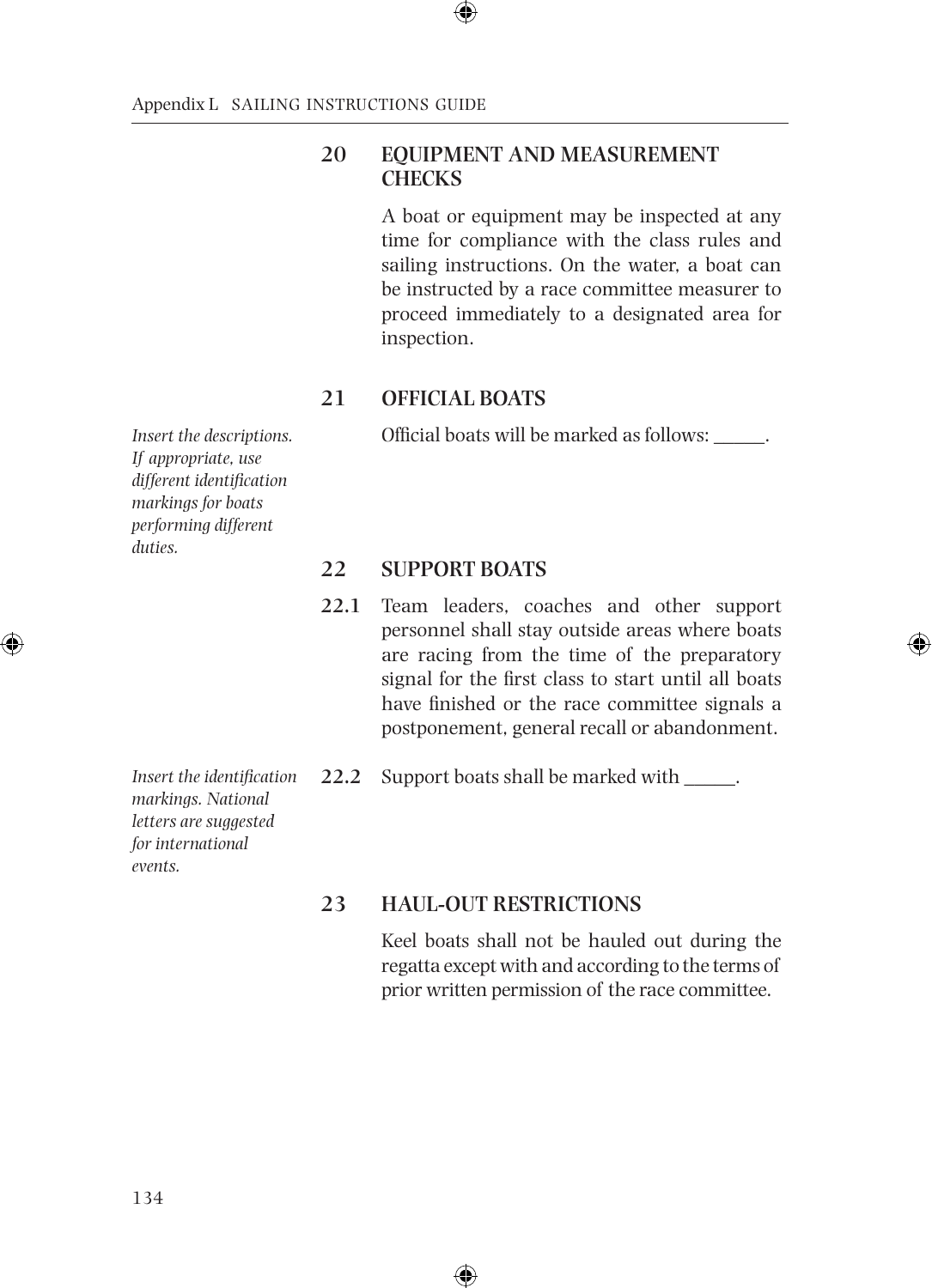## 20 EQUIPMENT AND MEASUREMENT CHECKS

A boat or equipment may be inspected at any time for compliance with the class rules and sailing instructions. On the water, a boat can be instructed by a race committee measurer to proceed immediately to a designated area for inspection.

## 21 OFFICIAL BOATS

*Insert the descriptions. If appropriate, use different identification markings for boats performing different duties.*

Official boats will be marked as follows: _____.

## 22 SUPPORT BOATS

22.1 Team leaders, coaches and other support personnel shall stay outside areas where boats are racing from the time of the preparatory signal for the first class to start until all boats have finished or the race committee signals a postponement, general recall or abandonment.

*Insert the identification markings. National letters are suggested for international events.*

22.2 Support boats shall be marked with _____.

## 23 HAUL-OUT RESTRICTIONS

Keel boats shall not be hauled out during the regatta except with and according to the terms of prior written permission of the race committee.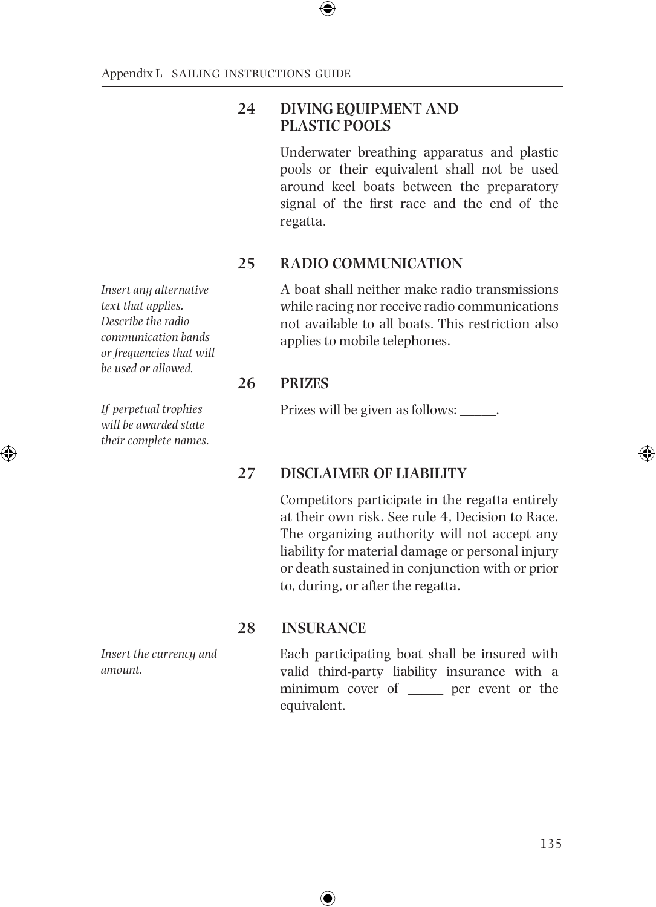## 24 DIVING EQUIPMENT AND PLASTIC POOLS

Underwater breathing apparatus and plastic pools or their equivalent shall not be used around keel boats between the preparatory signal of the first race and the end of the regatta.

## 25 RADIO COMMUNICATION

*Insert any alternative text that applies. Describe the radio communication bands or frequencies that will be used or allowed.*

A boat shall neither make radio transmissions while racing nor receive radio communications not available to all boats. This restriction also applies to mobile telephones.

## 26 PRIZES

*If perpetual trophies will be awarded state their complete names.*

Prizes will be given as follows: _____.

## 27 DISCLAIMER OF LIABILITY

Competitors participate in the regatta entirely at their own risk. See rule 4, Decision to Race. The organizing authority will not accept any liability for material damage or personal injury or death sustained in conjunction with or prior to, during, or after the regatta.

## 28 INSURANCE

*Insert the currency and amount.*

Each participating boat shall be insured with valid third-party liability insurance with a minimum cover of _____ per event or the equivalent.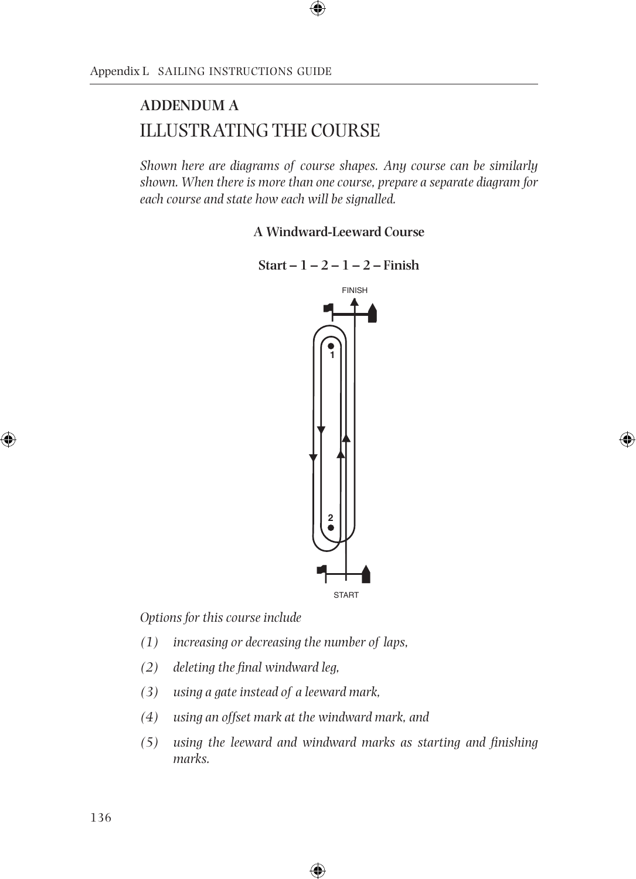## ADDENDUM A

# ILLUSTRATING THE COURSE

*Shown here are diagrams of course shapes. Any course can be similarly shown. When there is more than one course, prepare a separate diagram for each course and state how each will be signalled.*

### A Windward-Leeward Course

**Start – 1 – 2 – 1 – 2 – Finish**

FINISH

1

2

START

*Options for this course include*

*(1) increasing or decreasing the number of laps,*

*(2) deleting the final windward leg,*

*(3) using a gate instead of a leeward mark,*

*(4) using an offset mark at the windward mark, and*

*(5) using the leeward and windward marks as starting and finishing marks.*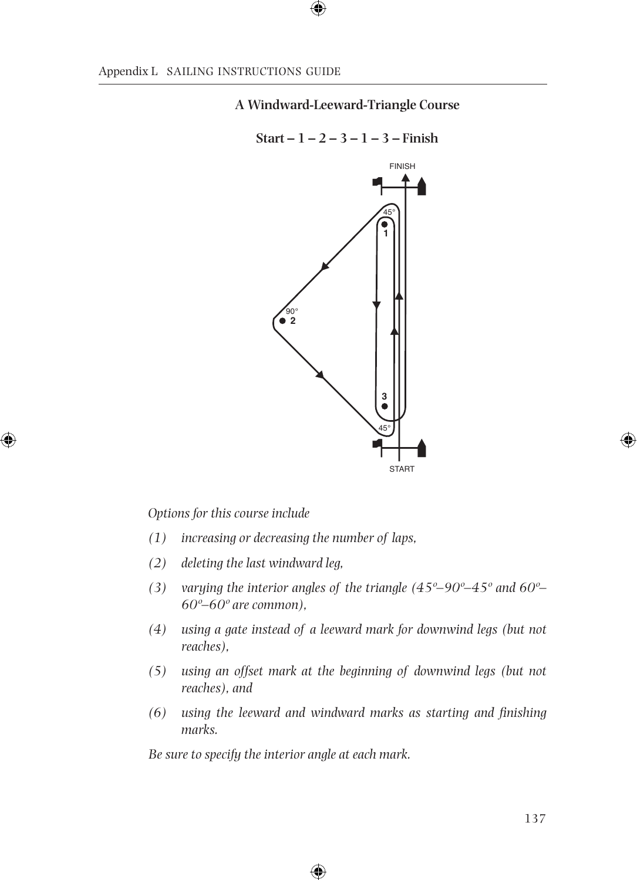## A Windward-Leeward-Triangle Course

**Start – 1 – 2 – 3 – 1 – 3 – Finish**

*Options for this course include*

*(1) increasing or decreasing the number of laps,*

*(2) deleting the last windward leg,*

*(3) varying the interior angles of the triangle (45º–90º–45º and 60º–60º–60º are common),*

*(4) using a gate instead of a leeward mark for downwind legs (but not reaches),*

*(5) using an offset mark at the beginning of downwind legs (but not reaches), and*

*(6) using the leeward and windward marks as starting and finishing marks.*

*Be sure to specify the interior angle at each mark.*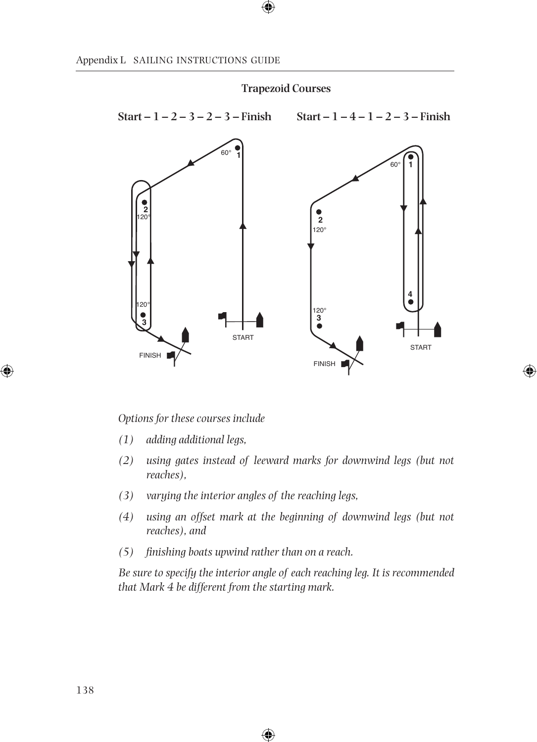## Trapezoid Courses

**Start – 1 – 2 – 3 – 2 – 3 – Finish** **Start – 1 – 4 – 1 – 2 – 3 – Finish**

*Options for these courses include*

*(1) adding additional legs,*

*(2) using gates instead of leeward marks for downwind legs (but not reaches),*

*(3) varying the interior angles of the reaching legs,*

*(4) using an offset mark at the beginning of downwind legs (but not reaches), and*

*(5) finishing boats upwind rather than on a reach.*

*Be sure to specify the interior angle of each reaching leg. It is recommended that Mark 4 be different from the starting mark.*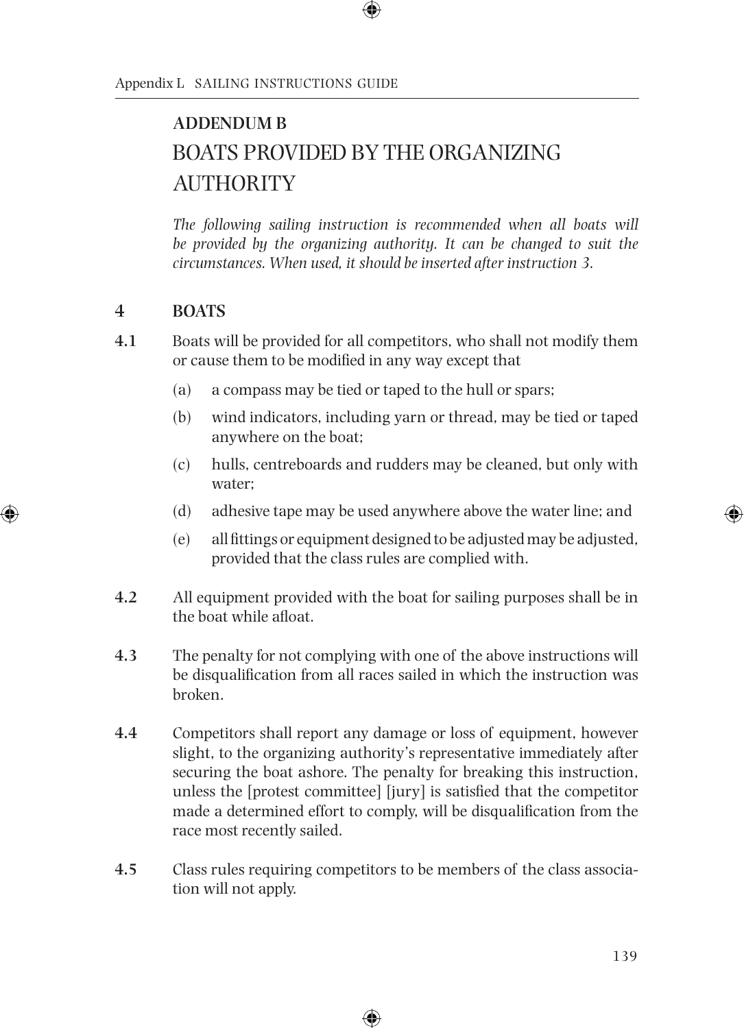## ADDENDUM B

# BOATS PROVIDED BY THE ORGANIZING AUTHORITY

*The following sailing instruction is recommended when all boats will be provided by the organizing authority. It can be changed to suit the circumstances. When used, it should be inserted after instruction 3.*

**4 BOATS**

**4.1** Boats will be provided for all competitors, who shall not modify them or cause them to be modified in any way except that

- (a) a compass may be tied or taped to the hull or spars;
- (b) wind indicators, including yarn or thread, may be tied or taped anywhere on the boat;
- (c) hulls, centreboards and rudders may be cleaned, but only with water;
- (d) adhesive tape may be used anywhere above the water line; and
- (e) all fittings or equipment designed to be adjusted may be adjusted, provided that the class rules are complied with.

**4.2** All equipment provided with the boat for sailing purposes shall be in the boat while afloat.

**4.3** The penalty for not complying with one of the above instructions will be disqualification from all races sailed in which the instruction was broken.

**4.4** Competitors shall report any damage or loss of equipment, however slight, to the organizing authority's representative immediately after securing the boat ashore. The penalty for breaking this instruction, unless the [protest committee] [jury] is satisfied that the competitor made a determined effort to comply, will be disqualification from the race most recently sailed.

**4.5** Class rules requiring competitors to be members of the class association will not apply.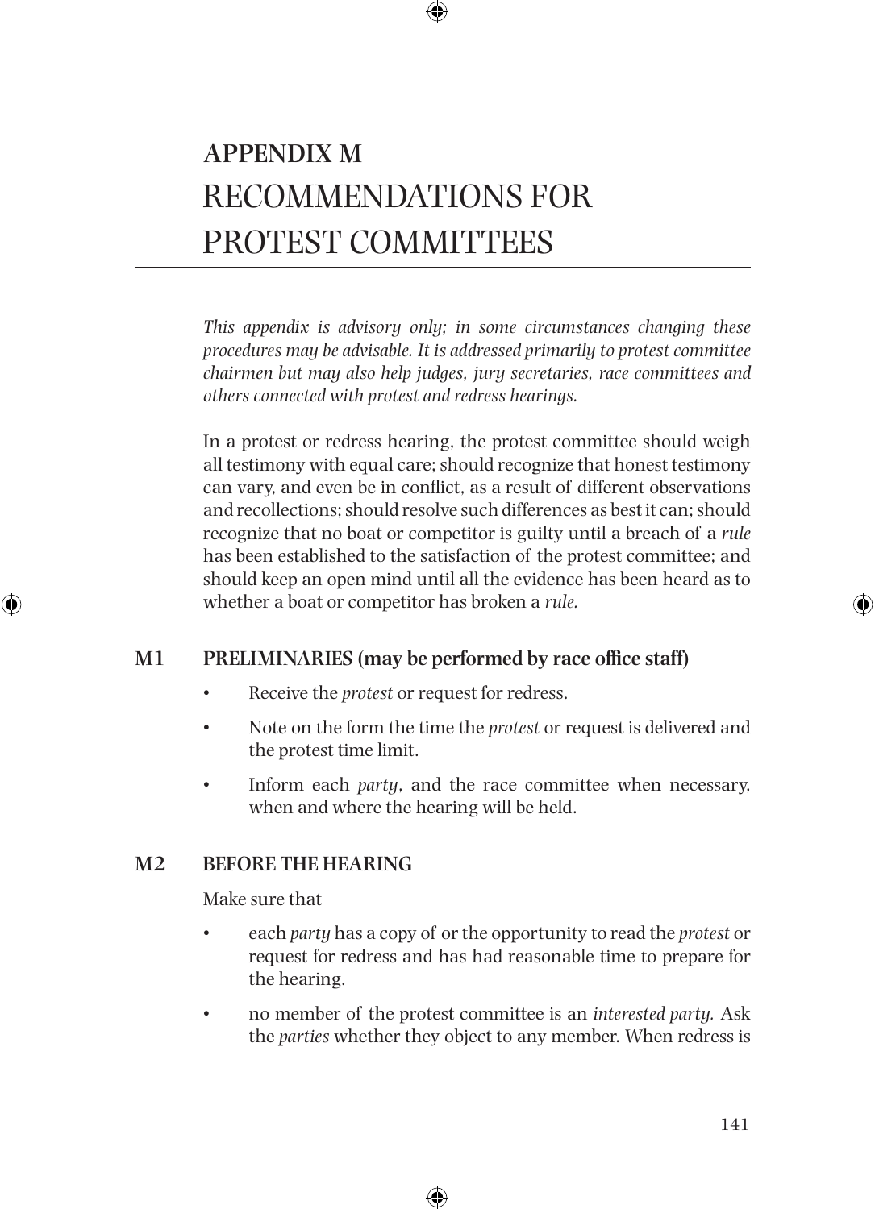# APPENDIX M
# RECOMMENDATIONS FOR PROTEST COMMITTEES

*This appendix is advisory only; in some circumstances changing these procedures may be advisable. It is addressed primarily to protest committee chairmen but may also help judges, jury secretaries, race committees and others connected with protest and redress hearings.*

In a protest or redress hearing, the protest committee should weigh all testimony with equal care; should recognize that honest testimony can vary, and even be in conflict, as a result of different observations and recollections; should resolve such differences as best it can; should recognize that no boat or competitor is guilty until a breach of a *rule* has been established to the satisfaction of the protest committee; and should keep an open mind until all the evidence has been heard as to whether a boat or competitor has broken a *rule.*

## M1 PRELIMINARIES (may be performed by race office staff)

- Receive the *protest* or request for redress.
- Note on the form the time the *protest* or request is delivered and the protest time limit.
- Inform each *party*, and the race committee when necessary, when and where the hearing will be held.

## M2 BEFORE THE HEARING

Make sure that

- each *party* has a copy of or the opportunity to read the *protest* or request for redress and has had reasonable time to prepare for the hearing.
- no member of the protest committee is an *interested party.* Ask the *parties* whether they object to any member. When redress is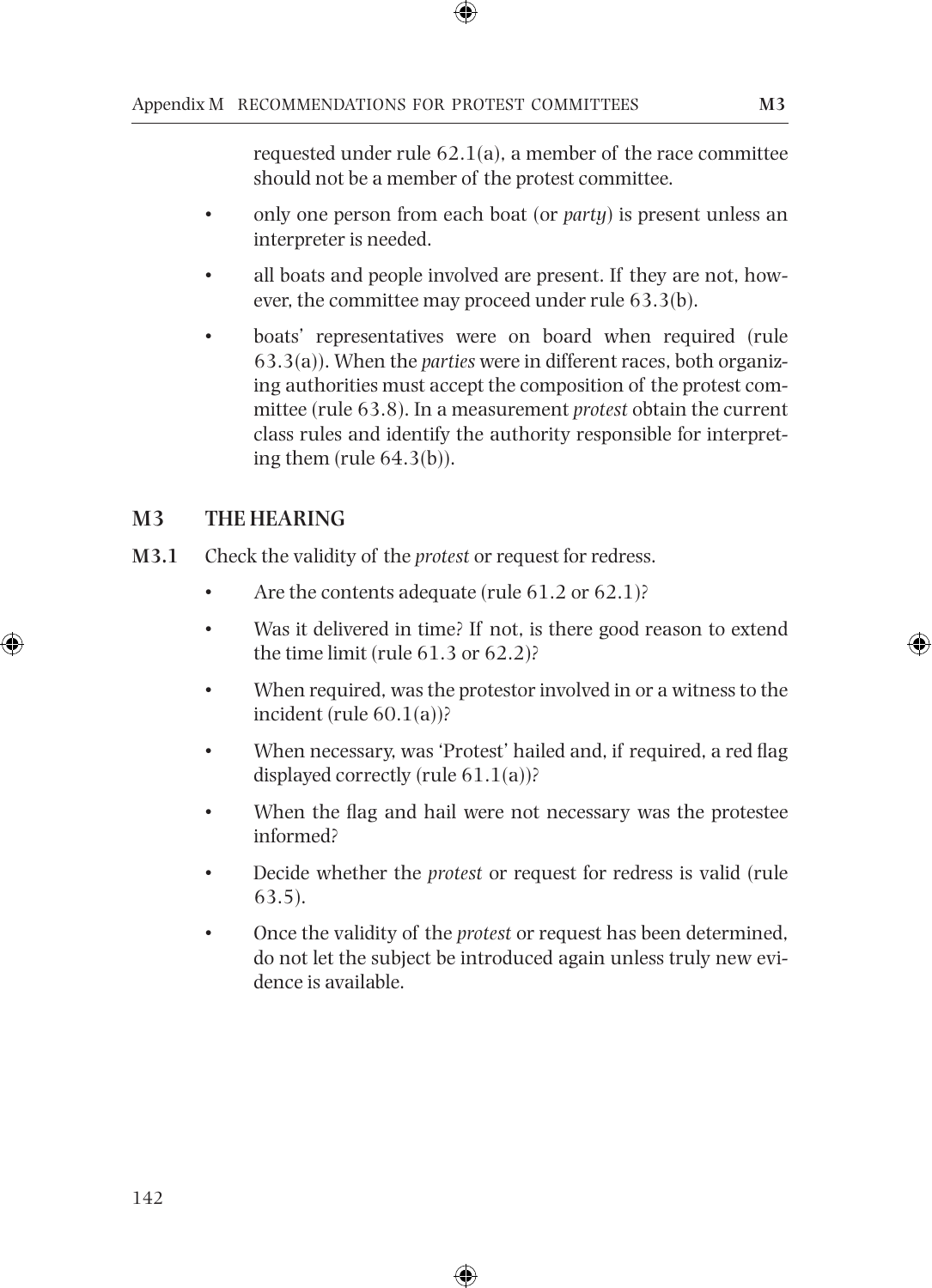requested under rule 62.1(a), a member of the race committee should not be a member of the protest committee.

- only one person from each boat (or *party*) is present unless an interpreter is needed.
- all boats and people involved are present. If they are not, however, the committee may proceed under rule 63.3(b).
- boats' representatives were on board when required (rule 63.3(a)). When the *parties* were in different races, both organizing authorities must accept the composition of the protest committee (rule 63.8). In a measurement *protest* obtain the current class rules and identify the authority responsible for interpreting them (rule 64.3(b)).

## M3 THE HEARING

**M3.1** Check the validity of the *protest* or request for redress.

- Are the contents adequate (rule 61.2 or 62.1)?
- Was it delivered in time? If not, is there good reason to extend the time limit (rule 61.3 or 62.2)?
- When required, was the protestor involved in or a witness to the incident (rule 60.1(a))?
- When necessary, was 'Protest' hailed and, if required, a red flag displayed correctly (rule 61.1(a))?
- When the flag and hail were not necessary was the protestee informed?
- Decide whether the *protest* or request for redress is valid (rule 63.5).
- Once the validity of the *protest* or request has been determined, do not let the subject be introduced again unless truly new evidence is available.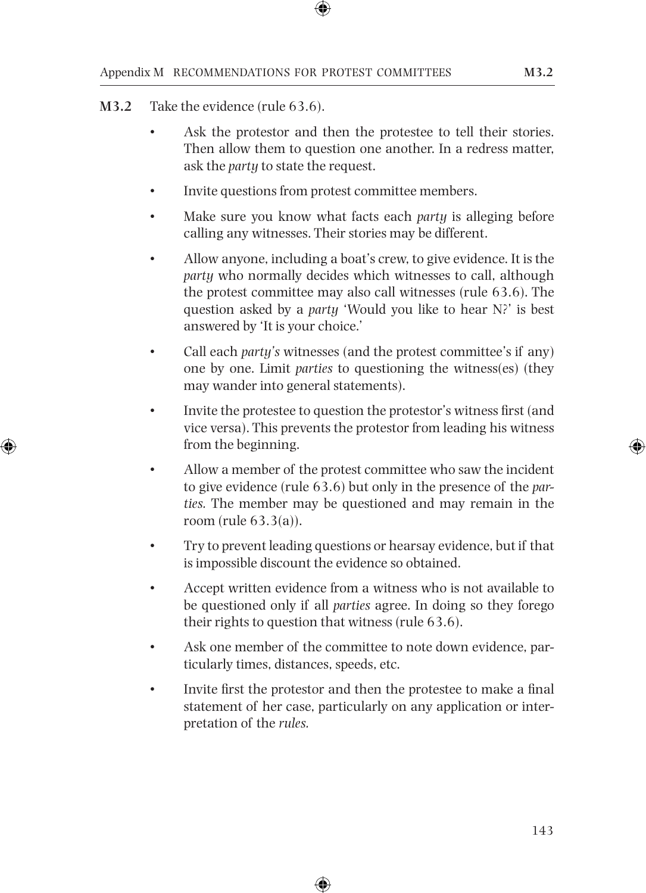**M3.2** Take the evidence (rule 63.6).

- Ask the protestor and then the protestee to tell their stories. Then allow them to question one another. In a redress matter, ask the *party* to state the request.
- Invite questions from protest committee members.
- Make sure you know what facts each *party* is alleging before calling any witnesses. Their stories may be different.
- Allow anyone, including a boat's crew, to give evidence. It is the *party* who normally decides which witnesses to call, although the protest committee may also call witnesses (rule 63.6). The question asked by a *party* 'Would you like to hear N?' is best answered by 'It is your choice.'
- Call each *party's* witnesses (and the protest committee's if any) one by one. Limit *parties* to questioning the witness(es) (they may wander into general statements).
- Invite the protestee to question the protestor's witness first (and vice versa). This prevents the protestor from leading his witness from the beginning.
- Allow a member of the protest committee who saw the incident to give evidence (rule 63.6) but only in the presence of the *parties.* The member may be questioned and may remain in the room (rule 63.3(a)).
- Try to prevent leading questions or hearsay evidence, but if that is impossible discount the evidence so obtained.
- Accept written evidence from a witness who is not available to be questioned only if all *parties* agree. In doing so they forego their rights to question that witness (rule 63.6).
- Ask one member of the committee to note down evidence, particularly times, distances, speeds, etc.
- Invite first the protestor and then the protestee to make a final statement of her case, particularly on any application or interpretation of the *rules.*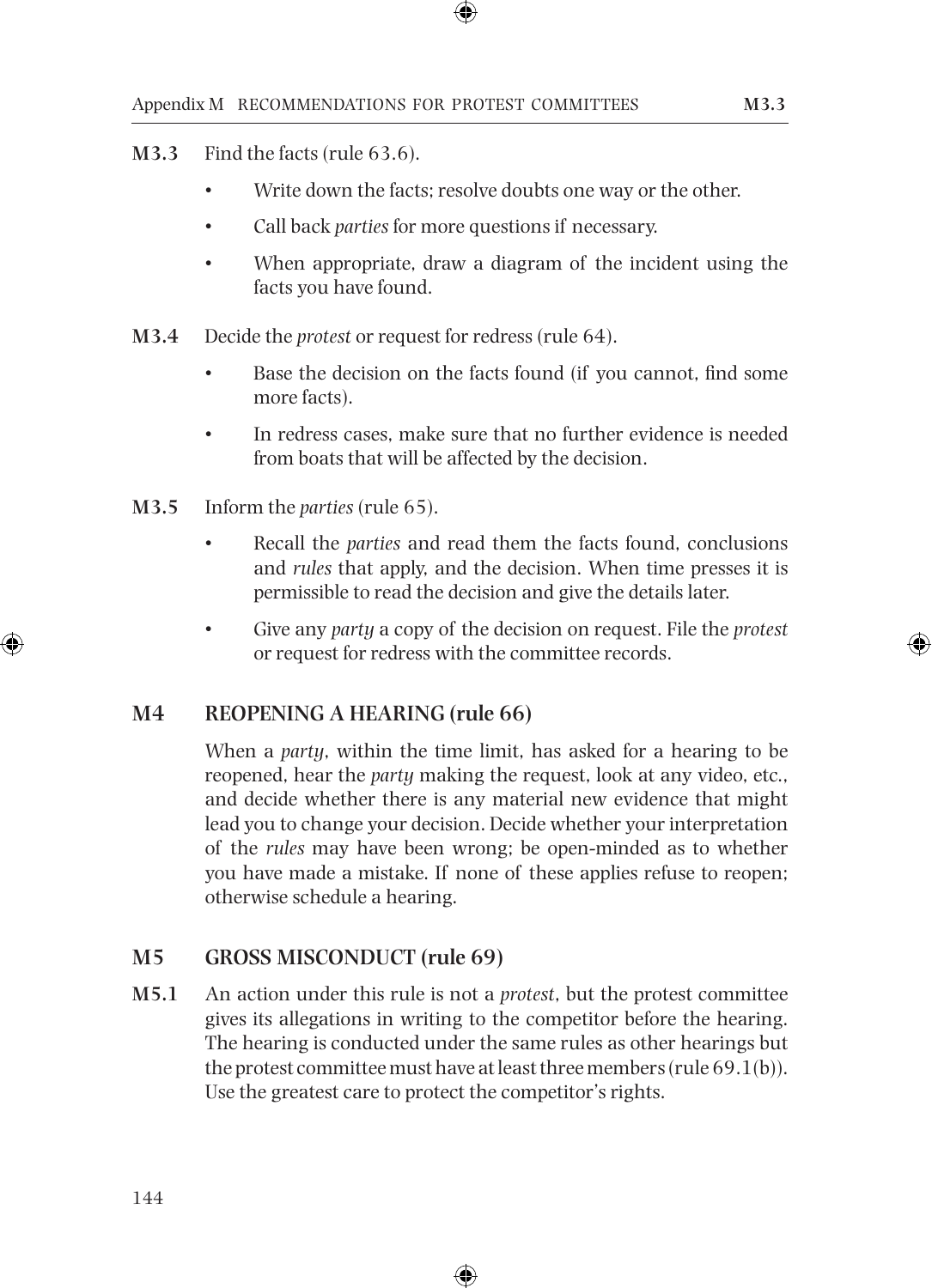**M3.3** Find the facts (rule 63.6).

- Write down the facts; resolve doubts one way or the other.
- Call back *parties* for more questions if necessary.
- When appropriate, draw a diagram of the incident using the facts you have found.

**M3.4** Decide the *protest* or request for redress (rule 64).

- Base the decision on the facts found (if you cannot, find some more facts).
- In redress cases, make sure that no further evidence is needed from boats that will be affected by the decision.

**M3.5** Inform the *parties* (rule 65).

- Recall the *parties* and read them the facts found, conclusions and *rules* that apply, and the decision. When time presses it is permissible to read the decision and give the details later.
- Give any *party* a copy of the decision on request. File the *protest* or request for redress with the committee records.

## M4 REOPENING A HEARING (rule 66)

When a *party*, within the time limit, has asked for a hearing to be reopened, hear the *party* making the request, look at any video, etc., and decide whether there is any material new evidence that might lead you to change your decision. Decide whether your interpretation of the *rules* may have been wrong; be open-minded as to whether you have made a mistake. If none of these applies refuse to reopen; otherwise schedule a hearing.

## M5 GROSS MISCONDUCT (rule 69)

**M5.1** An action under this rule is not a *protest*, but the protest committee gives its allegations in writing to the competitor before the hearing. The hearing is conducted under the same rules as other hearings but the protest committee must have at least three members (rule 69.1(b)). Use the greatest care to protect the competitor's rights.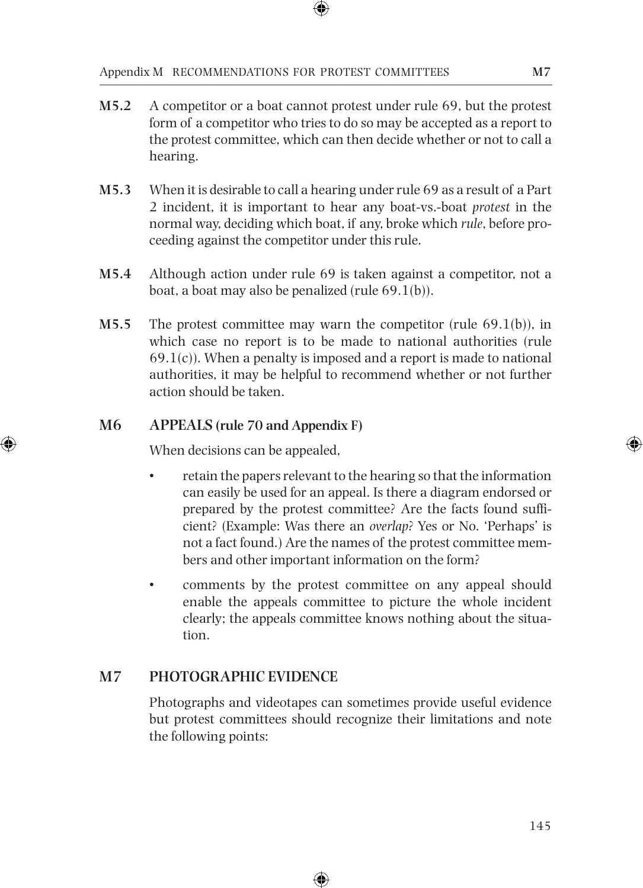**M5.2** A competitor or a boat cannot protest under rule 69, but the protest form of a competitor who tries to do so may be accepted as a report to the protest committee, which can then decide whether or not to call a hearing.

**M5.3** When it is desirable to call a hearing under rule 69 as a result of a Part 2 incident, it is important to hear any boat-vs.-boat *protest* in the normal way, deciding which boat, if any, broke which *rule*, before proceeding against the competitor under this rule.

**M5.4** Although action under rule 69 is taken against a competitor, not a boat, a boat may also be penalized (rule 69.1(b)).

**M5.5** The protest committee may warn the competitor (rule 69.1(b)), in which case no report is to be made to national authorities (rule 69.1(c)). When a penalty is imposed and a report is made to national authorities, it may be helpful to recommend whether or not further action should be taken.

## M6 APPEALS (rule 70 and Appendix F)

When decisions can be appealed,

- retain the papers relevant to the hearing so that the information can easily be used for an appeal. Is there a diagram endorsed or prepared by the protest committee? Are the facts found sufficient? (Example: Was there an *overlap*? Yes or No. 'Perhaps' is not a fact found.) Are the names of the protest committee members and other important information on the form?
- comments by the protest committee on any appeal should enable the appeals committee to picture the whole incident clearly; the appeals committee knows nothing about the situation.

## M7 PHOTOGRAPHIC EVIDENCE

Photographs and videotapes can sometimes provide useful evidence but protest committees should recognize their limitations and note the following points: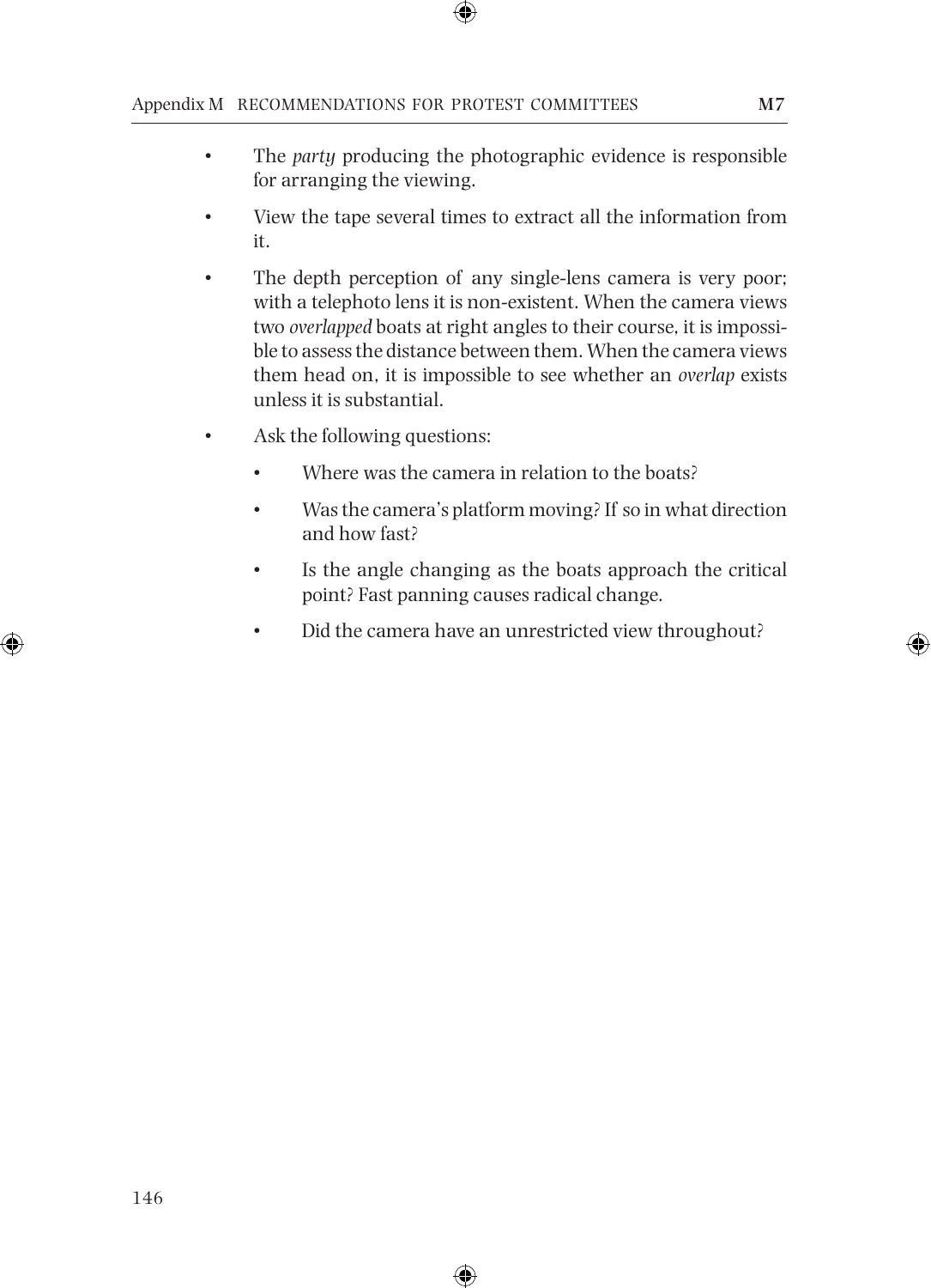- The *party* producing the photographic evidence is responsible for arranging the viewing.
- View the tape several times to extract all the information from it.
- The depth perception of any single-lens camera is very poor; with a telephoto lens it is non-existent. When the camera views two *overlapped* boats at right angles to their course, it is impossible to assess the distance between them. When the camera views them head on, it is impossible to see whether an *overlap* exists unless it is substantial.
- Ask the following questions:
  - Where was the camera in relation to the boats?
  - Was the camera's platform moving? If so in what direction and how fast?
  - Is the angle changing as the boats approach the critical point? Fast panning causes radical change.
  - Did the camera have an unrestricted view throughout?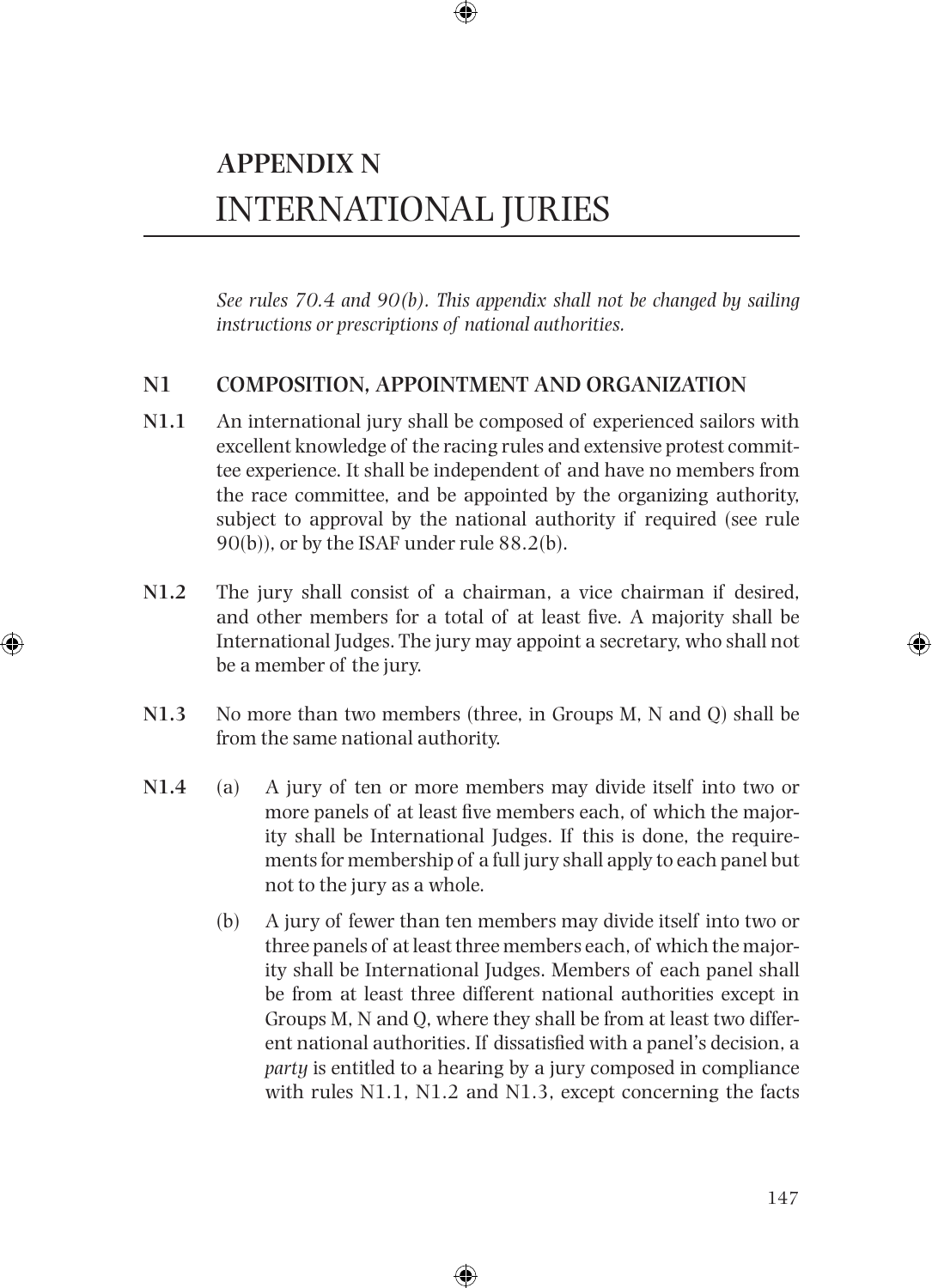# APPENDIX N
# INTERNATIONAL JURIES

*See rules 70.4 and 90(b). This appendix shall not be changed by sailing instructions or prescriptions of national authorities.*

## N1 COMPOSITION, APPOINTMENT AND ORGANIZATION

**N1.1** An international jury shall be composed of experienced sailors with excellent knowledge of the racing rules and extensive protest committee experience. It shall be independent of and have no members from the race committee, and be appointed by the organizing authority, subject to approval by the national authority if required (see rule 90(b)), or by the ISAF under rule 88.2(b).

**N1.2** The jury shall consist of a chairman, a vice chairman if desired, and other members for a total of at least five. A majority shall be International Judges. The jury may appoint a secretary, who shall not be a member of the jury.

**N1.3** No more than two members (three, in Groups M, N and Q) shall be from the same national authority.

**N1.4** (a) A jury of ten or more members may divide itself into two or more panels of at least five members each, of which the majority shall be International Judges. If this is done, the requirements for membership of a full jury shall apply to each panel but not to the jury as a whole.

(b) A jury of fewer than ten members may divide itself into two or three panels of at least three members each, of which the majority shall be International Judges. Members of each panel shall be from at least three different national authorities except in Groups M, N and Q, where they shall be from at least two different national authorities. If dissatisfied with a panel's decision, a *party* is entitled to a hearing by a jury composed in compliance with rules N1.1, N1.2 and N1.3, except concerning the facts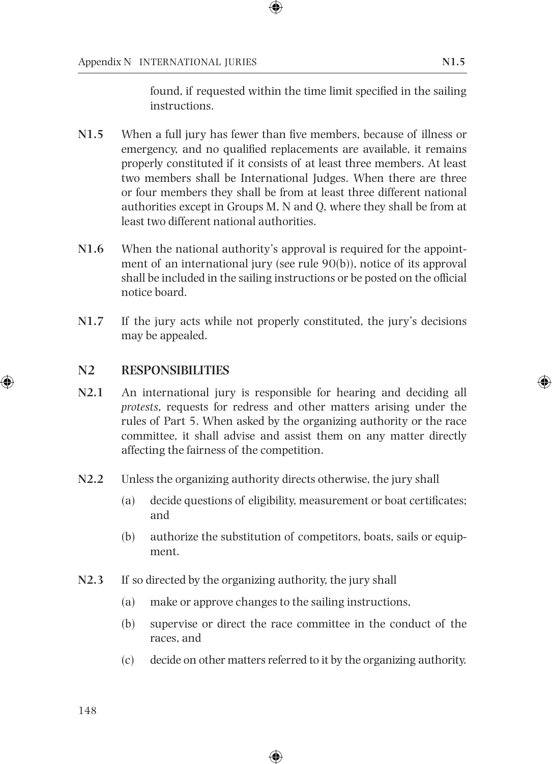found, if requested within the time limit specified in the sailing instructions.

**N1.5** When a full jury has fewer than five members, because of illness or emergency, and no qualified replacements are available, it remains properly constituted if it consists of at least three members. At least two members shall be International Judges. When there are three or four members they shall be from at least three different national authorities except in Groups M, N and Q, where they shall be from at least two different national authorities.

**N1.6** When the national authority's approval is required for the appointment of an international jury (see rule 90(b)), notice of its approval shall be included in the sailing instructions or be posted on the official notice board.

**N1.7** If the jury acts while not properly constituted, the jury's decisions may be appealed.

## N2 RESPONSIBILITIES

**N2.1** An international jury is responsible for hearing and deciding all *protests*, requests for redress and other matters arising under the rules of Part 5. When asked by the organizing authority or the race committee, it shall advise and assist them on any matter directly affecting the fairness of the competition.

**N2.2** Unless the organizing authority directs otherwise, the jury shall

(a) decide questions of eligibility, measurement or boat certificates; and

(b) authorize the substitution of competitors, boats, sails or equipment.

**N2.3** If so directed by the organizing authority, the jury shall

(a) make or approve changes to the sailing instructions,

(b) supervise or direct the race committee in the conduct of the races, and

(c) decide on other matters referred to it by the organizing authority.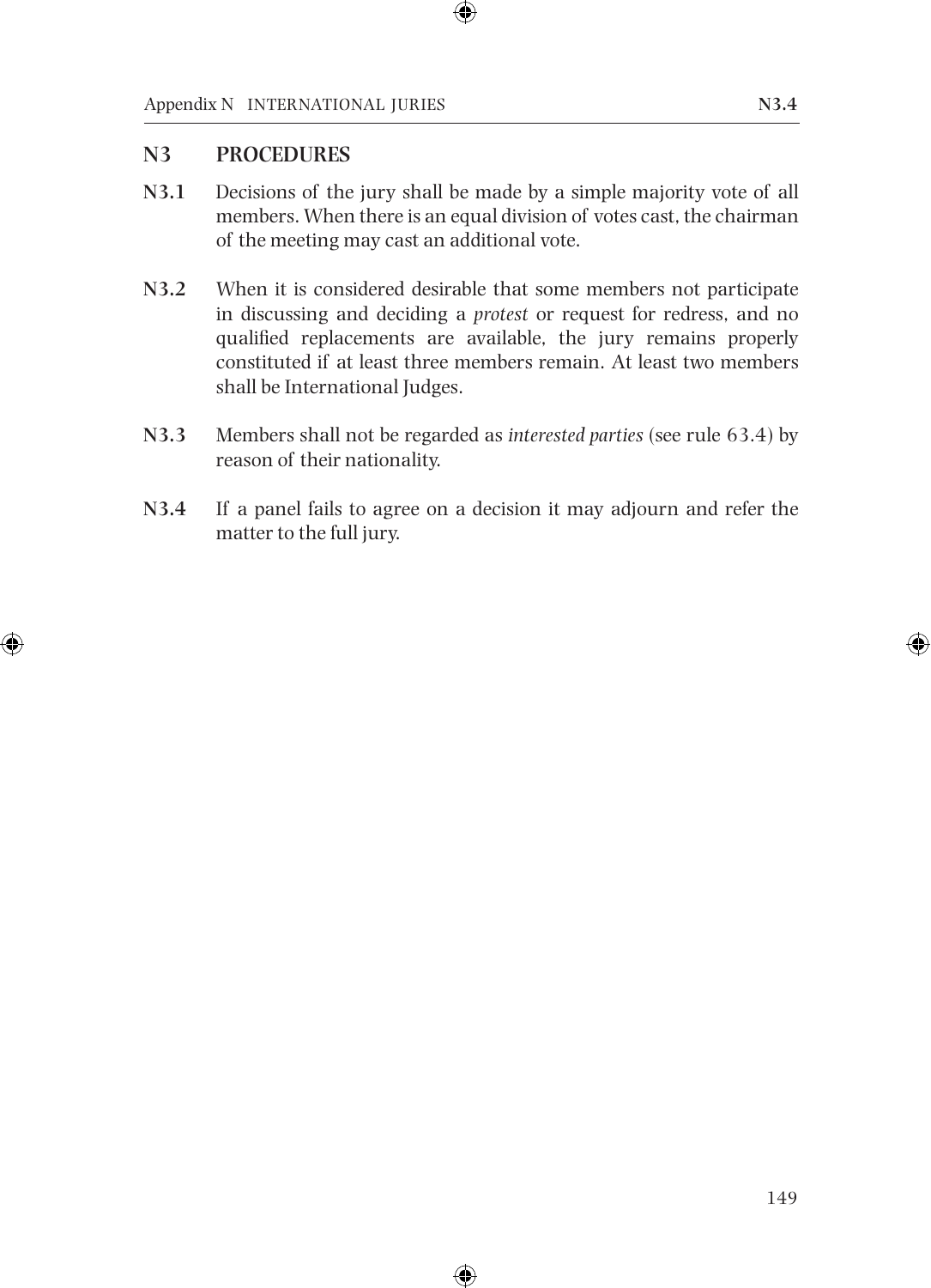## N3 PROCEDURES

**N3.1** Decisions of the jury shall be made by a simple majority vote of all members. When there is an equal division of votes cast, the chairman of the meeting may cast an additional vote.

**N3.2** When it is considered desirable that some members not participate in discussing and deciding a *protest* or request for redress, and no qualified replacements are available, the jury remains properly constituted if at least three members remain. At least two members shall be International Judges.

**N3.3** Members shall not be regarded as *interested parties* (see rule 63.4) by reason of their nationality.

**N3.4** If a panel fails to agree on a decision it may adjourn and refer the matter to the full jury.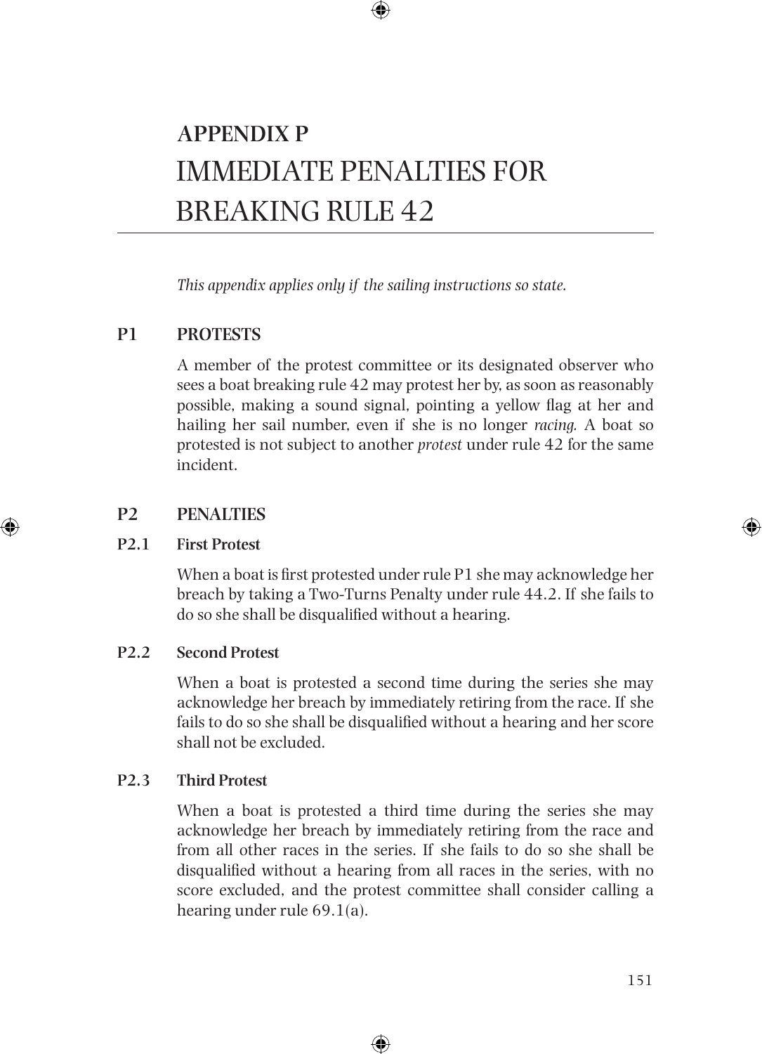# APPENDIX P
# IMMEDIATE PENALTIES FOR BREAKING RULE 42

*This appendix applies only if the sailing instructions so state.*

## P1 PROTESTS

A member of the protest committee or its designated observer who sees a boat breaking rule 42 may protest her by, as soon as reasonably possible, making a sound signal, pointing a yellow flag at her and hailing her sail number, even if she is no longer *racing.* A boat so protested is not subject to another *protest* under rule 42 for the same incident.

## P2 PENALTIES

### P2.1 First Protest

When a boat is first protested under rule P1 she may acknowledge her breach by taking a Two-Turns Penalty under rule 44.2. If she fails to do so she shall be disqualified without a hearing.

### P2.2 Second Protest

When a boat is protested a second time during the series she may acknowledge her breach by immediately retiring from the race. If she fails to do so she shall be disqualified without a hearing and her score shall not be excluded.

### P2.3 Third Protest

When a boat is protested a third time during the series she may acknowledge her breach by immediately retiring from the race and from all other races in the series. If she fails to do so she shall be disqualified without a hearing from all races in the series, with no score excluded, and the protest committee shall consider calling a hearing under rule 69.1(a).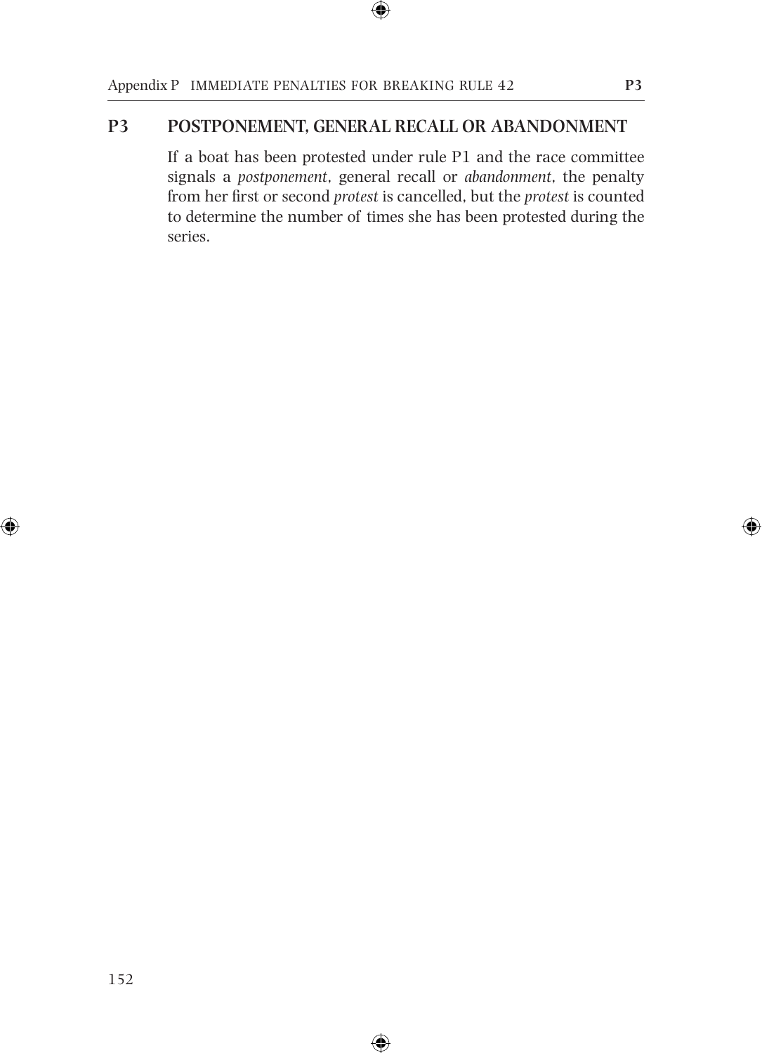## P3 POSTPONEMENT, GENERAL RECALL OR ABANDONMENT

If a boat has been protested under rule P1 and the race committee signals a *postponement*, general recall or *abandonment*, the penalty from her first or second *protest* is cancelled, but the *protest* is counted to determine the number of times she has been protested during the series.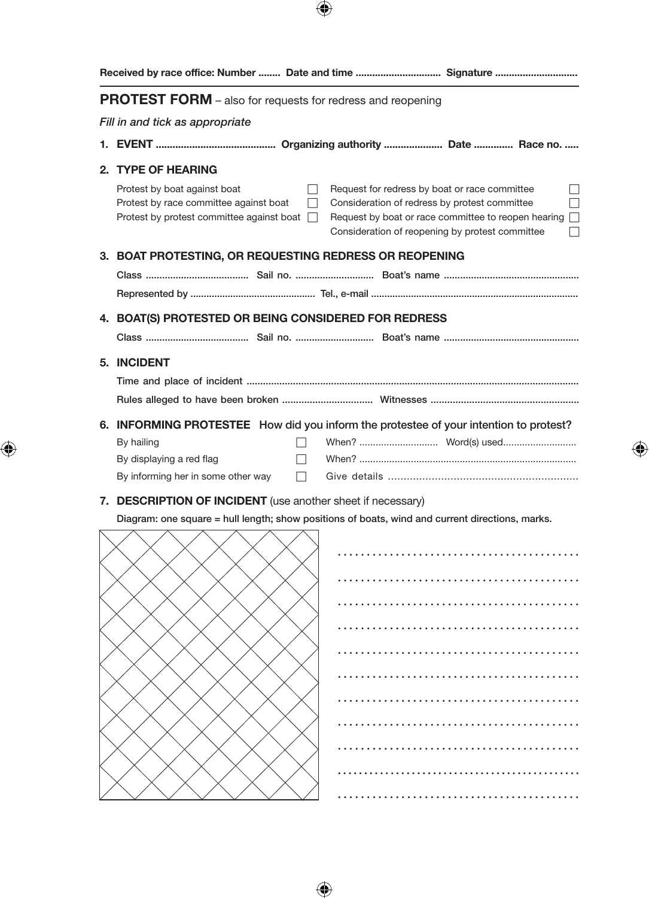**Received by race office: Number ........ Date and time ............................... Signature .............................**

## PROTEST FORM – also for requests for redress and reopening

*Fill in and tick as appropriate*

**1. EVENT ........................................... Organizing authority ..................... Date .............. Race no. .....**

### 2. TYPE OF HEARING

| | | | |
|---|---|---|---|
| Protest by boat against boat | ☐ | Request for redress by boat or race committee | ☐ |
| Protest by race committee against boat | ☐ | Consideration of redress by protest committee | ☐ |
| Protest by protest committee against boat | ☐ | Request by boat or race committee to reopen hearing | ☐ |
| | | Consideration of reopening by protest committee | ☐ |

### 3. BOAT PROTESTING, OR REQUESTING REDRESS OR REOPENING

**Class ...................................... Sail no. ............................. Boat's name .................................................**

**Represented by .............................................. Tel., e-mail ............................................................................**

### 4. BOAT(S) PROTESTED OR BEING CONSIDERED FOR REDRESS

**Class ...................................... Sail no. ............................. Boat's name .................................................**

### 5. INCIDENT

**Time and place of incident .........................................................................................................................**

**Rules alleged to have been broken ................................. Witnesses ......................................................**

### 6. INFORMING PROTESTEE How did you inform the protestee of your intention to protest?

| | | |
|---|---|---|
| By hailing | ☐ | When? ............................. Word(s) used........................... |
| By displaying a red flag | ☐ | When? ............................................................................... |
| By informing her in some other way | ☐ | Give details ............................................................ |

### 7. DESCRIPTION OF INCIDENT (use another sheet if necessary)

**Diagram: one square = hull length; show positions of boats, wind and current directions, marks.**

..........................................

..........................................

..........................................

..........................................

..........................................

..........................................

..........................................

..........................................

..........................................

..........................................

..........................................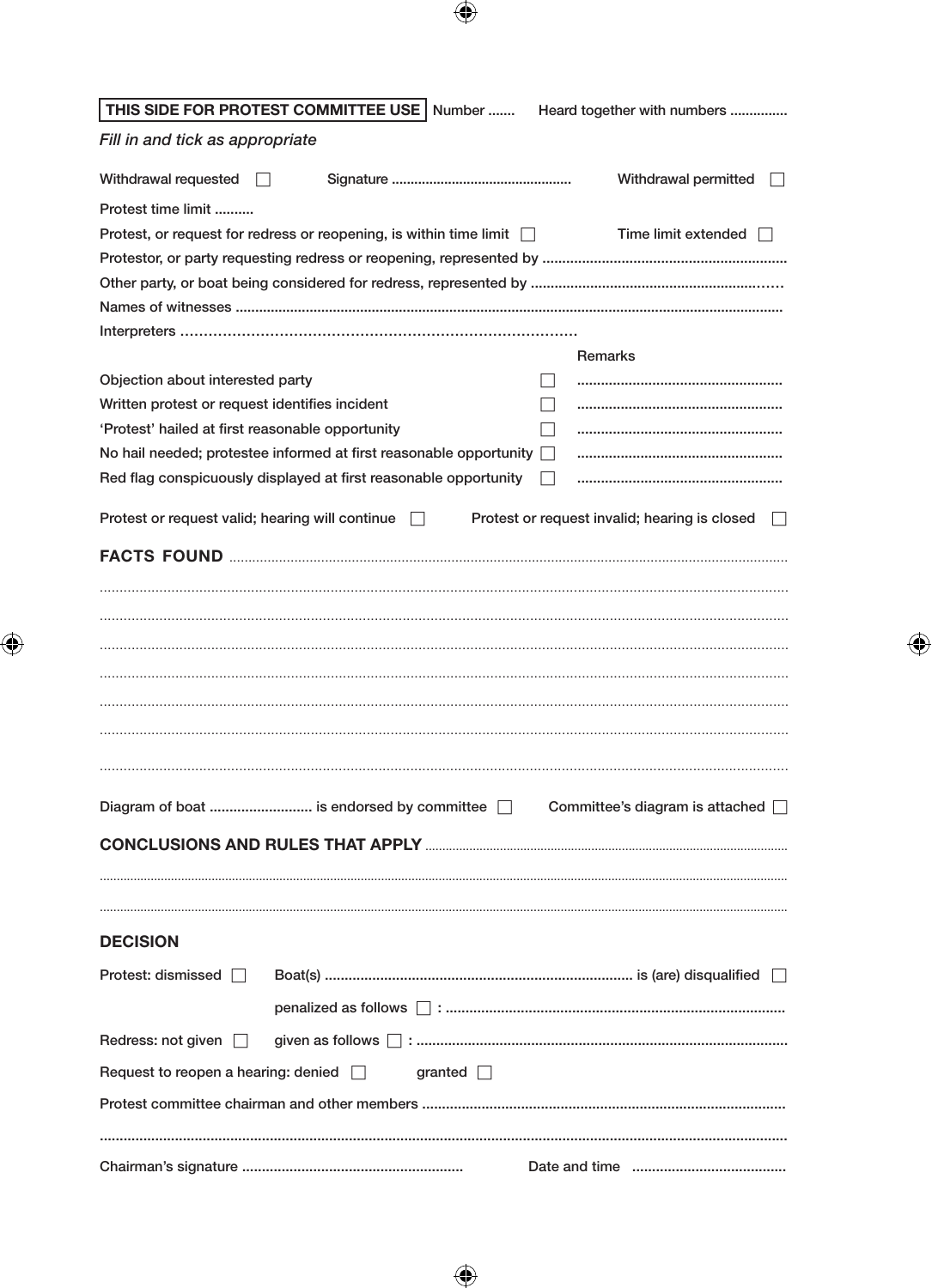**THIS SIDE FOR PROTEST COMMITTEE USE** Number ....... Heard together with numbers ...............

*Fill in and tick as appropriate*

Withdrawal requested ☐ Signature ............................................... Withdrawal permitted ☐

Protest time limit ..........

Protest, or request for redress or reopening, is within time limit ☐ Time limit extended ☐

Protestor, or party requesting redress or reopening, represented by .............................................................

Other party, or boat being considered for redress, represented by ..............................................................

Names of witnesses ...........................................................................................................................................

Interpreters ....................................................................................

| | | Remarks |
|---|---|---|
| Objection about interested party | ☐ | ................................................... |
| Written protest or request identifies incident | ☐ | ................................................... |
| 'Protest' hailed at first reasonable opportunity | ☐ | ................................................... |
| No hail needed; protestee informed at first reasonable opportunity | ☐ | ................................................... |
| Red flag conspicuously displayed at first reasonable opportunity | ☐ | ................................................... |

Protest or request valid; hearing will continue ☐ Protest or request invalid; hearing is closed ☐

**FACTS FOUND** ..........................................................................................................................................

..........................................................................................................................................................................

..........................................................................................................................................................................

..........................................................................................................................................................................

..........................................................................................................................................................................

..........................................................................................................................................................................

..........................................................................................................................................................................

..........................................................................................................................................................................

Diagram of boat .......................... is endorsed by committee ☐ Committee's diagram is attached ☐

**CONCLUSIONS AND RULES THAT APPLY** ..............................................................................................

..........................................................................................................................................................................

..........................................................................................................................................................................

**DECISION**

Protest: dismissed ☐ Boat(s) ............................................................................ is (are) disqualified ☐

penalized as follows ☐ : .....................................................................................

Redress: not given ☐ given as follows ☐ : .............................................................................................

Request to reopen a hearing: denied ☐ granted ☐

Protest committee chairman and other members ..........................................................................................

..........................................................................................................................................................................

Chairman's signature ........................................................ Date and time .......................................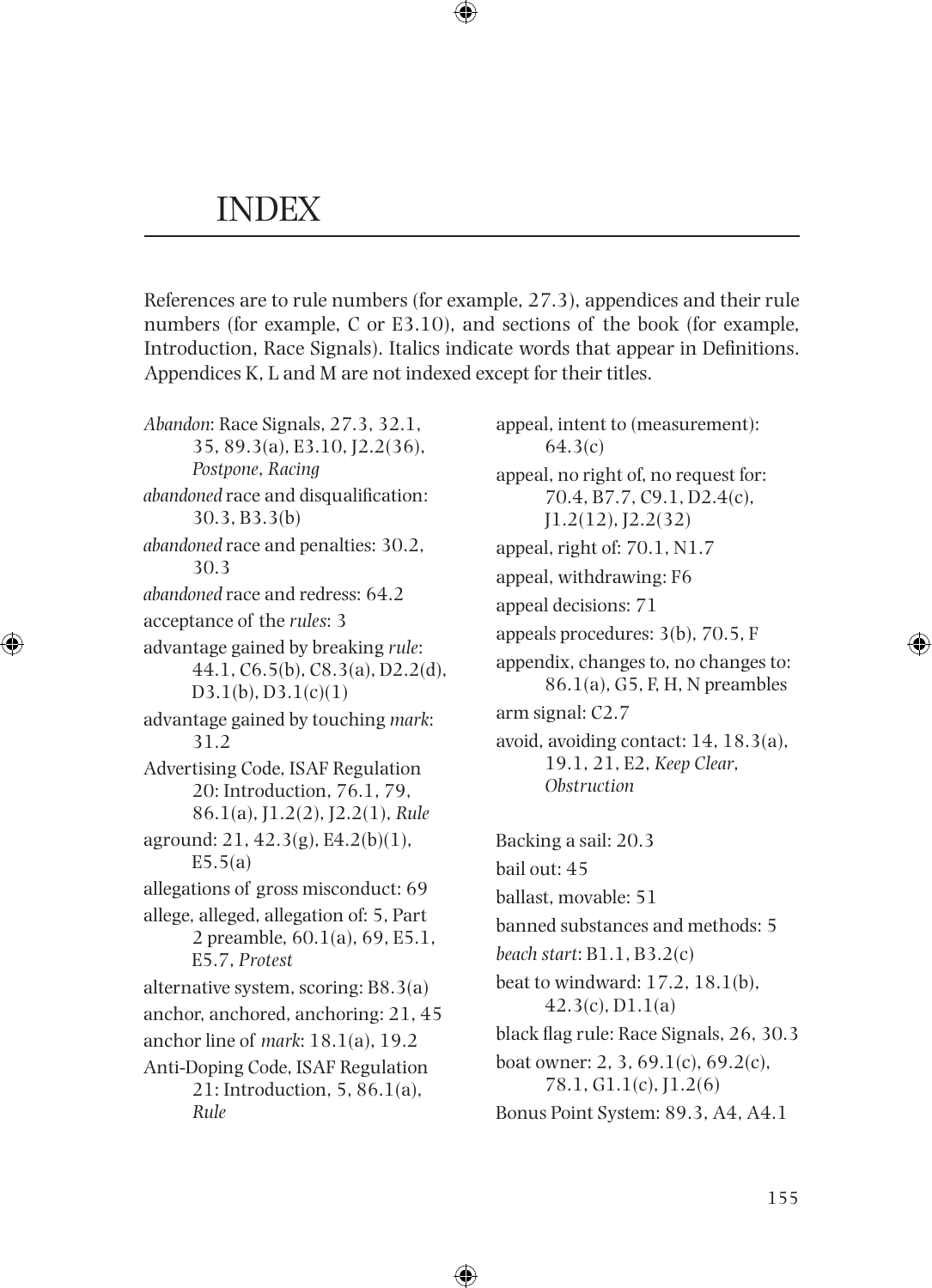# INDEX

References are to rule numbers (for example, 27.3), appendices and their rule numbers (for example, C or E3.10), and sections of the book (for example, Introduction, Race Signals). Italics indicate words that appear in Definitions. Appendices K, L and M are not indexed except for their titles.

*Abandon*: Race Signals, 27.3, 32.1, 35, 89.3(a), E3.10, J2.2(36), *Postpone*, *Racing*

*abandoned* race and disqualification: 30.3, B3.3(b)

*abandoned* race and penalties: 30.2, 30.3

*abandoned* race and redress: 64.2

acceptance of the *rules*: 3

advantage gained by breaking *rule*: 44.1, C6.5(b), C8.3(a), D2.2(d), D3.1(b), D3.1(c)(1)

advantage gained by touching *mark*: 31.2

Advertising Code, ISAF Regulation 20: Introduction, 76.1, 79, 86.1(a), J1.2(2), J2.2(1), *Rule*

aground: 21, 42.3(g), E4.2(b)(1), E5.5(a)

allegations of gross misconduct: 69

allege, alleged, allegation of: 5, Part 2 preamble, 60.1(a), 69, E5.1, E5.7, *Protest*

alternative system, scoring: B8.3(a)

anchor, anchored, anchoring: 21, 45

anchor line of *mark*: 18.1(a), 19.2

Anti-Doping Code, ISAF Regulation 21: Introduction, 5, 86.1(a), *Rule*

appeal, intent to (measurement): 64.3(c)

appeal, no right of, no request for: 70.4, B7.7, C9.1, D2.4(c), J1.2(12), J2.2(32)

appeal, right of: 70.1, N1.7

appeal, withdrawing: F6

appeal decisions: 71

appeals procedures: 3(b), 70.5, F

appendix, changes to, no changes to: 86.1(a), G5, F, H, N preambles

arm signal: C2.7

avoid, avoiding contact: 14, 18.3(a), 19.1, 21, E2, *Keep Clear*, *Obstruction*

Backing a sail: 20.3

bail out: 45

ballast, movable: 51

banned substances and methods: 5

*beach start*: B1.1, B3.2(c)

beat to windward: 17.2, 18.1(b), 42.3(c), D1.1(a)

black flag rule: Race Signals, 26, 30.3

boat owner: 2, 3, 69.1(c), 69.2(c), 78.1, G1.1(c), J1.2(6)

Bonus Point System: 89.3, A4, A4.1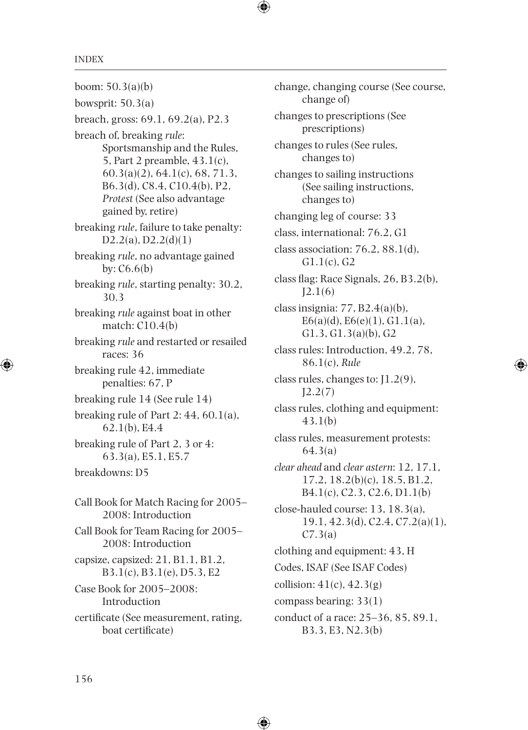boom: 50.3(a)(b)

bowsprit: 50.3(a)

breach, gross: 69.1, 69.2(a), P2.3

breach of, breaking *rule*: Sportsmanship and the Rules, 5, Part 2 preamble, 43.1(c), 60.3(a)(2), 64.1(c), 68, 71.3, B6.3(d), C8.4, C10.4(b), P2, *Protest* (See also advantage gained by, retire)

breaking *rule*, failure to take penalty: D2.2(a), D2.2(d)(1)

breaking *rule*, no advantage gained by: C6.6(b)

breaking *rule*, starting penalty: 30.2, 30.3

breaking *rule* against boat in other match: C10.4(b)

breaking *rule* and restarted or resailed races: 36

breaking rule 42, immediate penalties: 67, P

breaking rule 14 (See rule 14)

breaking rule of Part 2: 44, 60.1(a), 62.1(b), E4.4

breaking rule of Part 2, 3 or 4: 63.3(a), E5.1, E5.7

breakdowns: D5

Call Book for Match Racing for 2005–2008: Introduction

Call Book for Team Racing for 2005–2008: Introduction

capsize, capsized: 21, B1.1, B1.2, B3.1(c), B3.1(e), D5.3, E2

Case Book for 2005–2008: Introduction

certificate (See measurement, rating, boat certificate)

change, changing course (See course, change of)

changes to prescriptions (See prescriptions)

changes to rules (See rules, changes to)

changes to sailing instructions (See sailing instructions, changes to)

changing leg of course: 33

class, international: 76.2, G1

class association: 76.2, 88.1(d), G1.1(c), G2

class flag: Race Signals, 26, B3.2(b), J2.1(6)

class insignia: 77, B2.4(a)(b), E6(a)(d), E6(e)(1), G1.1(a), G1.3, G1.3(a)(b), G2

class rules: Introduction, 49.2, 78, 86.1(c), *Rule*

class rules, changes to: J1.2(9), J2.2(7)

class rules, clothing and equipment: 43.1(b)

class rules, measurement protests: 64.3(a)

*clear ahead* and *clear astern*: 12, 17.1, 17.2, 18.2(b)(c), 18.5, B1.2, B4.1(c), C2.3, C2.6, D1.1(b)

close-hauled course: 13, 18.3(a), 19.1, 42.3(d), C2.4, C7.2(a)(1), C7.3(a)

clothing and equipment: 43, H

Codes, ISAF (See ISAF Codes)

collision: 41(c), 42.3(g)

compass bearing: 33(1)

conduct of a race: 25–36, 85, 89.1, B3.3, E3, N2.3(b)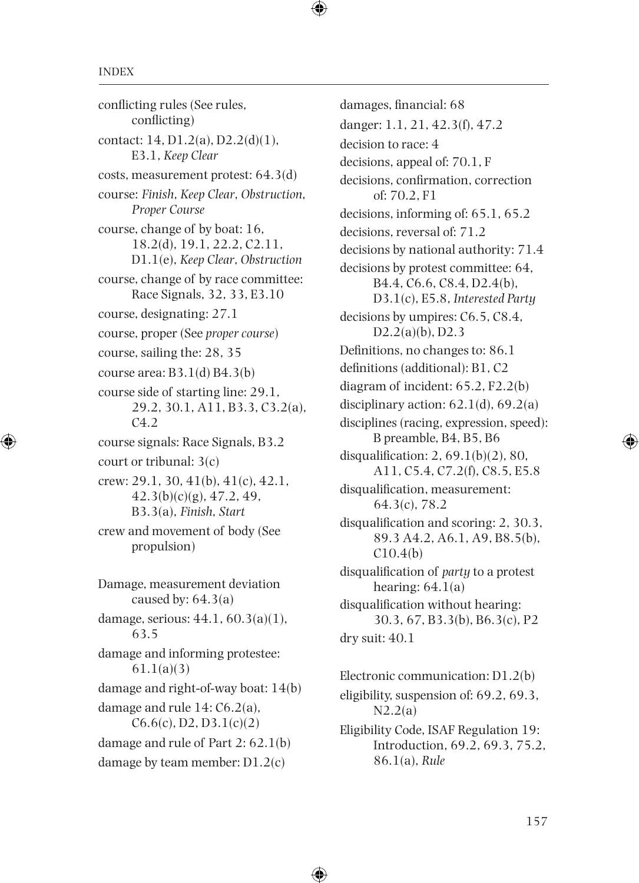conflicting rules (See rules, conflicting)

contact: 14, D1.2(a), D2.2(d)(1), E3.1, *Keep Clear*

costs, measurement protest: 64.3(d)

course: *Finish*, *Keep Clear*, *Obstruction*, *Proper Course*

course, change of by boat: 16, 18.2(d), 19.1, 22.2, C2.11, D1.1(e), *Keep Clear*, *Obstruction*

course, change of by race committee: Race Signals, 32, 33, E3.10

course, designating: 27.1

course, proper (See *proper course*)

course, sailing the: 28, 35

course area: B3.1(d) B4.3(b)

course side of starting line: 29.1, 29.2, 30.1, A11, B3.3, C3.2(a), C4.2

course signals: Race Signals, B3.2

court or tribunal: 3(c)

crew: 29.1, 30, 41(b), 41(c), 42.1, 42.3(b)(c)(g), 47.2, 49, B3.3(a), *Finish*, *Start*

crew and movement of body (See propulsion)

Damage, measurement deviation caused by: 64.3(a)

damage, serious: 44.1, 60.3(a)(1), 63.5

damage and informing protestee: 61.1(a)(3)

damage and right-of-way boat: 14(b)

damage and rule 14: C6.2(a), C6.6(c), D2, D3.1(c)(2)

damage and rule of Part 2: 62.1(b)

damage by team member: D1.2(c)

damages, financial: 68

danger: 1.1, 21, 42.3(f), 47.2

decision to race: 4

decisions, appeal of: 70.1, F

decisions, confirmation, correction of: 70.2, F1

decisions, informing of: 65.1, 65.2

decisions, reversal of: 71.2

decisions by national authority: 71.4

decisions by protest committee: 64, B4.4, C6.6, C8.4, D2.4(b), D3.1(c), E5.8, *Interested Party*

decisions by umpires: C6.5, C8.4, D2.2(a)(b), D2.3

Definitions, no changes to: 86.1

definitions (additional): B1, C2

diagram of incident: 65.2, F2.2(b)

disciplinary action: 62.1(d), 69.2(a)

disciplines (racing, expression, speed): B preamble, B4, B5, B6

disqualification: 2, 69.1(b)(2), 80, A11, C5.4, C7.2(f), C8.5, E5.8

disqualification, measurement: 64.3(c), 78.2

disqualification and scoring: 2, 30.3, 89.3 A4.2, A6.1, A9, B8.5(b), C10.4(b)

disqualification of *party* to a protest hearing: 64.1(a)

disqualification without hearing: 30.3, 67, B3.3(b), B6.3(c), P2

dry suit: 40.1

Electronic communication: D1.2(b)

eligibility, suspension of: 69.2, 69.3, N2.2(a)

Eligibility Code, ISAF Regulation 19: Introduction, 69.2, 69.3, 75.2, 86.1(a), *Rule*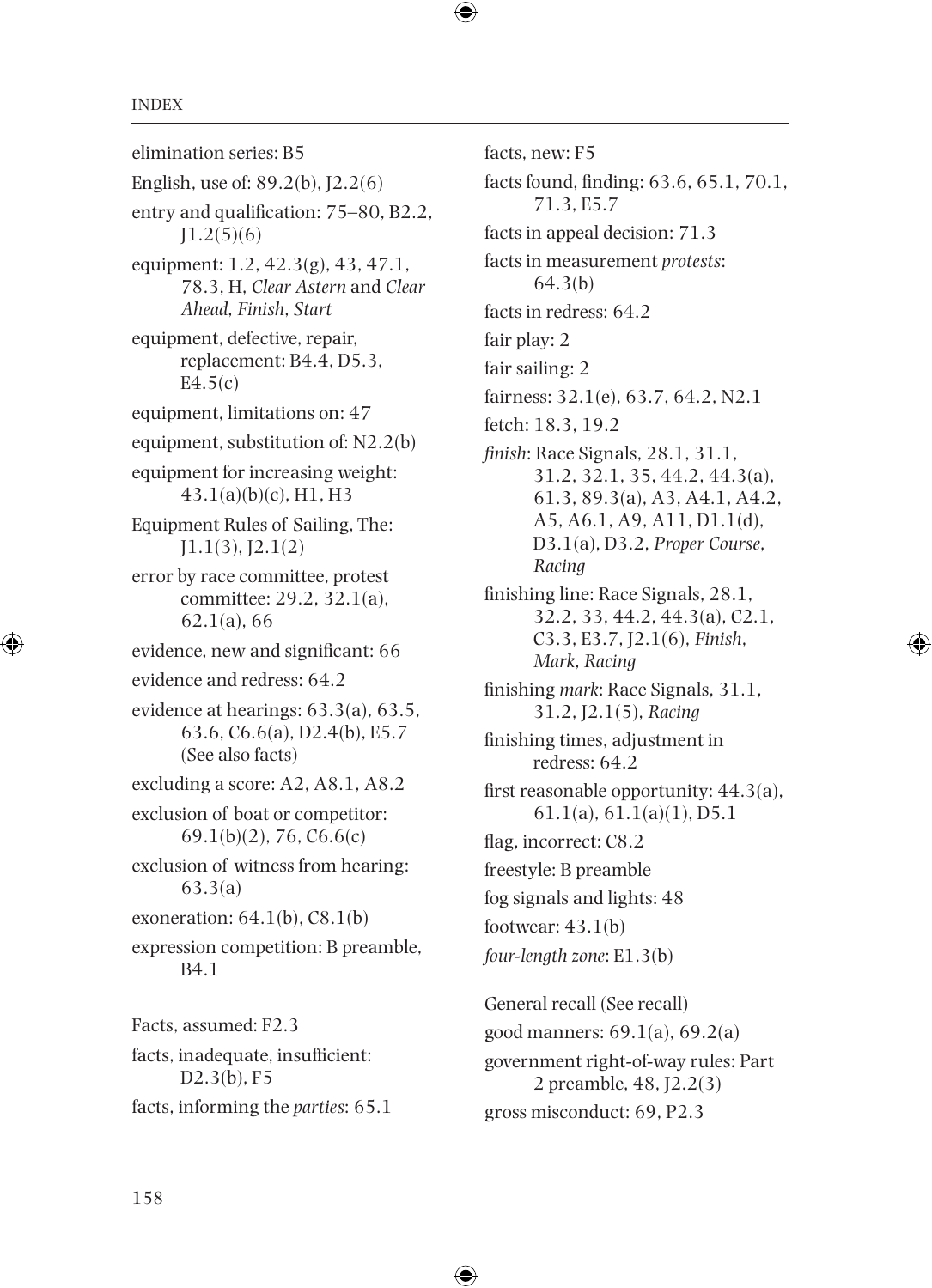elimination series: B5

English, use of: 89.2(b), J2.2(6)

entry and qualification: 75–80, B2.2, J1.2(5)(6)

equipment: 1.2, 42.3(g), 43, 47.1, 78.3, H, *Clear Astern* and *Clear Ahead*, *Finish*, *Start*

equipment, defective, repair, replacement: B4.4, D5.3, E4.5(c)

equipment, limitations on: 47

equipment, substitution of: N2.2(b)

equipment for increasing weight: 43.1(a)(b)(c), H1, H3

Equipment Rules of Sailing, The: J1.1(3), J2.1(2)

error by race committee, protest committee: 29.2, 32.1(a), 62.1(a), 66

evidence, new and significant: 66

evidence and redress: 64.2

evidence at hearings: 63.3(a), 63.5, 63.6, C6.6(a), D2.4(b), E5.7 (See also facts)

excluding a score: A2, A8.1, A8.2

exclusion of boat or competitor: 69.1(b)(2), 76, C6.6(c)

exclusion of witness from hearing: 63.3(a)

exoneration: 64.1(b), C8.1(b)

expression competition: B preamble, B4.1

Facts, assumed: F2.3

facts, inadequate, insufficient: D2.3(b), F5

facts, informing the *parties*: 65.1

facts, new: F5

facts found, finding: 63.6, 65.1, 70.1, 71.3, E5.7

facts in appeal decision: 71.3

facts in measurement *protests*: 64.3(b)

facts in redress: 64.2

fair play: 2

fair sailing: 2

fairness: 32.1(e), 63.7, 64.2, N2.1

fetch: 18.3, 19.2

*finish*: Race Signals, 28.1, 31.1, 31.2, 32.1, 35, 44.2, 44.3(a), 61.3, 89.3(a), A3, A4.1, A4.2, A5, A6.1, A9, A11, D1.1(d), D3.1(a), D3.2, *Proper Course*, *Racing*

finishing line: Race Signals, 28.1, 32.2, 33, 44.2, 44.3(a), C2.1, C3.3, E3.7, J2.1(6), *Finish*, *Mark*, *Racing*

finishing *mark*: Race Signals, 31.1, 31.2, J2.1(5), *Racing*

finishing times, adjustment in redress: 64.2

first reasonable opportunity: 44.3(a), 61.1(a), 61.1(a)(1), D5.1

flag, incorrect: C8.2

freestyle: B preamble

fog signals and lights: 48

footwear: 43.1(b)

*four-length zone*: E1.3(b)

General recall (See recall)

good manners: 69.1(a), 69.2(a)

government right-of-way rules: Part 2 preamble, 48, J2.2(3)

gross misconduct: 69, P2.3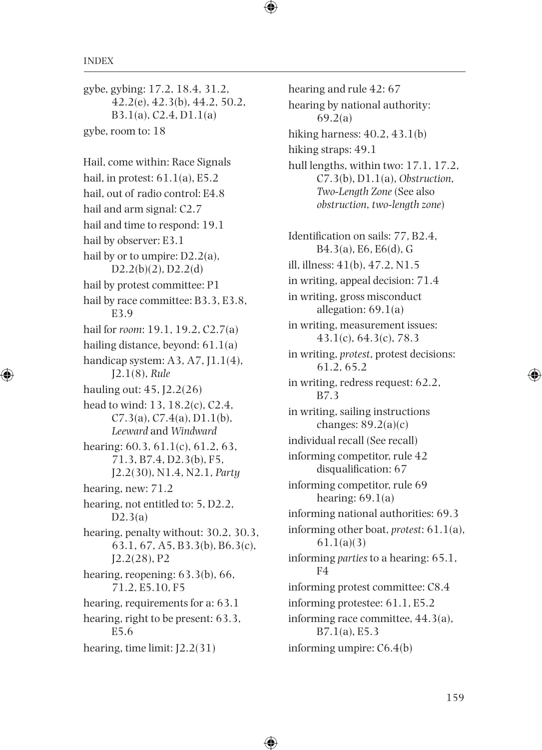gybe, gybing: 17.2, 18.4, 31.2, 42.2(e), 42.3(b), 44.2, 50.2, B3.1(a), C2.4, D1.1(a)

gybe, room to: 18

Hail, come within: Race Signals

hail, in protest: 61.1(a), E5.2

hail, out of radio control: E4.8

hail and arm signal: C2.7

hail and time to respond: 19.1

hail by observer: E3.1

hail by or to umpire: D2.2(a), D2.2(b)(2), D2.2(d)

hail by protest committee: P1

hail by race committee: B3.3, E3.8, E3.9

hail for *room*: 19.1, 19.2, C2.7(a)

hailing distance, beyond: 61.1(a)

handicap system: A3, A7, J1.1(4), J2.1(8), *Rule*

hauling out: 45, J2.2(26)

head to wind: 13, 18.2(c), C2.4, C7.3(a), C7.4(a), D1.1(b), *Leeward* and *Windward*

hearing: 60.3, 61.1(c), 61.2, 63, 71.3, B7.4, D2.3(b), F5, J2.2(30), N1.4, N2.1, *Party*

hearing, new: 71.2

hearing, not entitled to: 5, D2.2, D2.3(a)

hearing, penalty without: 30.2, 30.3, 63.1, 67, A5, B3.3(b), B6.3(c), J2.2(28), P2

hearing, reopening: 63.3(b), 66, 71.2, E5.10, F5

hearing, requirements for a: 63.1

hearing, right to be present: 63.3, E5.6

hearing, time limit: J2.2(31)

hearing and rule 42: 67

hearing by national authority: 69.2(a)

hiking harness: 40.2, 43.1(b)

hiking straps: 49.1

hull lengths, within two: 17.1, 17.2, C7.3(b), D1.1(a), *Obstruction*, *Two-Length Zone* (See also *obstruction*, *two-length zone*)

Identification on sails: 77, B2.4, B4.3(a), E6, E6(d), G

ill, illness: 41(b), 47.2, N1.5

in writing, appeal decision: 71.4

in writing, gross misconduct allegation: 69.1(a)

in writing, measurement issues: 43.1(c), 64.3(c), 78.3

in writing, *protest*, protest decisions: 61.2, 65.2

in writing, redress request: 62.2, B7.3

in writing, sailing instructions changes: 89.2(a)(c)

individual recall (See recall)

informing competitor, rule 42 disqualification: 67

informing competitor, rule 69 hearing: 69.1(a)

informing national authorities: 69.3

informing other boat, *protest*: 61.1(a), 61.1(a)(3)

informing *parties* to a hearing: 65.1, F4

informing protest committee: C8.4

informing protestee: 61.1, E5.2

informing race committee, 44.3(a), B7.1(a), E5.3

informing umpire: C6.4(b)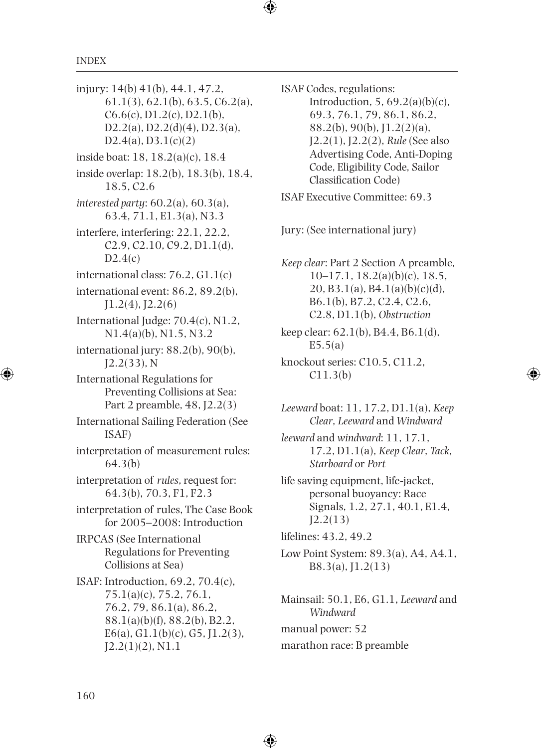injury: 14(b) 41(b), 44.1, 47.2, 61.1(3), 62.1(b), 63.5, C6.2(a), C6.6(c), D1.2(c), D2.1(b), D2.2(a), D2.2(d)(4), D2.3(a), D2.4(a), D3.1(c)(2)

inside boat: 18, 18.2(a)(c), 18.4

inside overlap: 18.2(b), 18.3(b), 18.4, 18.5, C2.6

*interested party*: 60.2(a), 60.3(a), 63.4, 71.1, E1.3(a), N3.3

interfere, interfering: 22.1, 22.2, C2.9, C2.10, C9.2, D1.1(d), D2.4(c)

international class: 76.2, G1.1(c)

international event: 86.2, 89.2(b), J1.2(4), J2.2(6)

International Judge: 70.4(c), N1.2, N1.4(a)(b), N1.5, N3.2

international jury: 88.2(b), 90(b), J2.2(33), N

International Regulations for Preventing Collisions at Sea: Part 2 preamble, 48, J2.2(3)

International Sailing Federation (See ISAF)

interpretation of measurement rules: 64.3(b)

interpretation of *rules*, request for: 64.3(b), 70.3, F1, F2.3

interpretation of rules, The Case Book for 2005–2008: Introduction

IRPCAS (See International Regulations for Preventing Collisions at Sea)

ISAF: Introduction, 69.2, 70.4(c), 75.1(a)(c), 75.2, 76.1, 76.2, 79, 86.1(a), 86.2, 88.1(a)(b)(f), 88.2(b), B2.2, E6(a), G1.1(b)(c), G5, J1.2(3), J2.2(1)(2), N1.1

ISAF Codes, regulations: Introduction, 5, 69.2(a)(b)(c), 69.3, 76.1, 79, 86.1, 86.2, 88.2(b), 90(b), J1.2(2)(a), J2.2(1), J2.2(2), *Rule* (See also Advertising Code, Anti-Doping Code, Eligibility Code, Sailor Classification Code)

ISAF Executive Committee: 69.3

Jury: (See international jury)

*Keep clear*: Part 2 Section A preamble, 10–17.1, 18.2(a)(b)(c), 18.5, 20, B3.1(a), B4.1(a)(b)(c)(d), B6.1(b), B7.2, C2.4, C2.6, C2.8, D1.1(b), *Obstruction*

keep clear: 62.1(b), B4.4, B6.1(d), E5.5(a)

knockout series: C10.5, C11.2, C11.3(b)

*Leeward* boat: 11, 17.2, D1.1(a), *Keep Clear*, *Leeward* and *Windward*

*leeward* and *windward*: 11, 17.1, 17.2, D1.1(a), *Keep Clear*, *Tack*, *Starboard* or *Port*

life saving equipment, life-jacket, personal buoyancy: Race Signals, 1.2, 27.1, 40.1, E1.4, J2.2(13)

lifelines: 43.2, 49.2

Low Point System: 89.3(a), A4, A4.1, B8.3(a), J1.2(13)

Mainsail: 50.1, E6, G1.1, *Leeward* and *Windward*

manual power: 52

marathon race: B preamble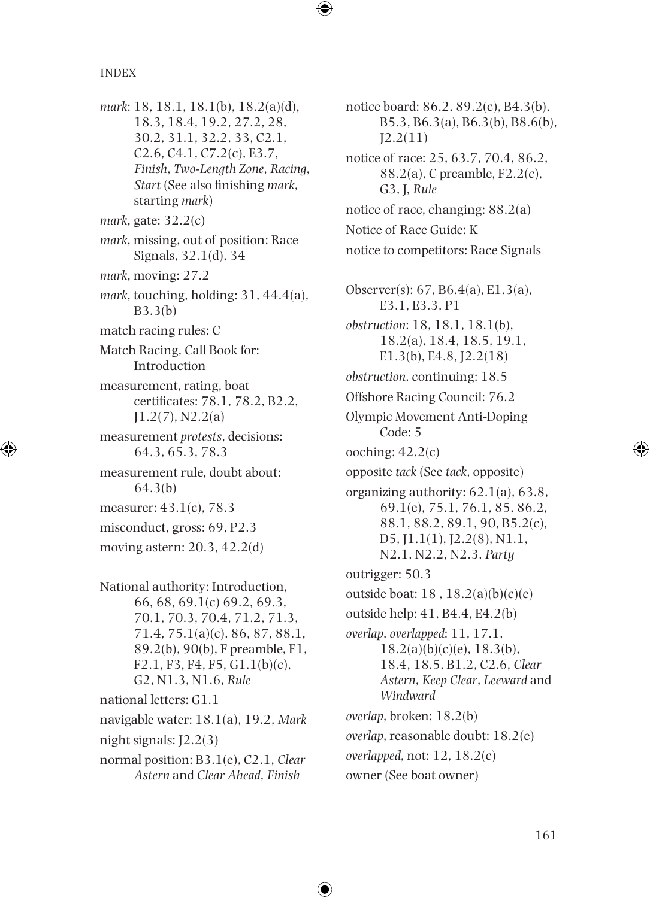*mark*: 18, 18.1, 18.1(b), 18.2(a)(d), 18.3, 18.4, 19.2, 27.2, 28, 30.2, 31.1, 32.2, 33, C2.1, C2.6, C4.1, C7.2(c), E3.7, *Finish*, *Two-Length Zone*, *Racing*, *Start* (See also finishing *mark*, starting *mark*)

*mark*, gate: 32.2(c)

*mark*, missing, out of position: Race Signals, 32.1(d), 34

*mark*, moving: 27.2

*mark*, touching, holding: 31, 44.4(a), B3.3(b)

match racing rules: C

Match Racing, Call Book for: Introduction

measurement, rating, boat certificates: 78.1, 78.2, B2.2, J1.2(7), N2.2(a)

measurement *protests*, decisions: 64.3, 65.3, 78.3

measurement rule, doubt about: 64.3(b)

measurer: 43.1(c), 78.3

misconduct, gross: 69, P2.3

moving astern: 20.3, 42.2(d)

National authority: Introduction, 66, 68, 69.1(c) 69.2, 69.3, 70.1, 70.3, 70.4, 71.2, 71.3, 71.4, 75.1(a)(c), 86, 87, 88.1, 89.2(b), 90(b), F preamble, F1, F2.1, F3, F4, F5, G1.1(b)(c), G2, N1.3, N1.6, *Rule*

national letters: G1.1

navigable water: 18.1(a), 19.2, *Mark*

night signals: J2.2(3)

normal position: B3.1(e), C2.1, *Clear Astern* and *Clear Ahead*, *Finish*

notice board: 86.2, 89.2(c), B4.3(b), B5.3, B6.3(a), B6.3(b), B8.6(b), J2.2(11)

notice of race: 25, 63.7, 70.4, 86.2, 88.2(a), C preamble, F2.2(c), G3, J, *Rule*

notice of race, changing: 88.2(a)

Notice of Race Guide: K

notice to competitors: Race Signals

Observer(s): 67, B6.4(a), E1.3(a), E3.1, E3.3, P1

*obstruction*: 18, 18.1, 18.1(b), 18.2(a), 18.4, 18.5, 19.1, E1.3(b), E4.8, J2.2(18)

*obstruction*, continuing: 18.5

Offshore Racing Council: 76.2

Olympic Movement Anti-Doping Code: 5

ooching: 42.2(c)

opposite *tack* (See *tack*, opposite)

organizing authority: 62.1(a), 63.8, 69.1(e), 75.1, 76.1, 85, 86.2, 88.1, 88.2, 89.1, 90, B5.2(c), D5, J1.1(1), J2.2(8), N1.1, N2.1, N2.2, N2.3, *Party*

outrigger: 50.3

outside boat: 18 , 18.2(a)(b)(c)(e)

outside help: 41, B4.4, E4.2(b)

*overlap*, *overlapped*: 11, 17.1, 18.2(a)(b)(c)(e), 18.3(b), 18.4, 18.5, B1.2, C2.6, *Clear Astern*, *Keep Clear*, *Leeward* and *Windward*

*overlap*, broken: 18.2(b)

*overlap*, reasonable doubt: 18.2(e)

*overlapped*, not: 12, 18.2(c)

owner (See boat owner)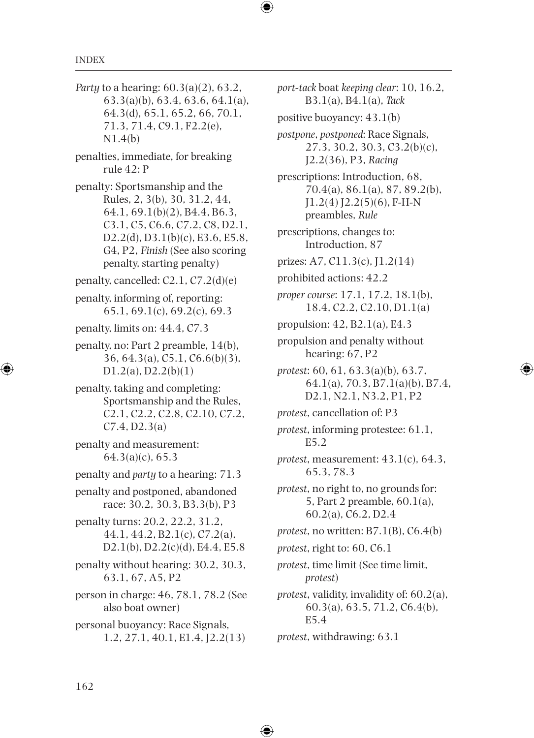*Party* to a hearing: 60.3(a)(2), 63.2, 63.3(a)(b), 63.4, 63.6, 64.1(a), 64.3(d), 65.1, 65.2, 66, 70.1, 71.3, 71.4, C9.1, F2.2(e), N1.4(b)

penalties, immediate, for breaking rule 42: P

penalty: Sportsmanship and the Rules, 2, 3(b), 30, 31.2, 44, 64.1, 69.1(b)(2), B4.4, B6.3, C3.1, C5, C6.6, C7.2, C8, D2.1, D2.2(d), D3.1(b)(c), E3.6, E5.8, G4, P2, *Finish* (See also scoring penalty, starting penalty)

penalty, cancelled: C2.1, C7.2(d)(e)

penalty, informing of, reporting: 65.1, 69.1(c), 69.2(c), 69.3

penalty, limits on: 44.4, C7.3

penalty, no: Part 2 preamble, 14(b), 36, 64.3(a), C5.1, C6.6(b)(3), D1.2(a), D2.2(b)(1)

penalty, taking and completing: Sportsmanship and the Rules, C2.1, C2.2, C2.8, C2.10, C7.2, C7.4, D2.3(a)

penalty and measurement: 64.3(a)(c), 65.3

penalty and *party* to a hearing: 71.3

penalty and postponed, abandoned race: 30.2, 30.3, B3.3(b), P3

penalty turns: 20.2, 22.2, 31.2, 44.1, 44.2, B2.1(c), C7.2(a), D2.1(b), D2.2(c)(d), E4.4, E5.8

penalty without hearing: 30.2, 30.3, 63.1, 67, A5, P2

person in charge: 46, 78.1, 78.2 (See also boat owner)

personal buoyancy: Race Signals, 1.2, 27.1, 40.1, E1.4, J2.2(13)

*port-tack* boat *keeping clear*: 10, 16.2, B3.1(a), B4.1(a), *Tack*

positive buoyancy: 43.1(b)

*postpone*, *postponed*: Race Signals, 27.3, 30.2, 30.3, C3.2(b)(c), J2.2(36), P3, *Racing*

prescriptions: Introduction, 68, 70.4(a), 86.1(a), 87, 89.2(b), J1.2(4) J2.2(5)(6), F-H-N preambles, *Rule*

prescriptions, changes to: Introduction, 87

prizes: A7, C11.3(c), J1.2(14)

prohibited actions: 42.2

*proper course*: 17.1, 17.2, 18.1(b), 18.4, C2.2, C2.10, D1.1(a)

propulsion: 42, B2.1(a), E4.3

propulsion and penalty without hearing: 67, P2

*protest*: 60, 61, 63.3(a)(b), 63.7, 64.1(a), 70.3, B7.1(a)(b), B7.4, D2.1, N2.1, N3.2, P1, P2

*protest*, cancellation of: P3

*protest*, informing protestee: 61.1, E5.2

*protest*, measurement: 43.1(c), 64.3, 65.3, 78.3

*protest*, no right to, no grounds for: 5, Part 2 preamble, 60.1(a), 60.2(a), C6.2, D2.4

*protest*, no written: B7.1(B), C6.4(b)

*protest*, right to: 60, C6.1

*protest*, time limit (See time limit, *protest*)

*protest*, validity, invalidity of: 60.2(a), 60.3(a), 63.5, 71.2, C6.4(b), E5.4

*protest*, withdrawing: 63.1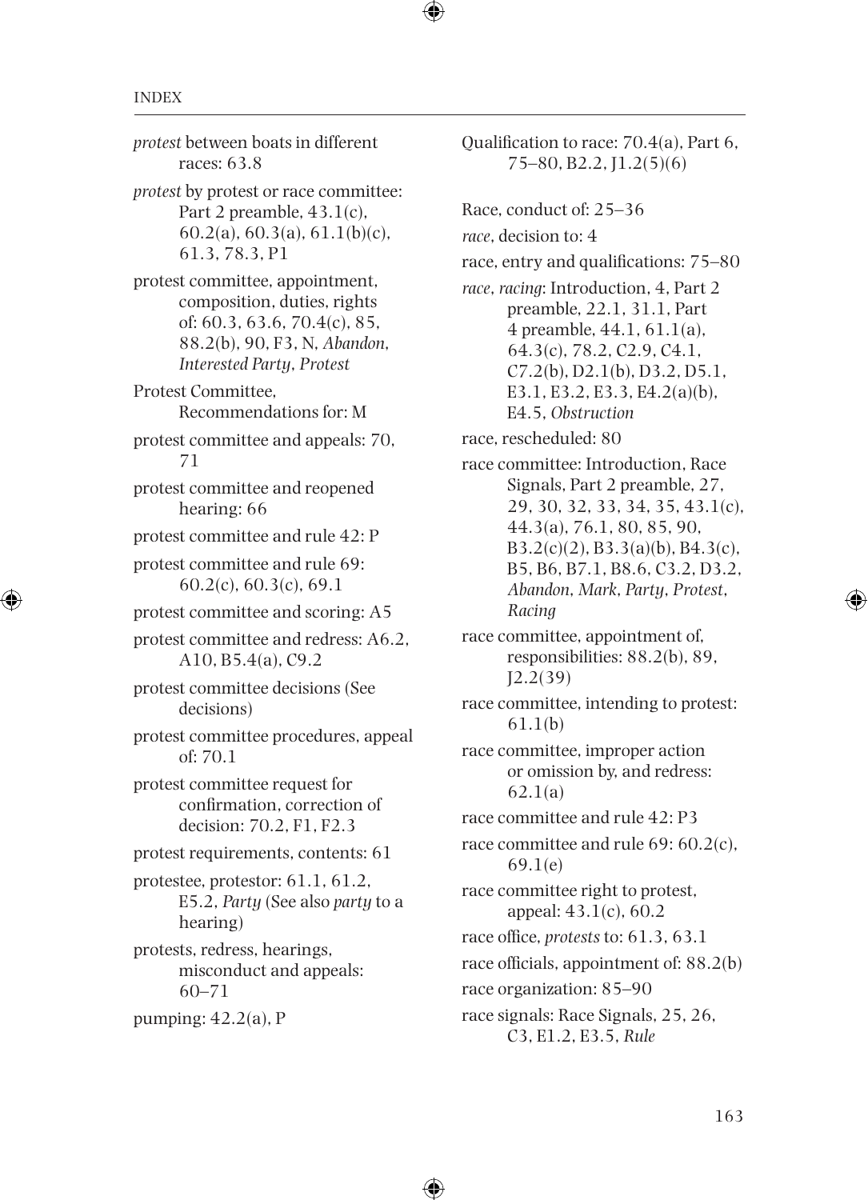*protest* between boats in different races: 63.8

*protest* by protest or race committee: Part 2 preamble, 43.1(c), 60.2(a), 60.3(a), 61.1(b)(c), 61.3, 78.3, P1

protest committee, appointment, composition, duties, rights of: 60.3, 63.6, 70.4(c), 85, 88.2(b), 90, F3, N, *Abandon*, *Interested Party*, *Protest*

Protest Committee, Recommendations for: M

protest committee and appeals: 70, 71

protest committee and reopened hearing: 66

protest committee and rule 42: P

protest committee and rule 69: 60.2(c), 60.3(c), 69.1

protest committee and scoring: A5

protest committee and redress: A6.2, A10, B5.4(a), C9.2

protest committee decisions (See decisions)

protest committee procedures, appeal of: 70.1

protest committee request for confirmation, correction of decision: 70.2, F1, F2.3

protest requirements, contents: 61

protestee, protestor: 61.1, 61.2, E5.2, *Party* (See also *party* to a hearing)

protests, redress, hearings, misconduct and appeals: 60–71

pumping: 42.2(a), P

Qualification to race: 70.4(a), Part 6, 75–80, B2.2, J1.2(5)(6)

Race, conduct of: 25–36

*race*, decision to: 4

race, entry and qualifications: 75–80

*race*, *racing*: Introduction, 4, Part 2 preamble, 22.1, 31.1, Part 4 preamble, 44.1, 61.1(a), 64.3(c), 78.2, C2.9, C4.1, C7.2(b), D2.1(b), D3.2, D5.1, E3.1, E3.2, E3.3, E4.2(a)(b), E4.5, *Obstruction*

race, rescheduled: 80

race committee: Introduction, Race Signals, Part 2 preamble, 27, 29, 30, 32, 33, 34, 35, 43.1(c), 44.3(a), 76.1, 80, 85, 90, B3.2(c)(2), B3.3(a)(b), B4.3(c), B5, B6, B7.1, B8.6, C3.2, D3.2, *Abandon*, *Mark*, *Party*, *Protest*, *Racing*

race committee, appointment of, responsibilities: 88.2(b), 89, J2.2(39)

race committee, intending to protest: 61.1(b)

race committee, improper action or omission by, and redress: 62.1(a)

race committee and rule 42: P3

race committee and rule 69: 60.2(c), 69.1(e)

race committee right to protest, appeal: 43.1(c), 60.2

race office, *protests* to: 61.3, 63.1

race officials, appointment of: 88.2(b)

race organization: 85–90

race signals: Race Signals, 25, 26, C3, E1.2, E3.5, *Rule*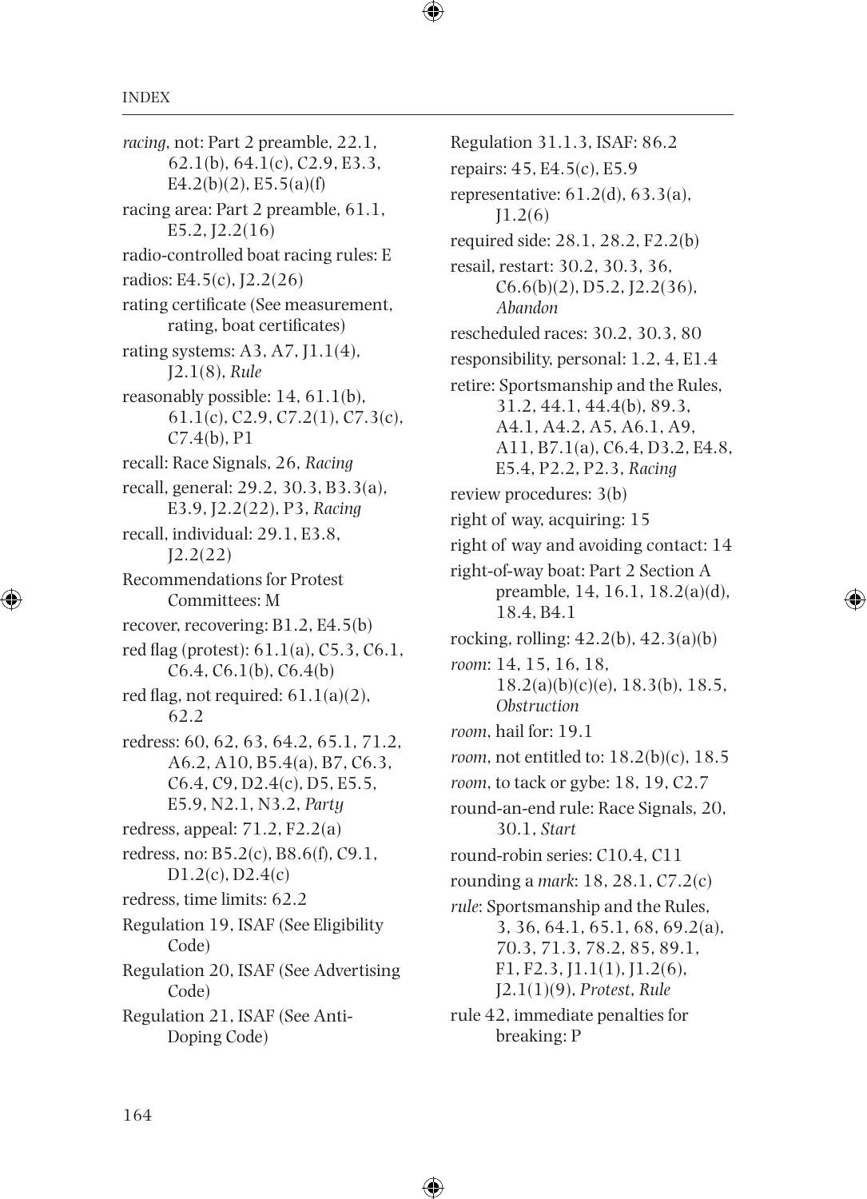*racing*, not: Part 2 preamble, 22.1, 62.1(b), 64.1(c), C2.9, E3.3, E4.2(b)(2), E5.5(a)(f)

racing area: Part 2 preamble, 61.1, E5.2, J2.2(16)

radio-controlled boat racing rules: E

radios: E4.5(c), J2.2(26)

rating certificate (See measurement, rating, boat certificates)

rating systems: A3, A7, J1.1(4), J2.1(8), *Rule*

reasonably possible: 14, 61.1(b), 61.1(c), C2.9, C7.2(1), C7.3(c), C7.4(b), P1

recall: Race Signals, 26, *Racing*

recall, general: 29.2, 30.3, B3.3(a), E3.9, J2.2(22), P3, *Racing*

recall, individual: 29.1, E3.8, J2.2(22)

Recommendations for Protest Committees: M

recover, recovering: B1.2, E4.5(b)

red flag (protest): 61.1(a), C5.3, C6.1, C6.4, C6.1(b), C6.4(b)

red flag, not required: 61.1(a)(2), 62.2

redress: 60, 62, 63, 64.2, 65.1, 71.2, A6.2, A10, B5.4(a), B7, C6.3, C6.4, C9, D2.4(c), D5, E5.5, E5.9, N2.1, N3.2, *Party*

redress, appeal: 71.2, F2.2(a)

redress, no: B5.2(c), B8.6(f), C9.1, D1.2(c), D2.4(c)

redress, time limits: 62.2

Regulation 19, ISAF (See Eligibility Code)

Regulation 20, ISAF (See Advertising Code)

Regulation 21, ISAF (See Anti-Doping Code)

Regulation 31.1.3, ISAF: 86.2

repairs: 45, E4.5(c), E5.9

representative: 61.2(d), 63.3(a), J1.2(6)

required side: 28.1, 28.2, F2.2(b)

resail, restart: 30.2, 30.3, 36, C6.6(b)(2), D5.2, J2.2(36), *Abandon*

rescheduled races: 30.2, 30.3, 80

responsibility, personal: 1.2, 4, E1.4

retire: Sportsmanship and the Rules, 31.2, 44.1, 44.4(b), 89.3, A4.1, A4.2, A5, A6.1, A9, A11, B7.1(a), C6.4, D3.2, E4.8, E5.4, P2.2, P2.3, *Racing*

review procedures: 3(b)

right of way, acquiring: 15

right of way and avoiding contact: 14

right-of-way boat: Part 2 Section A preamble, 14, 16.1, 18.2(a)(d), 18.4, B4.1

rocking, rolling: 42.2(b), 42.3(a)(b)

*room*: 14, 15, 16, 18, 18.2(a)(b)(c)(e), 18.3(b), 18.5, *Obstruction*

*room*, hail for: 19.1

*room*, not entitled to: 18.2(b)(c), 18.5

*room*, to tack or gybe: 18, 19, C2.7

round-an-end rule: Race Signals, 20, 30.1, *Start*

round-robin series: C10.4, C11

rounding a *mark*: 18, 28.1, C7.2(c)

*rule*: Sportsmanship and the Rules, 3, 36, 64.1, 65.1, 68, 69.2(a), 70.3, 71.3, 78.2, 85, 89.1, F1, F2.3, J1.1(1), J1.2(6), J2.1(1)(9), *Protest*, *Rule*

rule 42, immediate penalties for breaking: P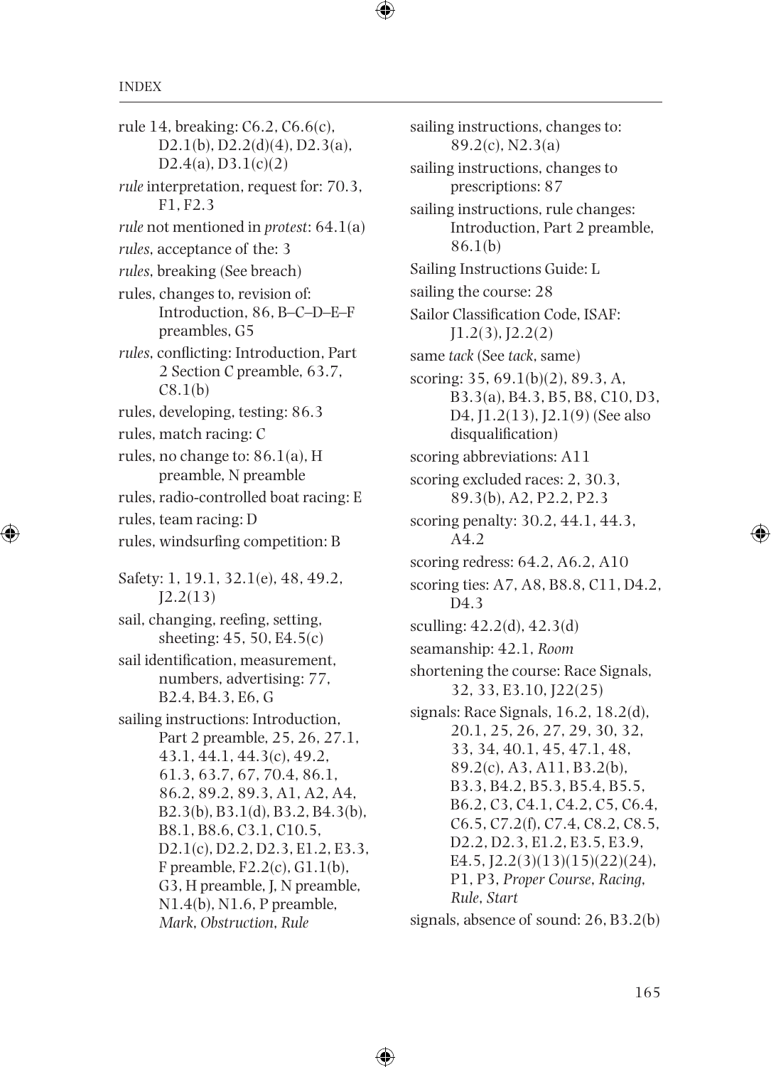rule 14, breaking: C6.2, C6.6(c), D2.1(b), D2.2(d)(4), D2.3(a), D2.4(a), D3.1(c)(2)

*rule* interpretation, request for: 70.3, F1, F2.3

*rule* not mentioned in *protest*: 64.1(a)

*rules*, acceptance of the: 3

*rules*, breaking (See breach)

rules, changes to, revision of: Introduction, 86, B–C–D–E–F preambles, G5

*rules*, conflicting: Introduction, Part 2 Section C preamble, 63.7, C8.1(b)

rules, developing, testing: 86.3

rules, match racing: C

rules, no change to: 86.1(a), H preamble, N preamble

rules, radio-controlled boat racing: E

rules, team racing: D

rules, windsurfing competition: B

Safety: 1, 19.1, 32.1(e), 48, 49.2, J2.2(13)

sail, changing, reefing, setting, sheeting: 45, 50, E4.5(c)

sail identification, measurement, numbers, advertising: 77, B2.4, B4.3, E6, G

sailing instructions: Introduction, Part 2 preamble, 25, 26, 27.1, 43.1, 44.1, 44.3(c), 49.2, 61.3, 63.7, 67, 70.4, 86.1, 86.2, 89.2, 89.3, A1, A2, A4, B2.3(b), B3.1(d), B3.2, B4.3(b), B8.1, B8.6, C3.1, C10.5, D2.1(c), D2.2, D2.3, E1.2, E3.3, F preamble, F2.2(c), G1.1(b), G3, H preamble, J, N preamble, N1.4(b), N1.6, P preamble, *Mark*, *Obstruction*, *Rule*

sailing instructions, changes to: 89.2(c), N2.3(a)

sailing instructions, changes to prescriptions: 87

sailing instructions, rule changes: Introduction, Part 2 preamble, 86.1(b)

Sailing Instructions Guide: L

sailing the course: 28

Sailor Classification Code, ISAF: J1.2(3), J2.2(2)

same *tack* (See *tack*, same)

scoring: 35, 69.1(b)(2), 89.3, A, B3.3(a), B4.3, B5, B8, C10, D3, D4, J1.2(13), J2.1(9) (See also disqualification)

scoring abbreviations: A11

scoring excluded races: 2, 30.3, 89.3(b), A2, P2.2, P2.3

scoring penalty: 30.2, 44.1, 44.3, A4.2

scoring redress: 64.2, A6.2, A10

scoring ties: A7, A8, B8.8, C11, D4.2, D4.3

sculling: 42.2(d), 42.3(d)

seamanship: 42.1, *Room*

shortening the course: Race Signals, 32, 33, E3.10, J22(25)

signals: Race Signals, 16.2, 18.2(d), 20.1, 25, 26, 27, 29, 30, 32, 33, 34, 40.1, 45, 47.1, 48, 89.2(c), A3, A11, B3.2(b), B3.3, B4.2, B5.3, B5.4, B5.5, B6.2, C3, C4.1, C4.2, C5, C6.4, C6.5, C7.2(f), C7.4, C8.2, C8.5, D2.2, D2.3, E1.2, E3.5, E3.9, E4.5, J2.2(3)(13)(15)(22)(24), P1, P3, *Proper Course*, *Racing*, *Rule*, *Start*

signals, absence of sound: 26, B3.2(b)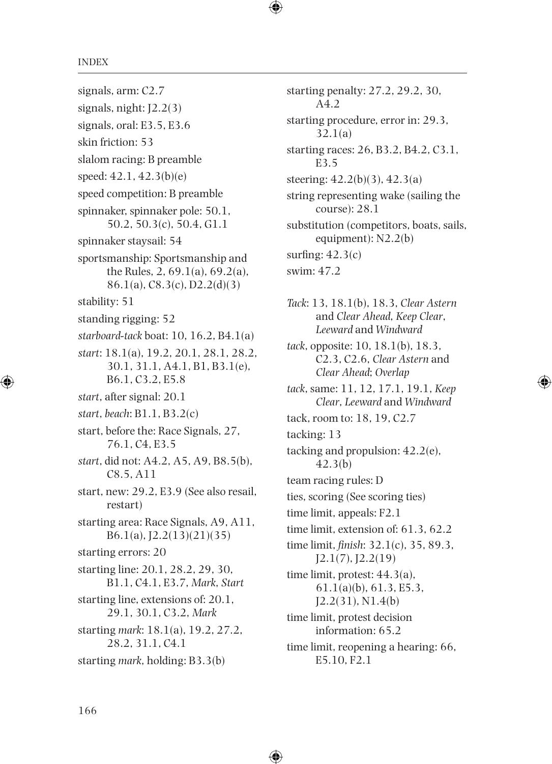signals, arm: C2.7

signals, night: J2.2(3)

signals, oral: E3.5, E3.6

skin friction: 53

slalom racing: B preamble

speed: 42.1, 42.3(b)(e)

speed competition: B preamble

spinnaker, spinnaker pole: 50.1, 50.2, 50.3(c), 50.4, G1.1

spinnaker staysail: 54

sportsmanship: Sportsmanship and the Rules, 2, 69.1(a), 69.2(a), 86.1(a), C8.3(c), D2.2(d)(3)

stability: 51

standing rigging: 52

*starboard-tack* boat: 10, 16.2, B4.1(a)

*start*: 18.1(a), 19.2, 20.1, 28.1, 28.2, 30.1, 31.1, A4.1, B1, B3.1(e), B6.1, C3.2, E5.8

*start*, after signal: 20.1

*start*, *beach*: B1.1, B3.2(c)

start, before the: Race Signals, 27, 76.1, C4, E3.5

*start*, did not: A4.2, A5, A9, B8.5(b), C8.5, A11

start, new: 29.2, E3.9 (See also resail, restart)

starting area: Race Signals, A9, A11, B6.1(a), J2.2(13)(21)(35)

starting errors: 20

starting line: 20.1, 28.2, 29, 30, B1.1, C4.1, E3.7, *Mark*, *Start*

starting line, extensions of: 20.1, 29.1, 30.1, C3.2, *Mark*

starting *mark*: 18.1(a), 19.2, 27.2, 28.2, 31.1, C4.1

starting *mark*, holding: B3.3(b)

starting penalty: 27.2, 29.2, 30, A4.2

starting procedure, error in: 29.3, 32.1(a)

starting races: 26, B3.2, B4.2, C3.1, E3.5

steering: 42.2(b)(3), 42.3(a)

string representing wake (sailing the course): 28.1

substitution (competitors, boats, sails, equipment): N2.2(b)

surfing: 42.3(c)

swim: 47.2

*Tack*: 13, 18.1(b), 18.3, *Clear Astern* and *Clear Ahead*, *Keep Clear*, *Leeward* and *Windward*

*tack*, opposite: 10, 18.1(b), 18.3, C2.3, C2.6, *Clear Astern* and *Clear Ahead*; *Overlap*

*tack*, same: 11, 12, 17.1, 19.1, *Keep Clear*, *Leeward* and *Windward*

tack, room to: 18, 19, C2.7

tacking: 13

tacking and propulsion: 42.2(e), 42.3(b)

team racing rules: D

ties, scoring (See scoring ties)

time limit, appeals: F2.1

time limit, extension of: 61.3, 62.2

time limit, *finish*: 32.1(c), 35, 89.3, J2.1(7), J2.2(19)

time limit, protest: 44.3(a), 61.1(a)(b), 61.3, E5.3, J2.2(31), N1.4(b)

time limit, protest decision information: 65.2

time limit, reopening a hearing: 66, E5.10, F2.1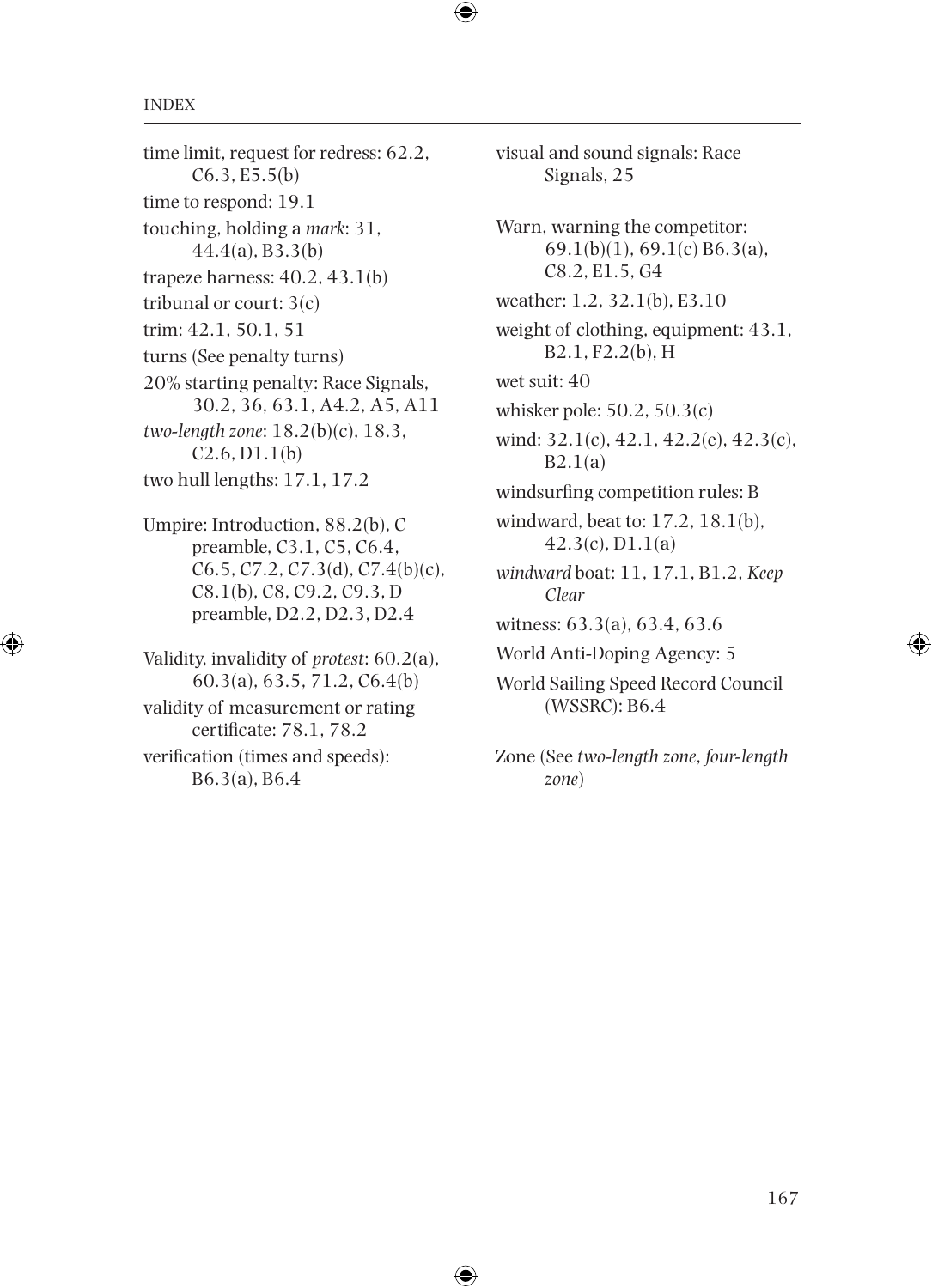time limit, request for redress: 62.2, C6.3, E5.5(b)

time to respond: 19.1

touching, holding a *mark*: 31, 44.4(a), B3.3(b)

trapeze harness: 40.2, 43.1(b)

tribunal or court: 3(c)

trim: 42.1, 50.1, 51

turns (See penalty turns)

20% starting penalty: Race Signals, 30.2, 36, 63.1, A4.2, A5, A11

*two-length zone*: 18.2(b)(c), 18.3, C2.6, D1.1(b)

two hull lengths: 17.1, 17.2

Umpire: Introduction, 88.2(b), C preamble, C3.1, C5, C6.4, C6.5, C7.2, C7.3(d), C7.4(b)(c), C8.1(b), C8, C9.2, C9.3, D preamble, D2.2, D2.3, D2.4

Validity, invalidity of *protest*: 60.2(a), 60.3(a), 63.5, 71.2, C6.4(b)

validity of measurement or rating certificate: 78.1, 78.2

verification (times and speeds): B6.3(a), B6.4

visual and sound signals: Race Signals, 25

Warn, warning the competitor: 69.1(b)(1), 69.1(c) B6.3(a), C8.2, E1.5, G4

weather: 1.2, 32.1(b), E3.10

weight of clothing, equipment: 43.1, B2.1, F2.2(b), H

wet suit: 40

whisker pole: 50.2, 50.3(c)

wind: 32.1(c), 42.1, 42.2(e), 42.3(c), B2.1(a)

windsurfing competition rules: B

windward, beat to: 17.2, 18.1(b), 42.3(c), D1.1(a)

*windward* boat: 11, 17.1, B1.2, *Keep Clear*

witness: 63.3(a), 63.4, 63.6

World Anti-Doping Agency: 5

World Sailing Speed Record Council (WSSRC): B6.4

Zone (See *two-length zone*, *four-length zone*)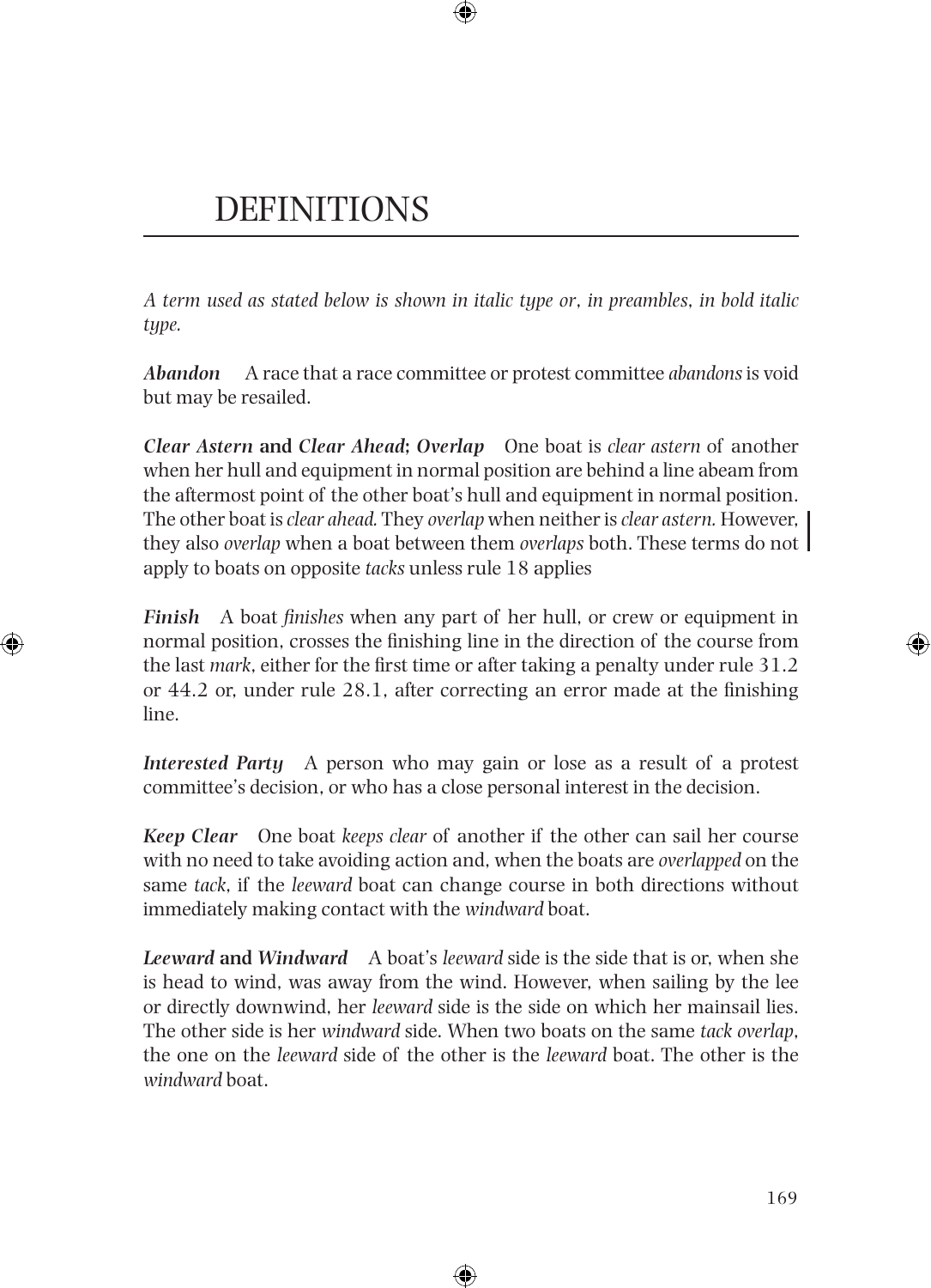# DEFINITIONS

*A term used as stated below is shown in italic type or, in preambles, in bold italic type.*

***Abandon*** A race that a race committee or protest committee *abandons* is void but may be resailed.

***Clear Astern* and *Clear Ahead*; *Overlap*** One boat is *clear astern* of another when her hull and equipment in normal position are behind a line abeam from the aftermost point of the other boat's hull and equipment in normal position. The other boat is *clear ahead.* They *overlap* when neither is *clear astern.* However, they also *overlap* when a boat between them *overlaps* both. These terms do not apply to boats on opposite *tacks* unless rule 18 applies

***Finish*** A boat *finishes* when any part of her hull, or crew or equipment in normal position, crosses the finishing line in the direction of the course from the last *mark*, either for the first time or after taking a penalty under rule 31.2 or 44.2 or, under rule 28.1, after correcting an error made at the finishing line.

***Interested Party*** A person who may gain or lose as a result of a protest committee's decision, or who has a close personal interest in the decision.

***Keep Clear*** One boat *keeps clear* of another if the other can sail her course with no need to take avoiding action and, when the boats are *overlapped* on the same *tack*, if the *leeward* boat can change course in both directions without immediately making contact with the *windward* boat.

***Leeward* and *Windward*** A boat's *leeward* side is the side that is or, when she is head to wind, was away from the wind. However, when sailing by the lee or directly downwind, her *leeward* side is the side on which her mainsail lies. The other side is her *windward* side. When two boats on the same *tack overlap*, the one on the *leeward* side of the other is the *leeward* boat. The other is the *windward* boat.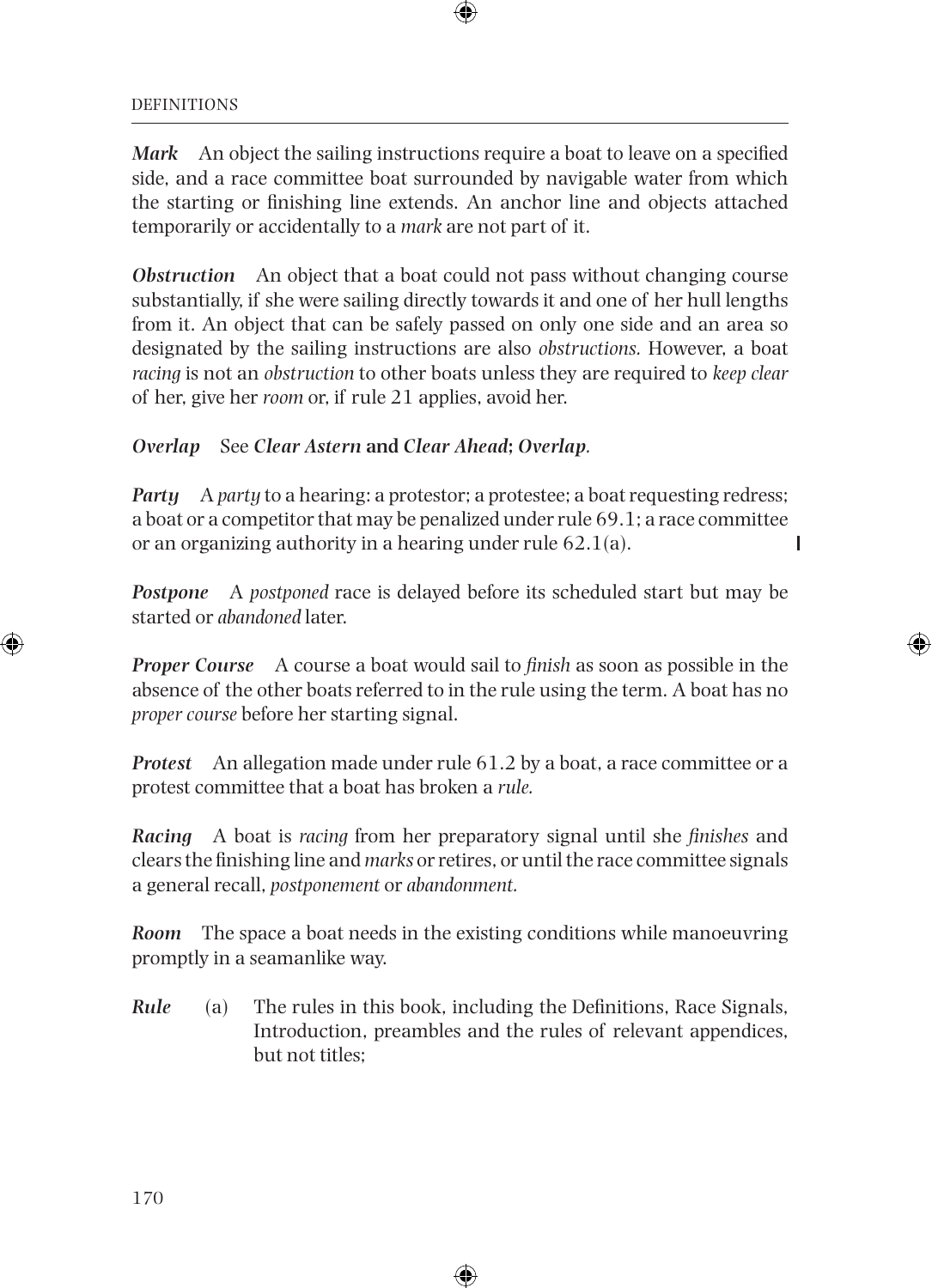***Mark*** An object the sailing instructions require a boat to leave on a specified side, and a race committee boat surrounded by navigable water from which the starting or finishing line extends. An anchor line and objects attached temporarily or accidentally to a *mark* are not part of it.

***Obstruction*** An object that a boat could not pass without changing course substantially, if she were sailing directly towards it and one of her hull lengths from it. An object that can be safely passed on only one side and an area so designated by the sailing instructions are also *obstructions.* However, a boat *racing* is not an *obstruction* to other boats unless they are required to *keep clear* of her, give her *room* or, if rule 21 applies, avoid her.

***Overlap*** See ***Clear Astern* and *Clear Ahead; Overlap***.

***Party*** A *party* to a hearing: a protestor; a protestee; a boat requesting redress; a boat or a competitor that may be penalized under rule 69.1; a race committee or an organizing authority in a hearing under rule 62.1(a).

***Postpone*** A *postponed* race is delayed before its scheduled start but may be started or *abandoned* later.

***Proper Course*** A course a boat would sail to *finish* as soon as possible in the absence of the other boats referred to in the rule using the term. A boat has no *proper course* before her starting signal.

***Protest*** An allegation made under rule 61.2 by a boat, a race committee or a protest committee that a boat has broken a *rule.*

***Racing*** A boat is *racing* from her preparatory signal until she *finishes* and clears the finishing line and *marks* or retires, or until the race committee signals a general recall, *postponement* or *abandonment.*

***Room*** The space a boat needs in the existing conditions while manoeuvring promptly in a seamanlike way.

***Rule***
(a) The rules in this book, including the Definitions, Race Signals, Introduction, preambles and the rules of relevant appendices, but not titles;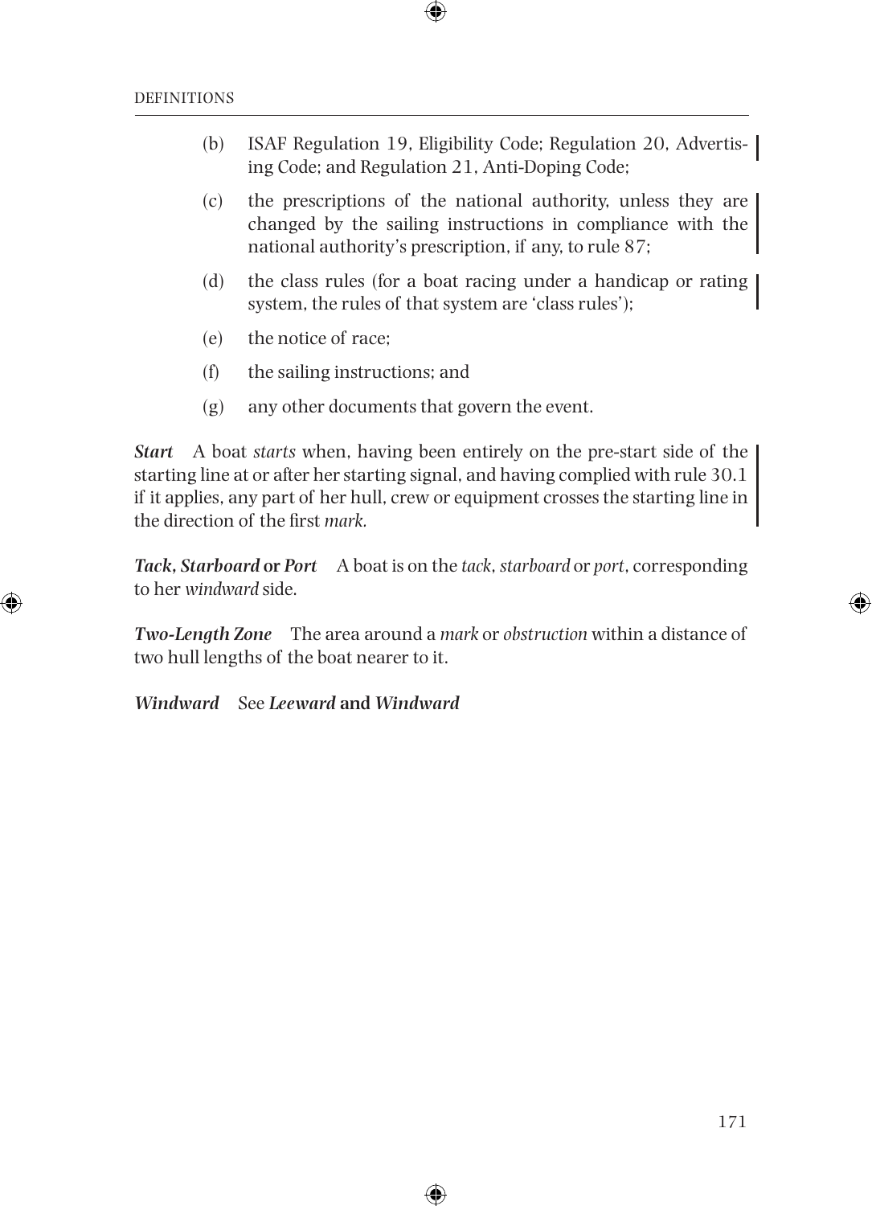(b) ISAF Regulation 19, Eligibility Code; Regulation 20, Advertising Code; and Regulation 21, Anti-Doping Code;

(c) the prescriptions of the national authority, unless they are changed by the sailing instructions in compliance with the national authority's prescription, if any, to rule 87;

(d) the class rules (for a boat racing under a handicap or rating system, the rules of that system are 'class rules');

(e) the notice of race;

(f) the sailing instructions; and

(g) any other documents that govern the event.

***Start*** A boat *starts* when, having been entirely on the pre-start side of the starting line at or after her starting signal, and having complied with rule 30.1 if it applies, any part of her hull, crew or equipment crosses the starting line in the direction of the first *mark.*

***Tack, Starboard* or *Port*** A boat is on the *tack*, *starboard* or *port*, corresponding to her *windward* side.

***Two-Length Zone*** The area around a *mark* or *obstruction* within a distance of two hull lengths of the boat nearer to it.

***Windward*** See ***Leeward* and *Windward***